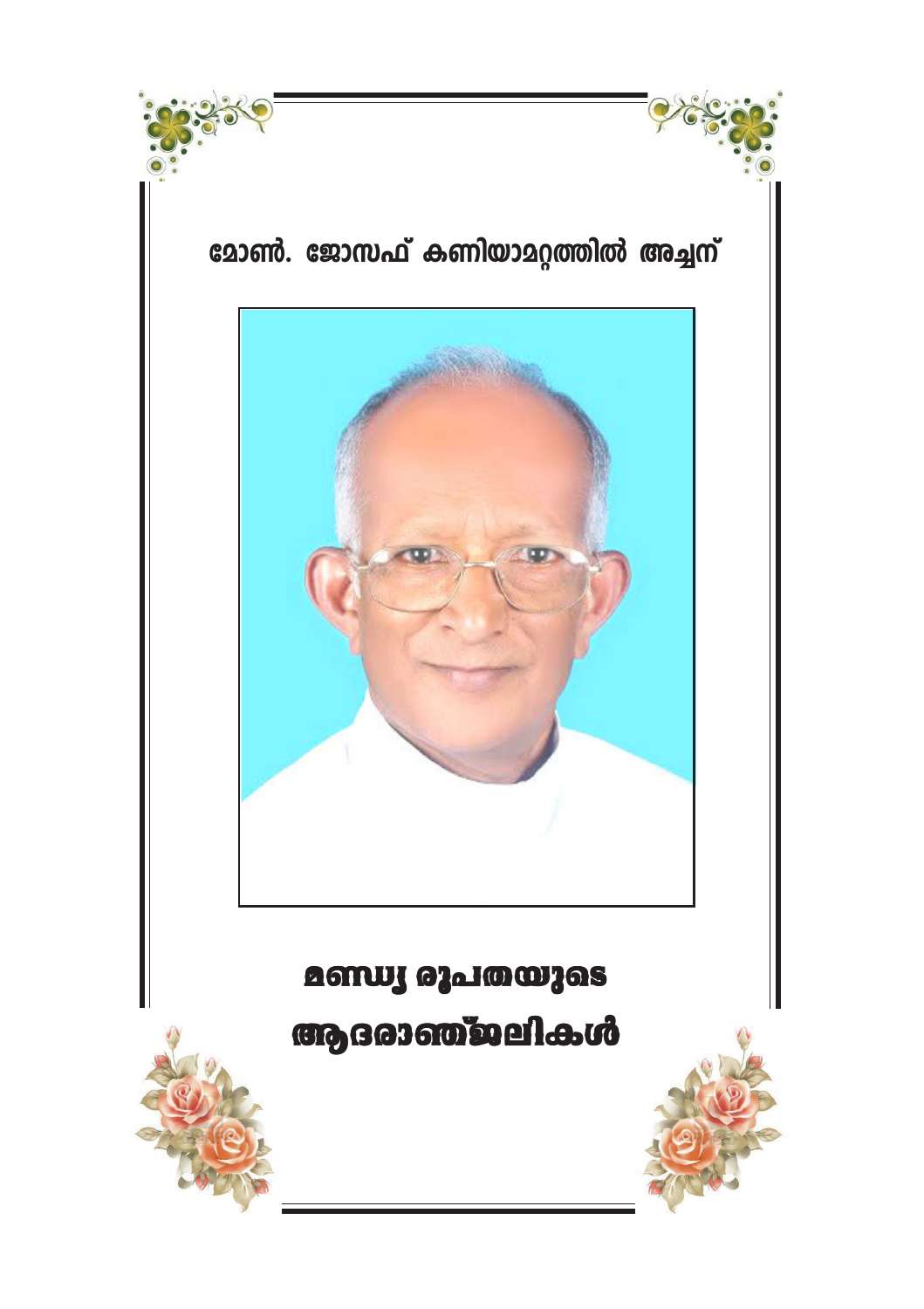# മോൺ. ജോസഫ് കണിയാമറ്റത്തിൽ അച്ചന്

## മണ്ഡ്യ രൂപതയുടെ ആദരാഞ്ജലികൾ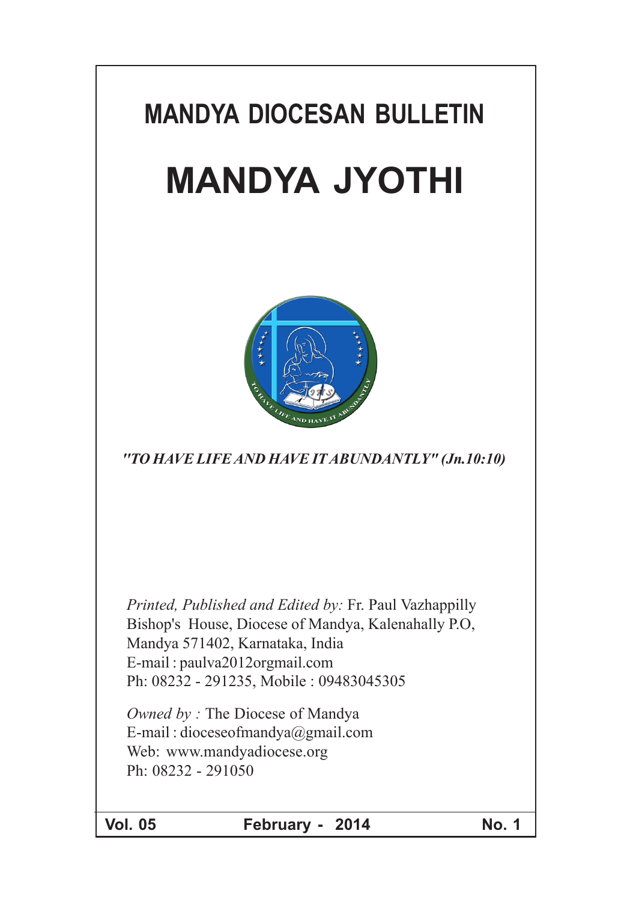# MANDYA DIOCESAN BULLETIN

# MANDYA JYOTHI

*"TO HAVE LIFE AND HAVE IT ABUNDANTLY" (Jn.10:10)*

*Printed, Published and Edited by:* Fr. Paul Vazhappilly
Bishop's House, Diocese of Mandya, Kalenahally P.O,
Mandya 571402, Karnataka, India
E-mail : paulva2012orgmail.com
Ph: 08232 - 291235, Mobile : 09483045305

*Owned by :* The Diocese of Mandya
E-mail : dioceseofmandya@gmail.com
Web: www.mandyadiocese.org
Ph: 08232 - 291050

**Vol. 05** **February - 2014** **No. 1**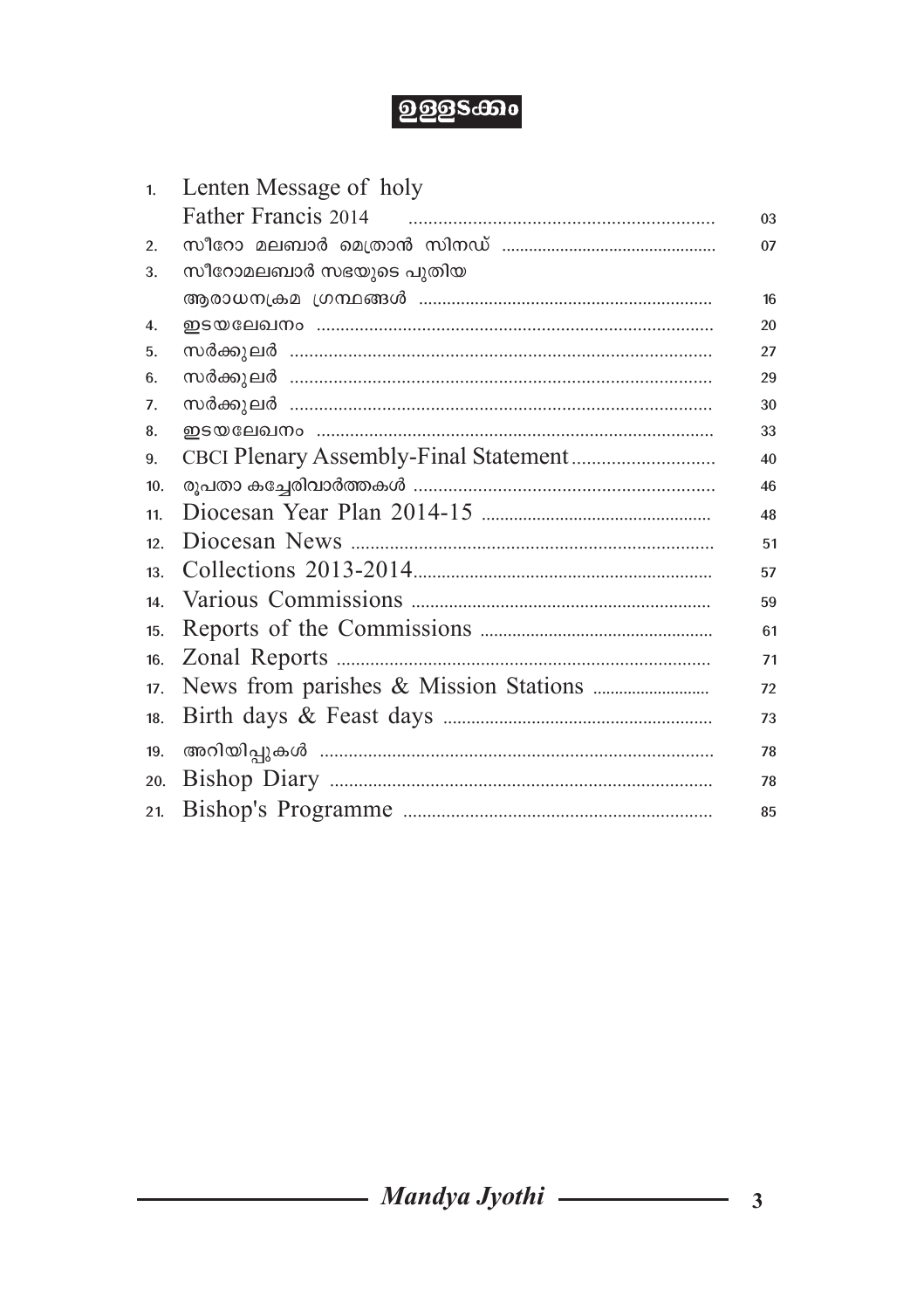# ഉള്ളടക്കം

| | | |
|---|---|---|
| 1. | Lenten Message of holy Father Francis 2014 | 03 |
| 2. | സീറോ മലബാർ മെത്രാൻ സിനഡ് | 07 |
| 3. | സീറോമലബാർ സഭയുടെ പുതിയ ആരാധനക്രമ ഗ്രന്ഥങ്ങൾ | 16 |
| 4. | ഇടയലേഖനം | 20 |
| 5. | സർക്കുലർ | 27 |
| 6. | സർക്കുലർ | 29 |
| 7. | സർക്കുലർ | 30 |
| 8. | ഇടയലേഖനം | 33 |
| 9. | CBCI Plenary Assembly-Final Statement | 40 |
| 10. | രൂപതാ കച്ചേരിവാർത്തകൾ | 46 |
| 11. | Diocesan Year Plan 2014-15 | 48 |
| 12. | Diocesan News | 51 |
| 13. | Collections 2013-2014 | 57 |
| 14. | Various Commissions | 59 |
| 15. | Reports of the Commissions | 61 |
| 16. | Zonal Reports | 71 |
| 17. | News from parishes & Mission Stations | 72 |
| 18. | Birth days & Feast days | 73 |
| 19. | അറിയിപ്പുകൾ | 78 |
| 20. | Bishop Diary | 78 |
| 21. | Bishop's Programme | 85 |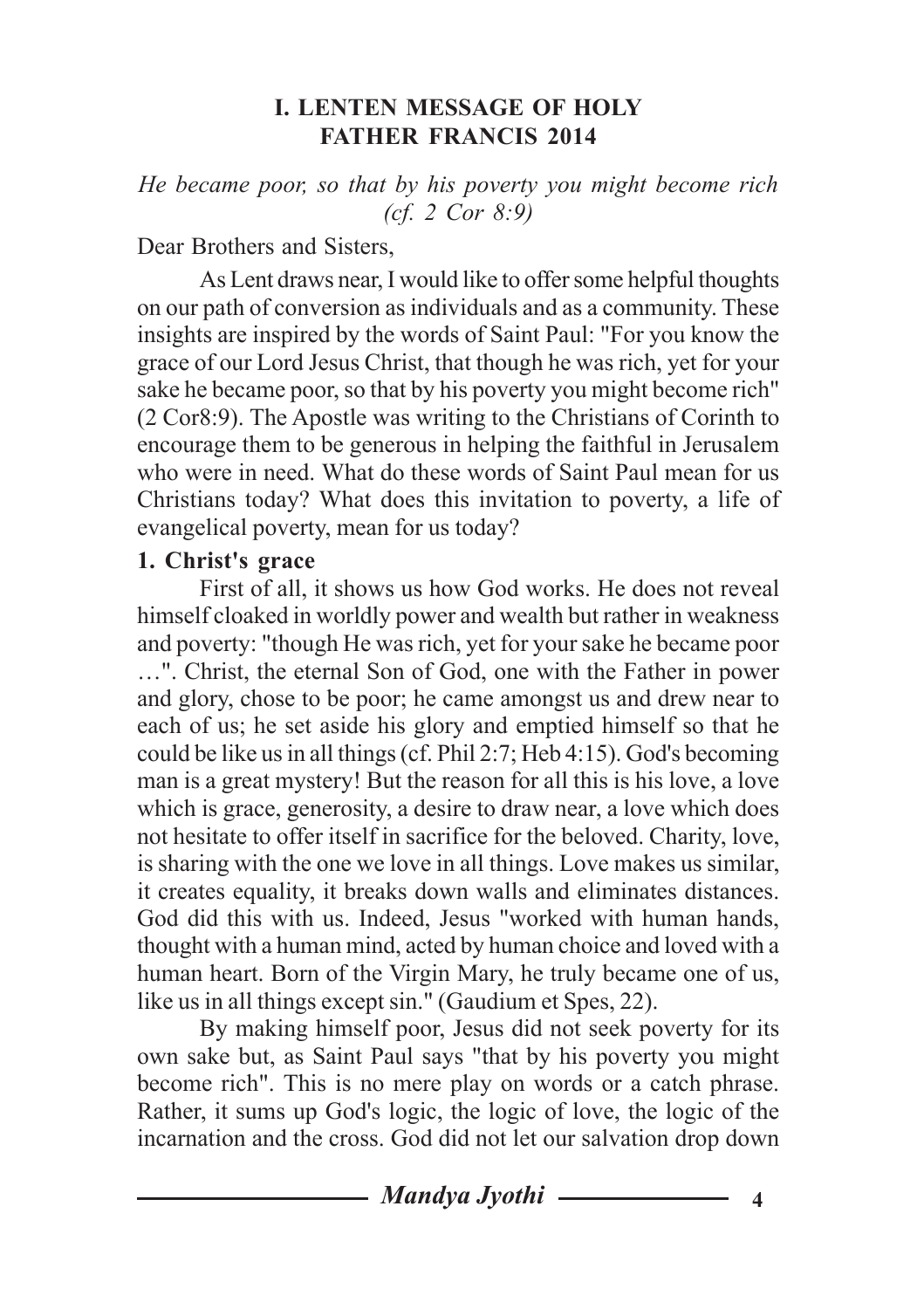## I. LENTEN MESSAGE OF HOLY FATHER FRANCIS 2014

*He became poor, so that by his poverty you might become rich (cf. 2 Cor 8:9)*

Dear Brothers and Sisters,

As Lent draws near, I would like to offer some helpful thoughts on our path of conversion as individuals and as a community. These insights are inspired by the words of Saint Paul: "For you know the grace of our Lord Jesus Christ, that though he was rich, yet for your sake he became poor, so that by his poverty you might become rich" (2 Cor8:9). The Apostle was writing to the Christians of Corinth to encourage them to be generous in helping the faithful in Jerusalem who were in need. What do these words of Saint Paul mean for us Christians today? What does this invitation to poverty, a life of evangelical poverty, mean for us today?

### 1. Christ's grace

First of all, it shows us how God works. He does not reveal himself cloaked in worldly power and wealth but rather in weakness and poverty: "though He was rich, yet for your sake he became poor …". Christ, the eternal Son of God, one with the Father in power and glory, chose to be poor; he came amongst us and drew near to each of us; he set aside his glory and emptied himself so that he could be like us in all things (cf. Phil 2:7; Heb 4:15). God's becoming man is a great mystery! But the reason for all this is his love, a love which is grace, generosity, a desire to draw near, a love which does not hesitate to offer itself in sacrifice for the beloved. Charity, love, is sharing with the one we love in all things. Love makes us similar, it creates equality, it breaks down walls and eliminates distances. God did this with us. Indeed, Jesus "worked with human hands, thought with a human mind, acted by human choice and loved with a human heart. Born of the Virgin Mary, he truly became one of us, like us in all things except sin." (Gaudium et Spes, 22).

By making himself poor, Jesus did not seek poverty for its own sake but, as Saint Paul says "that by his poverty you might become rich". This is no mere play on words or a catch phrase. Rather, it sums up God's logic, the logic of love, the logic of the incarnation and the cross. God did not let our salvation drop down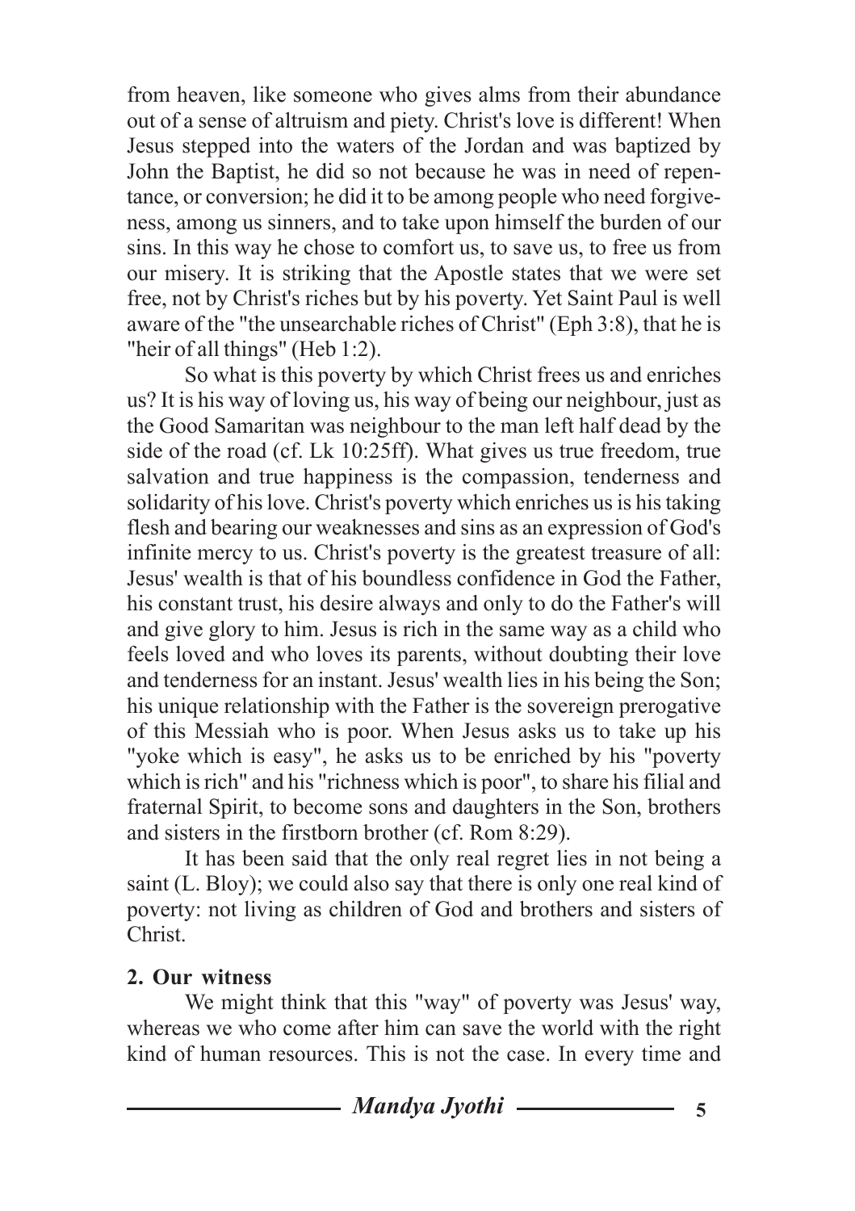from heaven, like someone who gives alms from their abundance out of a sense of altruism and piety. Christ's love is different! When Jesus stepped into the waters of the Jordan and was baptized by John the Baptist, he did so not because he was in need of repentance, or conversion; he did it to be among people who need forgiveness, among us sinners, and to take upon himself the burden of our sins. In this way he chose to comfort us, to save us, to free us from our misery. It is striking that the Apostle states that we were set free, not by Christ's riches but by his poverty. Yet Saint Paul is well aware of the "the unsearchable riches of Christ" (Eph 3:8), that he is "heir of all things" (Heb 1:2).

So what is this poverty by which Christ frees us and enriches us? It is his way of loving us, his way of being our neighbour, just as the Good Samaritan was neighbour to the man left half dead by the side of the road (cf. Lk 10:25ff). What gives us true freedom, true salvation and true happiness is the compassion, tenderness and solidarity of his love. Christ's poverty which enriches us is his taking flesh and bearing our weaknesses and sins as an expression of God's infinite mercy to us. Christ's poverty is the greatest treasure of all: Jesus' wealth is that of his boundless confidence in God the Father, his constant trust, his desire always and only to do the Father's will and give glory to him. Jesus is rich in the same way as a child who feels loved and who loves its parents, without doubting their love and tenderness for an instant. Jesus' wealth lies in his being the Son; his unique relationship with the Father is the sovereign prerogative of this Messiah who is poor. When Jesus asks us to take up his "yoke which is easy", he asks us to be enriched by his "poverty which is rich" and his "richness which is poor", to share his filial and fraternal Spirit, to become sons and daughters in the Son, brothers and sisters in the firstborn brother (cf. Rom 8:29).

It has been said that the only real regret lies in not being a saint (L. Bloy); we could also say that there is only one real kind of poverty: not living as children of God and brothers and sisters of Christ.

**2. Our witness**

We might think that this "way" of poverty was Jesus' way, whereas we who come after him can save the world with the right kind of human resources. This is not the case. In every time and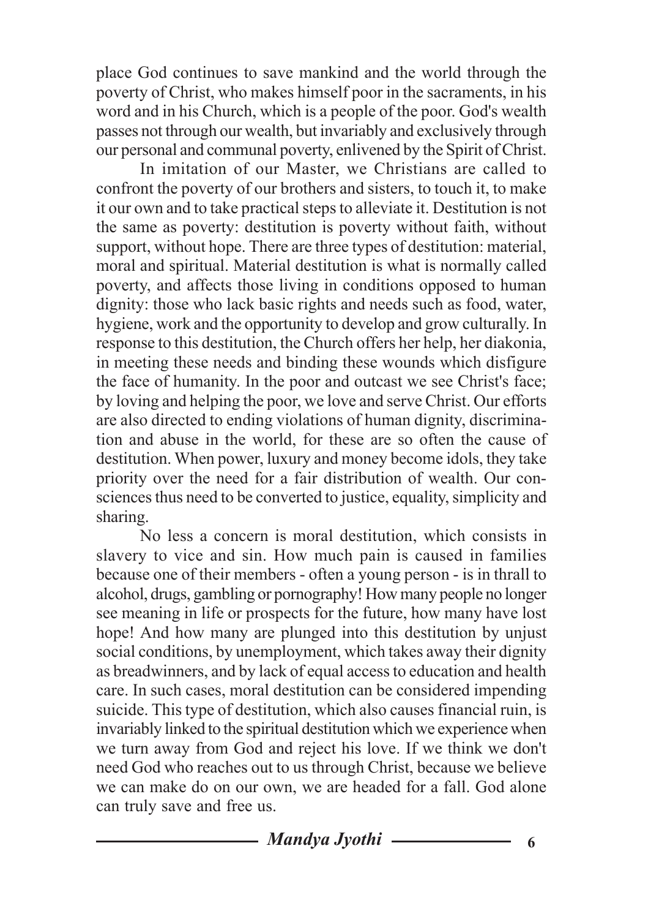place God continues to save mankind and the world through the poverty of Christ, who makes himself poor in the sacraments, in his word and in his Church, which is a people of the poor. God's wealth passes not through our wealth, but invariably and exclusively through our personal and communal poverty, enlivened by the Spirit of Christ.

In imitation of our Master, we Christians are called to confront the poverty of our brothers and sisters, to touch it, to make it our own and to take practical steps to alleviate it. Destitution is not the same as poverty: destitution is poverty without faith, without support, without hope. There are three types of destitution: material, moral and spiritual. Material destitution is what is normally called poverty, and affects those living in conditions opposed to human dignity: those who lack basic rights and needs such as food, water, hygiene, work and the opportunity to develop and grow culturally. In response to this destitution, the Church offers her help, her diakonia, in meeting these needs and binding these wounds which disfigure the face of humanity. In the poor and outcast we see Christ's face; by loving and helping the poor, we love and serve Christ. Our efforts are also directed to ending violations of human dignity, discrimination and abuse in the world, for these are so often the cause of destitution. When power, luxury and money become idols, they take priority over the need for a fair distribution of wealth. Our consciences thus need to be converted to justice, equality, simplicity and sharing.

No less a concern is moral destitution, which consists in slavery to vice and sin. How much pain is caused in families because one of their members - often a young person - is in thrall to alcohol, drugs, gambling or pornography! How many people no longer see meaning in life or prospects for the future, how many have lost hope! And how many are plunged into this destitution by unjust social conditions, by unemployment, which takes away their dignity as breadwinners, and by lack of equal access to education and health care. In such cases, moral destitution can be considered impending suicide. This type of destitution, which also causes financial ruin, is invariably linked to the spiritual destitution which we experience when we turn away from God and reject his love. If we think we don't need God who reaches out to us through Christ, because we believe we can make do on our own, we are headed for a fall. God alone can truly save and free us.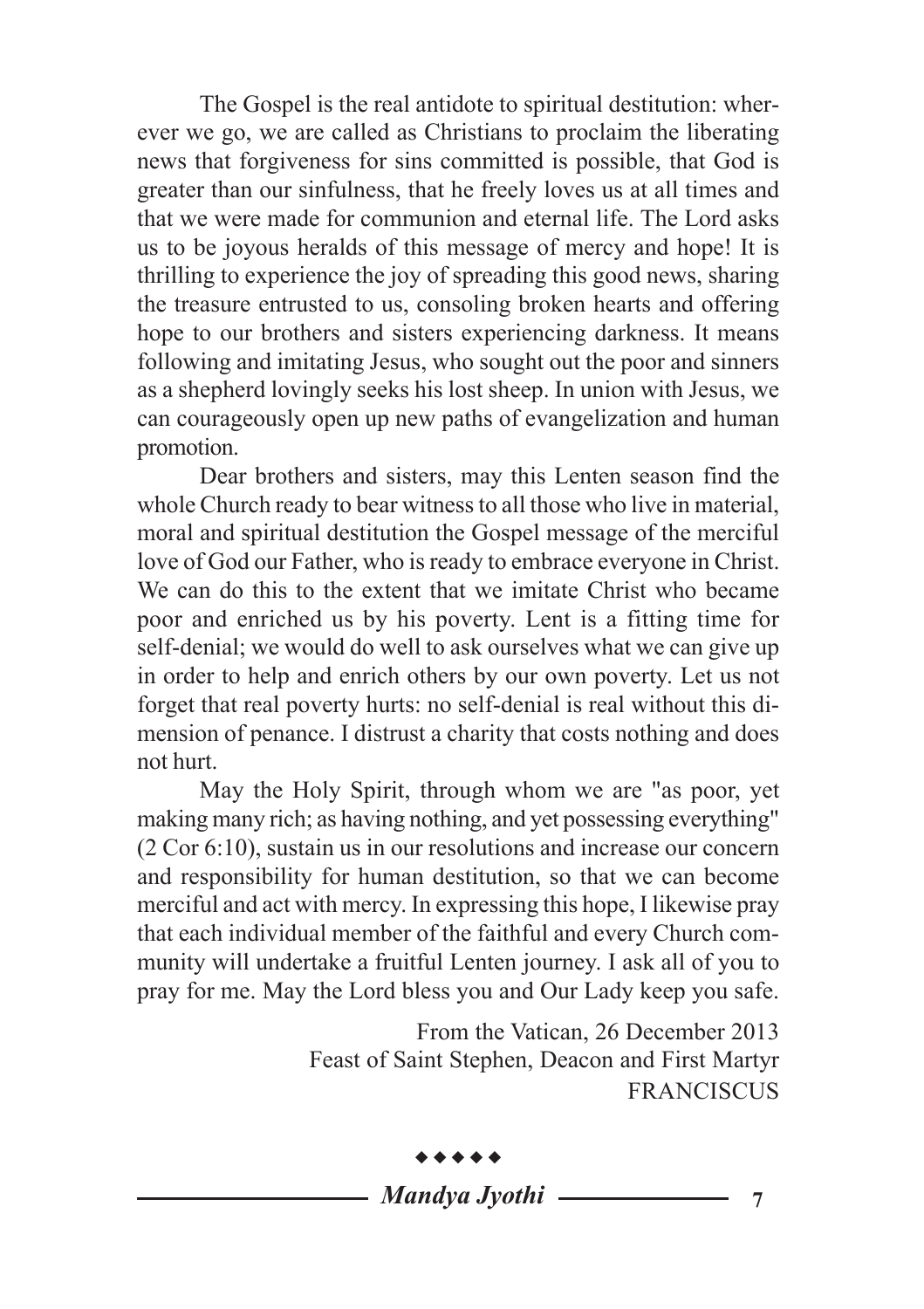The Gospel is the real antidote to spiritual destitution: wherever we go, we are called as Christians to proclaim the liberating news that forgiveness for sins committed is possible, that God is greater than our sinfulness, that he freely loves us at all times and that we were made for communion and eternal life. The Lord asks us to be joyous heralds of this message of mercy and hope! It is thrilling to experience the joy of spreading this good news, sharing the treasure entrusted to us, consoling broken hearts and offering hope to our brothers and sisters experiencing darkness. It means following and imitating Jesus, who sought out the poor and sinners as a shepherd lovingly seeks his lost sheep. In union with Jesus, we can courageously open up new paths of evangelization and human promotion.

Dear brothers and sisters, may this Lenten season find the whole Church ready to bear witness to all those who live in material, moral and spiritual destitution the Gospel message of the merciful love of God our Father, who is ready to embrace everyone in Christ. We can do this to the extent that we imitate Christ who became poor and enriched us by his poverty. Lent is a fitting time for self-denial; we would do well to ask ourselves what we can give up in order to help and enrich others by our own poverty. Let us not forget that real poverty hurts: no self-denial is real without this dimension of penance. I distrust a charity that costs nothing and does not hurt.

May the Holy Spirit, through whom we are "as poor, yet making many rich; as having nothing, and yet possessing everything" (2 Cor 6:10), sustain us in our resolutions and increase our concern and responsibility for human destitution, so that we can become merciful and act with mercy. In expressing this hope, I likewise pray that each individual member of the faithful and every Church community will undertake a fruitful Lenten journey. I ask all of you to pray for me. May the Lord bless you and Our Lady keep you safe.

From the Vatican, 26 December 2013
Feast of Saint Stephen, Deacon and First Martyr
FRANCISCUS

◆◆◆◆◆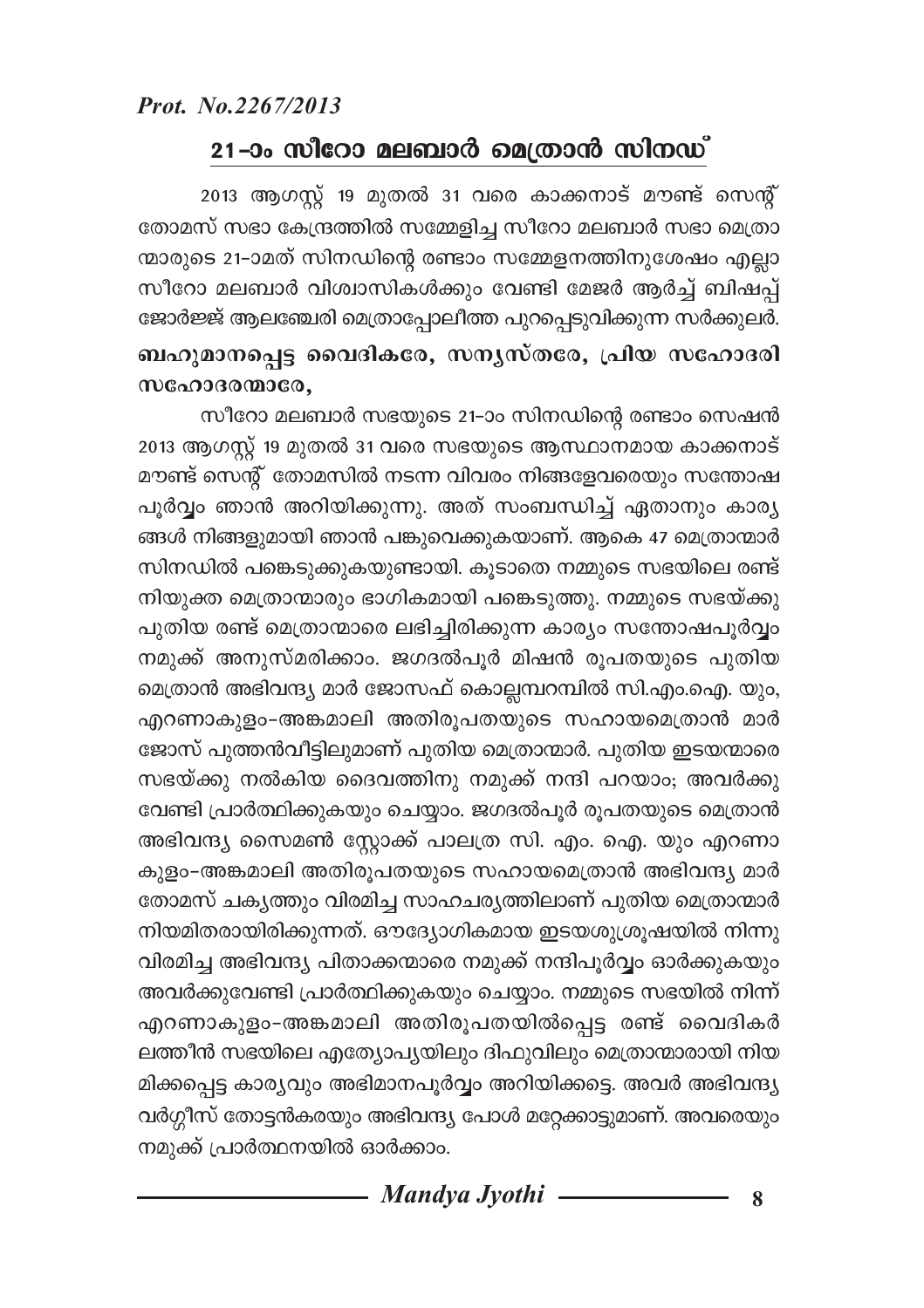*Prot. No.2267/2013*

## 21-ാം സീറോ മലബാർ മെത്രാൻ സിനഡ്

2013 ആഗസ്റ്റ് 19 മുതൽ 31 വരെ കാക്കനാട് മൗണ്ട് സെന്റ് തോമസ് സഭാ കേന്ദ്രത്തിൽ സമ്മേളിച്ച സീറോ മലബാർ സഭാ മെത്രാന്മാരുടെ 21-ാമത് സിനഡിന്റെ രണ്ടാം സമ്മേളനത്തിനുശേഷം എല്ലാ സീറോ മലബാർ വിശ്വാസികൾക്കും വേണ്ടി മേജർ ആർച്ച് ബിഷപ്പ് ജോർജ്ജ് ആലഞ്ചേരി മെത്രാപ്പോലീത്ത പുറപ്പെടുവിക്കുന്ന സർക്കുലർ.

**ബഹുമാനപ്പെട്ട വൈദികരേ, സന്യസ്തരേ, പ്രിയ സഹോദരി സഹോദരന്മാരേ,**

സീറോ മലബാർ സഭയുടെ 21-ാം സിനഡിന്റെ രണ്ടാം സെഷൻ 2013 ആഗസ്റ്റ് 19 മുതൽ 31 വരെ സഭയുടെ ആസ്ഥാനമായ കാക്കനാട് മൗണ്ട് സെന്റ് തോമസിൽ നടന്ന വിവരം നിങ്ങളേവരെയും സന്തോഷപൂർവ്വം ഞാൻ അറിയിക്കുന്നു. അത് സംബന്ധിച്ച് ഏതാനും കാര്യങ്ങൾ നിങ്ങളുമായി ഞാൻ പങ്കുവെക്കുകയാണ്. ആകെ 47 മെത്രാന്മാർ സിനഡിൽ പങ്കെടുക്കുകയുണ്ടായി. കൂടാതെ നമ്മുടെ സഭയിലെ രണ്ട് നിയുക്ത മെത്രാന്മാരും ഭാഗികമായി പങ്കെടുത്തു. നമ്മുടെ സഭയ്ക്കു പുതിയ രണ്ട് മെത്രാന്മാരെ ലഭിച്ചിരിക്കുന്ന കാര്യം സന്തോഷപൂർവ്വം നമുക്ക് അനുസ്മരിക്കാം. ജഗദൽപൂർ മിഷൻ രൂപതയുടെ പുതിയ മെത്രാൻ അഭിവന്ദ്യ മാർ ജോസഫ് കൊല്ലമ്പറമ്പിൽ സി.എം.ഐ. യും, എറണാകുളം-അങ്കമാലി അതിരൂപതയുടെ സഹായമെത്രാൻ മാർ ജോസ് പുത്തൻവീട്ടിലുമാണ് പുതിയ മെത്രാന്മാർ. പുതിയ ഇടയന്മാരെ സഭയ്ക്കു നൽകിയ ദൈവത്തിനു നമുക്ക് നന്ദി പറയാം; അവർക്കു വേണ്ടി പ്രാർത്ഥിക്കുകയും ചെയ്യാം. ജഗദൽപൂർ രൂപതയുടെ മെത്രാൻ അഭിവന്ദ്യ സൈമൺ സ്റ്റോക്ക് പാലത്ര സി. എം. ഐ. യും എറണാകുളം-അങ്കമാലി അതിരൂപതയുടെ സഹായമെത്രാൻ അഭിവന്ദ്യ മാർ തോമസ് ചക്യത്തും വിരമിച്ച സാഹചര്യത്തിലാണ് പുതിയ മെത്രാന്മാർ നിയമിതരായിരിക്കുന്നത്. ഔദ്യോഗികമായ ഇടയശുശ്രൂഷയിൽ നിന്നു വിരമിച്ച അഭിവന്ദ്യ പിതാക്കന്മാരെ നമുക്ക് നന്ദിപൂർവ്വം ഓർക്കുകയും അവർക്കുവേണ്ടി പ്രാർത്ഥിക്കുകയും ചെയ്യാം. നമ്മുടെ സഭയിൽ നിന്ന് എറണാകുളം-അങ്കമാലി അതിരൂപതയിൽപ്പെട്ട രണ്ട് വൈദികർ ലത്തീൻ സഭയിലെ എത്യോപ്യയിലും ദിഫുവിലും മെത്രാന്മാരായി നിയമിക്കപ്പെട്ട കാര്യവും അഭിമാനപൂർവ്വം അറിയിക്കട്ടെ. അവർ അഭിവന്ദ്യ വർഗ്ഗീസ് തോട്ടൻകരയും അഭിവന്ദ്യ പോൾ മറ്റേക്കാട്ടുമാണ്. അവരെയും നമുക്ക് പ്രാർത്ഥനയിൽ ഓർക്കാം.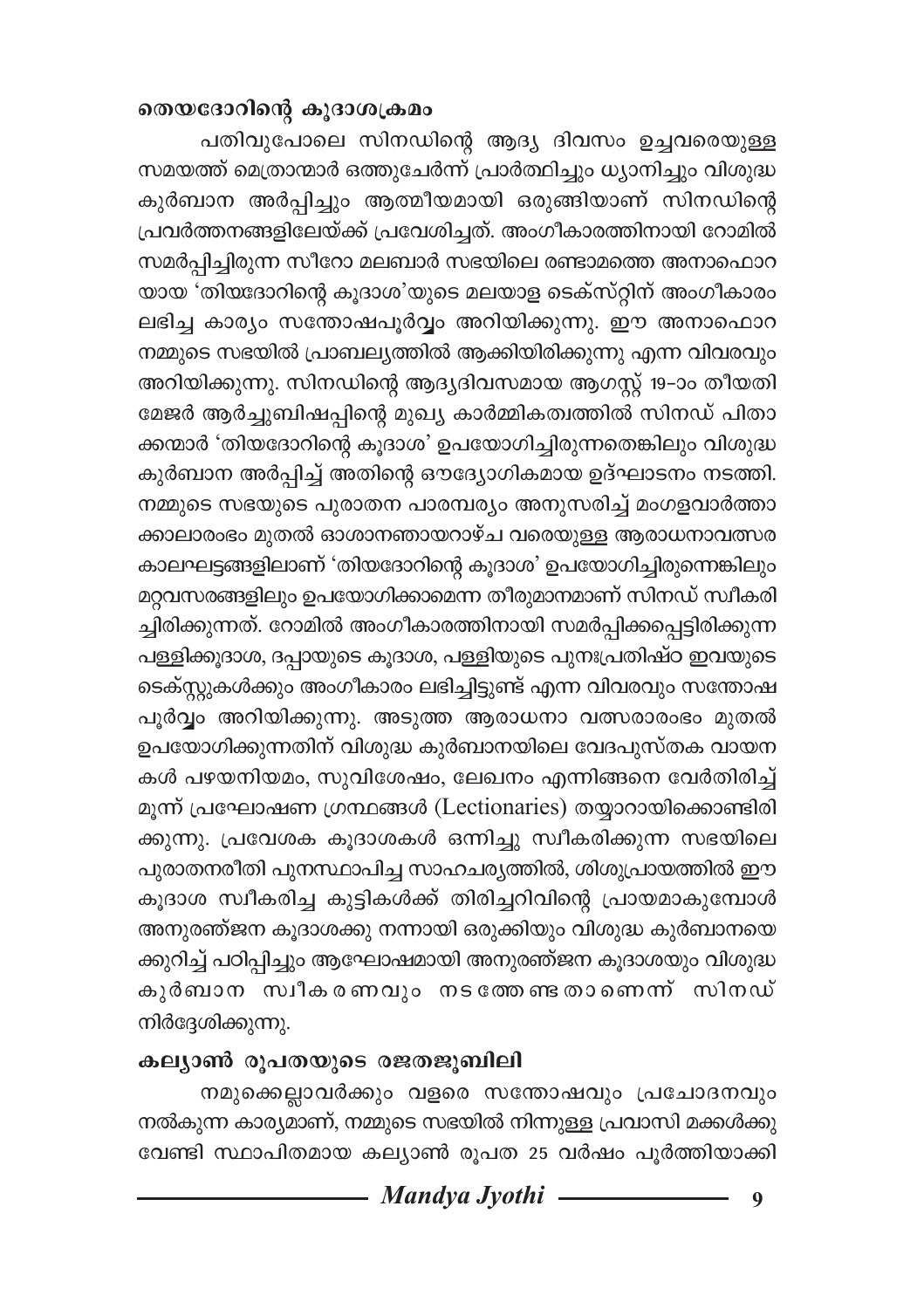### തെയദോറിന്റെ കൂദാശക്രമം

പതിവുപോലെ സിനഡിന്റെ ആദ്യ ദിവസം ഉച്ചവരെയുള്ള സമയത്ത് മെത്രാന്മാർ ഒത്തുചേർന്ന് പ്രാർത്ഥിച്ചും ധ്യാനിച്ചും വിശുദ്ധ കുർബാന അർപ്പിച്ചും ആത്മീയമായി ഒരുങ്ങിയാണ് സിനഡിന്റെ പ്രവർത്തനങ്ങളിലേയ്ക്ക് പ്രവേശിച്ചത്. അംഗീകാരത്തിനായി റോമിൽ സമർപ്പിച്ചിരുന്ന സീറോ മലബാർ സഭയിലെ രണ്ടാമത്തെ അനാഫൊറ യായ 'തിയദോറിന്റെ കൂദാശ'യുടെ മലയാള ടെക്സ്റ്റിന് അംഗീകാരം ലഭിച്ച കാര്യം സന്തോഷപൂർവ്വം അറിയിക്കുന്നു. ഈ അനാഫൊറ നമ്മുടെ സഭയിൽ പ്രാബല്യത്തിൽ ആക്കിയിരിക്കുന്നു എന്ന വിവരവും അറിയിക്കുന്നു. സിനഡിന്റെ ആദ്യദിവസമായ ആഗസ്റ്റ് 19-ാം തീയതി മേജർ ആർച്ചുബിഷപ്പിന്റെ മുഖ്യ കാർമ്മികത്വത്തിൽ സിനഡ് പിതാ ക്കന്മാർ 'തിയദോറിന്റെ കൂദാശ' ഉപയോഗിച്ചിരുന്നതെങ്കിലും വിശുദ്ധ കുർബാന അർപ്പിച്ച് അതിന്റെ ഔദ്യോഗികമായ ഉദ്ഘാടനം നടത്തി. നമ്മുടെ സഭയുടെ പുരാതന പാരമ്പര്യം അനുസരിച്ച് മംഗളവാർത്താ ക്കാലാരംഭം മുതൽ ഓശാനഞായറാഴ്ച വരെയുള്ള ആരാധനാവത്സര കാലഘട്ടങ്ങളിലാണ് 'തിയദോറിന്റെ കൂദാശ' ഉപയോഗിച്ചിരുന്നെങ്കിലും മറ്റവസരങ്ങളിലും ഉപയോഗിക്കാമെന്ന തീരുമാനമാണ് സിനഡ് സ്വീകരി ച്ചിരിക്കുന്നത്. റോമിൽ അംഗീകാരത്തിനായി സമർപ്പിക്കപ്പെട്ടിരിക്കുന്ന പള്ളിക്കൂദാശ, ദപ്പായുടെ കൂദാശ, പള്ളിയുടെ പുനഃപ്രതിഷ്ഠ ഇവയുടെ ടെക്സ്റ്റുകൾക്കും അംഗീകാരം ലഭിച്ചിട്ടുണ്ട് എന്ന വിവരവും സന്തോഷ പൂർവ്വം അറിയിക്കുന്നു. അടുത്ത ആരാധനാ വത്സരാരംഭം മുതൽ ഉപയോഗിക്കുന്നതിന് വിശുദ്ധ കുർബാനയിലെ വേദപുസ്തക വായന കൾ പഴയനിയമം, സുവിശേഷം, ലേഖനം എന്നിങ്ങനെ വേർതിരിച്ച് മൂന്ന് പ്രഘോഷണ ഗ്രന്ഥങ്ങൾ (Lectionaries) തയ്യാറായിക്കൊണ്ടിരി ക്കുന്നു. പ്രവേശക കൂദാശകൾ ഒന്നിച്ചു സ്വീകരിക്കുന്ന സഭയിലെ പുരാതനരീതി പുനസ്ഥാപിച്ച സാഹചര്യത്തിൽ, ശിശുപ്രായത്തിൽ ഈ കൂദാശ സ്വീകരിച്ച കുട്ടികൾക്ക് തിരിച്ചറിവിന്റെ പ്രായമാകുമ്പോൾ അനുരഞ്ജന കൂദാശക്കു നന്നായി ഒരുക്കിയും വിശുദ്ധ കുർബാനയെ ക്കുറിച്ച് പഠിപ്പിച്ചും ആഘോഷമായി അനുരഞ്ജന കൂദാശയും വിശുദ്ധ കുർബാന സ്വീകരണവും നടത്തേണ്ടതാണെന്ന് സിനഡ് നിർദ്ദേശിക്കുന്നു.

### കല്യാൺ രൂപതയുടെ രജതജൂബിലി

നമുക്കെല്ലാവർക്കും വളരെ സന്തോഷവും പ്രചോദനവും നൽകുന്ന കാര്യമാണ്, നമ്മുടെ സഭയിൽ നിന്നുള്ള പ്രവാസി മക്കൾക്കു വേണ്ടി സ്ഥാപിതമായ കല്യാൺ രൂപത 25 വർഷം പൂർത്തിയാക്കി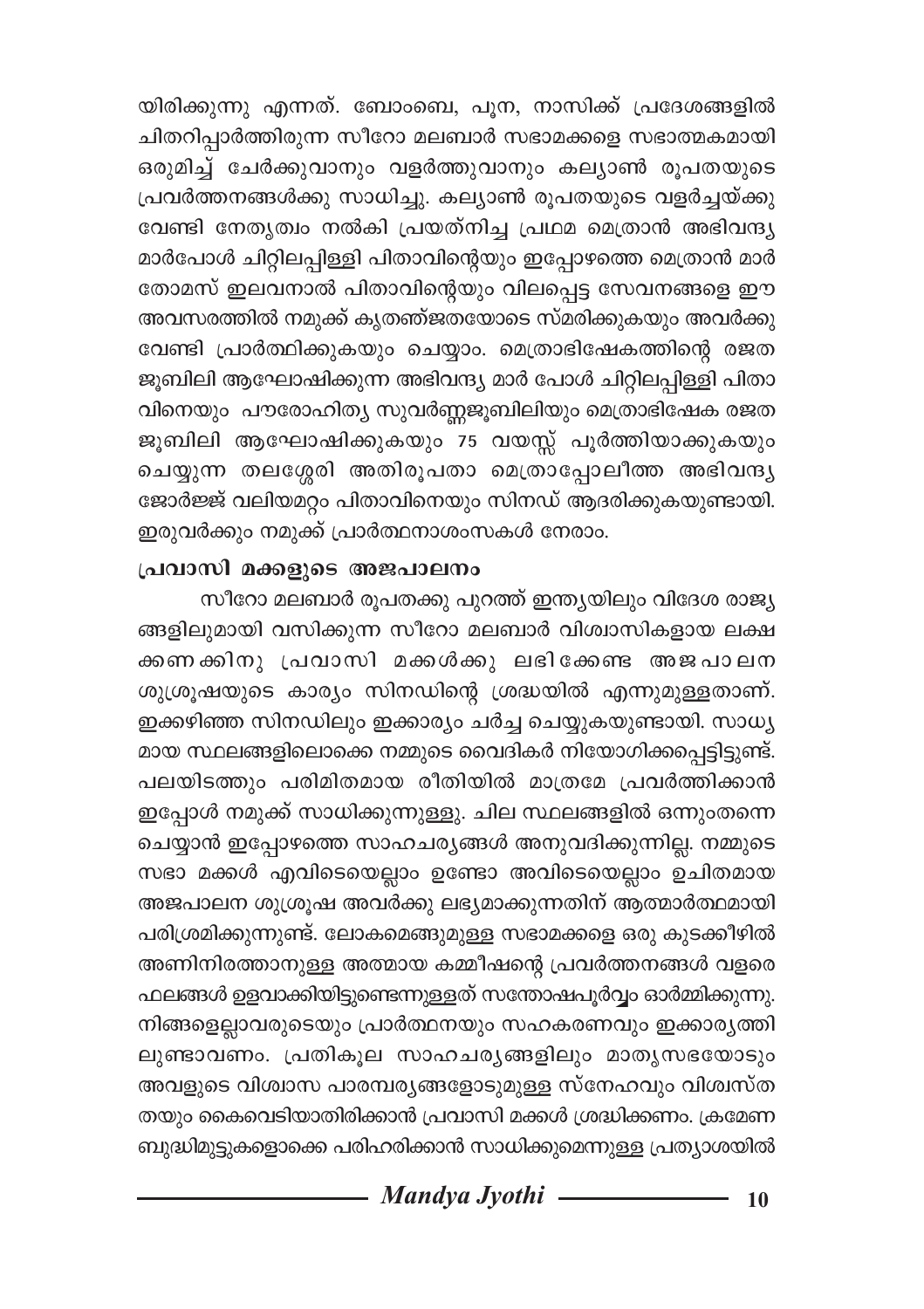യിരിക്കുന്നു എന്നത്. ബോംബെ, പൂന, നാസിക്ക് പ്രദേശങ്ങളിൽ ചിതറിപ്പാർത്തിരുന്ന സീറോ മലബാർ സഭാമക്കളെ സഭാത്മകമായി ഒരുമിച്ച് ചേർക്കുവാനും വളർത്തുവാനും കല്യാൺ രൂപതയുടെ പ്രവർത്തനങ്ങൾക്കു സാധിച്ചു. കല്യാൺ രൂപതയുടെ വളർച്ചയ്ക്കു വേണ്ടി നേതൃത്വം നൽകി പ്രയത്നിച്ച പ്രഥമ മെത്രാൻ അഭിവന്ദ്യ മാർപോൾ ചിറ്റിലപ്പിള്ളി പിതാവിന്റെയും ഇപ്പോഴത്തെ മെത്രാൻ മാർ തോമസ് ഇലവനാൽ പിതാവിന്റെയും വിലപ്പെട്ട സേവനങ്ങളെ ഈ അവസരത്തിൽ നമുക്ക് കൃതജ്ഞതയോടെ സ്മരിക്കുകയും അവർക്കു വേണ്ടി പ്രാർത്ഥിക്കുകയും ചെയ്യാം. മെത്രാഭിഷേകത്തിന്റെ രജത ജൂബിലി ആഘോഷിക്കുന്ന അഭിവന്ദ്യ മാർ പോൾ ചിറ്റിലപ്പിള്ളി പിതാവിനെയും പൗരോഹിത്യ സുവർണ്ണജൂബിലിയും മെത്രാഭിഷേക രജത ജൂബിലി ആഘോഷിക്കുകയും 75 വയസ്സ് പൂർത്തിയാക്കുകയും ചെയ്യുന്ന തലശ്ശേരി അതിരൂപതാ മെത്രാപ്പോലീത്ത അഭിവന്ദ്യ ജോർജ്ജ് വലിയമറ്റം പിതാവിനെയും സിനഡ് ആദരിക്കുകയുണ്ടായി. ഇരുവർക്കും നമുക്ക് പ്രാർത്ഥനാശംസകൾ നേരാം.

**പ്രവാസി മക്കളുടെ അജപാലനം**

സീറോ മലബാർ രൂപതക്കു പുറത്ത് ഇന്ത്യയിലും വിദേശ രാജ്യങ്ങളിലുമായി വസിക്കുന്ന സീറോ മലബാർ വിശ്വാസികളായ ലക്ഷക്കണക്കിനു പ്രവാസി മക്കൾക്കു ലഭിക്കേണ്ട അജപാലന ശുശ്രൂഷയുടെ കാര്യം സിനഡിന്റെ ശ്രദ്ധയിൽ എന്നുമുള്ളതാണ്. ഇക്കഴിഞ്ഞ സിനഡിലും ഇക്കാര്യം ചർച്ച ചെയ്യുകയുണ്ടായി. സാധ്യമായ സ്ഥലങ്ങളിലൊക്കെ നമ്മുടെ വൈദികർ നിയോഗിക്കപ്പെട്ടിട്ടുണ്ട്. പലയിടത്തും പരിമിതമായ രീതിയിൽ മാത്രമേ പ്രവർത്തിക്കാൻ ഇപ്പോൾ നമുക്ക് സാധിക്കുന്നുള്ളു. ചില സ്ഥലങ്ങളിൽ ഒന്നുംതന്നെ ചെയ്യാൻ ഇപ്പോഴത്തെ സാഹചര്യങ്ങൾ അനുവദിക്കുന്നില്ല. നമ്മുടെ സഭാ മക്കൾ എവിടെയെല്ലാം ഉണ്ടോ അവിടെയെല്ലാം ഉചിതമായ അജപാലന ശുശ്രൂഷ അവർക്കു ലഭ്യമാക്കുന്നതിന് ആത്മാർത്ഥമായി പരിശ്രമിക്കുന്നുണ്ട്. ലോകമെങ്ങുമുള്ള സഭാമക്കളെ ഒരു കുടക്കീഴിൽ അണിനിരത്താനുള്ള അത്മായ കമ്മീഷന്റെ പ്രവർത്തനങ്ങൾ വളരെ ഫലങ്ങൾ ഉളവാക്കിയിട്ടുണ്ടെന്നുള്ളത് സന്തോഷപൂർവ്വം ഓർമ്മിക്കുന്നു. നിങ്ങളെല്ലാവരുടെയും പ്രാർത്ഥനയും സഹകരണവും ഇക്കാര്യത്തിലുണ്ടാവണം. പ്രതികൂല സാഹചര്യങ്ങളിലും മാതൃസഭയോടും അവളുടെ വിശ്വാസ പാരമ്പര്യങ്ങളോടുമുള്ള സ്നേഹവും വിശ്വസ്തതയും കൈവെടിയാതിരിക്കാൻ പ്രവാസി മക്കൾ ശ്രദ്ധിക്കണം. ക്രമേണ ബുദ്ധിമുട്ടുകളൊക്കെ പരിഹരിക്കാൻ സാധിക്കുമെന്നുള്ള പ്രത്യാശയിൽ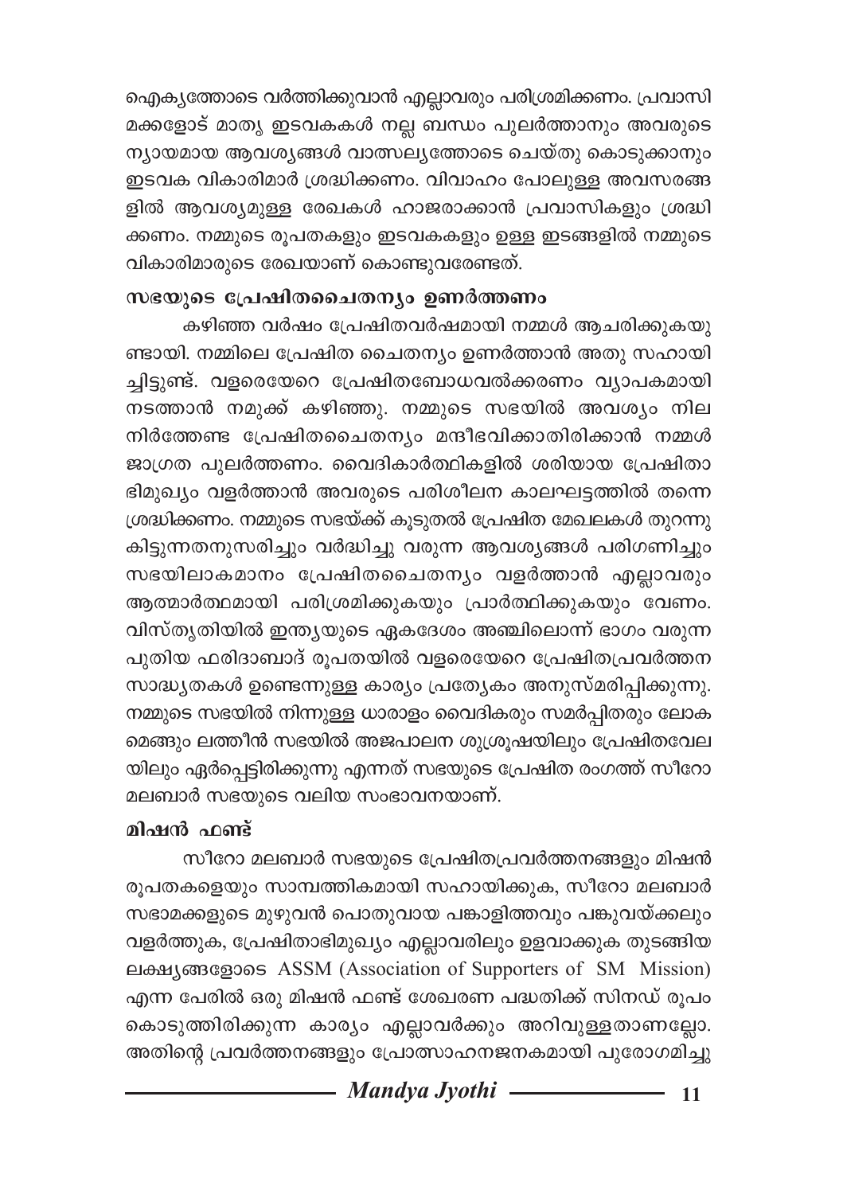ഐക്യത്തോടെ വർത്തിക്കുവാൻ എല്ലാവരും പരിശ്രമിക്കണം. പ്രവാസി മക്കളോട് മാതൃ ഇടവകകൾ നല്ല ബന്ധം പുലർത്താനും അവരുടെ ന്യായമായ ആവശ്യങ്ങൾ വാത്സല്യത്തോടെ ചെയ്തു കൊടുക്കാനും ഇടവക വികാരിമാർ ശ്രദ്ധിക്കണം. വിവാഹം പോലുള്ള അവസരങ്ങളിൽ ആവശ്യമുള്ള രേഖകൾ ഹാജരാക്കാൻ പ്രവാസികളും ശ്രദ്ധിക്കണം. നമ്മുടെ രൂപതകളും ഇടവകകളും ഉള്ള ഇടങ്ങളിൽ നമ്മുടെ വികാരിമാരുടെ രേഖയാണ് കൊണ്ടുവരേണ്ടത്.

### സഭയുടെ പ്രേഷിതചൈതന്യം ഉണർത്തണം

കഴിഞ്ഞ വർഷം പ്രേഷിതവർഷമായി നമ്മൾ ആചരിക്കുകയുണ്ടായി. നമ്മിലെ പ്രേഷിത ചൈതന്യം ഉണർത്താൻ അതു സഹായിച്ചിട്ടുണ്ട്. വളരെയേറെ പ്രേഷിതബോധവൽക്കരണം വ്യാപകമായി നടത്താൻ നമുക്ക് കഴിഞ്ഞു. നമ്മുടെ സഭയിൽ അവശ്യം നിലനിർത്തേണ്ട പ്രേഷിതചൈതന്യം മന്ദീഭവിക്കാതിരിക്കാൻ നമ്മൾ ജാഗ്രത പുലർത്തണം. വൈദികാർത്ഥികളിൽ ശരിയായ പ്രേഷിതാഭിമുഖ്യം വളർത്താൻ അവരുടെ പരിശീലന കാലഘട്ടത്തിൽ തന്നെ ശ്രദ്ധിക്കണം. നമ്മുടെ സഭയ്ക്ക് കൂടുതൽ പ്രേഷിത മേഖലകൾ തുറന്നു കിട്ടുന്നതനുസരിച്ചും വർദ്ധിച്ചു വരുന്ന ആവശ്യങ്ങൾ പരിഗണിച്ചും സഭയിലാകമാനം പ്രേഷിതചൈതന്യം വളർത്താൻ എല്ലാവരും ആത്മാർത്ഥമായി പരിശ്രമിക്കുകയും പ്രാർത്ഥിക്കുകയും വേണം. വിസ്തൃതിയിൽ ഇന്ത്യയുടെ ഏകദേശം അഞ്ചിലൊന്ന് ഭാഗം വരുന്ന പുതിയ ഫരിദാബാദ് രൂപതയിൽ വളരെയേറെ പ്രേഷിതപ്രവർത്തന സാദ്ധ്യതകൾ ഉണ്ടെന്നുള്ള കാര്യം പ്രത്യേകം അനുസ്മരിപ്പിക്കുന്നു. നമ്മുടെ സഭയിൽ നിന്നുള്ള ധാരാളം വൈദികരും സമർപ്പിതരും ലോകമെങ്ങും ലത്തീൻ സഭയിൽ അജപാലന ശുശ്രൂഷയിലും പ്രേഷിതവേലയിലും ഏർപ്പെട്ടിരിക്കുന്നു എന്നത് സഭയുടെ പ്രേഷിത രംഗത്ത് സീറോ മലബാർ സഭയുടെ വലിയ സംഭാവനയാണ്.

### മിഷൻ ഫണ്ട്

സീറോ മലബാർ സഭയുടെ പ്രേഷിതപ്രവർത്തനങ്ങളും മിഷൻ രൂപതകളെയും സാമ്പത്തികമായി സഹായിക്കുക, സീറോ മലബാർ സഭാമക്കളുടെ മുഴുവൻ പൊതുവായ പങ്കാളിത്തവും പങ്കുവയ്ക്കലും വളർത്തുക, പ്രേഷിതാഭിമുഖ്യം എല്ലാവരിലും ഉളവാക്കുക തുടങ്ങിയ ലക്ഷ്യങ്ങളോടെ ASSM (Association of Supporters of SM Mission) എന്ന പേരിൽ ഒരു മിഷൻ ഫണ്ട് ശേഖരണ പദ്ധതിക്ക് സിനഡ് രൂപം കൊടുത്തിരിക്കുന്ന കാര്യം എല്ലാവർക്കും അറിവുള്ളതാണല്ലോ. അതിന്റെ പ്രവർത്തനങ്ങളും പ്രോത്സാഹനജനകമായി പുരോഗമിച്ചു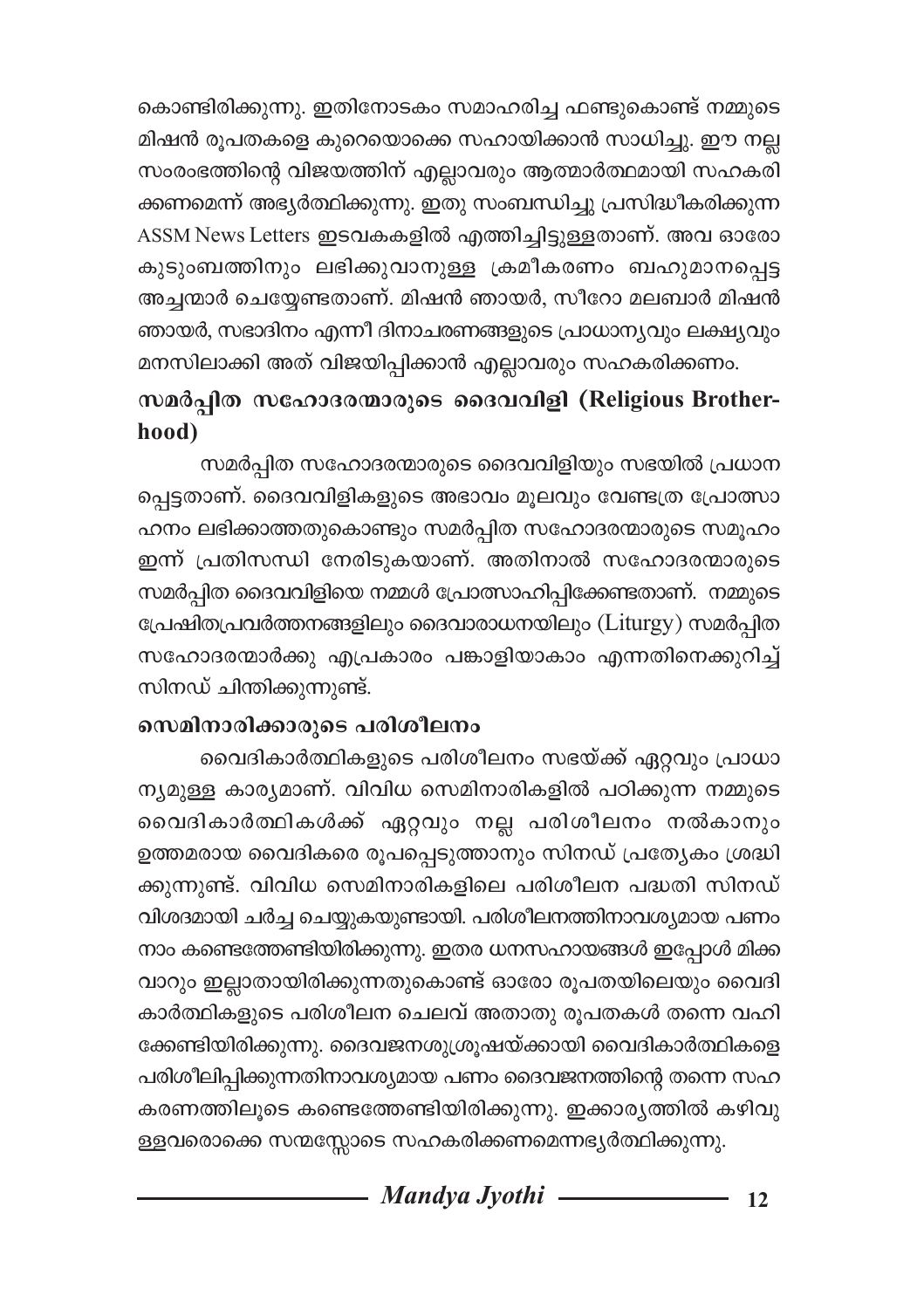കൊണ്ടിരിക്കുന്നു. ഇതിനോടകം സമാഹരിച്ച ഫണ്ടുകൊണ്ട് നമ്മുടെ മിഷൻ രൂപതകളെ കുറെയൊക്കെ സഹായിക്കാൻ സാധിച്ചു. ഈ നല്ല സംരംഭത്തിന്റെ വിജയത്തിന് എല്ലാവരും ആത്മാർത്ഥമായി സഹകരിക്കണമെന്ന് അഭ്യർത്ഥിക്കുന്നു. ഇതു സംബന്ധിച്ചു പ്രസിദ്ധീകരിക്കുന്ന ASSM News Letters ഇടവകകളിൽ എത്തിച്ചിട്ടുള്ളതാണ്. അവ ഓരോ കുടുംബത്തിനും ലഭിക്കുവാനുള്ള ക്രമീകരണം ബഹുമാനപ്പെട്ട അച്ചന്മാർ ചെയ്യേണ്ടതാണ്. മിഷൻ ഞായർ, സീറോ മലബാർ മിഷൻ ഞായർ, സഭാദിനം എന്നീ ദിനാചരണങ്ങളുടെ പ്രാധാന്യവും ലക്ഷ്യവും മനസിലാക്കി അത് വിജയിപ്പിക്കാൻ എല്ലാവരും സഹകരിക്കണം.

## സമർപ്പിത സഹോദരന്മാരുടെ ദൈവവിളി (Religious Brotherhood)

സമർപ്പിത സഹോദരന്മാരുടെ ദൈവവിളിയും സഭയിൽ പ്രധാനപ്പെട്ടതാണ്. ദൈവവിളികളുടെ അഭാവം മൂലവും വേണ്ടത്ര പ്രോത്സാഹനം ലഭിക്കാത്തതുകൊണ്ടും സമർപ്പിത സഹോദരന്മാരുടെ സമൂഹം ഇന്ന് പ്രതിസന്ധി നേരിടുകയാണ്. അതിനാൽ സഹോദരന്മാരുടെ സമർപ്പിത ദൈവവിളിയെ നമ്മൾ പ്രോത്സാഹിപ്പിക്കേണ്ടതാണ്. നമ്മുടെ പ്രേഷിതപ്രവർത്തനങ്ങളിലും ദൈവാരാധനയിലും (Liturgy) സമർപ്പിത സഹോദരന്മാർക്കു എപ്രകാരം പങ്കാളിയാകാം എന്നതിനെക്കുറിച്ച് സിനഡ് ചിന്തിക്കുന്നുണ്ട്.

## സെമിനാരിക്കാരുടെ പരിശീലനം

വൈദികാർത്ഥികളുടെ പരിശീലനം സഭയ്ക്ക് ഏറ്റവും പ്രാധാന്യമുള്ള കാര്യമാണ്. വിവിധ സെമിനാരികളിൽ പഠിക്കുന്ന നമ്മുടെ വൈദികാർത്ഥികൾക്ക് ഏറ്റവും നല്ല പരിശീലനം നൽകാനും ഉത്തമരായ വൈദികരെ രൂപപ്പെടുത്താനും സിനഡ് പ്രത്യേകം ശ്രദ്ധിക്കുന്നുണ്ട്. വിവിധ സെമിനാരികളിലെ പരിശീലന പദ്ധതി സിനഡ് വിശദമായി ചർച്ച ചെയ്യുകയുണ്ടായി. പരിശീലനത്തിനാവശ്യമായ പണം നാം കണ്ടെത്തേണ്ടിയിരിക്കുന്നു. ഇതര ധനസഹായങ്ങൾ ഇപ്പോൾ മിക്കവാറും ഇല്ലാതായിരിക്കുന്നതുകൊണ്ട് ഓരോ രൂപതയിലെയും വൈദികാർത്ഥികളുടെ പരിശീലന ചെലവ് അതാതു രൂപതകൾ തന്നെ വഹിക്കേണ്ടിയിരിക്കുന്നു. ദൈവജനശുശ്രൂഷയ്ക്കായി വൈദികാർത്ഥികളെ പരിശീലിപ്പിക്കുന്നതിനാവശ്യമായ പണം ദൈവജനത്തിന്റെ തന്നെ സഹകരണത്തിലൂടെ കണ്ടെത്തേണ്ടിയിരിക്കുന്നു. ഇക്കാര്യത്തിൽ കഴിവുള്ളവരൊക്കെ സന്മസ്സോടെ സഹകരിക്കണമെന്നഭ്യർത്ഥിക്കുന്നു.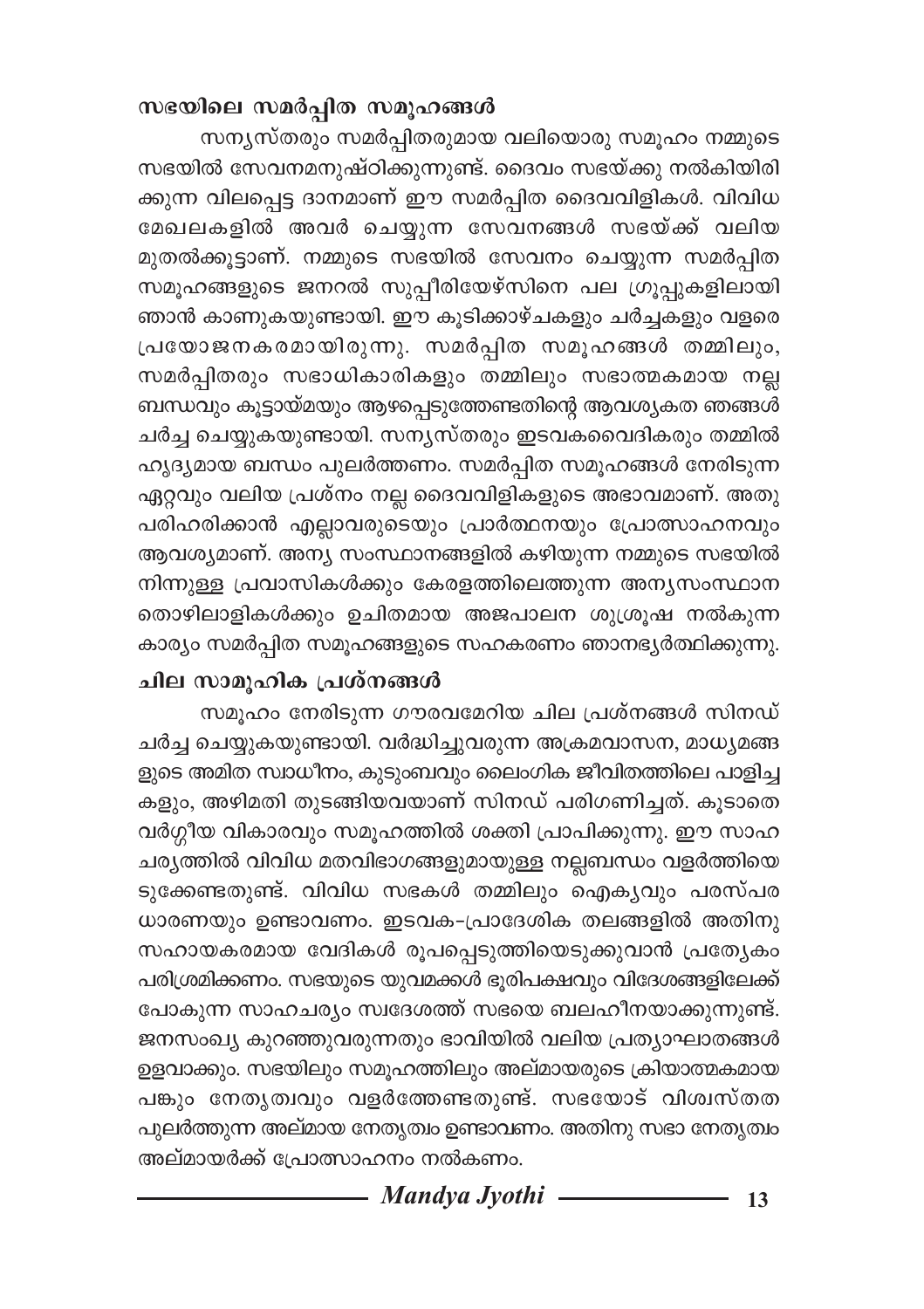### സഭയിലെ സമർപ്പിത സമൂഹങ്ങൾ

സന്യസ്തരും സമർപ്പിതരുമായ വലിയൊരു സമൂഹം നമ്മുടെ സഭയിൽ സേവനമനുഷ്ഠിക്കുന്നുണ്ട്. ദൈവം സഭയ്ക്കു നൽകിയിരിക്കുന്ന വിലപ്പെട്ട ദാനമാണ് ഈ സമർപ്പിത ദൈവവിളികൾ. വിവിധ മേഖലകളിൽ അവർ ചെയ്യുന്ന സേവനങ്ങൾ സഭയ്ക്ക് വലിയ മുതൽക്കൂട്ടാണ്. നമ്മുടെ സഭയിൽ സേവനം ചെയ്യുന്ന സമർപ്പിത സമൂഹങ്ങളുടെ ജനറൽ സുപ്പീരിയേഴ്സിനെ പല ഗ്രൂപ്പുകളിലായി ഞാൻ കാണുകയുണ്ടായി. ഈ കൂടിക്കാഴ്ചകളും ചർച്ചകളും വളരെ പ്രയോജനകരമായിരുന്നു. സമർപ്പിത സമൂഹങ്ങൾ തമ്മിലും, സമർപ്പിതരും സഭാധികാരികളും തമ്മിലും സഭാത്മകമായ നല്ല ബന്ധവും കൂട്ടായ്മയും ആഴപ്പെടുത്തേണ്ടതിന്റെ ആവശ്യകത ഞങ്ങൾ ചർച്ച ചെയ്യുകയുണ്ടായി. സന്യസ്തരും ഇടവകവൈദികരും തമ്മിൽ ഹൃദ്യമായ ബന്ധം പുലർത്തണം. സമർപ്പിത സമൂഹങ്ങൾ നേരിടുന്ന ഏറ്റവും വലിയ പ്രശ്നം നല്ല ദൈവവിളികളുടെ അഭാവമാണ്. അതു പരിഹരിക്കാൻ എല്ലാവരുടെയും പ്രാർത്ഥനയും പ്രോത്സാഹനവും ആവശ്യമാണ്. അന്യ സംസ്ഥാനങ്ങളിൽ കഴിയുന്ന നമ്മുടെ സഭയിൽ നിന്നുള്ള പ്രവാസികൾക്കും കേരളത്തിലെത്തുന്ന അന്യസംസ്ഥാന തൊഴിലാളികൾക്കും ഉചിതമായ അജപാലന ശുശ്രൂഷ നൽകുന്ന കാര്യം സമർപ്പിത സമൂഹങ്ങളുടെ സഹകരണം ഞാനഭ്യർത്ഥിക്കുന്നു.

### ചില സാമൂഹിക പ്രശ്നങ്ങൾ

സമൂഹം നേരിടുന്ന ഗൗരവമേറിയ ചില പ്രശ്നങ്ങൾ സിനഡ് ചർച്ച ചെയ്യുകയുണ്ടായി. വർദ്ധിച്ചുവരുന്ന അക്രമവാസന, മാധ്യമങ്ങളുടെ അമിത സ്വാധീനം, കുടുംബവും ലൈംഗിക ജീവിതത്തിലെ പാളിച്ചകളും, അഴിമതി തുടങ്ങിയവയാണ് സിനഡ് പരിഗണിച്ചത്. കൂടാതെ വർഗ്ഗീയ വികാരവും സമൂഹത്തിൽ ശക്തി പ്രാപിക്കുന്നു. ഈ സാഹചര്യത്തിൽ വിവിധ മതവിഭാഗങ്ങളുമായുള്ള നല്ലബന്ധം വളർത്തിയെടുക്കേണ്ടതുണ്ട്. വിവിധ സഭകൾ തമ്മിലും ഐക്യവും പരസ്പര ധാരണയും ഉണ്ടാവണം. ഇടവക-പ്രാദേശിക തലങ്ങളിൽ അതിനു സഹായകരമായ വേദികൾ രൂപപ്പെടുത്തിയെടുക്കുവാൻ പ്രത്യേകം പരിശ്രമിക്കണം. സഭയുടെ യുവമക്കൾ ഭൂരിപക്ഷവും വിദേശങ്ങളിലേക്ക് പോകുന്ന സാഹചര്യം സ്വദേശത്ത് സഭയെ ബലഹീനയാക്കുന്നുണ്ട്. ജനസംഖ്യ കുറഞ്ഞുവരുന്നതും ഭാവിയിൽ വലിയ പ്രത്യാഘാതങ്ങൾ ഉളവാക്കും. സഭയിലും സമൂഹത്തിലും അല്മായരുടെ ക്രിയാത്മകമായ പങ്കും നേതൃത്വവും വളർത്തേണ്ടതുണ്ട്. സഭയോട് വിശ്വസ്തത പുലർത്തുന്ന അല്മായ നേതൃത്വം ഉണ്ടാവണം. അതിനു സഭാ നേതൃത്വം അല്മായർക്ക് പ്രോത്സാഹനം നൽകണം.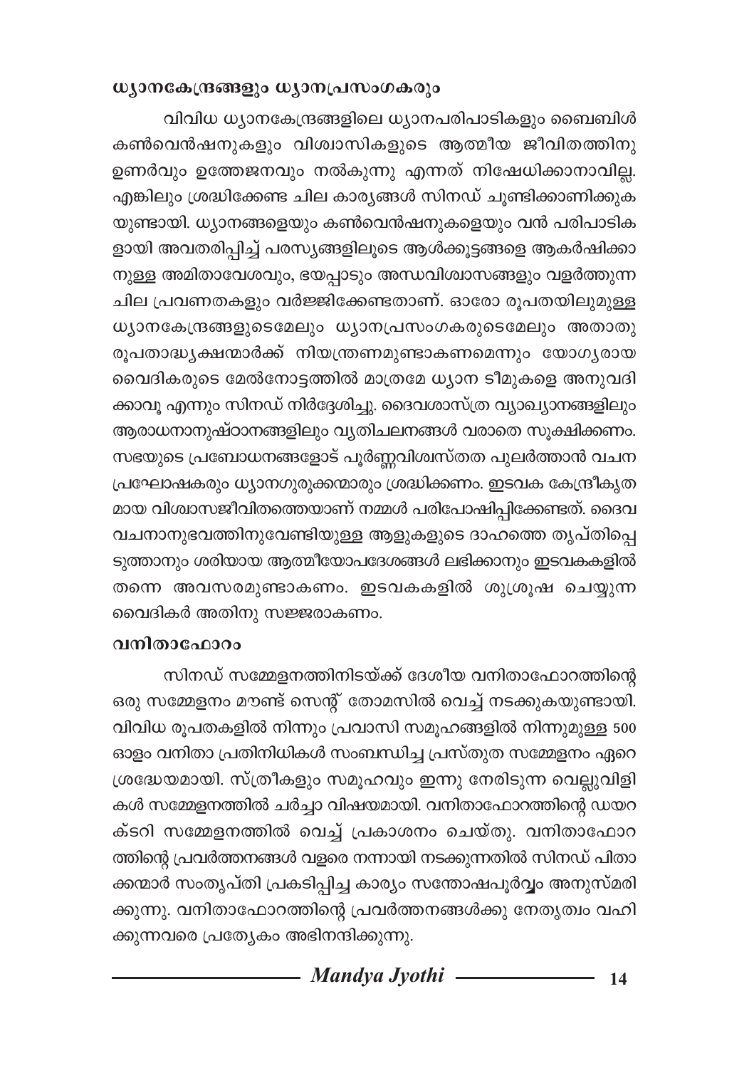### ധ്യാനകേന്ദ്രങ്ങളും ധ്യാനപ്രസംഗകരും

വിവിധ ധ്യാനകേന്ദ്രങ്ങളിലെ ധ്യാനപരിപാടികളും ബൈബിൾ കൺവെൻഷനുകളും വിശ്വാസികളുടെ ആത്മീയ ജീവിതത്തിനു ഉണർവും ഉത്തേജനവും നൽകുന്നു എന്നത് നിഷേധിക്കാനാവില്ല. എങ്കിലും ശ്രദ്ധിക്കേണ്ട ചില കാര്യങ്ങൾ സിനഡ് ചൂണ്ടിക്കാണിക്കുകയുണ്ടായി. ധ്യാനങ്ങളെയും കൺവെൻഷനുകളെയും വൻ പരിപാടികളായി അവതരിപ്പിച്ച് പരസ്യങ്ങളിലൂടെ ആൾക്കൂട്ടങ്ങളെ ആകർഷിക്കാനുള്ള അമിതാവേശവും, ഭയപ്പാടും അന്ധവിശ്വാസങ്ങളും വളർത്തുന്ന ചില പ്രവണതകളും വർജ്ജിക്കേണ്ടതാണ്. ഓരോ രൂപതയിലുമുള്ള ധ്യാനകേന്ദ്രങ്ങളുടെമേലും ധ്യാനപ്രസംഗകരുടെമേലും അതാതു രൂപതാദ്ധ്യക്ഷന്മാർക്ക് നിയന്ത്രണമുണ്ടാകണമെന്നും യോഗ്യരായ വൈദികരുടെ മേൽനോട്ടത്തിൽ മാത്രമേ ധ്യാന ടീമുകളെ അനുവദിക്കാവൂ എന്നും സിനഡ് നിർദ്ദേശിച്ചു. ദൈവശാസ്ത്ര വ്യാഖ്യാനങ്ങളിലും ആരാധനാനുഷ്ഠാനങ്ങളിലും വ്യതിചലനങ്ങൾ വരാതെ സൂക്ഷിക്കണം. സഭയുടെ പ്രബോധനങ്ങളോട് പൂർണ്ണവിശ്വസ്തത പുലർത്താൻ വചനപ്രഘോഷകരും ധ്യാനഗുരുക്കന്മാരും ശ്രദ്ധിക്കണം. ഇടവക കേന്ദ്രീകൃതമായ വിശ്വാസജീവിതത്തെയാണ് നമ്മൾ പരിപോഷിപ്പിക്കേണ്ടത്. ദൈവവചനാനുഭവത്തിനുവേണ്ടിയുള്ള ആളുകളുടെ ദാഹത്തെ തൃപ്തിപ്പെടുത്താനും ശരിയായ ആത്മീയോപദേശങ്ങൾ ലഭിക്കാനും ഇടവകകളിൽ തന്നെ അവസരമുണ്ടാകണം. ഇടവകകളിൽ ശുശ്രൂഷ ചെയ്യുന്ന വൈദികർ അതിനു സജ്ജരാകണം.

### വനിതാഫോറം

സിനഡ് സമ്മേളനത്തിനിടയ്ക്ക് ദേശീയ വനിതാഫോറത്തിന്റെ ഒരു സമ്മേളനം മൗണ്ട് സെന്റ് തോമസിൽ വെച്ച് നടക്കുകയുണ്ടായി. വിവിധ രൂപതകളിൽ നിന്നും പ്രവാസി സമൂഹങ്ങളിൽ നിന്നുമുള്ള 500 ഓളം വനിതാ പ്രതിനിധികൾ സംബന്ധിച്ച പ്രസ്തുത സമ്മേളനം ഏറെ ശ്രദ്ധേയമായി. സ്ത്രീകളും സമൂഹവും ഇന്നു നേരിടുന്ന വെല്ലുവിളികൾ സമ്മേളനത്തിൽ ചർച്ചാ വിഷയമായി. വനിതാഫോറത്തിന്റെ ഡയറക്ടറി സമ്മേളനത്തിൽ വെച്ച് പ്രകാശനം ചെയ്തു. വനിതാഫോറത്തിന്റെ പ്രവർത്തനങ്ങൾ വളരെ നന്നായി നടക്കുന്നതിൽ സിനഡ് പിതാക്കന്മാർ സംതൃപ്തി പ്രകടിപ്പിച്ച കാര്യം സന്തോഷപൂർവ്വം അനുസ്മരിക്കുന്നു. വനിതാഫോറത്തിന്റെ പ്രവർത്തനങ്ങൾക്കു നേതൃത്വം വഹിക്കുന്നവരെ പ്രത്യേകം അഭിനന്ദിക്കുന്നു.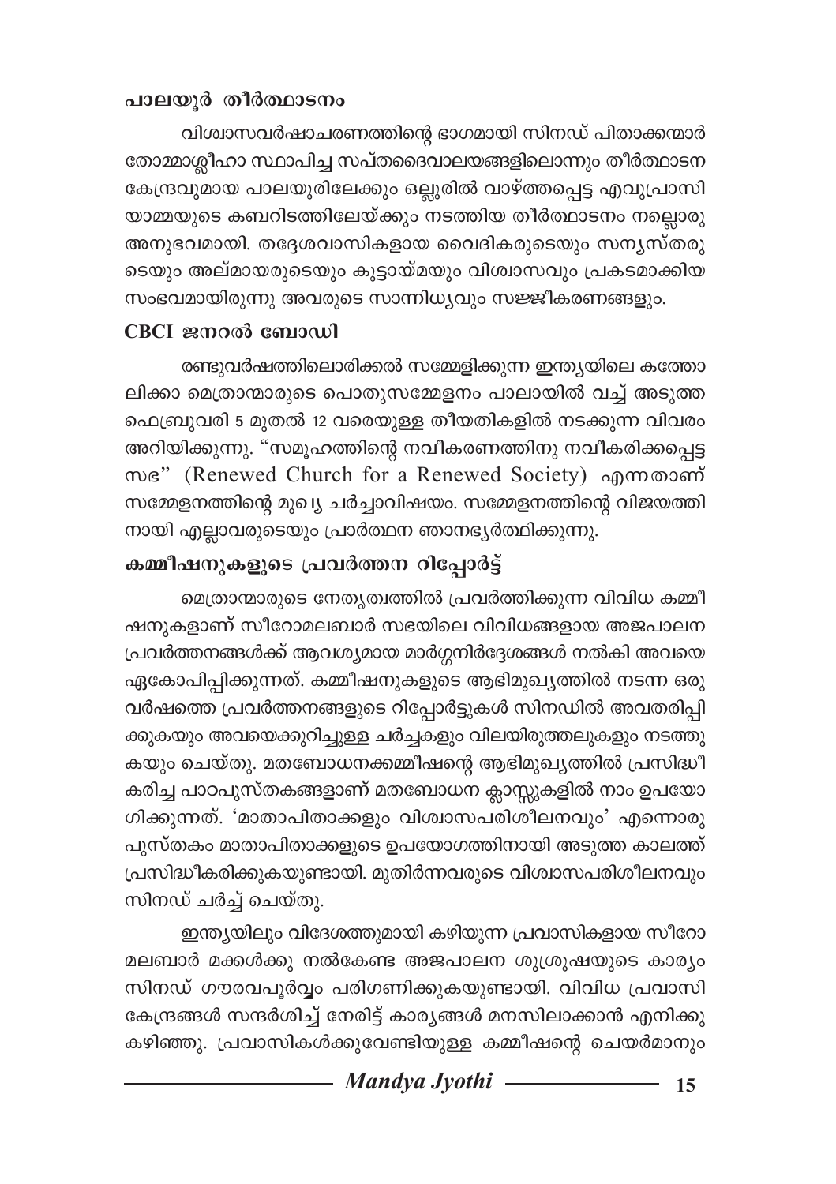### പാലയൂർ തീർത്ഥാടനം

വിശ്വാസവർഷാചരണത്തിന്റെ ഭാഗമായി സിനഡ് പിതാക്കന്മാർ തോമ്മാശ്ലീഹാ സ്ഥാപിച്ച സപ്തദൈവാലയങ്ങളിലൊന്നും തീർത്ഥാടന കേന്ദ്രവുമായ പാലയൂരിലേക്കും ഒല്ലൂരിൽ വാഴ്ത്തപ്പെട്ട എവുപ്രാസി യാമ്മയുടെ കബറിടത്തിലേയ്ക്കും നടത്തിയ തീർത്ഥാടനം നല്ലൊരു അനുഭവമായി. തദ്ദേശവാസികളായ വൈദികരുടെയും സന്യസ്തരുടെയും അല്മായരുടെയും കൂട്ടായ്മയും വിശ്വാസവും പ്രകടമാക്കിയ സംഭവമായിരുന്നു അവരുടെ സാന്നിധ്യവും സജ്ജീകരണങ്ങളും.

### CBCI ജനറൽ ബോഡി

രണ്ടുവർഷത്തിലൊരിക്കൽ സമ്മേളിക്കുന്ന ഇന്ത്യയിലെ കത്തോലിക്കാ മെത്രാന്മാരുടെ പൊതുസമ്മേളനം പാലായിൽ വച്ച് അടുത്ത ഫെബ്രുവരി 5 മുതൽ 12 വരെയുള്ള തീയതികളിൽ നടക്കുന്ന വിവരം അറിയിക്കുന്നു. "സമൂഹത്തിന്റെ നവീകരണത്തിനു നവീകരിക്കപ്പെട്ട സഭ" (Renewed Church for a Renewed Society) എന്നതാണ് സമ്മേളനത്തിന്റെ മുഖ്യ ചർച്ചാവിഷയം. സമ്മേളനത്തിന്റെ വിജയത്തിനായി എല്ലാവരുടെയും പ്രാർത്ഥന ഞാനഭ്യർത്ഥിക്കുന്നു.

### കമ്മീഷനുകളുടെ പ്രവർത്തന റിപ്പോർട്ട്

മെത്രാന്മാരുടെ നേതൃത്വത്തിൽ പ്രവർത്തിക്കുന്ന വിവിധ കമ്മീഷനുകളാണ് സീറോമലബാർ സഭയിലെ വിവിധങ്ങളായ അജപാലന പ്രവർത്തനങ്ങൾക്ക് ആവശ്യമായ മാർഗ്ഗനിർദ്ദേശങ്ങൾ നൽകി അവയെ ഏകോപിപ്പിക്കുന്നത്. കമ്മീഷനുകളുടെ ആഭിമുഖ്യത്തിൽ നടന്ന ഒരു വർഷത്തെ പ്രവർത്തനങ്ങളുടെ റിപ്പോർട്ടുകൾ സിനഡിൽ അവതരിപ്പിക്കുകയും അവയെക്കുറിച്ചുള്ള ചർച്ചകളും വിലയിരുത്തലുകളും നടത്തുകയും ചെയ്തു. മതബോധനക്കമ്മീഷന്റെ ആഭിമുഖ്യത്തിൽ പ്രസിദ്ധീകരിച്ച പാഠപുസ്തകങ്ങളാണ് മതബോധന ക്ലാസ്സുകളിൽ നാം ഉപയോഗിക്കുന്നത്. 'മാതാപിതാക്കളും വിശ്വാസപരിശീലനവും' എന്നൊരു പുസ്തകം മാതാപിതാക്കളുടെ ഉപയോഗത്തിനായി അടുത്ത കാലത്ത് പ്രസിദ്ധീകരിക്കുകയുണ്ടായി. മുതിർന്നവരുടെ വിശ്വാസപരിശീലനവും സിനഡ് ചർച്ച് ചെയ്തു.

ഇന്ത്യയിലും വിദേശത്തുമായി കഴിയുന്ന പ്രവാസികളായ സീറോമലബാർ മക്കൾക്കു നൽകേണ്ട അജപാലന ശുശ്രൂഷയുടെ കാര്യം സിനഡ് ഗൗരവപൂർവ്വം പരിഗണിക്കുകയുണ്ടായി. വിവിധ പ്രവാസി കേന്ദ്രങ്ങൾ സന്ദർശിച്ച് നേരിട്ട് കാര്യങ്ങൾ മനസിലാക്കാൻ എനിക്കു കഴിഞ്ഞു. പ്രവാസികൾക്കുവേണ്ടിയുള്ള കമ്മീഷന്റെ ചെയർമാനും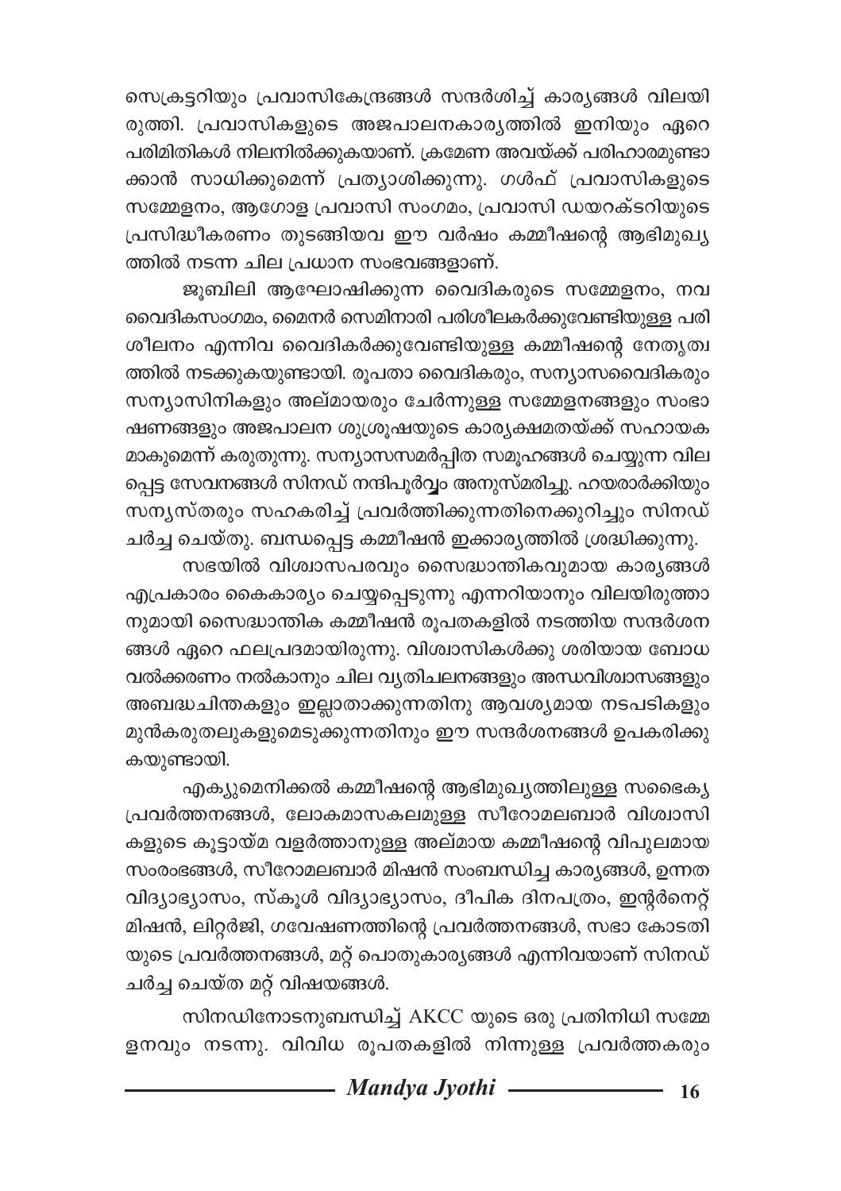സെക്രട്ടറിയും പ്രവാസികേന്ദ്രങ്ങൾ സന്ദർശിച്ച് കാര്യങ്ങൾ വിലയിരുത്തി. പ്രവാസികളുടെ അജപാലനകാര്യത്തിൽ ഇനിയും ഏറെ പരിമിതികൾ നിലനിൽക്കുകയാണ്. ക്രമേണ അവയ്ക്ക് പരിഹാരമുണ്ടാക്കാൻ സാധിക്കുമെന്ന് പ്രത്യാശിക്കുന്നു. ഗൾഫ് പ്രവാസികളുടെ സമ്മേളനം, ആഗോള പ്രവാസി സംഗമം, പ്രവാസി ഡയറക്ടറിയുടെ പ്രസിദ്ധീകരണം തുടങ്ങിയവ ഈ വർഷം കമ്മീഷന്റെ ആഭിമുഖ്യത്തിൽ നടന്ന ചില പ്രധാന സംഭവങ്ങളാണ്.

ജൂബിലി ആഘോഷിക്കുന്ന വൈദികരുടെ സമ്മേളനം, നവവൈദികസംഗമം, മൈനർ സെമിനാരി പരിശീലകർക്കുവേണ്ടിയുള്ള പരിശീലനം എന്നിവ വൈദികർക്കുവേണ്ടിയുള്ള കമ്മീഷന്റെ നേതൃത്വത്തിൽ നടക്കുകയുണ്ടായി. രൂപതാ വൈദികരും, സന്യാസവൈദികരും സന്യാസിനികളും അല്മായരും ചേർന്നുള്ള സമ്മേളനങ്ങളും സംഭാഷണങ്ങളും അജപാലന ശുശ്രൂഷയുടെ കാര്യക്ഷമതയ്ക്ക് സഹായകമാകുമെന്ന് കരുതുന്നു. സന്യാസസമർപ്പിത സമൂഹങ്ങൾ ചെയ്യുന്ന വിലപ്പെട്ട സേവനങ്ങൾ സിനഡ് നന്ദിപൂർവ്വം അനുസ്മരിച്ചു. ഹയരാർക്കിയും സന്യസ്തരും സഹകരിച്ച് പ്രവർത്തിക്കുന്നതിനെക്കുറിച്ചും സിനഡ് ചർച്ച ചെയ്തു. ബന്ധപ്പെട്ട കമ്മീഷൻ ഇക്കാര്യത്തിൽ ശ്രദ്ധിക്കുന്നു.

സഭയിൽ വിശ്വാസപരവും സൈദ്ധാന്തികവുമായ കാര്യങ്ങൾ എപ്രകാരം കൈകാര്യം ചെയ്യപ്പെടുന്നു എന്നറിയാനും വിലയിരുത്താനുമായി സൈദ്ധാന്തിക കമ്മീഷൻ രൂപതകളിൽ നടത്തിയ സന്ദർശനങ്ങൾ ഏറെ ഫലപ്രദമായിരുന്നു. വിശ്വാസികൾക്കു ശരിയായ ബോധവൽക്കരണം നൽകാനും ചില വ്യതിചലനങ്ങളും അന്ധവിശ്വാസങ്ങളും അബദ്ധചിന്തകളും ഇല്ലാതാക്കുന്നതിനു ആവശ്യമായ നടപടികളും മുൻകരുതലുകളുമെടുക്കുന്നതിനും ഈ സന്ദർശനങ്ങൾ ഉപകരിക്കുകയുണ്ടായി.

എക്യുമെനിക്കൽ കമ്മീഷന്റെ ആഭിമുഖ്യത്തിലുള്ള സഭൈക്യ പ്രവർത്തനങ്ങൾ, ലോകമാസകലമുള്ള സീറോമലബാർ വിശ്വാസികളുടെ കൂട്ടായ്മ വളർത്താനുള്ള അല്മായ കമ്മീഷന്റെ വിപുലമായ സംരംഭങ്ങൾ, സീറോമലബാർ മിഷൻ സംബന്ധിച്ച കാര്യങ്ങൾ, ഉന്നത വിദ്യാഭ്യാസം, സ്കൂൾ വിദ്യാഭ്യാസം, ദീപിക ദിനപത്രം, ഇന്റർനെറ്റ് മിഷൻ, ലിറ്റർജി, ഗവേഷണത്തിന്റെ പ്രവർത്തനങ്ങൾ, സഭാ കോടതിയുടെ പ്രവർത്തനങ്ങൾ, മറ്റ് പൊതുകാര്യങ്ങൾ എന്നിവയാണ് സിനഡ് ചർച്ച ചെയ്ത മറ്റ് വിഷയങ്ങൾ.

സിനഡിനോടനുബന്ധിച്ച് AKCC യുടെ ഒരു പ്രതിനിധി സമ്മേളനവും നടന്നു. വിവിധ രൂപതകളിൽ നിന്നുള്ള പ്രവർത്തകരും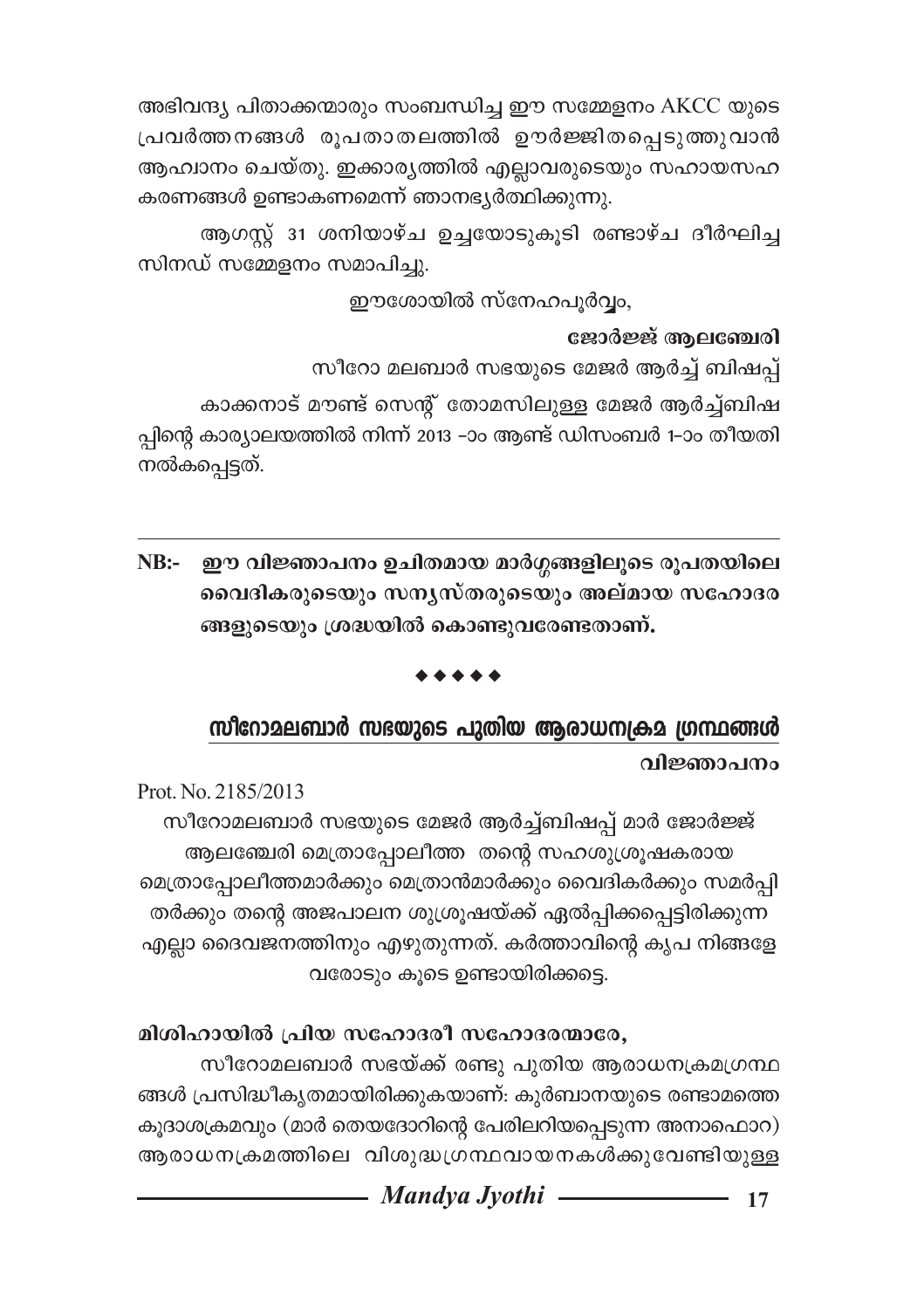അഭിവന്ദ്യ പിതാക്കന്മാരും സംബന്ധിച്ച ഈ സമ്മേളനം AKCC യുടെ പ്രവർത്തനങ്ങൾ രൂപതാതലത്തിൽ ഊർജ്ജിതപ്പെടുത്തുവാൻ ആഹ്വാനം ചെയ്തു. ഇക്കാര്യത്തിൽ എല്ലാവരുടെയും സഹായസഹകരണങ്ങൾ ഉണ്ടാകണമെന്ന് ഞാനഭ്യർത്ഥിക്കുന്നു.

ആഗസ്റ്റ് 31 ശനിയാഴ്ച ഉച്ചയോടുകൂടി രണ്ടാഴ്ച ദീർഘിച്ച സിനഡ് സമ്മേളനം സമാപിച്ചു.

ഈശോയിൽ സ്നേഹപൂർവ്വം,

**ജോർജ്ജ് ആലഞ്ചേരി**

സീറോ മലബാർ സഭയുടെ മേജർ ആർച്ച് ബിഷപ്പ്

കാക്കനാട് മൗണ്ട് സെന്റ് തോമസിലുള്ള മേജർ ആർച്ച്ബിഷപ്പിന്റെ കാര്യാലയത്തിൽ നിന്ന് 2013 -ാം ആണ്ട് ഡിസംബർ 1-ാം തീയതി നൽകപ്പെട്ടത്.

---

**NB:- ഈ വിജ്ഞാപനം ഉചിതമായ മാർഗ്ഗങ്ങളിലൂടെ രൂപതയിലെ വൈദികരുടെയും സന്യസ്തരുടെയും അല്മായ സഹോദരങ്ങളുടെയും ശ്രദ്ധയിൽ കൊണ്ടുവരേണ്ടതാണ്.**

◆◆◆◆◆

## സീറോമലബാർ സഭയുടെ പുതിയ ആരാധനക്രമ ഗ്രന്ഥങ്ങൾ

**വിജ്ഞാപനം**

Prot. No. 2185/2013

സീറോമലബാർ സഭയുടെ മേജർ ആർച്ച്ബിഷപ്പ് മാർ ജോർജ്ജ് ആലഞ്ചേരി മെത്രാപ്പോലീത്ത തന്റെ സഹശുശ്രൂഷകരായ മെത്രാപ്പോലീത്തമാർക്കും മെത്രാൻമാർക്കും വൈദികർക്കും സമർപ്പിതർക്കും തന്റെ അജപാലന ശുശ്രൂഷയ്ക്ക് ഏൽപ്പിക്കപ്പെട്ടിരിക്കുന്ന എല്ലാ ദൈവജനത്തിനും എഴുതുന്നത്. കർത്താവിന്റെ കൃപ നിങ്ങളേവരോടും കൂടെ ഉണ്ടായിരിക്കട്ടെ.

**മിശിഹായിൽ പ്രിയ സഹോദരീ സഹോദരന്മാരേ,**

സീറോമലബാർ സഭയ്ക്ക് രണ്ടു പുതിയ ആരാധനക്രമഗ്രന്ഥങ്ങൾ പ്രസിദ്ധീകൃതമായിരിക്കുകയാണ്: കുർബാനയുടെ രണ്ടാമത്തെ കൂദാശക്രമവും (മാർ തെയദോറിന്റെ പേരിലറിയപ്പെടുന്ന അനാഫൊറ) ആരാധനക്രമത്തിലെ വിശുദ്ധഗ്രന്ഥവായനകൾക്കുവേണ്ടിയുള്ള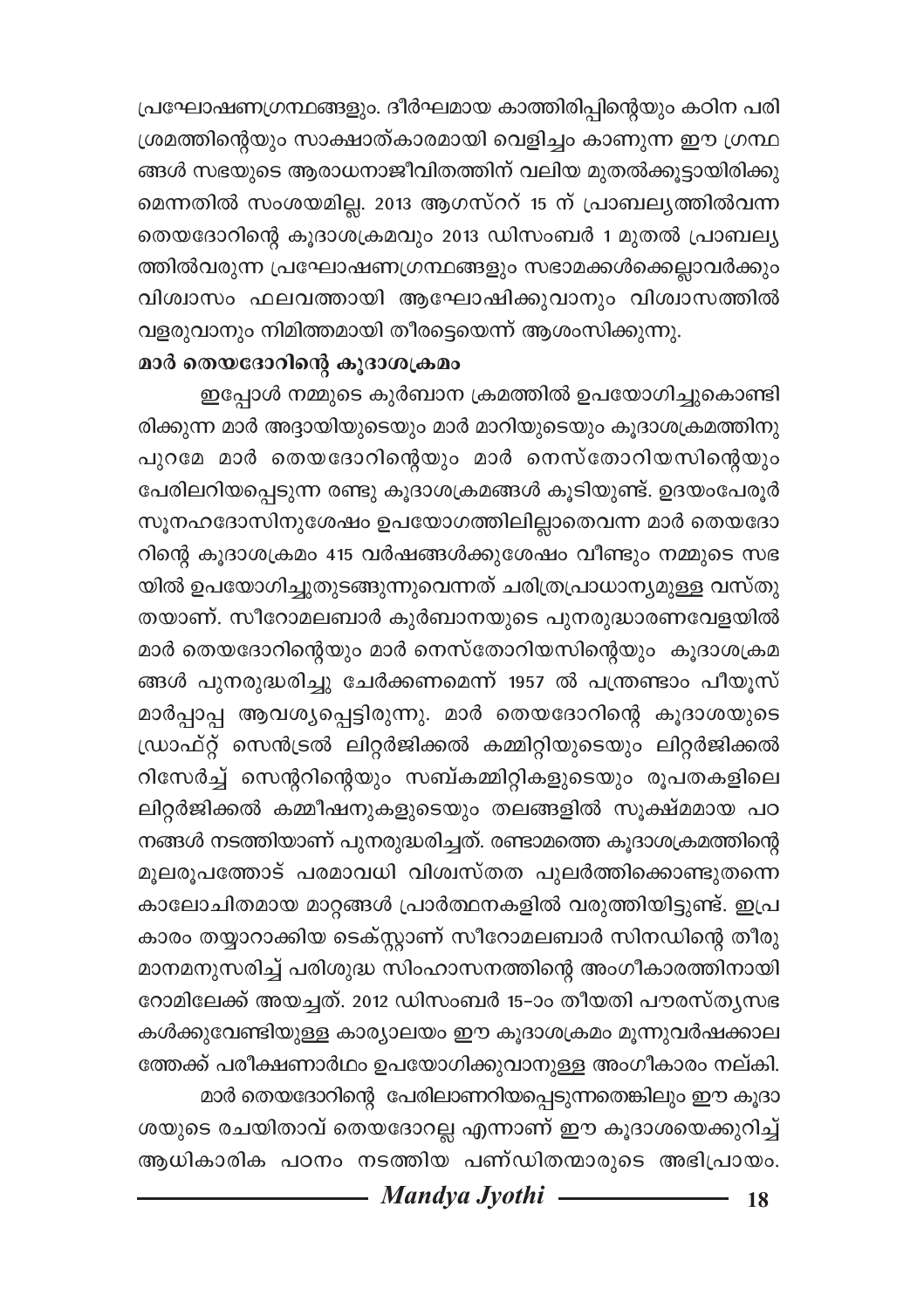പ്രഘോഷണഗ്രന്ഥങ്ങളും. ദീർഘമായ കാത്തിരിപ്പിന്റെയും കഠിന പരിശ്രമത്തിന്റെയും സാക്ഷാത്കാരമായി വെളിച്ചം കാണുന്ന ഈ ഗ്രന്ഥങ്ങൾ സഭയുടെ ആരാധനാജീവിതത്തിന് വലിയ മുതൽക്കൂട്ടായിരിക്കുമെന്നതിൽ സംശയമില്ല. 2013 ആഗസ്ററ് 15 ന് പ്രാബല്യത്തിൽവന്ന തെയദോറിന്റെ കൂദാശക്രമവും 2013 ഡിസംബർ 1 മുതൽ പ്രാബല്യത്തിൽവരുന്ന പ്രഘോഷണഗ്രന്ഥങ്ങളും സഭാമക്കൾക്കെല്ലാവർക്കും വിശ്വാസം ഫലവത്തായി ആഘോഷിക്കുവാനും വിശ്വാസത്തിൽ വളരുവാനും നിമിത്തമായി തീരട്ടെയെന്ന് ആശംസിക്കുന്നു.

**മാർ തെയദോറിന്റെ കൂദാശക്രമം**

ഇപ്പോൾ നമ്മുടെ കുർബാന ക്രമത്തിൽ ഉപയോഗിച്ചുകൊണ്ടിരിക്കുന്ന മാർ അദ്ദായിയുടെയും മാർ മാറിയുടെയും കൂദാശക്രമത്തിനു പുറമേ മാർ തെയദോറിന്റെയും മാർ നെസ്തോറിയസിന്റെയും പേരിലറിയപ്പെടുന്ന രണ്ടു കൂദാശക്രമങ്ങൾ കൂടിയുണ്ട്. ഉദയംപേരൂർ സൂനഹദോസിനുശേഷം ഉപയോഗത്തിലില്ലാതെവന്ന മാർ തെയദോറിന്റെ കൂദാശക്രമം 415 വർഷങ്ങൾക്കുശേഷം വീണ്ടും നമ്മുടെ സഭയിൽ ഉപയോഗിച്ചുതുടങ്ങുന്നുവെന്നത് ചരിത്രപ്രാധാന്യമുള്ള വസ്തുതയാണ്. സീറോമലബാർ കുർബാനയുടെ പുനരുദ്ധാരണവേളയിൽ മാർ തെയദോറിന്റെയും മാർ നെസ്തോറിയസിന്റെയും കൂദാശക്രമങ്ങൾ പുനരുദ്ധരിച്ചു ചേർക്കണമെന്ന് 1957 ൽ പന്ത്രണ്ടാം പീയൂസ് മാർപ്പാപ്പ ആവശ്യപ്പെട്ടിരുന്നു. മാർ തെയദോറിന്റെ കൂദാശയുടെ ഡ്രാഫ്റ്റ് സെൻട്രൽ ലിറ്റർജിക്കൽ കമ്മിറ്റിയുടെയും ലിറ്റർജിക്കൽ റിസേർച്ച് സെന്ററിന്റെയും സബ്കമ്മിറ്റികളുടെയും രൂപതകളിലെ ലിറ്റർജിക്കൽ കമ്മീഷനുകളുടെയും തലങ്ങളിൽ സൂക്ഷ്മമായ പഠനങ്ങൾ നടത്തിയാണ് പുനരുദ്ധരിച്ചത്. രണ്ടാമത്തെ കൂദാശക്രമത്തിന്റെ മൂലരൂപത്തോട് പരമാവധി വിശ്വസ്തത പുലർത്തിക്കൊണ്ടുതന്നെ കാലോചിതമായ മാറ്റങ്ങൾ പ്രാർത്ഥനകളിൽ വരുത്തിയിട്ടുണ്ട്. ഇപ്രകാരം തയ്യാറാക്കിയ ടെക്സ്റ്റാണ് സീറോമലബാർ സിനഡിന്റെ തീരുമാനമനുസരിച്ച് പരിശുദ്ധ സിംഹാസനത്തിന്റെ അംഗീകാരത്തിനായി റോമിലേക്ക് അയച്ചത്. 2012 ഡിസംബർ 15-ാം തീയതി പൗരസ്ത്യസഭകൾക്കുവേണ്ടിയുള്ള കാര്യാലയം ഈ കൂദാശക്രമം മൂന്നുവർഷക്കാലത്തേക്ക് പരീക്ഷണാർഥം ഉപയോഗിക്കുവാനുള്ള അംഗീകാരം നല്കി.

മാർ തെയദോറിന്റെ പേരിലാണറിയപ്പെടുന്നതെങ്കിലും ഈ കൂദാശയുടെ രചയിതാവ് തെയദോറല്ല എന്നാണ് ഈ കൂദാശയെക്കുറിച്ച് ആധികാരിക പഠനം നടത്തിയ പണ്ഡിതന്മാരുടെ അഭിപ്രായം.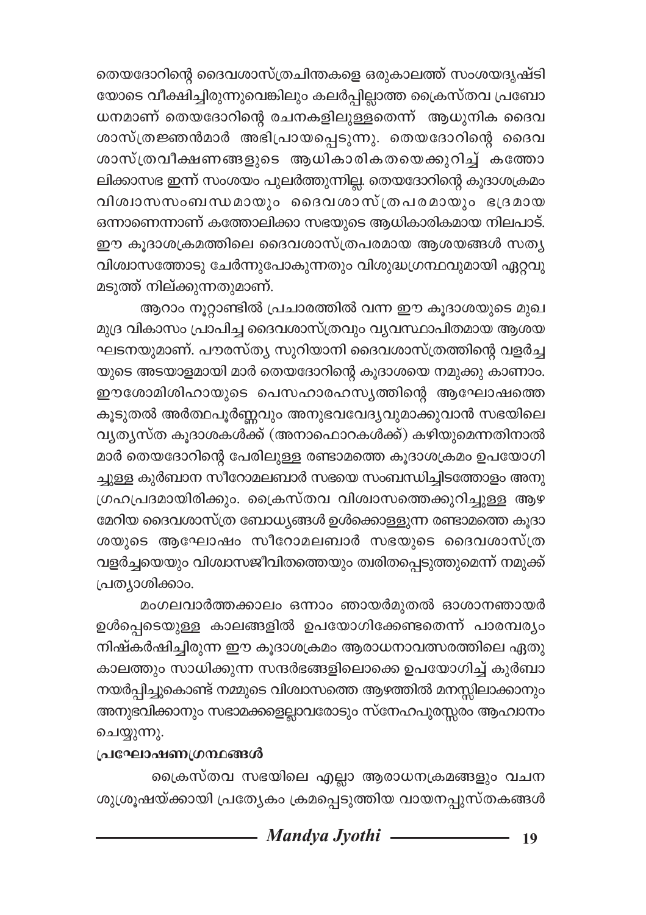തെയദോറിന്റെ ദൈവശാസ്ത്രചിന്തകളെ ഒരുകാലത്ത് സംശയദൃഷ്ടിയോടെ വീക്ഷിച്ചിരുന്നുവെങ്കിലും കലർപ്പില്ലാത്ത ക്രൈസ്തവ പ്രബോധനമാണ് തെയദോറിന്റെ രചനകളിലുള്ളതെന്ന് ആധുനിക ദൈവശാസ്ത്രജ്ഞന്മാർ അഭിപ്രായപ്പെടുന്നു. തെയദോറിന്റെ ദൈവശാസ്ത്രവീക്ഷണങ്ങളുടെ ആധികാരികതയെക്കുറിച്ച് കത്തോലിക്കാസഭ ഇന്ന് സംശയം പുലർത്തുന്നില്ല. തെയദോറിന്റെ കൂദാശക്രമം വിശ്വാസസംബന്ധമായും ദൈവശാസ്ത്രപരമായും ഭദ്രമായ ഒന്നാണെന്നാണ് കത്തോലിക്കാ സഭയുടെ ആധികാരികമായ നിലപാട്. ഈ കൂദാശക്രമത്തിലെ ദൈവശാസ്ത്രപരമായ ആശയങ്ങൾ സത്യവിശ്വാസത്തോടു ചേർന്നുപോകുന്നതും വിശുദ്ധഗ്രന്ഥവുമായി ഏറ്റവുമടുത്ത് നില്ക്കുന്നതുമാണ്.

ആറാം നൂറ്റാണ്ടിൽ പ്രചാരത്തിൽ വന്ന ഈ കൂദാശയുടെ മുഖമുദ്ര വികാസം പ്രാപിച്ച ദൈവശാസ്ത്രവും വ്യവസ്ഥാപിതമായ ആശയഘടനയുമാണ്. പൗരസ്ത്യ സുറിയാനി ദൈവശാസ്ത്രത്തിന്റെ വളർച്ചയുടെ അടയാളമായി മാർ തെയദോറിന്റെ കൂദാശയെ നമുക്കു കാണാം. ഈശോമിശിഹായുടെ പെസഹാരഹസ്യത്തിന്റെ ആഘോഷത്തെ കൂടുതൽ അർത്ഥപൂർണ്ണവും അനുഭവവേദ്യവുമാക്കുവാൻ സഭയിലെ വ്യത്യസ്ത കൂദാശകൾക്ക് (അനാഫൊറകൾക്ക്) കഴിയുമെന്നതിനാൽ മാർ തെയദോറിന്റെ പേരിലുള്ള രണ്ടാമത്തെ കൂദാശക്രമം ഉപയോഗിച്ചുള്ള കുർബാന സീറോമലബാർ സഭയെ സംബന്ധിച്ചിടത്തോളം അനുഗ്രഹപ്രദമായിരിക്കും. ക്രൈസ്തവ വിശ്വാസത്തെക്കുറിച്ചുള്ള ആഴമേറിയ ദൈവശാസ്ത്ര ബോധ്യങ്ങൾ ഉൾക്കൊള്ളുന്ന രണ്ടാമത്തെ കൂദാശയുടെ ആഘോഷം സീറോമലബാർ സഭയുടെ ദൈവശാസ്ത്ര വളർച്ചയെയും വിശ്വാസജീവിതത്തെയും ത്വരിതപ്പെടുത്തുമെന്ന് നമുക്ക് പ്രത്യാശിക്കാം.

മംഗലവാർത്തക്കാലം ഒന്നാം ഞായർമുതൽ ഓശാനഞായർ ഉൾപ്പെടെയുള്ള കാലങ്ങളിൽ ഉപയോഗിക്കേണ്ടതെന്ന് പാരമ്പര്യം നിഷ്കർഷിച്ചിരുന്ന ഈ കൂദാശക്രമം ആരാധനാവത്സരത്തിലെ ഏതു കാലത്തും സാധിക്കുന്ന സന്ദർഭങ്ങളിലൊക്കെ ഉപയോഗിച്ച് കുർബാനയർപ്പിച്ചുകൊണ്ട് നമ്മുടെ വിശ്വാസത്തെ ആഴത്തിൽ മനസ്സിലാക്കാനും അനുഭവിക്കാനും സഭാമക്കളെല്ലാവരോടും സ്നേഹപുരസ്സരം ആഹ്വാനം ചെയ്യുന്നു.

**പ്രഘോഷണഗ്രന്ഥങ്ങൾ**

ക്രൈസ്തവ സഭയിലെ എല്ലാ ആരാധനക്രമങ്ങളും വചനശുശ്രൂഷയ്ക്കായി പ്രത്യേകം ക്രമപ്പെടുത്തിയ വായനപ്പുസ്തകങ്ങൾ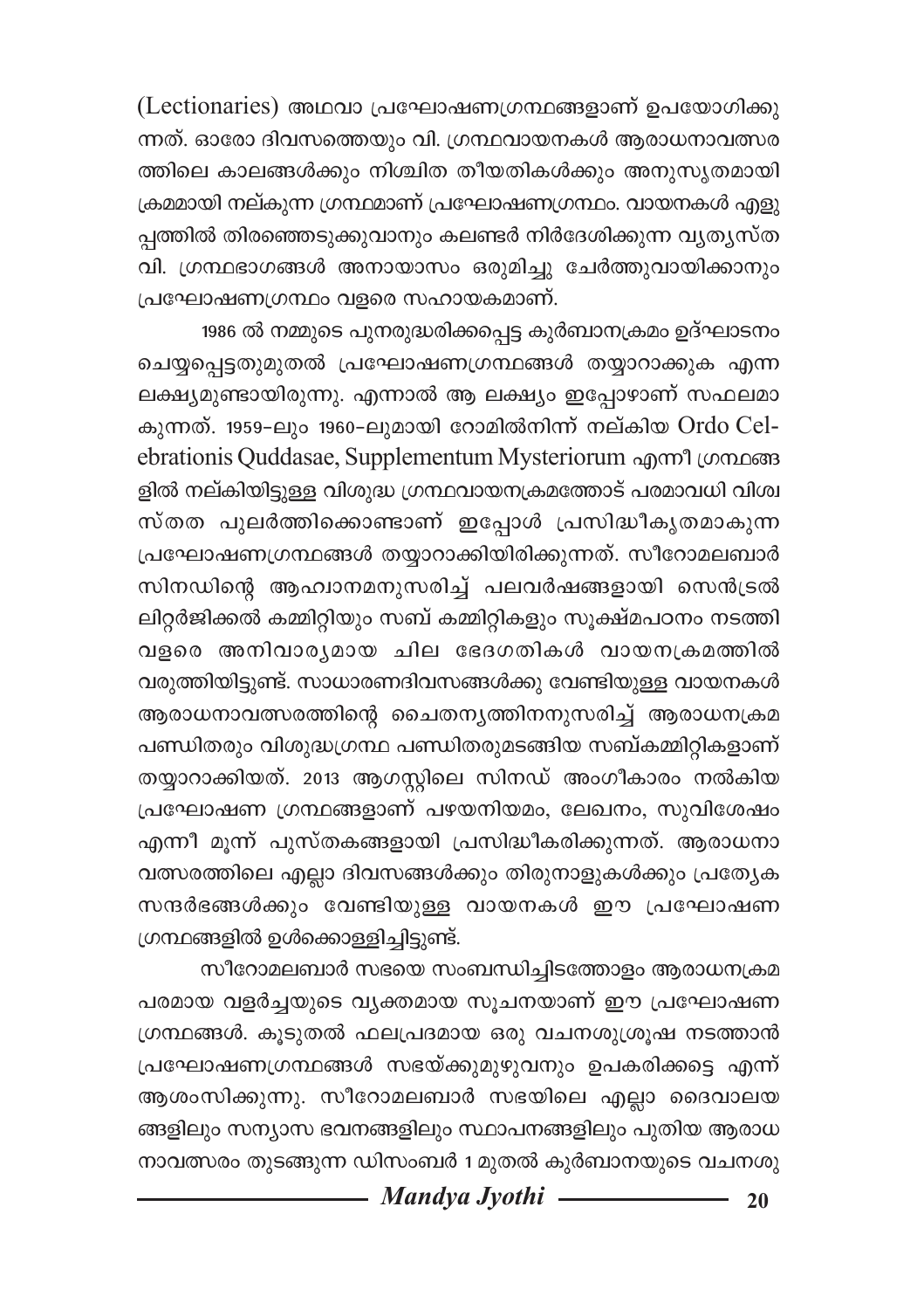(Lectionaries) അഥവാ പ്രഘോഷണഗ്രന്ഥങ്ങളാണ് ഉപയോഗിക്കുന്നത്. ഓരോ ദിവസത്തെയും വി. ഗ്രന്ഥവായനകൾ ആരാധനാവത്സരത്തിലെ കാലങ്ങൾക്കും നിശ്ചിത തീയതികൾക്കും അനുസൃതമായി ക്രമമായി നല്കുന്ന ഗ്രന്ഥമാണ് പ്രഘോഷണഗ്രന്ഥം. വായനകൾ എളുപ്പത്തിൽ തിരഞ്ഞെടുക്കുവാനും കലണ്ടർ നിർദേശിക്കുന്ന വ്യത്യസ്ത വി. ഗ്രന്ഥഭാഗങ്ങൾ അനായാസം ഒരുമിച്ചു ചേർത്തുവായിക്കാനും പ്രഘോഷണഗ്രന്ഥം വളരെ സഹായകമാണ്.

1986 ൽ നമ്മുടെ പുനരുദ്ധരിക്കപ്പെട്ട കുർബാനക്രമം ഉദ്ഘാടനം ചെയ്യപ്പെട്ടതുമുതൽ പ്രഘോഷണഗ്രന്ഥങ്ങൾ തയ്യാറാക്കുക എന്ന ലക്ഷ്യമുണ്ടായിരുന്നു. എന്നാൽ ആ ലക്ഷ്യം ഇപ്പോഴാണ് സഫലമാകുന്നത്. 1959-ലും 1960-ലുമായി റോമിൽനിന്ന് നല്കിയ Ordo Celebrationis Quddasae, Supplementum Mysteriorum എന്നീ ഗ്രന്ഥങ്ങളിൽ നല്കിയിട്ടുള്ള വിശുദ്ധ ഗ്രന്ഥവായനക്രമത്തോട് പരമാവധി വിശ്വസ്തത പുലർത്തിക്കൊണ്ടാണ് ഇപ്പോൾ പ്രസിദ്ധീകൃതമാകുന്ന പ്രഘോഷണഗ്രന്ഥങ്ങൾ തയ്യാറാക്കിയിരിക്കുന്നത്. സീറോമലബാർ സിനഡിന്റെ ആഹ്വാനമനുസരിച്ച് പലവർഷങ്ങളായി സെൻട്രൽ ലിറ്റർജിക്കൽ കമ്മിറ്റിയും സബ് കമ്മിറ്റികളും സൂക്ഷ്മപഠനം നടത്തി വളരെ അനിവാര്യമായ ചില ഭേദഗതികൾ വായനക്രമത്തിൽ വരുത്തിയിട്ടുണ്ട്. സാധാരണദിവസങ്ങൾക്കു വേണ്ടിയുള്ള വായനകൾ ആരാധനാവത്സരത്തിന്റെ ചൈതന്യത്തിനനുസരിച്ച് ആരാധനക്രമ പണ്ഡിതരും വിശുദ്ധഗ്രന്ഥ പണ്ഡിതരുമടങ്ങിയ സബ്കമ്മിറ്റികളാണ് തയ്യാറാക്കിയത്. 2013 ആഗസ്റ്റിലെ സിനഡ് അംഗീകാരം നൽകിയ പ്രഘോഷണ ഗ്രന്ഥങ്ങളാണ് പഴയനിയമം, ലേഖനം, സുവിശേഷം എന്നീ മൂന്ന് പുസ്തകങ്ങളായി പ്രസിദ്ധീകരിക്കുന്നത്. ആരാധനാവത്സരത്തിലെ എല്ലാ ദിവസങ്ങൾക്കും തിരുനാളുകൾക്കും പ്രത്യേക സന്ദർഭങ്ങൾക്കും വേണ്ടിയുള്ള വായനകൾ ഈ പ്രഘോഷണ ഗ്രന്ഥങ്ങളിൽ ഉൾക്കൊള്ളിച്ചിട്ടുണ്ട്.

സീറോമലബാർ സഭയെ സംബന്ധിച്ചിടത്തോളം ആരാധനക്രമപരമായ വളർച്ചയുടെ വ്യക്തമായ സൂചനയാണ് ഈ പ്രഘോഷണ ഗ്രന്ഥങ്ങൾ. കൂടുതൽ ഫലപ്രദമായ ഒരു വചനശുശ്രൂഷ നടത്താൻ പ്രഘോഷണഗ്രന്ഥങ്ങൾ സഭയ്ക്കുമുഴുവനും ഉപകരിക്കട്ടെ എന്ന് ആശംസിക്കുന്നു. സീറോമലബാർ സഭയിലെ എല്ലാ ദൈവാലയങ്ങളിലും സന്യാസ ഭവനങ്ങളിലും സ്ഥാപനങ്ങളിലും പുതിയ ആരാധനാവത്സരം തുടങ്ങുന്ന ഡിസംബർ 1 മുതൽ കുർബാനയുടെ വചനശു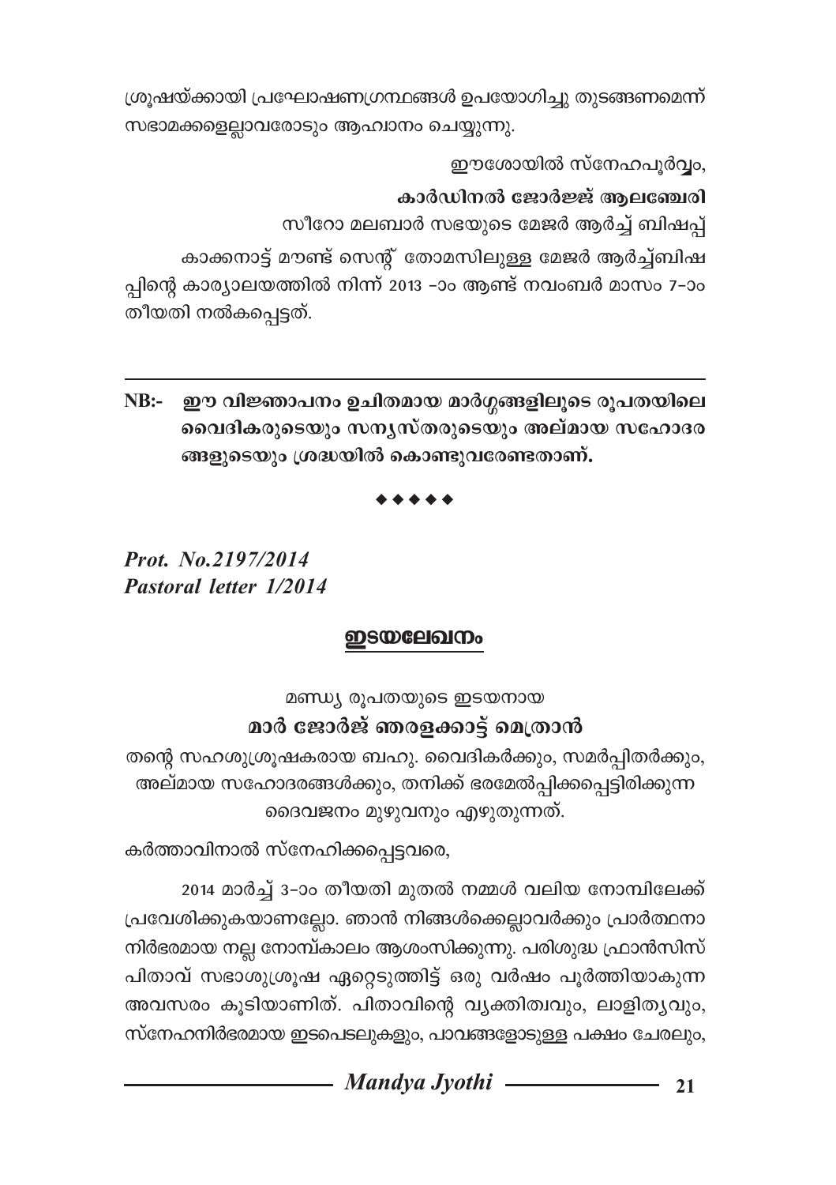ശുശ്രൂഷയ്ക്കായി പ്രഘോഷണഗ്രന്ഥങ്ങൾ ഉപയോഗിച്ചു തുടങ്ങണമെന്ന് സഭാമക്കളെല്ലാവരോടും ആഹ്വാനം ചെയ്യുന്നു.

ഈശോയിൽ സ്നേഹപൂർവ്വം,

**കാർഡിനൽ ജോർജ്ജ് ആലഞ്ചേരി**

സീറോ മലബാർ സഭയുടെ മേജർ ആർച്ച് ബിഷപ്പ്

കാക്കനാട്ട് മൗണ്ട് സെന്റ് തോമസിലുള്ള മേജർ ആർച്ച്ബിഷപ്പിന്റെ കാര്യാലയത്തിൽ നിന്ന് 2013 -ാം ആണ്ട് നവംബർ മാസം 7-ാം തീയതി നൽകപ്പെട്ടത്.

---

**NB:- ഈ വിജ്ഞാപനം ഉചിതമായ മാർഗ്ഗങ്ങളിലൂടെ രൂപതയിലെ വൈദികരുടെയും സന്യസ്തരുടെയും അല്മായ സഹോദരങ്ങളുടെയും ശ്രദ്ധയിൽ കൊണ്ടുവരേണ്ടതാണ്.**

◆◆◆◆◆

***Prot. No.2197/2014***
***Pastoral letter 1/2014***

## ഇടയലേഖനം

മണ്ഡ്യ രൂപതയുടെ ഇടയനായ

**മാർ ജോർജ് ഞരളക്കാട്ട് മെത്രാൻ**

തന്റെ സഹശുശ്രൂഷകരായ ബഹു. വൈദികർക്കും, സമർപ്പിതർക്കും, അല്മായ സഹോദരങ്ങൾക്കും, തനിക്ക് ഭരമേൽപ്പിക്കപ്പെട്ടിരിക്കുന്ന ദൈവജനം മുഴുവനും എഴുതുന്നത്.

കർത്താവിനാൽ സ്നേഹിക്കപ്പെട്ടവരെ,

2014 മാർച്ച് 3-ാം തീയതി മുതൽ നമ്മൾ വലിയ നോമ്പിലേക്ക് പ്രവേശിക്കുകയാണല്ലോ. ഞാൻ നിങ്ങൾക്കെല്ലാവർക്കും പ്രാർത്ഥനാനിർഭരമായ നല്ല നോമ്പ്കാലം ആശംസിക്കുന്നു. പരിശുദ്ധ ഫ്രാൻസിസ് പിതാവ് സഭാശുശ്രൂഷ ഏറ്റെടുത്തിട്ട് ഒരു വർഷം പൂർത്തിയാകുന്ന അവസരം കൂടിയാണിത്. പിതാവിന്റെ വ്യക്തിത്വവും, ലാളിത്യവും, സ്നേഹനിർഭരമായ ഇടപെടലുകളും, പാവങ്ങളോടുള്ള പക്ഷം ചേരലും,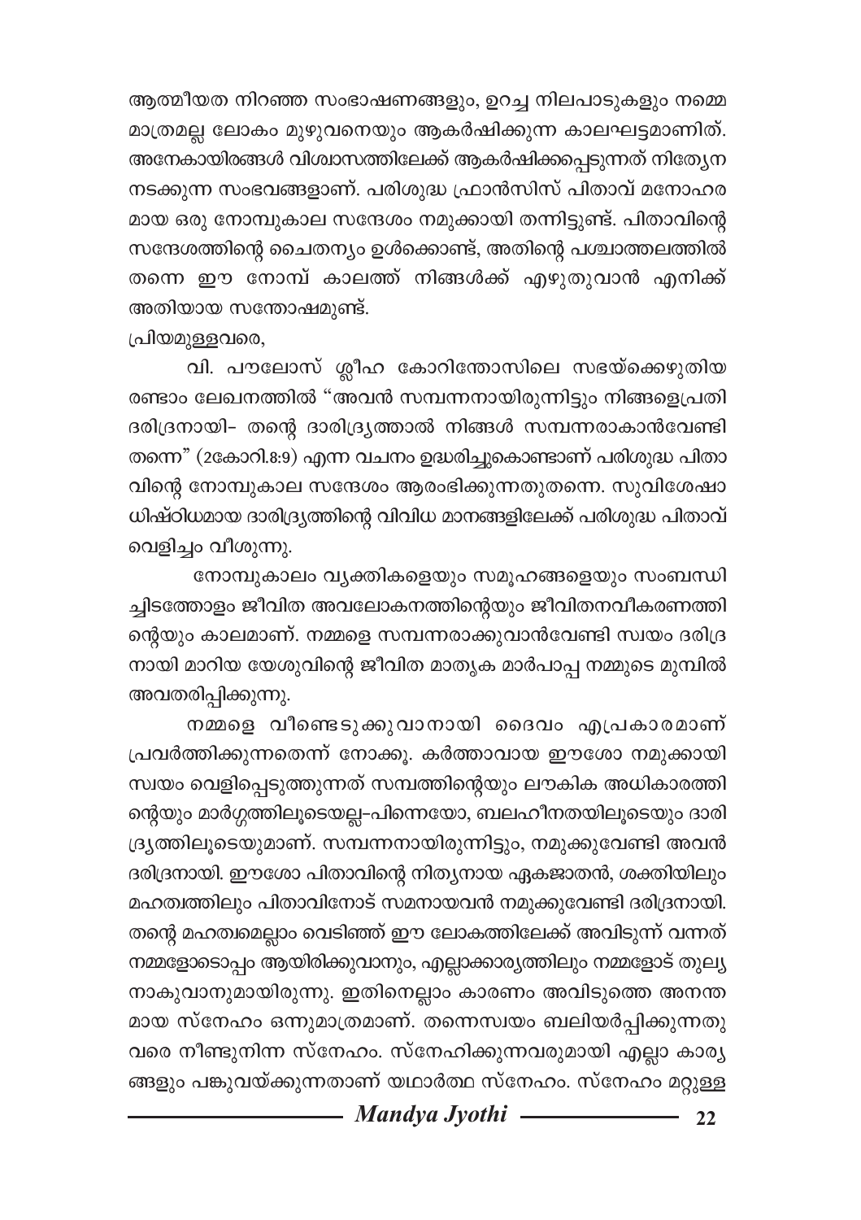ആത്മീയത നിറഞ്ഞ സംഭാഷണങ്ങളും, ഉറച്ച നിലപാടുകളും നമ്മെ മാത്രമല്ല ലോകം മുഴുവനെയും ആകർഷിക്കുന്ന കാലഘട്ടമാണിത്. അനേകായിരങ്ങൾ വിശ്വാസത്തിലേക്ക് ആകർഷിക്കപ്പെടുന്നത് നിത്യേന നടക്കുന്ന സംഭവങ്ങളാണ്. പരിശുദ്ധ ഫ്രാൻസിസ് പിതാവ് മനോഹരമായ ഒരു നോമ്പുകാല സന്ദേശം നമുക്കായി തന്നിട്ടുണ്ട്. പിതാവിന്റെ സന്ദേശത്തിന്റെ ചൈതന്യം ഉൾക്കൊണ്ട്, അതിന്റെ പശ്ചാത്തലത്തിൽ തന്നെ ഈ നോമ്പ് കാലത്ത് നിങ്ങൾക്ക് എഴുതുവാൻ എനിക്ക് അതിയായ സന്തോഷമുണ്ട്.

പ്രിയമുള്ളവരെ,

വി. പൗലോസ് ശ്ലീഹ കോറിന്തോസിലെ സഭയ്ക്കെഴുതിയ രണ്ടാം ലേഖനത്തിൽ "അവൻ സമ്പന്നനായിരുന്നിട്ടും നിങ്ങളെപ്രതി ദരിദ്രനായി– തന്റെ ദാരിദ്ര്യത്താൽ നിങ്ങൾ സമ്പന്നരാകാൻവേണ്ടി തന്നെ" (2കോറി.8:9) എന്ന വചനം ഉദ്ധരിച്ചുകൊണ്ടാണ് പരിശുദ്ധ പിതാവിന്റെ നോമ്പുകാല സന്ദേശം ആരംഭിക്കുന്നതുതന്നെ. സുവിശേഷാധിഷ്ഠിധമായ ദാരിദ്ര്യത്തിന്റെ വിവിധ മാനങ്ങളിലേക്ക് പരിശുദ്ധ പിതാവ് വെളിച്ചം വീശുന്നു.

നോമ്പുകാലം വ്യക്തികളെയും സമൂഹങ്ങളെയും സംബന്ധിച്ചിടത്തോളം ജീവിത അവലോകനത്തിന്റെയും ജീവിതനവീകരണത്തിന്റെയും കാലമാണ്. നമ്മളെ സമ്പന്നരാക്കുവാൻവേണ്ടി സ്വയം ദരിദ്രനായി മാറിയ യേശുവിന്റെ ജീവിത മാതൃക മാർപാപ്പ നമ്മുടെ മുമ്പിൽ അവതരിപ്പിക്കുന്നു.

നമ്മളെ വീണ്ടെടുക്കുവാനായി ദൈവം എപ്രകാരമാണ് പ്രവർത്തിക്കുന്നതെന്ന് നോക്കൂ. കർത്താവായ ഈശോ നമുക്കായി സ്വയം വെളിപ്പെടുത്തുന്നത് സമ്പത്തിന്റെയും ലൗകിക അധികാരത്തിന്റെയും മാർഗ്ഗത്തിലൂടെയല്ല–പിന്നെയോ, ബലഹീനതയിലൂടെയും ദാരിദ്ര്യത്തിലൂടെയുമാണ്. സമ്പന്നനായിരുന്നിട്ടും, നമുക്കുവേണ്ടി അവൻ ദരിദ്രനായി. ഈശോ പിതാവിന്റെ നിത്യനായ ഏകജാതൻ, ശക്തിയിലും മഹത്വത്തിലും പിതാവിനോട് സമനായവൻ നമുക്കുവേണ്ടി ദരിദ്രനായി. തന്റെ മഹത്വമെല്ലാം വെടിഞ്ഞ് ഈ ലോകത്തിലേക്ക് അവിടുന്ന് വന്നത് നമ്മളോടൊപ്പം ആയിരിക്കുവാനും, എല്ലാക്കാര്യത്തിലും നമ്മളോട് തുല്യനാകുവാനുമായിരുന്നു. ഇതിനെല്ലാം കാരണം അവിടുത്തെ അനന്തമായ സ്നേഹം ഒന്നുമാത്രമാണ്. തന്നെസ്വയം ബലിയർപ്പിക്കുന്നതുവരെ നീണ്ടുനിന്ന സ്നേഹം. സ്നേഹിക്കുന്നവരുമായി എല്ലാ കാര്യങ്ങളും പങ്കുവയ്ക്കുന്നതാണ് യഥാർത്ഥ സ്നേഹം. സ്നേഹം മറ്റുള്ള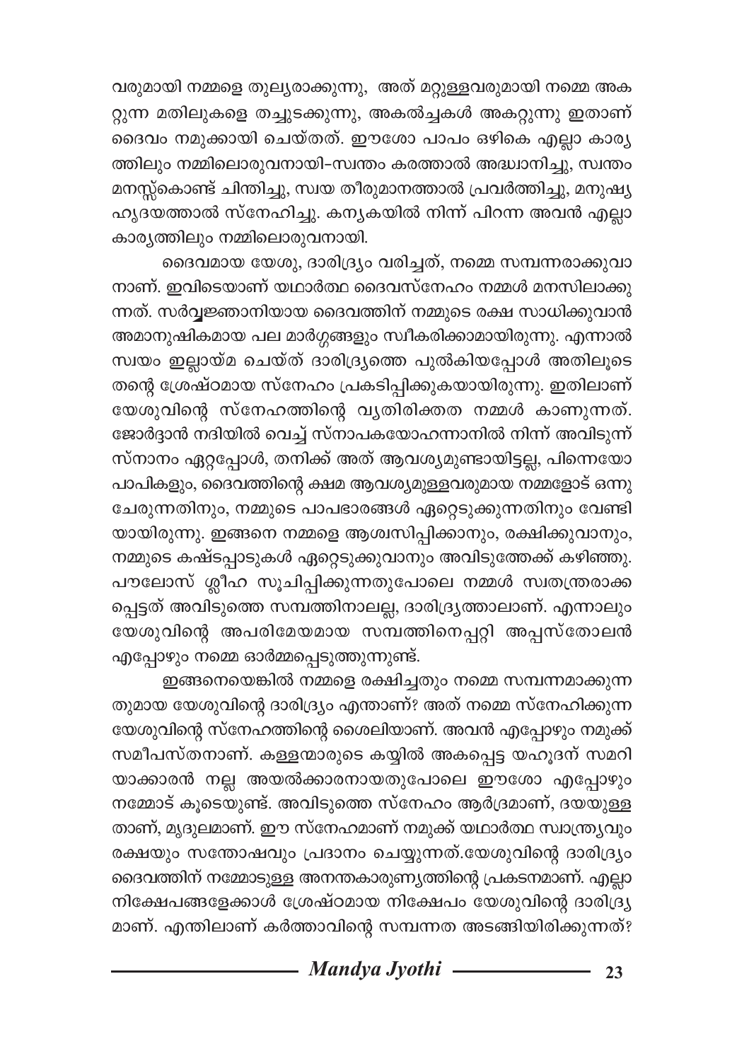വരുമായി നമ്മളെ തുല്യരാക്കുന്നു, അത് മറ്റുള്ളവരുമായി നമ്മെ അകറ്റുന്ന മതിലുകളെ തച്ചുടക്കുന്നു, അകൽച്ചകൾ അകറ്റുന്നു ഇതാണ് ദൈവം നമുക്കായി ചെയ്തത്. ഈശോ പാപം ഒഴികെ എല്ലാ കാര്യത്തിലും നമ്മിലൊരുവനായി-സ്വന്തം കരത്താൽ അദ്ധ്വാനിച്ചു, സ്വന്തം മനസ്സുകൊണ്ട് ചിന്തിച്ചു, സ്വയ തീരുമാനത്താൽ പ്രവർത്തിച്ചു, മനുഷ്യ ഹൃദയത്താൽ സ്നേഹിച്ചു. കന്യകയിൽ നിന്ന് പിറന്ന അവൻ എല്ലാ കാര്യത്തിലും നമ്മിലൊരുവനായി.

ദൈവമായ യേശു, ദാരിദ്ര്യം വരിച്ചത്, നമ്മെ സമ്പന്നരാക്കുവാനാണ്. ഇവിടെയാണ് യഥാർത്ഥ ദൈവസ്നേഹം നമ്മൾ മനസിലാക്കുന്നത്. സർവ്വജ്ഞാനിയായ ദൈവത്തിന് നമ്മുടെ രക്ഷ സാധിക്കുവാൻ അമാനുഷികമായ പല മാർഗ്ഗങ്ങളും സ്വീകരിക്കാമായിരുന്നു. എന്നാൽ സ്വയം ഇല്ലായ്മ ചെയ്ത് ദാരിദ്ര്യത്തെ പുൽകിയപ്പോൾ അതിലൂടെ തന്റെ ശ്രേഷ്ഠമായ സ്നേഹം പ്രകടിപ്പിക്കുകയായിരുന്നു. ഇതിലാണ് യേശുവിന്റെ സ്നേഹത്തിന്റെ വ്യതിരിക്തത നമ്മൾ കാണുന്നത്. ജോർദ്ദാൻ നദിയിൽ വെച്ച് സ്നാപകയോഹന്നാനിൽ നിന്ന് അവിടുന്ന് സ്നാനം ഏറ്റപ്പോൾ, തനിക്ക് അത് ആവശ്യമുണ്ടായിട്ടല്ല, പിന്നെയോ പാപികളും, ദൈവത്തിന്റെ ക്ഷമ ആവശ്യമുള്ളവരുമായ നമ്മളോട് ഒന്നു ചേരുന്നതിനും, നമ്മുടെ പാപഭാരങ്ങൾ ഏറ്റെടുക്കുന്നതിനും വേണ്ടിയായിരുന്നു. ഇങ്ങനെ നമ്മളെ ആശ്വസിപ്പിക്കാനും, രക്ഷിക്കുവാനും, നമ്മുടെ കഷ്ടപ്പാടുകൾ ഏറ്റെടുക്കുവാനും അവിടുത്തേക്ക് കഴിഞ്ഞു. പൗലോസ് ശ്ലീഹ സൂചിപ്പിക്കുന്നതുപോലെ നമ്മൾ സ്വതന്ത്രരാക്കപ്പെട്ടത് അവിടുത്തെ സമ്പത്തിനാലല്ല, ദാരിദ്ര്യത്താലാണ്. എന്നാലും യേശുവിന്റെ അപരിമേയമായ സമ്പത്തിനെപ്പറ്റി അപ്പസ്തോലൻ എപ്പോഴും നമ്മെ ഓർമ്മപ്പെടുത്തുന്നുണ്ട്.

ഇങ്ങനെയെങ്കിൽ നമ്മളെ രക്ഷിച്ചതും നമ്മെ സമ്പന്നമാക്കുന്നതുമായ യേശുവിന്റെ ദാരിദ്ര്യം എന്താണ്? അത് നമ്മെ സ്നേഹിക്കുന്ന യേശുവിന്റെ സ്നേഹത്തിന്റെ ശൈലിയാണ്. അവൻ എപ്പോഴും നമുക്ക് സമീപസ്തനാണ്. കള്ളന്മാരുടെ കയ്യിൽ അകപ്പെട്ട യഹൂദന് സമറിയാക്കാരൻ നല്ല അയൽക്കാരനായതുപോലെ ഈശോ എപ്പോഴും നമ്മോട് കൂടെയുണ്ട്. അവിടുത്തെ സ്നേഹം ആർദ്രമാണ്, ദയയുള്ളതാണ്, മൃദുലമാണ്. ഈ സ്നേഹമാണ് നമുക്ക് യഥാർത്ഥ സ്വാന്ത്ര്യവും രക്ഷയും സന്തോഷവും പ്രദാനം ചെയ്യുന്നത്.യേശുവിന്റെ ദാരിദ്ര്യം ദൈവത്തിന് നമ്മോടുള്ള അനന്തകാരുണ്യത്തിന്റെ പ്രകടനമാണ്. എല്ലാ നിക്ഷേപങ്ങളേക്കാൾ ശ്രേഷ്ഠമായ നിക്ഷേപം യേശുവിന്റെ ദാരിദ്ര്യമാണ്. എന്തിലാണ് കർത്താവിന്റെ സമ്പന്നത അടങ്ങിയിരിക്കുന്നത്?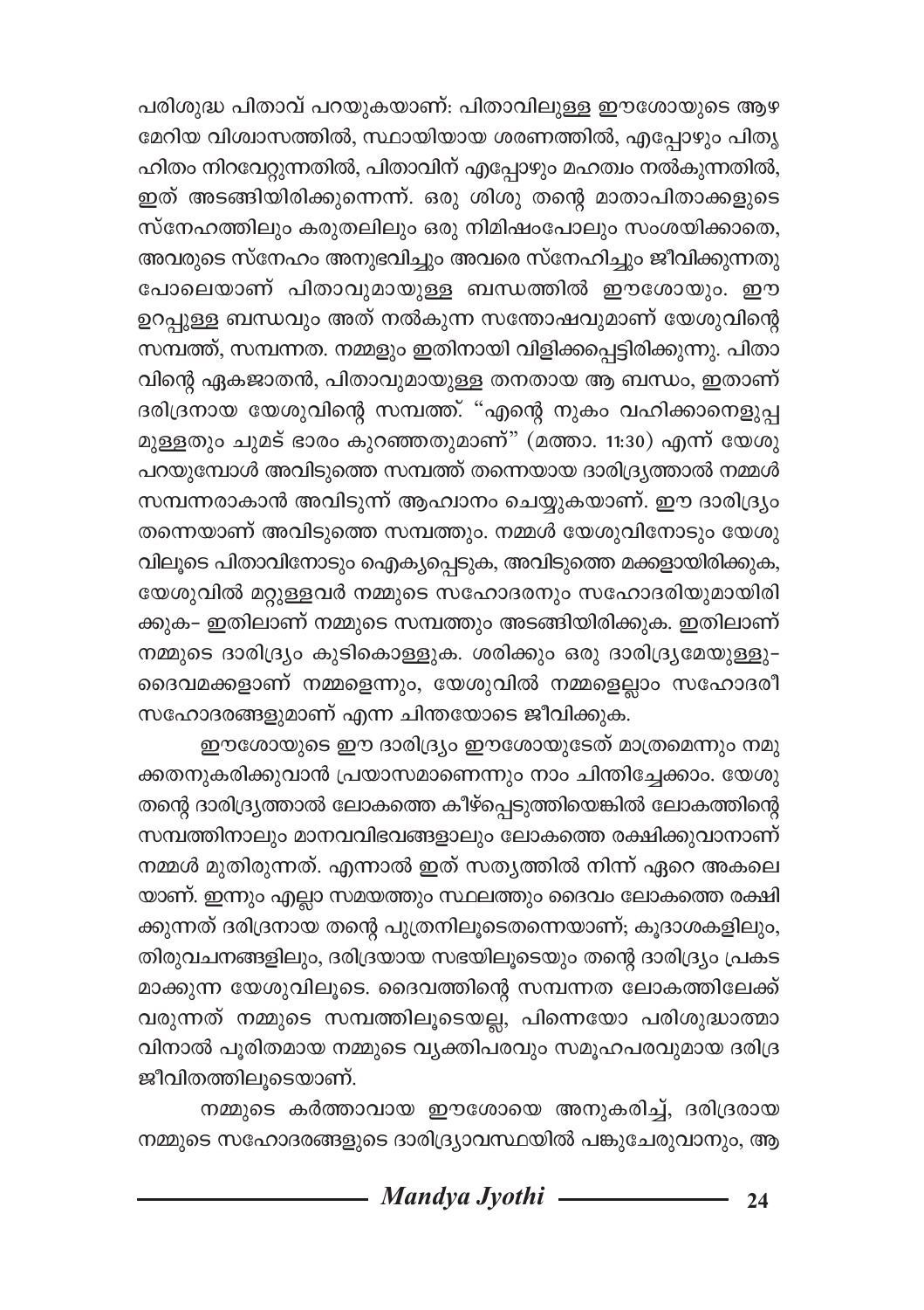പരിശുദ്ധ പിതാവ് പറയുകയാണ്: പിതാവിലുള്ള ഈശോയുടെ ആഴമേറിയ വിശ്വാസത്തിൽ, സ്ഥായിയായ ശരണത്തിൽ, എപ്പോഴും പിതൃഹിതം നിറവേറ്റുന്നതിൽ, പിതാവിന് എപ്പോഴും മഹത്വം നൽകുന്നതിൽ, ഇത് അടങ്ങിയിരിക്കുന്നെന്ന്. ഒരു ശിശു തന്റെ മാതാപിതാക്കളുടെ സ്നേഹത്തിലും കരുതലിലും ഒരു നിമിഷംപോലും സംശയിക്കാതെ, അവരുടെ സ്നേഹം അനുഭവിച്ചും അവരെ സ്നേഹിച്ചും ജീവിക്കുന്നതു പോലെയാണ് പിതാവുമായുള്ള ബന്ധത്തിൽ ഈശോയും. ഈ ഉറപ്പുള്ള ബന്ധവും അത് നൽകുന്ന സന്തോഷവുമാണ് യേശുവിന്റെ സമ്പത്ത്, സമ്പന്നത. നമ്മളും ഇതിനായി വിളിക്കപ്പെട്ടിരിക്കുന്നു. പിതാവിന്റെ ഏകജാതൻ, പിതാവുമായുള്ള തനതായ ആ ബന്ധം, ഇതാണ് ദരിദ്രനായ യേശുവിന്റെ സമ്പത്ത്. "എന്റെ നുകം വഹിക്കാനെളുപ്പമുള്ളതും ചുമട് ഭാരം കുറഞ്ഞതുമാണ്" (മത്താ. 11:30) എന്ന് യേശു പറയുമ്പോൾ അവിടുത്തെ സമ്പത്ത് തന്നെയായ ദാരിദ്ര്യത്താൽ നമ്മൾ സമ്പന്നരാകാൻ അവിടുന്ന് ആഹ്വാനം ചെയ്യുകയാണ്. ഈ ദാരിദ്ര്യം തന്നെയാണ് അവിടുത്തെ സമ്പത്തും. നമ്മൾ യേശുവിനോടും യേശുവിലൂടെ പിതാവിനോടും ഐക്യപ്പെടുക, അവിടുത്തെ മക്കളായിരിക്കുക, യേശുവിൽ മറ്റുള്ളവർ നമ്മുടെ സഹോദരനും സഹോദരിയുമായിരിക്കുക- ഇതിലാണ് നമ്മുടെ സമ്പത്തും അടങ്ങിയിരിക്കുക. ഇതിലാണ് നമ്മുടെ ദാരിദ്ര്യം കുടികൊള്ളുക. ശരിക്കും ഒരു ദാരിദ്ര്യമേയുള്ളു- ദൈവമക്കളാണ് നമ്മളെന്നും, യേശുവിൽ നമ്മളെല്ലാം സഹോദരീസഹോദരങ്ങളുമാണ് എന്ന ചിന്തയോടെ ജീവിക്കുക.

ഈശോയുടെ ഈ ദാരിദ്ര്യം ഈശോയുടേത് മാത്രമെന്നും നമുക്കതനുകരിക്കുവാൻ പ്രയാസമാണെന്നും നാം ചിന്തിച്ചേക്കാം. യേശു തന്റെ ദാരിദ്ര്യത്താൽ ലോകത്തെ കീഴ്പ്പെടുത്തിയെങ്കിൽ ലോകത്തിന്റെ സമ്പത്തിനാലും മാനവവിഭവങ്ങളാലും ലോകത്തെ രക്ഷിക്കുവാനാണ് നമ്മൾ മുതിരുന്നത്. എന്നാൽ ഇത് സത്യത്തിൽ നിന്ന് ഏറെ അകലെയാണ്. ഇന്നും എല്ലാ സമയത്തും സ്ഥലത്തും ദൈവം ലോകത്തെ രക്ഷിക്കുന്നത് ദരിദ്രനായ തന്റെ പുത്രനിലൂടെതന്നെയാണ്; കൂദാശകളിലും, തിരുവചനങ്ങളിലും, ദരിദ്രയായ സഭയിലൂടെയും തന്റെ ദാരിദ്ര്യം പ്രകടമാക്കുന്ന യേശുവിലൂടെ. ദൈവത്തിന്റെ സമ്പന്നത ലോകത്തിലേക്ക് വരുന്നത് നമ്മുടെ സമ്പത്തിലൂടെയല്ല, പിന്നെയോ പരിശുദ്ധാത്മാവിനാൽ പൂരിതമായ നമ്മുടെ വ്യക്തിപരവും സമൂഹപരവുമായ ദരിദ്രജീവിതത്തിലൂടെയാണ്.

നമ്മുടെ കർത്താവായ ഈശോയെ അനുകരിച്ച്, ദരിദ്രരായ നമ്മുടെ സഹോദരങ്ങളുടെ ദാരിദ്ര്യാവസ്ഥയിൽ പങ്കുചേരുവാനും, ആ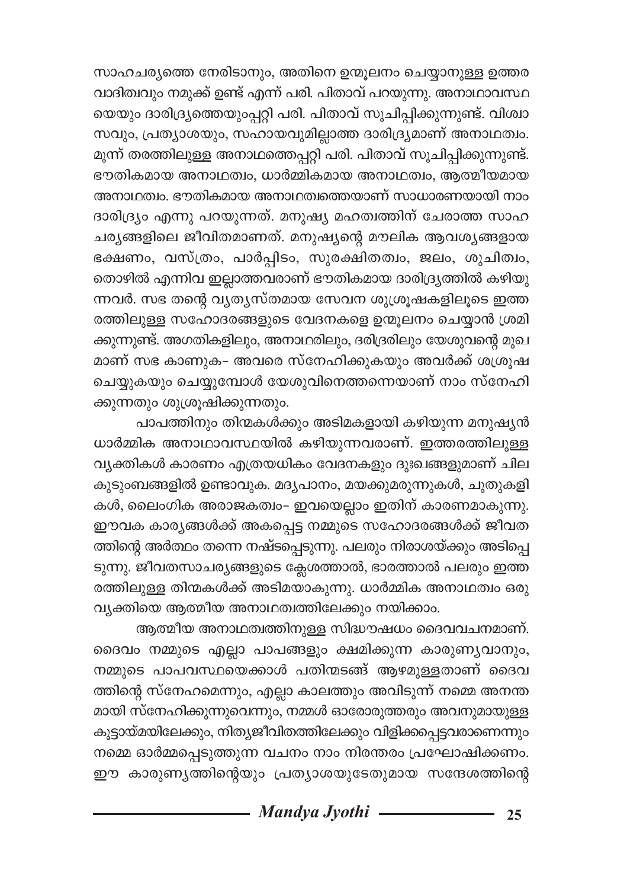സാഹചര്യത്തെ നേരിടാനും, അതിനെ ഉന്മൂലനം ചെയ്യാനുള്ള ഉത്തര വാദിത്വവും നമുക്ക് ഉണ്ട് എന്ന് പരി. പിതാവ് പറയുന്നു. അനാഥാവസ്ഥ യെയും ദാരിദ്ര്യത്തെയുംപ്പറ്റി പരി. പിതാവ് സൂചിപ്പിക്കുന്നുണ്ട്. വിശ്വാ സവും, പ്രത്യാശയും, സഹായവുമില്ലാത്ത ദാരിദ്ര്യമാണ് അനാഥത്വം. മൂന്ന് തരത്തിലുള്ള അനാഥത്തെപ്പറ്റി പരി. പിതാവ് സൂചിപ്പിക്കുന്നുണ്ട്. ഭൗതികമായ അനാഥത്വം, ധാർമ്മികമായ അനാഥത്വം, ആത്മീയമായ അനാഥത്വം. ഭൗതികമായ അനാഥത്വത്തെയാണ് സാധാരണയായി നാം ദാരിദ്ര്യം എന്നു പറയുന്നത്. മനുഷ്യ മഹത്വത്തിന് ചേരാത്ത സാഹ ചര്യങ്ങളിലെ ജീവിതമാണത്. മനുഷ്യന്റെ മൗലിക ആവശ്യങ്ങളായ ഭക്ഷണം, വസ്ത്രം, പാർപ്പിടം, സുരക്ഷിതത്വം, ജലം, ശുചിത്വം, തൊഴിൽ എന്നിവ ഇല്ലാത്തവരാണ് ഭൗതികമായ ദാരിദ്ര്യത്തിൽ കഴിയു ന്നവർ. സഭ തന്റെ വ്യത്യസ്തമായ സേവന ശുശ്രൂഷകളിലൂടെ ഇത്ത രത്തിലുള്ള സഹോദരങ്ങളുടെ വേദനകളെ ഉന്മൂലനം ചെയ്യാൻ ശ്രമി ക്കുന്നുണ്ട്. അഗതികളിലും, അനാഥരിലും, ദരിദ്രരിലും യേശുവന്റെ മുഖ മാണ് സഭ കാണുക– അവരെ സ്നേഹിക്കുകയും അവർക്ക് ശശ്രൂഷ ചെയ്യുകയും ചെയ്യുമ്പോൾ യേശുവിനെത്തന്നെയാണ് നാം സ്നേഹി ക്കുന്നതും ശുശ്രൂഷിക്കുന്നതും.

പാപത്തിനും തിന്മകൾക്കും അടിമകളായി കഴിയുന്ന മനുഷ്യൻ ധാർമ്മിക അനാഥാവസ്ഥയിൽ കഴിയുന്നവരാണ്. ഇത്തരത്തിലുള്ള വ്യക്തികൾ കാരണം എത്രയധികം വേദനകളും ദുഃഖങ്ങളുമാണ് ചില കുടുംബങ്ങളിൽ ഉണ്ടാവുക. മദ്യപാനം, മയക്കുമരുന്നുകൾ, ചൂതുകളി കൾ, ലൈംഗിക അരാജകത്വം– ഇവയെല്ലാം ഇതിന് കാരണമാകുന്നു. ഈവക കാര്യങ്ങൾക്ക് അകപ്പെട്ട നമ്മുടെ സഹോദരങ്ങൾക്ക് ജീവത ത്തിന്റെ അർത്ഥം തന്നെ നഷ്ടപ്പെടുന്നു. പലരും നിരാശയ്ക്കും അടിപ്പെ ടുന്നു. ജീവതസാചര്യങ്ങളുടെ ക്ലേശത്താൽ, ഭാരത്താൽ പലരും ഇത്ത രത്തിലുള്ള തിന്മകൾക്ക് അടിമയാകുന്നു. ധാർമ്മിക അനാഥത്വം ഒരു വ്യക്തിയെ ആത്മീയ അനാഥത്വത്തിലേക്കും നയിക്കാം.

ആത്മീയ അനാഥത്വത്തിനുള്ള സിദ്ധൗഷധം ദൈവവചനമാണ്. ദൈവം നമ്മുടെ എല്ലാ പാപങ്ങളും ക്ഷമിക്കുന്ന കാരുണ്യവാനും, നമ്മുടെ പാപവസ്ഥയെക്കാൾ പതിന്മടങ്ങ് ആഴമുള്ളതാണ് ദൈവ ത്തിന്റെ സ്നേഹമെന്നും, എല്ലാ കാലത്തും അവിടുന്ന് നമ്മെ അനന്ത മായി സ്നേഹിക്കുന്നുവെന്നും, നമ്മൾ ഓരോരുത്തരും അവനുമായുള്ള കൂട്ടായ്മയിലേക്കും, നിത്യജീവിതത്തിലേക്കും വിളിക്കപ്പെട്ടവരാണെന്നും നമ്മെ ഓർമ്മപ്പെടുത്തുന്ന വചനം നാം നിരന്തരം പ്രഘോഷിക്കണം. ഈ കാരുണ്യത്തിന്റെയും പ്രത്യാശയുടേതുമായ സന്ദേശത്തിന്റെ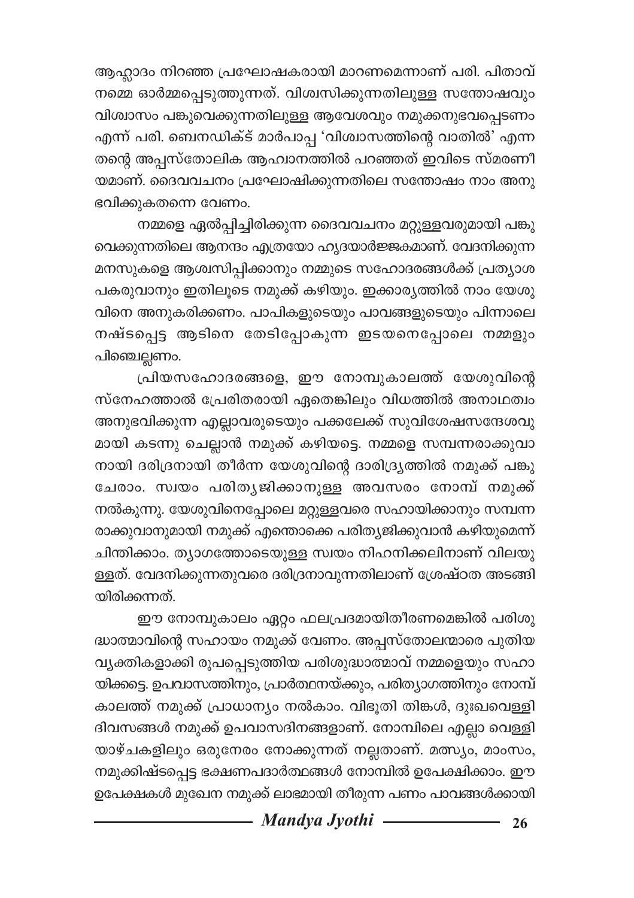ആഹ്ലാദം നിറഞ്ഞ പ്രഘോഷകരായി മാറണമെന്നാണ് പരി. പിതാവ് നമ്മെ ഓർമ്മപ്പെടുത്തുന്നത്. വിശ്വസിക്കുന്നതിലുള്ള സന്തോഷവും വിശ്വാസം പങ്കുവെക്കുന്നതിലുള്ള ആവേശവും നമുക്കനുഭവപ്പെടണം എന്ന് പരി. ബെനഡിക്ട് മാർപാപ്പ 'വിശ്വാസത്തിന്റെ വാതിൽ' എന്ന തന്റെ അപ്പസ്തോലിക ആഹ്വാനത്തിൽ പറഞ്ഞത് ഇവിടെ സ്മരണീയമാണ്. ദൈവവചനം പ്രഘോഷിക്കുന്നതിലെ സന്തോഷം നാം അനുഭവിക്കുകതന്നെ വേണം.

നമ്മളെ ഏൽപ്പിച്ചിരിക്കുന്ന ദൈവവചനം മറ്റുള്ളവരുമായി പങ്കുവെക്കുന്നതിലെ ആനന്ദം എത്രയോ ഹൃദയാർജ്ജകമാണ്. വേദനിക്കുന്ന മനസുകളെ ആശ്വസിപ്പിക്കാനും നമ്മുടെ സഹോദരങ്ങൾക്ക് പ്രത്യാശ പകരുവാനും ഇതിലൂടെ നമുക്ക് കഴിയും. ഇക്കാര്യത്തിൽ നാം യേശുവിനെ അനുകരിക്കണം. പാപികളുടെയും പാവങ്ങളുടെയും പിന്നാലെ നഷ്ടപ്പെട്ട ആടിനെ തേടിപ്പോകുന്ന ഇടയനെപ്പോലെ നമ്മളും പിഞ്ചെല്ലണം.

പ്രിയസഹോദരങ്ങളെ, ഈ നോമ്പുകാലത്ത് യേശുവിന്റെ സ്നേഹത്താൽ പ്രേരിതരായി ഏതെങ്കിലും വിധത്തിൽ അനാഥത്വം അനുഭവിക്കുന്ന എല്ലാവരുടെയും പക്കലേക്ക് സുവിശേഷസന്ദേശവുമായി കടന്നു ചെല്ലാൻ നമുക്ക് കഴിയട്ടെ. നമ്മളെ സമ്പന്നരാക്കുവാനായി ദരിദ്രനായി തീർന്ന യേശുവിന്റെ ദാരിദ്ര്യത്തിൽ നമുക്ക് പങ്കുചേരാം. സ്വയം പരിത്യജിക്കാനുള്ള അവസരം നോമ്പ് നമുക്ക് നൽകുന്നു. യേശുവിനെപ്പോലെ മറ്റുള്ളവരെ സഹായിക്കാനും സമ്പന്നരാക്കുവാനുമായി നമുക്ക് എന്തൊക്കെ പരിത്യജിക്കുവാൻ കഴിയുമെന്ന് ചിന്തിക്കാം. ത്യാഗത്തോടെയുള്ള സ്വയം നിഹനിക്കലിനാണ് വിലയുള്ളത്. വേദനിക്കുന്നതുവരെ ദരിദ്രനാവുന്നതിലാണ് ശ്രേഷ്ഠത അടങ്ങിയിരിക്കന്നത്.

ഈ നോമ്പുകാലം ഏറ്റം ഫലപ്രദമായിതീരണമെങ്കിൽ പരിശുദ്ധാത്മാവിന്റെ സഹായം നമുക്ക് വേണം. അപ്പസ്തോലന്മാരെ പുതിയ വ്യക്തികളാക്കി രൂപപ്പെടുത്തിയ പരിശുദ്ധാത്മാവ് നമ്മളെയും സഹായിക്കട്ടെ. ഉപവാസത്തിനും, പ്രാർത്ഥനയ്ക്കും, പരിത്യാഗത്തിനും നോമ്പ് കാലത്ത് നമുക്ക് പ്രാധാന്യം നൽകാം. വിഭൂതി തിങ്കൾ, ദുഃഖവെള്ളി ദിവസങ്ങൾ നമുക്ക് ഉപവാസദിനങ്ങളാണ്. നോമ്പിലെ എല്ലാ വെള്ളിയാഴ്ചകളിലും ഒരുനേരം നോക്കുന്നത് നല്ലതാണ്. മത്സ്യം, മാംസം, നമുക്കിഷ്ടപ്പെട്ട ഭക്ഷണപദാർത്ഥങ്ങൾ നോമ്പിൽ ഉപേക്ഷിക്കാം. ഈ ഉപേക്ഷകൾ മുഖേന നമുക്ക് ലാഭമായി തീരുന്ന പണം പാവങ്ങൾക്കായി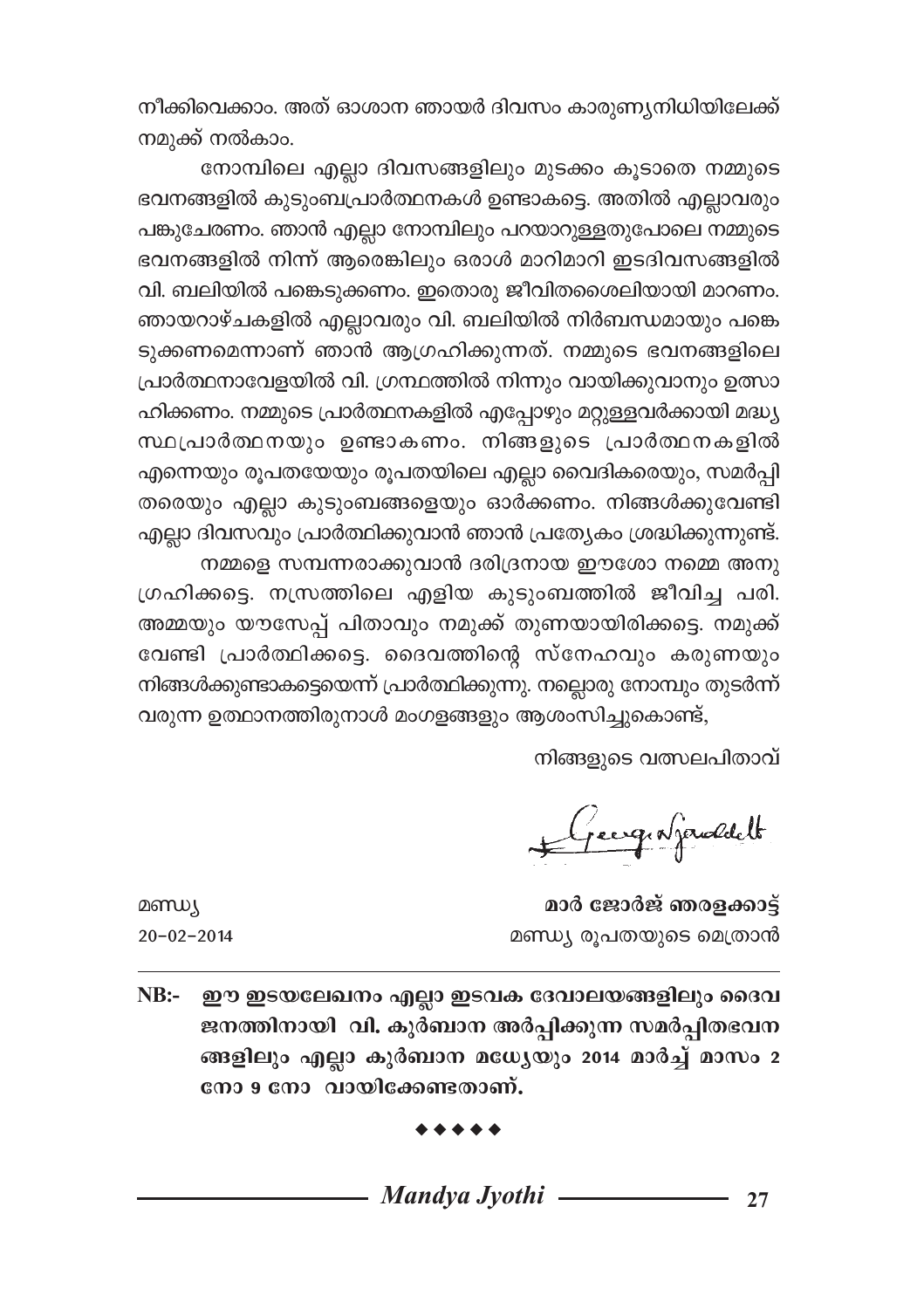നീക്കിവെക്കാം. അത് ഓശാന ഞായർ ദിവസം കാരുണ്യനിധിയിലേക്ക് നമുക്ക് നൽകാം.

നോമ്പിലെ എല്ലാ ദിവസങ്ങളിലും മുടക്കം കൂടാതെ നമ്മുടെ ഭവനങ്ങളിൽ കുടുംബപ്രാർത്ഥനകൾ ഉണ്ടാകട്ടെ. അതിൽ എല്ലാവരും പങ്കുചേരണം. ഞാൻ എല്ലാ നോമ്പിലും പറയാറുള്ളതുപോലെ നമ്മുടെ ഭവനങ്ങളിൽ നിന്ന് ആരെങ്കിലും ഒരാൾ മാറിമാറി ഇടദിവസങ്ങളിൽ വി. ബലിയിൽ പങ്കെടുക്കണം. ഇതൊരു ജീവിതശൈലിയായി മാറണം. ഞായറാഴ്ചകളിൽ എല്ലാവരും വി. ബലിയിൽ നിർബന്ധമായും പങ്കെടുക്കണമെന്നാണ് ഞാൻ ആഗ്രഹിക്കുന്നത്. നമ്മുടെ ഭവനങ്ങളിലെ പ്രാർത്ഥനാവേളയിൽ വി. ഗ്രന്ഥത്തിൽ നിന്നും വായിക്കുവാനും ഉത്സാഹിക്കണം. നമ്മുടെ പ്രാർത്ഥനകളിൽ എപ്പോഴും മറ്റുള്ളവർക്കായി മദ്ധ്യസ്ഥപ്രാർത്ഥനയും ഉണ്ടാകണം. നിങ്ങളുടെ പ്രാർത്ഥനകളിൽ എന്നെയും രൂപതയേയും രൂപതയിലെ എല്ലാ വൈദികരെയും, സമർപ്പിതരെയും എല്ലാ കുടുംബങ്ങളെയും ഓർക്കണം. നിങ്ങൾക്കുവേണ്ടി എല്ലാ ദിവസവും പ്രാർത്ഥിക്കുവാൻ ഞാൻ പ്രത്യേകം ശ്രദ്ധിക്കുന്നുണ്ട്.

നമ്മളെ സമ്പന്നരാക്കുവാൻ ദരിദ്രനായ ഈശോ നമ്മെ അനുഗ്രഹിക്കട്ടെ. നസ്രത്തിലെ എളിയ കുടുംബത്തിൽ ജീവിച്ച പരി. അമ്മയും യൗസേപ്പ് പിതാവും നമുക്ക് തുണയായിരിക്കട്ടെ. നമുക്ക് വേണ്ടി പ്രാർത്ഥിക്കട്ടെ. ദൈവത്തിന്റെ സ്നേഹവും കരുണയും നിങ്ങൾക്കുണ്ടാകട്ടെയെന്ന് പ്രാർത്ഥിക്കുന്നു. നല്ലൊരു നോമ്പും തുടർന്ന് വരുന്ന ഉത്ഥാനത്തിരുനാൾ മംഗളങ്ങളും ആശംസിച്ചുകൊണ്ട്,

നിങ്ങളുടെ വത്സലപിതാവ്

**മാർ ജോർജ് ഞരളക്കാട്ട്**
മണ്ഡ്യ രൂപതയുടെ മെത്രാൻ

മണ്ഡ്യ
20-02-2014

**NB:- ഈ ഇടയലേഖനം എല്ലാ ഇടവക ദേവാലയങ്ങളിലും ദൈവജനത്തിനായി വി. കുർബാന അർപ്പിക്കുന്ന സമർപ്പിതഭവനങ്ങളിലും എല്ലാ കുർബാന മദ്ധ്യേയും 2014 മാർച്ച് മാസം 2 നോ 9 നോ വായിക്കേണ്ടതാണ്.**

◆◆◆◆◆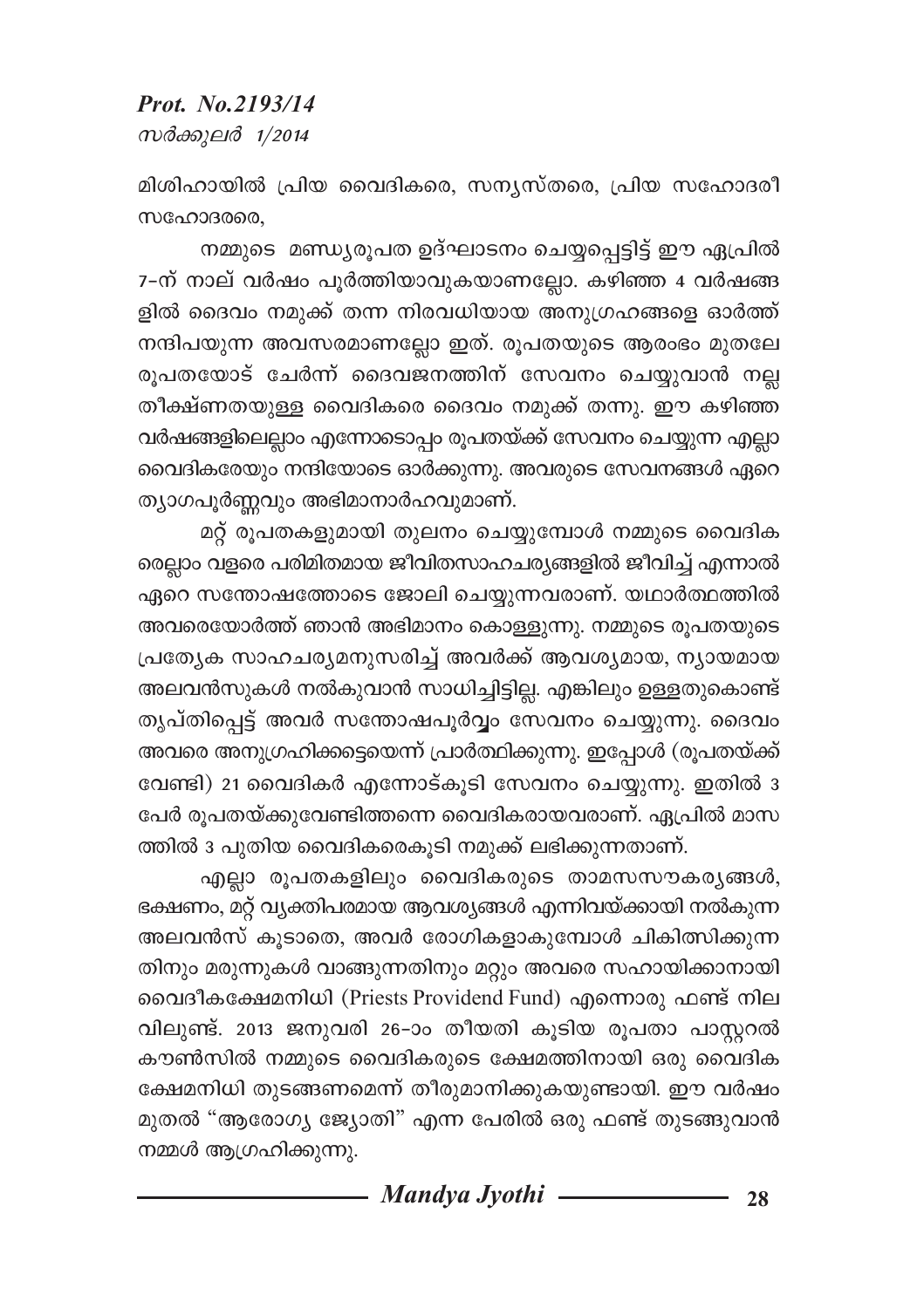***Prot. No.2193/14***
*സർക്കുലർ 1/2014*

മിശിഹായിൽ പ്രിയ വൈദികരെ, സന്യസ്തരെ, പ്രിയ സഹോദരീ സഹോദരരെ,

നമ്മുടെ മണ്ഡ്യരൂപത ഉദ്ഘാടനം ചെയ്യപ്പെട്ടിട്ട് ഈ ഏപ്രിൽ 7-ന് നാല് വർഷം പൂർത്തിയാവുകയാണല്ലോ. കഴിഞ്ഞ 4 വർഷങ്ങളിൽ ദൈവം നമുക്ക് തന്ന നിരവധിയായ അനുഗ്രഹങ്ങളെ ഓർത്ത് നന്ദിപയുന്ന അവസരമാണല്ലോ ഇത്. രൂപതയുടെ ആരംഭം മുതലേ രൂപതയോട് ചേർന്ന് ദൈവജനത്തിന് സേവനം ചെയ്യുവാൻ നല്ല തീക്ഷ്ണതയുള്ള വൈദികരെ ദൈവം നമുക്ക് തന്നു. ഈ കഴിഞ്ഞ വർഷങ്ങളിലെല്ലാം എന്നോടൊപ്പം രൂപതയ്ക്ക് സേവനം ചെയ്യുന്ന എല്ലാ വൈദികരേയും നന്ദിയോടെ ഓർക്കുന്നു. അവരുടെ സേവനങ്ങൾ ഏറെ ത്യാഗപൂർണ്ണവും അഭിമാനാർഹവുമാണ്.

മറ്റ് രൂപതകളുമായി തുലനം ചെയ്യുമ്പോൾ നമ്മുടെ വൈദികരെല്ലാം വളരെ പരിമിതമായ ജീവിതസാഹചര്യങ്ങളിൽ ജീവിച്ച് എന്നാൽ ഏറെ സന്തോഷത്തോടെ ജോലി ചെയ്യുന്നവരാണ്. യഥാർത്ഥത്തിൽ അവരെയോർത്ത് ഞാൻ അഭിമാനം കൊള്ളുന്നു. നമ്മുടെ രൂപതയുടെ പ്രത്യേക സാഹചര്യമനുസരിച്ച് അവർക്ക് ആവശ്യമായ, ന്യായമായ അലവൻസുകൾ നൽകുവാൻ സാധിച്ചിട്ടില്ല. എങ്കിലും ഉള്ളതുകൊണ്ട് തൃപ്തിപ്പെട്ട് അവർ സന്തോഷപൂർവ്വം സേവനം ചെയ്യുന്നു. ദൈവം അവരെ അനുഗ്രഹിക്കട്ടെയെന്ന് പ്രാർത്ഥിക്കുന്നു. ഇപ്പോൾ (രൂപതയ്ക്ക് വേണ്ടി) 21 വൈദികർ എന്നോട്കൂടി സേവനം ചെയ്യുന്നു. ഇതിൽ 3 പേർ രൂപതയ്ക്കുവേണ്ടിത്തന്നെ വൈദികരായവരാണ്. ഏപ്രിൽ മാസത്തിൽ 3 പുതിയ വൈദികരെകൂടി നമുക്ക് ലഭിക്കുന്നതാണ്.

എല്ലാ രൂപതകളിലും വൈദികരുടെ താമസസൗകര്യങ്ങൾ, ഭക്ഷണം, മറ്റ് വ്യക്തിപരമായ ആവശ്യങ്ങൾ എന്നിവയ്ക്കായി നൽകുന്ന അലവൻസ് കൂടാതെ, അവർ രോഗികളാകുമ്പോൾ ചികിത്സിക്കുന്നതിനും മരുന്നുകൾ വാങ്ങുന്നതിനും മറ്റും അവരെ സഹായിക്കാനായി വൈദീകക്ഷേമനിധി (Priests Providend Fund) എന്നൊരു ഫണ്ട് നിലവിലുണ്ട്. 2013 ജനുവരി 26-ാം തീയതി കൂടിയ രൂപതാ പാസ്റ്ററൽ കൗൺസിൽ നമ്മുടെ വൈദികരുടെ ക്ഷേമത്തിനായി ഒരു വൈദിക ക്ഷേമനിധി തുടങ്ങണമെന്ന് തീരുമാനിക്കുകയുണ്ടായി. ഈ വർഷം മുതൽ "ആരോഗ്യ ജ്യോതി" എന്ന പേരിൽ ഒരു ഫണ്ട് തുടങ്ങുവാൻ നമ്മൾ ആഗ്രഹിക്കുന്നു.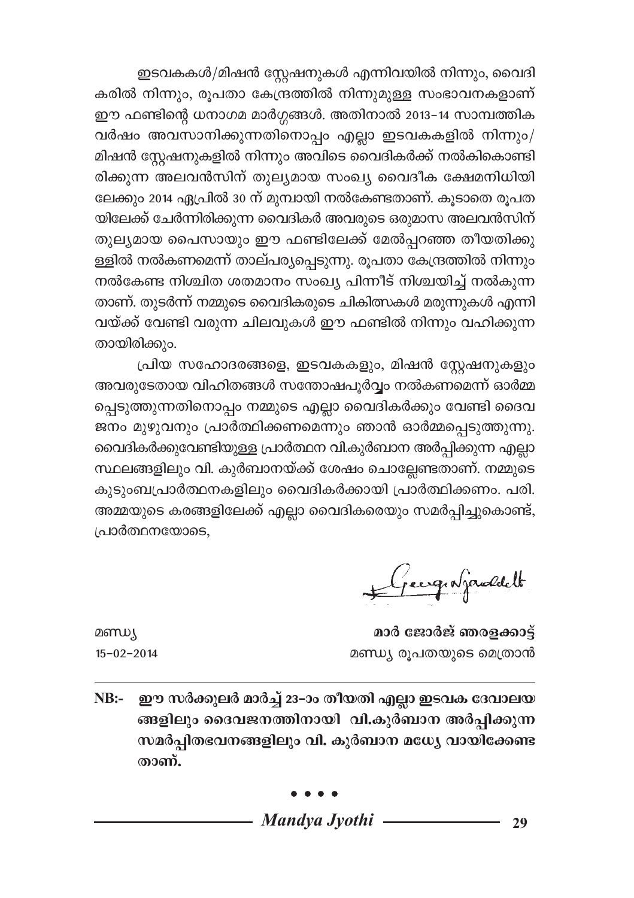ഇടവകകൾ/മിഷൻ സ്റ്റേഷനുകൾ എന്നിവയിൽ നിന്നും, വൈദികരിൽ നിന്നും, രൂപതാ കേന്ദ്രത്തിൽ നിന്നുമുള്ള സംഭാവനകളാണ് ഈ ഫണ്ടിന്റെ ധനാഗമ മാർഗ്ഗങ്ങൾ. അതിനാൽ 2013–14 സാമ്പത്തിക വർഷം അവസാനിക്കുന്നതിനൊപ്പം എല്ലാ ഇടവകകളിൽ നിന്നും/ മിഷൻ സ്റ്റേഷനുകളിൽ നിന്നും അവിടെ വൈദികർക്ക് നൽകികൊണ്ടിരിക്കുന്ന അലവൻസിന് തുല്യമായ സംഖ്യ വൈദീക ക്ഷേമനിധിയിലേക്കും 2014 ഏപ്രിൽ 30 ന് മുമ്പായി നൽകേണ്ടതാണ്. കൂടാതെ രൂപതയിലേക്ക് ചേർന്നിരിക്കുന്ന വൈദികർ അവരുടെ ഒരുമാസ അലവൻസിന് തുല്യമായ പൈസായും ഈ ഫണ്ടിലേക്ക് മേൽപ്പറഞ്ഞ തീയതിക്കുള്ളിൽ നൽകണമെന്ന് താല്പര്യപ്പെടുന്നു. രൂപതാ കേന്ദ്രത്തിൽ നിന്നും നൽകേണ്ട നിശ്ചിത ശതമാനം സംഖ്യ പിന്നീട് നിശ്ചയിച്ച് നൽകുന്നതാണ്. തുടർന്ന് നമ്മുടെ വൈദികരുടെ ചികിത്സകൾ മരുന്നുകൾ എന്നിവയ്ക്ക് വേണ്ടി വരുന്ന ചിലവുകൾ ഈ ഫണ്ടിൽ നിന്നും വഹിക്കുന്നതായിരിക്കും.

പ്രിയ സഹോദരങ്ങളെ, ഇടവകകളും, മിഷൻ സ്റ്റേഷനുകളും അവരുടേതായ വിഹിതങ്ങൾ സന്തോഷപൂർവ്വം നൽകണമെന്ന് ഓർമ്മപ്പെടുത്തുന്നതിനൊപ്പം നമ്മുടെ എല്ലാ വൈദികർക്കും വേണ്ടി ദൈവജനം മുഴുവനും പ്രാർത്ഥിക്കണമെന്നും ഞാൻ ഓർമ്മപ്പെടുത്തുന്നു. വൈദികർക്കുവേണ്ടിയുള്ള പ്രാർത്ഥന വി.കുർബാന അർപ്പിക്കുന്ന എല്ലാ സ്ഥലങ്ങളിലും വി. കുർബാനയ്ക്ക് ശേഷം ചൊല്ലേണ്ടതാണ്. നമ്മുടെ കുടുംബപ്രാർത്ഥനകളിലും വൈദികർക്കായി പ്രാർത്ഥിക്കണം. പരി. അമ്മയുടെ കരങ്ങളിലേക്ക് എല്ലാ വൈദികരെയും സമർപ്പിച്ചുകൊണ്ട്, പ്രാർത്ഥനയോടെ,

മണ്ഡ്യ
15–02–2014

**മാർ ജോർജ് ഞരളക്കാട്ട്**
മണ്ഡ്യ രൂപതയുടെ മെത്രാൻ

---

**NB:- ഈ സർക്കുലർ മാർച്ച് 23-ാം തീയതി എല്ലാ ഇടവക ദേവാലയങ്ങളിലും ദൈവജനത്തിനായി വി.കുർബാന അർപ്പിക്കുന്ന സമർപ്പിതഭവനങ്ങളിലും വി. കുർബാന മധ്യേ വായിക്കേണ്ടതാണ്.**

• • • •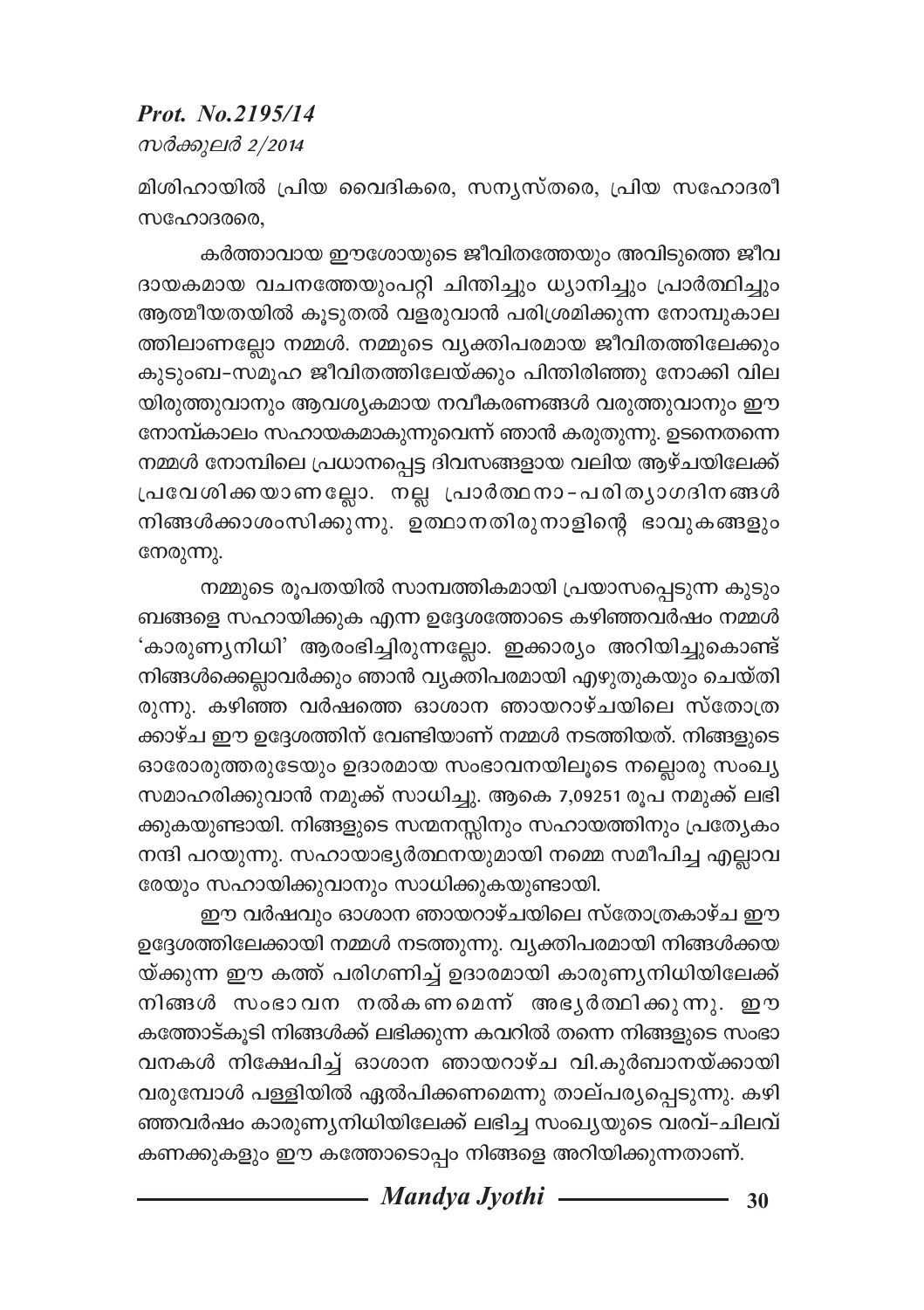***Prot. No.2195/14***
*സർക്കുലർ 2/2014*

മിശിഹായിൽ പ്രിയ വൈദികരെ, സന്യസ്തരെ, പ്രിയ സഹോദരീ സഹോദരരെ,

കർത്താവായ ഈശോയുടെ ജീവിതത്തേയും അവിടുത്തെ ജീവദായകമായ വചനത്തേയുംപറ്റി ചിന്തിച്ചും ധ്യാനിച്ചും പ്രാർത്ഥിച്ചും ആത്മീയതയിൽ കൂടുതൽ വളരുവാൻ പരിശ്രമിക്കുന്ന നോമ്പുകാലത്തിലാണല്ലോ നമ്മൾ. നമ്മുടെ വ്യക്തിപരമായ ജീവിതത്തിലേക്കും കുടുംബ-സമൂഹ ജീവിതത്തിലേയ്ക്കും പിന്തിരിഞ്ഞു നോക്കി വിലയിരുത്തുവാനും ആവശ്യകമായ നവീകരണങ്ങൾ വരുത്തുവാനും ഈ നോമ്പ്കാലം സഹായകമാകുന്നുവെന്ന് ഞാൻ കരുതുന്നു. ഉടനെതന്നെ നമ്മൾ നോമ്പിലെ പ്രധാനപ്പെട്ട ദിവസങ്ങളായ വലിയ ആഴ്ചയിലേക്ക് പ്രവേശിക്കയാണല്ലോ. നല്ല പ്രാർത്ഥനാ-പരിത്യാഗദിനങ്ങൾ നിങ്ങൾക്കാശംസിക്കുന്നു. ഉത്ഥാനതിരുനാളിന്റെ ഭാവുകങ്ങളും നേരുന്നു.

നമ്മുടെ രൂപതയിൽ സാമ്പത്തികമായി പ്രയാസപ്പെടുന്ന കുടുംബങ്ങളെ സഹായിക്കുക എന്ന ഉദ്ദേശത്തോടെ കഴിഞ്ഞവർഷം നമ്മൾ 'കാരുണ്യനിധി' ആരംഭിച്ചിരുന്നല്ലോ. ഇക്കാര്യം അറിയിച്ചുകൊണ്ട് നിങ്ങൾക്കെല്ലാവർക്കും ഞാൻ വ്യക്തിപരമായി എഴുതുകയും ചെയ്തിരുന്നു. കഴിഞ്ഞ വർഷത്തെ ഓശാന ഞായറാഴ്ചയിലെ സ്തോത്രക്കാഴ്ച ഈ ഉദ്ദേശത്തിന് വേണ്ടിയാണ് നമ്മൾ നടത്തിയത്. നിങ്ങളുടെ ഓരോരുത്തരുടേയും ഉദാരമായ സംഭാവനയിലൂടെ നല്ലൊരു സംഖ്യ സമാഹരിക്കുവാൻ നമുക്ക് സാധിച്ചു. ആകെ 7,09251 രൂപ നമുക്ക് ലഭിക്കുകയുണ്ടായി. നിങ്ങളുടെ സന്മനസ്സിനും സഹായത്തിനും പ്രത്യേകം നന്ദി പറയുന്നു. സഹായാഭ്യർത്ഥനയുമായി നമ്മെ സമീപിച്ച എല്ലാവരേയും സഹായിക്കുവാനും സാധിക്കുകയുണ്ടായി.

ഈ വർഷവും ഓശാന ഞായറാഴ്ചയിലെ സ്തോത്രകാഴ്ച ഈ ഉദ്ദേശത്തിലേക്കായി നമ്മൾ നടത്തുന്നു. വ്യക്തിപരമായി നിങ്ങൾക്കയയ്ക്കുന്ന ഈ കത്ത് പരിഗണിച്ച് ഉദാരമായി കാരുണ്യനിധിയിലേക്ക് നിങ്ങൾ സംഭാവന നൽകണമെന്ന് അഭ്യർത്ഥിക്കുന്നു. ഈ കത്തോടുകൂടി നിങ്ങൾക്ക് ലഭിക്കുന്ന കവറിൽ തന്നെ നിങ്ങളുടെ സംഭാവനകൾ നിക്ഷേപിച്ച് ഓശാന ഞായറാഴ്ച വി.കുർബാനയ്ക്കായി വരുമ്പോൾ പള്ളിയിൽ ഏൽപിക്കണമെന്നു താല്പര്യപ്പെടുന്നു. കഴിഞ്ഞവർഷം കാരുണ്യനിധിയിലേക്ക് ലഭിച്ച സംഖ്യയുടെ വരവ്-ചിലവ് കണക്കുകളും ഈ കത്തോടൊപ്പം നിങ്ങളെ അറിയിക്കുന്നതാണ്.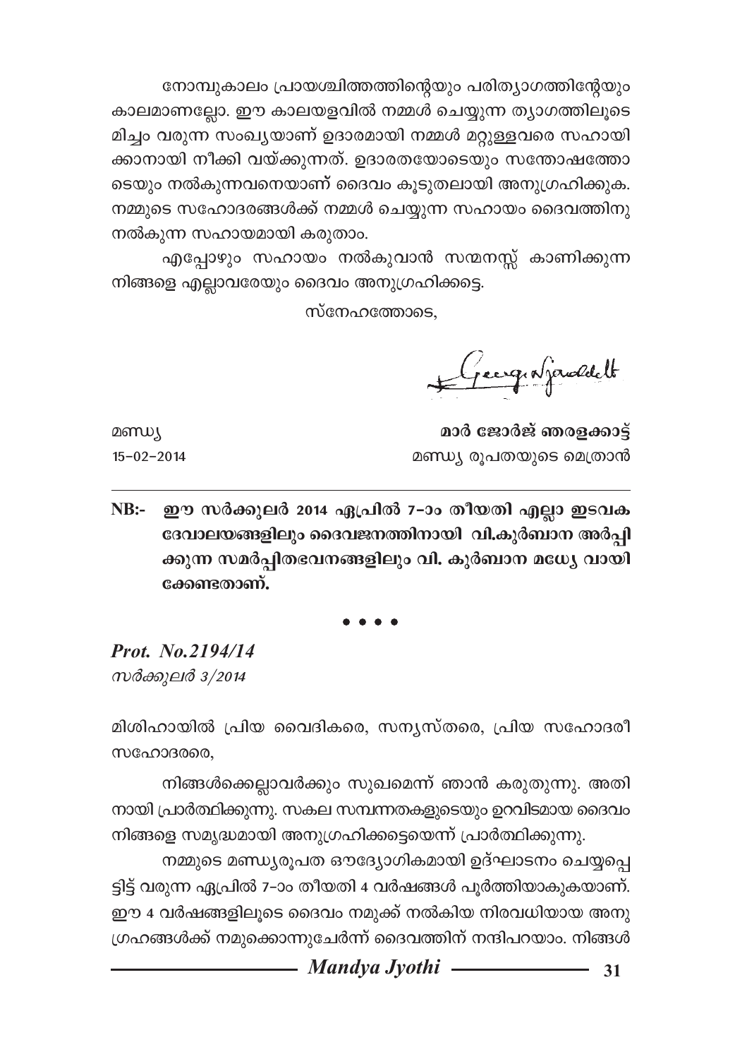നോമ്പുകാലം പ്രായശ്ചിത്തത്തിന്റെയും പരിത്യാഗത്തിന്റേയും കാലമാണല്ലോ. ഈ കാലയളവിൽ നമ്മൾ ചെയ്യുന്ന ത്യാഗത്തിലൂടെ മിച്ചം വരുന്ന സംഖ്യയാണ് ഉദാരമായി നമ്മൾ മറ്റുള്ളവരെ സഹായിക്കാനായി നീക്കി വയ്ക്കുന്നത്. ഉദാരതയോടെയും സന്തോഷത്തോടെയും നൽകുന്നവനെയാണ് ദൈവം കൂടുതലായി അനുഗ്രഹിക്കുക. നമ്മുടെ സഹോദരങ്ങൾക്ക് നമ്മൾ ചെയ്യുന്ന സഹായം ദൈവത്തിനു നൽകുന്ന സഹായമായി കരുതാം.

എപ്പോഴും സഹായം നൽകുവാൻ സന്മനസ്സ് കാണിക്കുന്ന നിങ്ങളെ എല്ലാവരേയും ദൈവം അനുഗ്രഹിക്കട്ടെ.

സ്നേഹത്തോടെ,

George Njaralakatt

മണ്ഡ്യ
15-02-2014

**മാർ ജോർജ് ഞരളക്കാട്ട്**
മണ്ഡ്യ രൂപതയുടെ മെത്രാൻ

---

**NB:- ഈ സർക്കുലർ 2014 ഏപ്രിൽ 7-ാം തീയതി എല്ലാ ഇടവക ദേവാലയങ്ങളിലും ദൈവജനത്തിനായി വി.കുർബാന അർപ്പിക്കുന്ന സമർപ്പിതഭവനങ്ങളിലും വി. കുർബാന മധ്യേ വായിക്കേണ്ടതാണ്.**

• • • •

***Prot. No.2194/14***
*സർക്കുലർ 3/2014*

മിശിഹായിൽ പ്രിയ വൈദികരെ, സന്യസ്തരെ, പ്രിയ സഹോദരീ സഹോദരരെ,

നിങ്ങൾക്കെല്ലാവർക്കും സുഖമെന്ന് ഞാൻ കരുതുന്നു. അതിനായി പ്രാർത്ഥിക്കുന്നു. സകല സമ്പന്നതകളുടെയും ഉറവിടമായ ദൈവം നിങ്ങളെ സമൃദ്ധമായി അനുഗ്രഹിക്കട്ടെയെന്ന് പ്രാർത്ഥിക്കുന്നു.

നമ്മുടെ മണ്ഡ്യരൂപത ഔദ്യോഗികമായി ഉദ്ഘാടനം ചെയ്യപ്പെട്ടിട്ട് വരുന്ന ഏപ്രിൽ 7-ാം തീയതി 4 വർഷങ്ങൾ പൂർത്തിയാകുകയാണ്. ഈ 4 വർഷങ്ങളിലൂടെ ദൈവം നമുക്ക് നൽകിയ നിരവധിയായ അനുഗ്രഹങ്ങൾക്ക് നമുക്കൊന്നുചേർന്ന് ദൈവത്തിന് നന്ദിപറയാം. നിങ്ങൾ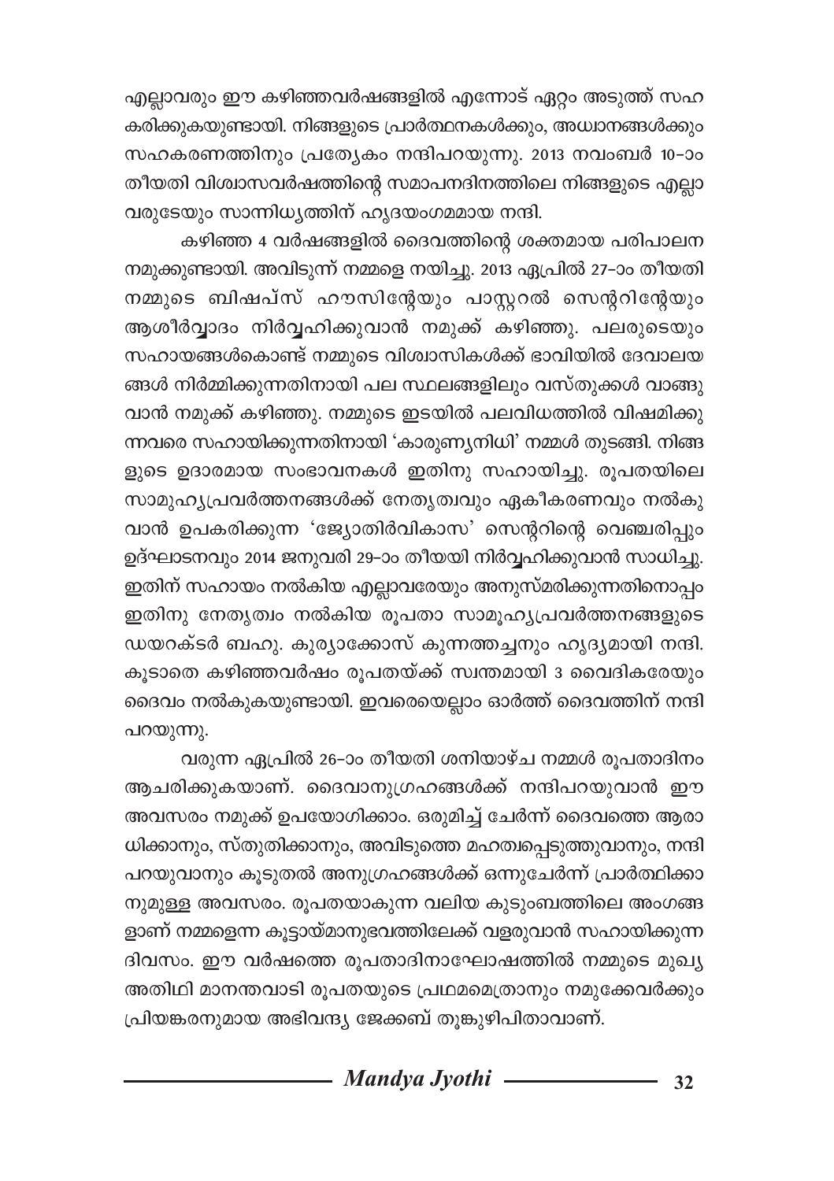എല്ലാവരും ഈ കഴിഞ്ഞവർഷങ്ങളിൽ എന്നോട് ഏറ്റം അടുത്ത് സഹകരിക്കുകയുണ്ടായി. നിങ്ങളുടെ പ്രാർത്ഥനകൾക്കും, അധ്വാനങ്ങൾക്കും സഹകരണത്തിനും പ്രത്യേകം നന്ദിപറയുന്നു. 2013 നവംബർ 10-ാം തീയതി വിശ്വാസവർഷത്തിന്റെ സമാപനദിനത്തിലെ നിങ്ങളുടെ എല്ലാവരുടേയും സാന്നിധ്യത്തിന് ഹൃദയംഗമമായ നന്ദി.

കഴിഞ്ഞ 4 വർഷങ്ങളിൽ ദൈവത്തിന്റെ ശക്തമായ പരിപാലന നമുക്കുണ്ടായി. അവിടുന്ന് നമ്മളെ നയിച്ചു. 2013 ഏപ്രിൽ 27-ാം തീയതി നമ്മുടെ ബിഷപ്സ് ഹൗസിന്റേയും പാസ്റ്ററൽ സെന്ററിന്റേയും ആശീർവ്വാദം നിർവ്വഹിക്കുവാൻ നമുക്ക് കഴിഞ്ഞു. പലരുടെയും സഹായങ്ങൾകൊണ്ട് നമ്മുടെ വിശ്വാസികൾക്ക് ഭാവിയിൽ ദേവാലയങ്ങൾ നിർമ്മിക്കുന്നതിനായി പല സ്ഥലങ്ങളിലും വസ്തുക്കൾ വാങ്ങുവാൻ നമുക്ക് കഴിഞ്ഞു. നമ്മുടെ ഇടയിൽ പലവിധത്തിൽ വിഷമിക്കുന്നവരെ സഹായിക്കുന്നതിനായി 'കാരുണ്യനിധി' നമ്മൾ തുടങ്ങി. നിങ്ങളുടെ ഉദാരമായ സംഭാവനകൾ ഇതിനു സഹായിച്ചു. രൂപതയിലെ സാമൂഹ്യപ്രവർത്തനങ്ങൾക്ക് നേതൃത്വവും ഏകീകരണവും നൽകുവാൻ ഉപകരിക്കുന്ന 'ജ്യോതിർവികാസ്' സെന്ററിന്റെ വെഞ്ചരിപ്പും ഉദ്ഘാടനവും 2014 ജനുവരി 29-ാം തീയതി നിർവ്വഹിക്കുവാൻ സാധിച്ചു. ഇതിന് സഹായം നൽകിയ എല്ലാവരേയും അനുസ്മരിക്കുന്നതിനൊപ്പം ഇതിനു നേതൃത്വം നൽകിയ രൂപതാ സാമൂഹ്യപ്രവർത്തനങ്ങളുടെ ഡയറക്ടർ ബഹു. കുര്യാക്കോസ് കുന്നത്തച്ചനും ഹൃദ്യമായി നന്ദി. കൂടാതെ കഴിഞ്ഞവർഷം രൂപതയ്ക്ക് സ്വന്തമായി 3 വൈദികരേയും ദൈവം നൽകുകയുണ്ടായി. ഇവരെയെല്ലാം ഓർത്ത് ദൈവത്തിന് നന്ദി പറയുന്നു.

വരുന്ന ഏപ്രിൽ 26-ാം തീയതി ശനിയാഴ്ച നമ്മൾ രൂപതാദിനം ആചരിക്കുകയാണ്. ദൈവാനുഗ്രഹങ്ങൾക്ക് നന്ദിപറയുവാൻ ഈ അവസരം നമുക്ക് ഉപയോഗിക്കാം. ഒരുമിച്ച് ചേർന്ന് ദൈവത്തെ ആരാധിക്കാനും, സ്തുതിക്കാനും, അവിടുത്തെ മഹത്വപ്പെടുത്തുവാനും, നന്ദി പറയുവാനും കൂടുതൽ അനുഗ്രഹങ്ങൾക്ക് ഒന്നുചേർന്ന് പ്രാർത്ഥിക്കാനുമുള്ള അവസരം. രൂപതയാകുന്ന വലിയ കുടുംബത്തിലെ അംഗങ്ങളാണ് നമ്മളെന്ന കൂട്ടായ്മാനുഭവത്തിലേക്ക് വളരുവാൻ സഹായിക്കുന്ന ദിവസം. ഈ വർഷത്തെ രൂപതാദിനാഘോഷത്തിൽ നമ്മുടെ മുഖ്യ അതിഥി മാനന്തവാടി രൂപതയുടെ പ്രഥമമെത്രാനും നമുക്കേവർക്കും പ്രിയങ്കരനുമായ അഭിവന്ദ്യ ജേക്കബ് തൂങ്കുഴിപിതാവാണ്.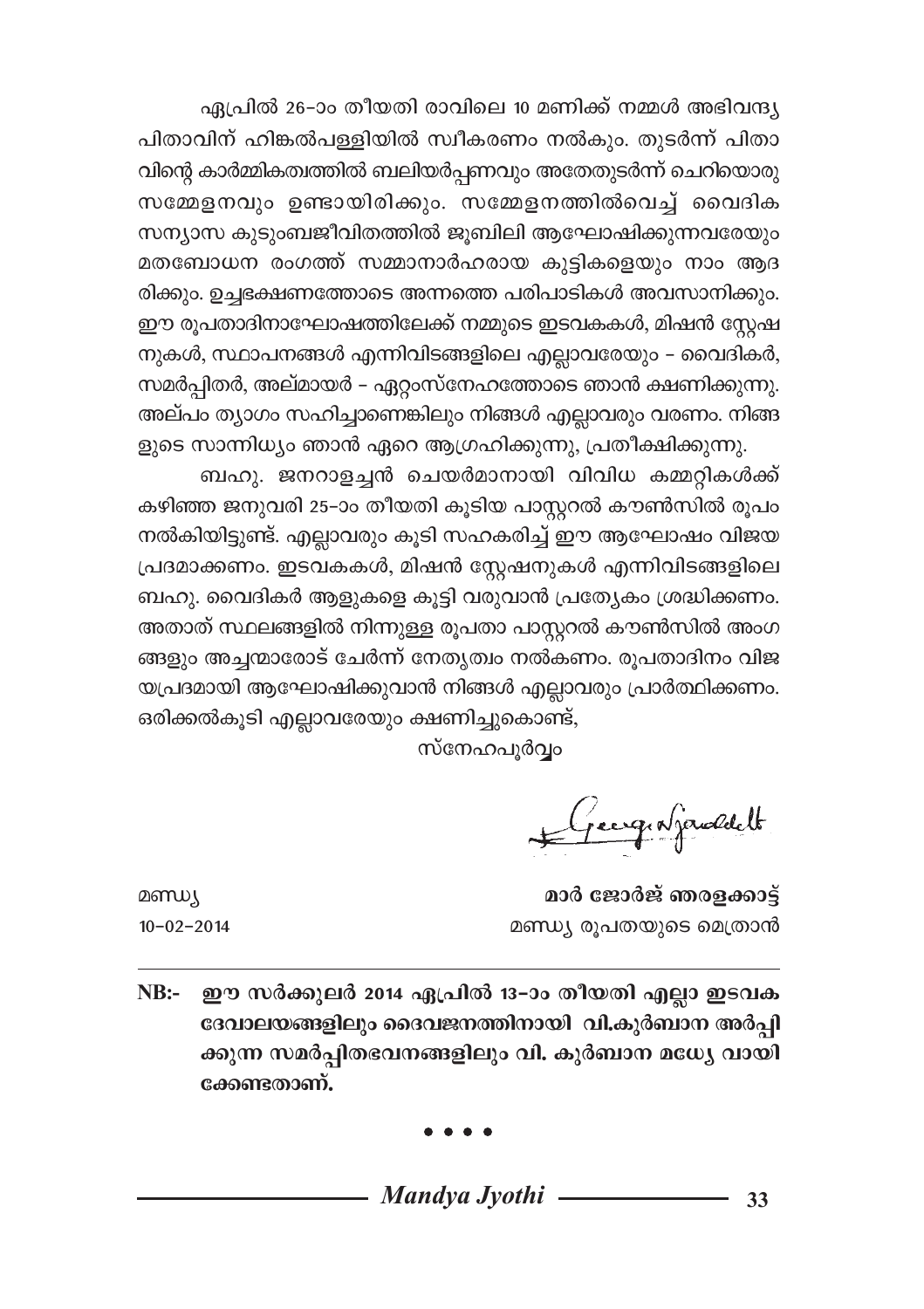ഏപ്രിൽ 26-ാം തീയതി രാവിലെ 10 മണിക്ക് നമ്മൾ അഭിവന്ദ്യ പിതാവിന് ഹിങ്കൽപള്ളിയിൽ സ്വീകരണം നൽകും. തുടർന്ന് പിതാവിന്റെ കാർമ്മികത്വത്തിൽ ബലിയർപ്പണവും അതേതുടർന്ന് ചെറിയൊരു സമ്മേളനവും ഉണ്ടായിരിക്കും. സമ്മേളനത്തിൽവെച്ച് വൈദിക സന്യാസ കുടുംബജീവിതത്തിൽ ജൂബിലി ആഘോഷിക്കുന്നവരേയും മതബോധന രംഗത്ത് സമ്മാനാർഹരായ കുട്ടികളെയും നാം ആദരിക്കും. ഉച്ചഭക്ഷണത്തോടെ അന്നത്തെ പരിപാടികൾ അവസാനിക്കും. ഈ രൂപതാദിനാഘോഷത്തിലേക്ക് നമ്മുടെ ഇടവകകൾ, മിഷൻ സ്റ്റേഷനുകൾ, സ്ഥാപനങ്ങൾ എന്നിവിടങ്ങളിലെ എല്ലാവരേയും - വൈദികർ, സമർപ്പിതർ, അല്മായർ - ഏറ്റംസ്നേഹത്തോടെ ഞാൻ ക്ഷണിക്കുന്നു. അല്പം ത്യാഗം സഹിച്ചാണെങ്കിലും നിങ്ങൾ എല്ലാവരും വരണം. നിങ്ങളുടെ സാന്നിധ്യം ഞാൻ ഏറെ ആഗ്രഹിക്കുന്നു, പ്രതീക്ഷിക്കുന്നു.

ബഹു. ജനറാളച്ചൻ ചെയർമാനായി വിവിധ കമ്മറ്റികൾക്ക് കഴിഞ്ഞ ജനുവരി 25-ാം തീയതി കൂടിയ പാസ്റ്ററൽ കൗൺസിൽ രൂപം നൽകിയിട്ടുണ്ട്. എല്ലാവരും കൂടി സഹകരിച്ച് ഈ ആഘോഷം വിജയപ്രദമാക്കണം. ഇടവകകൾ, മിഷൻ സ്റ്റേഷനുകൾ എന്നിവിടങ്ങളിലെ ബഹു. വൈദികർ ആളുകളെ കൂട്ടി വരുവാൻ പ്രത്യേകം ശ്രദ്ധിക്കണം. അതാത് സ്ഥലങ്ങളിൽ നിന്നുള്ള രൂപതാ പാസ്റ്ററൽ കൗൺസിൽ അംഗങ്ങളും അച്ചന്മാരോട് ചേർന്ന് നേതൃത്വം നൽകണം. രൂപതാദിനം വിജയപ്രദമായി ആഘോഷിക്കുവാൻ നിങ്ങൾ എല്ലാവരും പ്രാർത്ഥിക്കണം. ഒരിക്കൽകൂടി എല്ലാവരേയും ക്ഷണിച്ചുകൊണ്ട്,

സ്നേഹപൂർവ്വം

+George Njaralakatt

മണ്ഡ്യ
10-02-2014

**മാർ ജോർജ് ഞരളക്കാട്ട്**
മണ്ഡ്യ രൂപതയുടെ മെത്രാൻ

---

**NB:- ഈ സർക്കുലർ 2014 ഏപ്രിൽ 13-ാം തീയതി എല്ലാ ഇടവക ദേവാലയങ്ങളിലും ദൈവജനത്തിനായി വി.കുർബാന അർപ്പിക്കുന്ന സമർപ്പിതഭവനങ്ങളിലും വി. കുർബാന മദ്ധ്യേ വായിക്കേണ്ടതാണ്.**

• • • •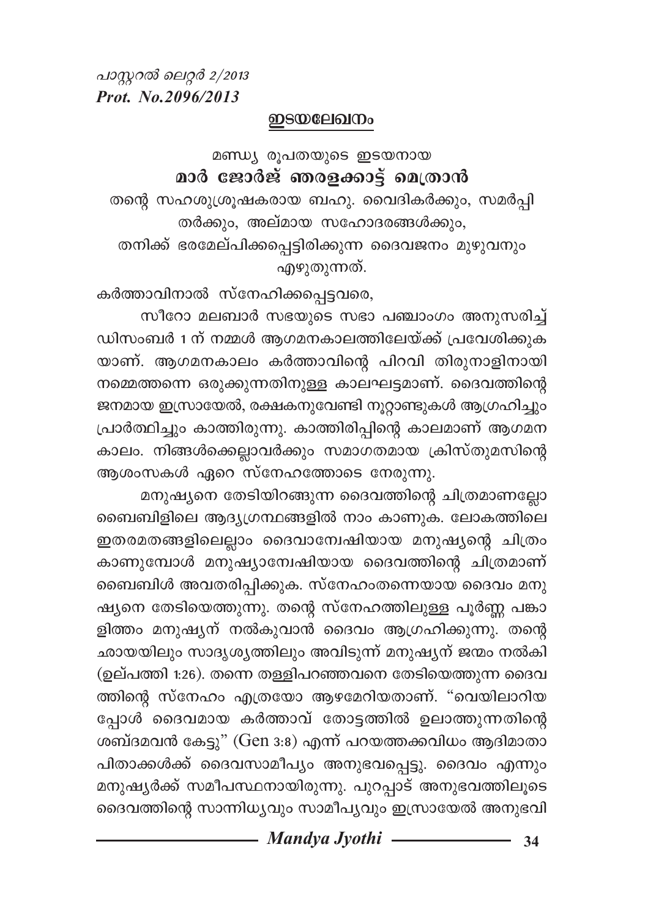*പാസ്റ്ററൽ ലെറ്റർ 2/2013*
***Prot. No.2096/2013***

## ഇടയലേഖനം

മണ്ഡ്യ രൂപതയുടെ ഇടയനായ
**മാർ ജോർജ് ഞരളക്കാട്ട് മെത്രാൻ**
തന്റെ സഹശുശ്രൂഷകരായ ബഹു. വൈദികർക്കും, സമർപ്പിതർക്കും, അല്മായ സഹോദരങ്ങൾക്കും,
തനിക്ക് ഭരമേല്പിക്കപ്പെട്ടിരിക്കുന്ന ദൈവജനം മുഴുവനും എഴുതുന്നത്.

കർത്താവിനാൽ സ്നേഹിക്കപ്പെട്ടവരെ,

സീറോ മലബാർ സഭയുടെ സഭാ പഞ്ചാംഗം അനുസരിച്ച് ഡിസംബർ 1 ന് നമ്മൾ ആഗമനകാലത്തിലേയ്ക്ക് പ്രവേശിക്കുകയാണ്. ആഗമനകാലം കർത്താവിന്റെ പിറവി തിരുനാളിനായി നമ്മെത്തന്നെ ഒരുക്കുന്നതിനുള്ള കാലഘട്ടമാണ്. ദൈവത്തിന്റെ ജനമായ ഇസ്രായേൽ, രക്ഷകനുവേണ്ടി നൂറ്റാണ്ടുകൾ ആഗ്രഹിച്ചും പ്രാർത്ഥിച്ചും കാത്തിരുന്നു. കാത്തിരിപ്പിന്റെ കാലമാണ് ആഗമനകാലം. നിങ്ങൾക്കെല്ലാവർക്കും സമാഗതമായ ക്രിസ്തുമസിന്റെ ആശംസകൾ ഏറെ സ്നേഹത്തോടെ നേരുന്നു.

മനുഷ്യനെ തേടിയിറങ്ങുന്ന ദൈവത്തിന്റെ ചിത്രമാണല്ലോ ബൈബിളിലെ ആദ്യഗ്രന്ഥങ്ങളിൽ നാം കാണുക. ലോകത്തിലെ ഇതരമതങ്ങളിലെല്ലാം ദൈവാന്വേഷിയായ മനുഷ്യന്റെ ചിത്രം കാണുമ്പോൾ മനുഷ്യാന്വേഷിയായ ദൈവത്തിന്റെ ചിത്രമാണ് ബൈബിൾ അവതരിപ്പിക്കുക. സ്നേഹംതന്നെയായ ദൈവം മനുഷ്യനെ തേടിയെത്തുന്നു. തന്റെ സ്നേഹത്തിലുള്ള പൂർണ്ണ പങ്കാളിത്തം മനുഷ്യന് നൽകുവാൻ ദൈവം ആഗ്രഹിക്കുന്നു. തന്റെ ഛായയിലും സാദൃശ്യത്തിലും അവിടുന്ന് മനുഷ്യന് ജന്മം നൽകി (ഉല്പത്തി 1:26). തന്നെ തള്ളിപറഞ്ഞവനെ തേടിയെത്തുന്ന ദൈവത്തിന്റെ സ്നേഹം എത്രയോ ആഴമേറിയതാണ്. "വെയിലാറിയപ്പോൾ ദൈവമായ കർത്താവ് തോട്ടത്തിൽ ഉലാത്തുന്നതിന്റെ ശബ്ദമവൻ കേട്ടു" (Gen 3:8) എന്ന് പറയത്തക്കവിധം ആദിമാതാപിതാക്കൾക്ക് ദൈവസാമീപ്യം അനുഭവപ്പെട്ടു. ദൈവം എന്നും മനുഷ്യർക്ക് സമീപസ്ഥനായിരുന്നു. പുറപ്പാട് അനുഭവത്തിലൂടെ ദൈവത്തിന്റെ സാന്നിധ്യവും സാമീപ്യവും ഇസ്രായേൽ അനുഭവി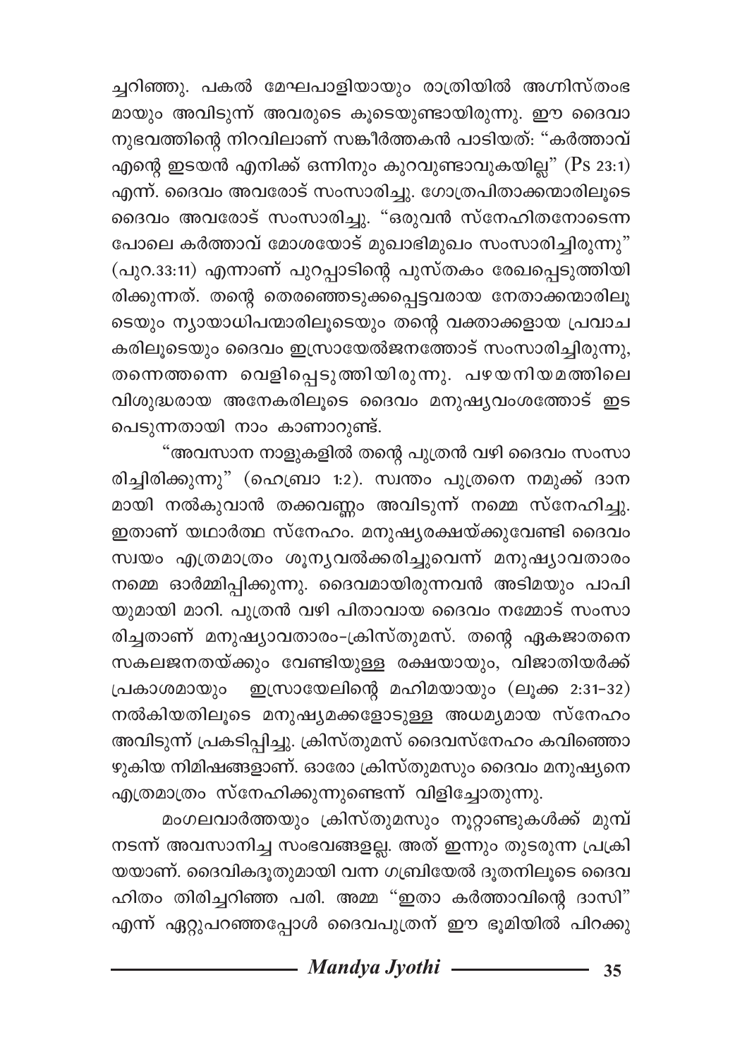ച്ചറിഞ്ഞു. പകൽ മേഘപാളിയായും രാത്രിയിൽ അഗ്നിസ്തംഭമായും അവിടുന്ന് അവരുടെ കൂടെയുണ്ടായിരുന്നു. ഈ ദൈവാനുഭവത്തിന്റെ നിറവിലാണ് സങ്കീർത്തകൻ പാടിയത്: "കർത്താവ് എന്റെ ഇടയൻ എനിക്ക് ഒന്നിനും കുറവുണ്ടാവുകയില്ല" (Ps 23:1) എന്ന്. ദൈവം അവരോട് സംസാരിച്ചു. ഗോത്രപിതാക്കന്മാരിലൂടെ ദൈവം അവരോട് സംസാരിച്ചു. "ഒരുവൻ സ്നേഹിതനോടെന്ന പോലെ കർത്താവ് മോശയോട് മുഖാഭിമുഖം സംസാരിച്ചിരുന്നു" (പുറ.33:11) എന്നാണ് പുറപ്പാടിന്റെ പുസ്തകം രേഖപ്പെടുത്തിയിരിക്കുന്നത്. തന്റെ തെരഞ്ഞെടുക്കപ്പെട്ടവരായ നേതാക്കന്മാരിലൂടെയും ന്യായാധിപന്മാരിലൂടെയും തന്റെ വക്താക്കളായ പ്രവാചകരിലൂടെയും ദൈവം ഇസ്രായേൽജനത്തോട് സംസാരിച്ചിരുന്നു, തന്നെത്തന്നെ വെളിപ്പെടുത്തിയിരുന്നു. പഴയനിയമത്തിലെ വിശുദ്ധരായ അനേകരിലൂടെ ദൈവം മനുഷ്യവംശത്തോട് ഇടപെടുന്നതായി നാം കാണാറുണ്ട്.

"അവസാന നാളുകളിൽ തന്റെ പുത്രൻ വഴി ദൈവം സംസാരിച്ചിരിക്കുന്നു" (ഹെബ്രാ 1:2). സ്വന്തം പുത്രനെ നമുക്ക് ദാനമായി നൽകുവാൻ തക്കവണ്ണം അവിടുന്ന് നമ്മെ സ്നേഹിച്ചു. ഇതാണ് യഥാർത്ഥ സ്നേഹം. മനുഷ്യരക്ഷയ്ക്കുവേണ്ടി ദൈവം സ്വയം എത്രമാത്രം ശൂന്യവൽക്കരിച്ചുവെന്ന് മനുഷ്യാവതാരം നമ്മെ ഓർമ്മിപ്പിക്കുന്നു. ദൈവമായിരുന്നവൻ അടിമയും പാപിയുമായി മാറി. പുത്രൻ വഴി പിതാവായ ദൈവം നമ്മോട് സംസാരിച്ചതാണ് മനുഷ്യാവതാരം-ക്രിസ്തുമസ്. തന്റെ ഏകജാതനെ സകലജനതയ്ക്കും വേണ്ടിയുള്ള രക്ഷയായും, വിജാതിയർക്ക് പ്രകാശമായും ഇസ്രായേലിന്റെ മഹിമയായും (ലൂക്ക 2:31-32) നൽകിയതിലൂടെ മനുഷ്യമക്കളോടുള്ള അധമ്യമായ സ്നേഹം അവിടുന്ന് പ്രകടിപ്പിച്ചു. ക്രിസ്തുമസ് ദൈവസ്നേഹം കവിഞ്ഞൊഴുകിയ നിമിഷങ്ങളാണ്. ഓരോ ക്രിസ്തുമസും ദൈവം മനുഷ്യനെ എത്രമാത്രം സ്നേഹിക്കുന്നുണ്ടെന്ന് വിളിച്ചോതുന്നു.

മംഗലവാർത്തയും ക്രിസ്തുമസും നൂറ്റാണ്ടുകൾക്ക് മുമ്പ് നടന്ന് അവസാനിച്ച സംഭവങ്ങളല്ല. അത് ഇന്നും തുടരുന്ന പ്രക്രിയയാണ്. ദൈവികദൂതുമായി വന്ന ഗബ്രിയേൽ ദൂതനിലൂടെ ദൈവഹിതം തിരിച്ചറിഞ്ഞ പരി. അമ്മ "ഇതാ കർത്താവിന്റെ ദാസി" എന്ന് ഏറ്റുപറഞ്ഞപ്പോൾ ദൈവപുത്രന് ഈ ഭൂമിയിൽ പിറക്കു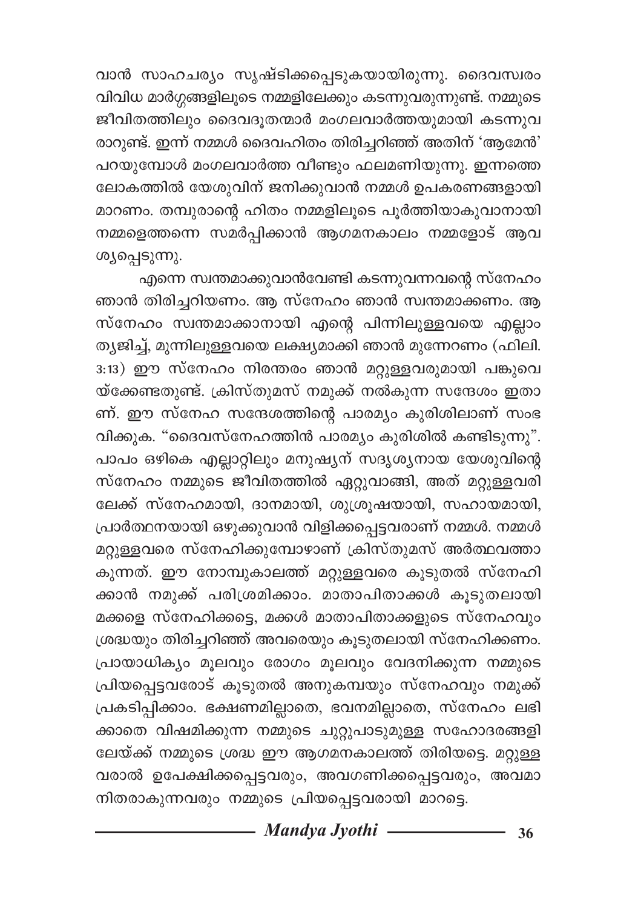വാൻ സാഹചര്യം സൃഷ്ടിക്കപ്പെടുകയായിരുന്നു. ദൈവസ്വരം വിവിധ മാർഗ്ഗങ്ങളിലൂടെ നമ്മളിലേക്കും കടന്നുവരുന്നുണ്ട്. നമ്മുടെ ജീവിതത്തിലും ദൈവദൂതന്മാർ മംഗലവാർത്തയുമായി കടന്നുവരാറുണ്ട്. ഇന്ന് നമ്മൾ ദൈവഹിതം തിരിച്ചറിഞ്ഞ് അതിന് 'ആമേൻ' പറയുമ്പോൾ മംഗലവാർത്ത വീണ്ടും ഫലമണിയുന്നു. ഇന്നത്തെ ലോകത്തിൽ യേശുവിന് ജനിക്കുവാൻ നമ്മൾ ഉപകരണങ്ങളായി മാറണം. തമ്പുരാന്റെ ഹിതം നമ്മളിലൂടെ പൂർത്തിയാകുവാനായി നമ്മളെത്തന്നെ സമർപ്പിക്കാൻ ആഗമനകാലം നമ്മളോട് ആവശ്യപ്പെടുന്നു.

എന്നെ സ്വന്തമാക്കുവാൻവേണ്ടി കടന്നുവന്നവന്റെ സ്നേഹം ഞാൻ തിരിച്ചറിയണം. ആ സ്നേഹം ഞാൻ സ്വന്തമാക്കണം. ആ സ്നേഹം സ്വന്തമാക്കാനായി എന്റെ പിന്നിലുള്ളവയെ എല്ലാം ത്യജിച്ച്, മുന്നിലുള്ളവയെ ലക്ഷ്യമാക്കി ഞാൻ മുന്നേറണം (ഫിലി. 3:13) ഈ സ്നേഹം നിരന്തരം ഞാൻ മറ്റുള്ളവരുമായി പങ്കുവെയ്ക്കേണ്ടതുണ്ട്. ക്രിസ്തുമസ് നമുക്ക് നൽകുന്ന സന്ദേശം ഇതാണ്. ഈ സ്നേഹ സന്ദേശത്തിന്റെ പാരമ്യം കുരിശിലാണ് സംഭവിക്കുക. "ദൈവസ്നേഹത്തിൻ പാരമ്യം കുരിശിൽ കണ്ടിടുന്നു". പാപം ഒഴികെ എല്ലാറ്റിലും മനുഷ്യന് സദൃശ്യനായ യേശുവിന്റെ സ്നേഹം നമ്മുടെ ജീവിതത്തിൽ ഏറ്റുവാങ്ങി, അത് മറ്റുള്ളവരിലേക്ക് സ്നേഹമായി, ദാനമായി, ശുശ്രൂഷയായി, സഹായമായി, പ്രാർത്ഥനയായി ഒഴുക്കുവാൻ വിളിക്കപ്പെട്ടവരാണ് നമ്മൾ. നമ്മൾ മറ്റുള്ളവരെ സ്നേഹിക്കുമ്പോഴാണ് ക്രിസ്തുമസ് അർത്ഥവത്താകുന്നത്. ഈ നോമ്പുകാലത്ത് മറ്റുള്ളവരെ കൂടുതൽ സ്നേഹിക്കാൻ നമുക്ക് പരിശ്രമിക്കാം. മാതാപിതാക്കൾ കൂടുതലായി മക്കളെ സ്നേഹിക്കട്ടെ, മക്കൾ മാതാപിതാക്കളുടെ സ്നേഹവും ശ്രദ്ധയും തിരിച്ചറിഞ്ഞ് അവരെയും കൂടുതലായി സ്നേഹിക്കണം. പ്രായാധിക്യം മൂലവും രോഗം മൂലവും വേദനിക്കുന്ന നമ്മുടെ പ്രിയപ്പെട്ടവരോട് കൂടുതൽ അനുകമ്പയും സ്നേഹവും നമുക്ക് പ്രകടിപ്പിക്കാം. ഭക്ഷണമില്ലാതെ, ഭവനമില്ലാതെ, സ്നേഹം ലഭിക്കാതെ വിഷമിക്കുന്ന നമ്മുടെ ചുറ്റുപാടുമുള്ള സഹോദരങ്ങളിലേയ്ക്ക് നമ്മുടെ ശ്രദ്ധ ഈ ആഗമനകാലത്ത് തിരിയട്ടെ. മറ്റുള്ളവരാൽ ഉപേക്ഷിക്കപ്പെട്ടവരും, അവഗണിക്കപ്പെട്ടവരും, അവമാനിതരാകുന്നവരും നമ്മുടെ പ്രിയപ്പെട്ടവരായി മാറട്ടെ.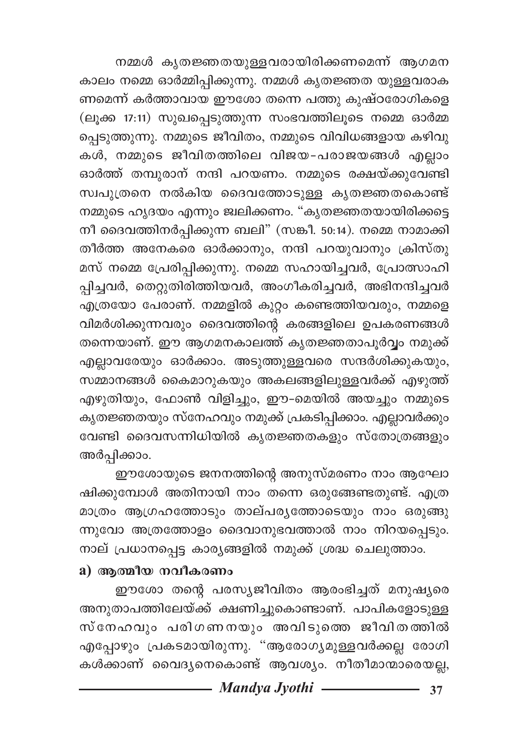നമ്മൾ കൃതജ്ഞതയുള്ളവരായിരിക്കണമെന്ന് ആഗമന കാലം നമ്മെ ഓർമ്മിപ്പിക്കുന്നു. നമ്മൾ കൃതജ്ഞത യുള്ളവരാക ണമെന്ന് കർത്താവായ ഈശോ തന്നെ പത്തു കുഷ്ഠരോഗികളെ (ലൂക്ക 17:11) സുഖപ്പെടുത്തുന്ന സംഭവത്തിലൂടെ നമ്മെ ഓർമ്മ പ്പെടുത്തുന്നു. നമ്മുടെ ജീവിതം, നമ്മുടെ വിവിധങ്ങളായ കഴിവു കൾ, നമ്മുടെ ജീവിതത്തിലെ വിജയ-പരാജയങ്ങൾ എല്ലാം ഓർത്ത് തമ്പുരാന് നന്ദി പറയണം. നമ്മുടെ രക്ഷയ്ക്കുവേണ്ടി സ്വപുത്രനെ നൽകിയ ദൈവത്തോടുള്ള കൃതജ്ഞതകൊണ്ട് നമ്മുടെ ഹൃദയം എന്നും ജ്വലിക്കണം. "കൃതജ്ഞതയായിരിക്കട്ടെ നീ ദൈവത്തിനർപ്പിക്കുന്ന ബലി" (സങ്കീ. 50:14). നമ്മെ നാമാക്കി തീർത്ത അനേകരെ ഓർക്കാനും, നന്ദി പറയുവാനും ക്രിസ്തു മസ് നമ്മെ പ്രേരിപ്പിക്കുന്നു. നമ്മെ സഹായിച്ചവർ, പ്രോത്സാഹി പ്പിച്ചവർ, തെറ്റുതിരിത്തിയവർ, അംഗീകരിച്ചവർ, അഭിനന്ദിച്ചവർ എത്രയോ പേരാണ്. നമ്മളിൽ കുറ്റം കണ്ടെത്തിയവരും, നമ്മളെ വിമർശിക്കുന്നവരും ദൈവത്തിന്റെ കരങ്ങളിലെ ഉപകരണങ്ങൾ തന്നെയാണ്. ഈ ആഗമനകാലത്ത് കൃതജ്ഞതാപൂർവ്വം നമുക്ക് എല്ലാവരേയും ഓർക്കാം. അടുത്തുള്ളവരെ സന്ദർശിക്കുകയും, സമ്മാനങ്ങൾ കൈമാറുകയും അകലങ്ങളിലുള്ളവർക്ക് എഴുത്ത് എഴുതിയും, ഫോൺ വിളിച്ചും, ഈ-മെയിൽ അയച്ചും നമ്മുടെ കൃതജ്ഞതയും സ്നേഹവും നമുക്ക് പ്രകടിപ്പിക്കാം. എല്ലാവർക്കും വേണ്ടി ദൈവസന്നിധിയിൽ കൃതജ്ഞതകളും സ്തോത്രങ്ങളും അർപ്പിക്കാം.

ഈശോയുടെ ജനനത്തിന്റെ അനുസ്മരണം നാം ആഘോ ഷിക്കുമ്പോൾ അതിനായി നാം തന്നെ ഒരുങ്ങേണ്ടതുണ്ട്. എത്ര മാത്രം ആഗ്രഹത്തോടും താല്പര്യത്തോടെയും നാം ഒരുങ്ങു ന്നുവോ അത്രത്തോളം ദൈവാനുഭവത്താൽ നാം നിറയപ്പെടും. നാല് പ്രധാനപ്പെട്ട കാര്യങ്ങളിൽ നമുക്ക് ശ്രദ്ധ ചെലുത്താം.

**a) ആത്മീയ നവീകരണം**

ഈശോ തന്റെ പരസ്യജീവിതം ആരംഭിച്ചത് മനുഷ്യരെ അനുതാപത്തിലേയ്ക്ക് ക്ഷണിച്ചുകൊണ്ടാണ്. പാപികളോടുള്ള സ്നേഹവും പരിഗണനയും അവിടുത്തെ ജീവിതത്തിൽ എപ്പോഴും പ്രകടമായിരുന്നു. "ആരോഗ്യമുള്ളവർക്കല്ല രോഗി കൾക്കാണ് വൈദ്യനെകൊണ്ട് ആവശ്യം. നീതീമാന്മാരെയല്ല,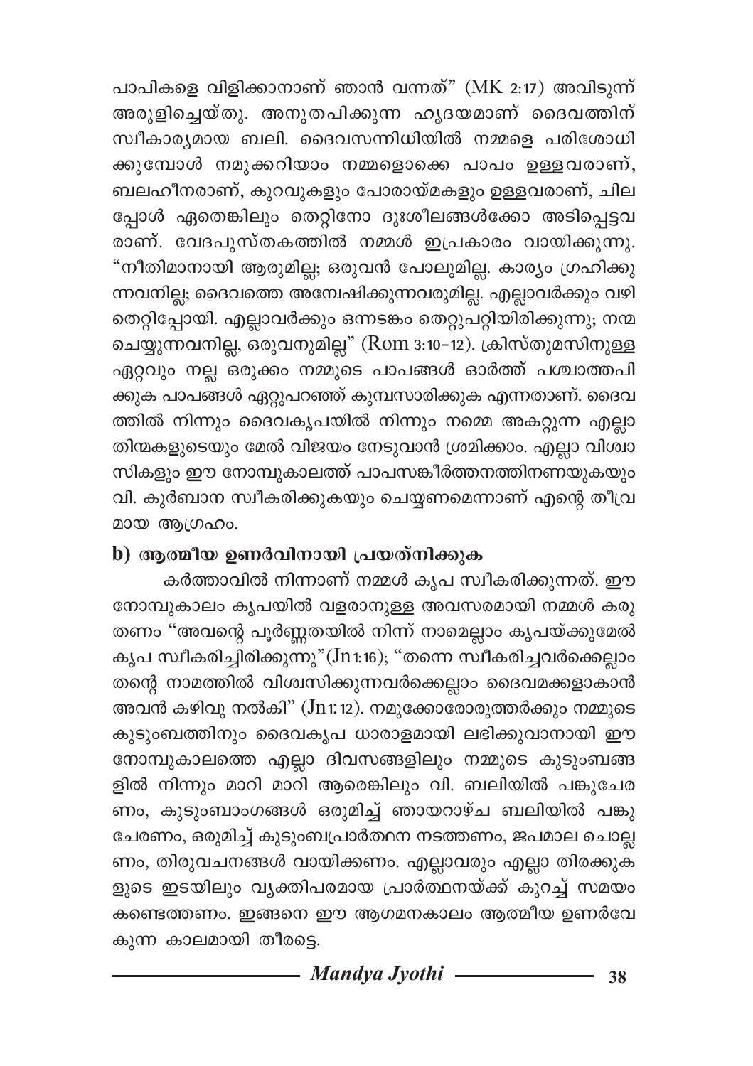പാപികളെ വിളിക്കാനാണ് ഞാൻ വന്നത്" (MK 2:17) അവിടുന്ന് അരുളിച്ചെയ്തു. അനുതപിക്കുന്ന ഹൃദയമാണ് ദൈവത്തിന് സ്വീകാര്യമായ ബലി. ദൈവസന്നിധിയിൽ നമ്മളെ പരിശോധിക്കുമ്പോൾ നമുക്കറിയാം നമ്മളൊക്കെ പാപം ഉള്ളവരാണ്, ബലഹീനരാണ്, കുറവുകളും പോരായ്മകളും ഉള്ളവരാണ്, ചിലപ്പോൾ ഏതെങ്കിലും തെറ്റിനോ ദുഃശീലങ്ങൾക്കോ അടിപ്പെട്ടവരാണ്. വേദപുസ്തകത്തിൽ നമ്മൾ ഇപ്രകാരം വായിക്കുന്നു. "നീതിമാനായി ആരുമില്ല; ഒരുവൻ പോലുമില്ല. കാര്യം ഗ്രഹിക്കുന്നവനില്ല; ദൈവത്തെ അന്വേഷിക്കുന്നവരുമില്ല. എല്ലാവർക്കും വഴി തെറ്റിപ്പോയി. എല്ലാവർക്കും ഒന്നടങ്കം തെറ്റുപറ്റിയിരിക്കുന്നു; നന്മ ചെയ്യുന്നവനില്ല, ഒരുവനുമില്ല" (Rom 3:10-12). ക്രിസ്തുമസിനുള്ള ഏറ്റവും നല്ല ഒരുക്കം നമ്മുടെ പാപങ്ങൾ ഓർത്ത് പശ്ചാത്തപിക്കുക പാപങ്ങൾ ഏറ്റുപറഞ്ഞ് കുമ്പസാരിക്കുക എന്നതാണ്. ദൈവത്തിൽ നിന്നും ദൈവകൃപയിൽ നിന്നും നമ്മെ അകറ്റുന്ന എല്ലാ തിന്മകളുടെയും മേൽ വിജയം നേടുവാൻ ശ്രമിക്കാം. എല്ലാ വിശ്വാസികളും ഈ നോമ്പുകാലത്ത് പാപസങ്കീർത്തനത്തിനണയുകയും വി. കുർബാന സ്വീകരിക്കുകയും ചെയ്യണമെന്നാണ് എന്റെ തീവ്രമായ ആഗ്രഹം.

## b) ആത്മീയ ഉണർവിനായി പ്രയത്നിക്കുക

കർത്താവിൽ നിന്നാണ് നമ്മൾ കൃപ സ്വീകരിക്കുന്നത്. ഈ നോമ്പുകാലം കൃപയിൽ വളരാനുള്ള അവസരമായി നമ്മൾ കരുതണം "അവന്റെ പൂർണ്ണതയിൽ നിന്ന് നാമെല്ലാം കൃപയ്ക്കുമേൽ കൃപ സ്വീകരിച്ചിരിക്കുന്നു"(Jn1:16); "തന്നെ സ്വീകരിച്ചവർക്കെല്ലാം തന്റെ നാമത്തിൽ വിശ്വസിക്കുന്നവർക്കെല്ലാം ദൈവമക്കളാകാൻ അവൻ കഴിവു നൽകി" (Jn1: 12). നമുക്കോരോരുത്തർക്കും നമ്മുടെ കുടുംബത്തിനും ദൈവകൃപ ധാരാളമായി ലഭിക്കുവാനായി ഈ നോമ്പുകാലത്തെ എല്ലാ ദിവസങ്ങളിലും നമ്മുടെ കുടുംബങ്ങളിൽ നിന്നും മാറി മാറി ആരെങ്കിലും വി. ബലിയിൽ പങ്കുചേരണം, കുടുംബാംഗങ്ങൾ ഒരുമിച്ച് ഞായറാഴ്ച ബലിയിൽ പങ്കുചേരണം, ഒരുമിച്ച് കുടുംബപ്രാർത്ഥന നടത്തണം, ജപമാല ചൊല്ലണം, തിരുവചനങ്ങൾ വായിക്കണം. എല്ലാവരും എല്ലാ തിരക്കുകളുടെ ഇടയിലും വ്യക്തിപരമായ പ്രാർത്ഥനയ്ക്ക് കുറച്ച് സമയം കണ്ടെത്തണം. ഇങ്ങനെ ഈ ആഗമനകാലം ആത്മീയ ഉണർവേകുന്ന കാലമായി തീരട്ടെ.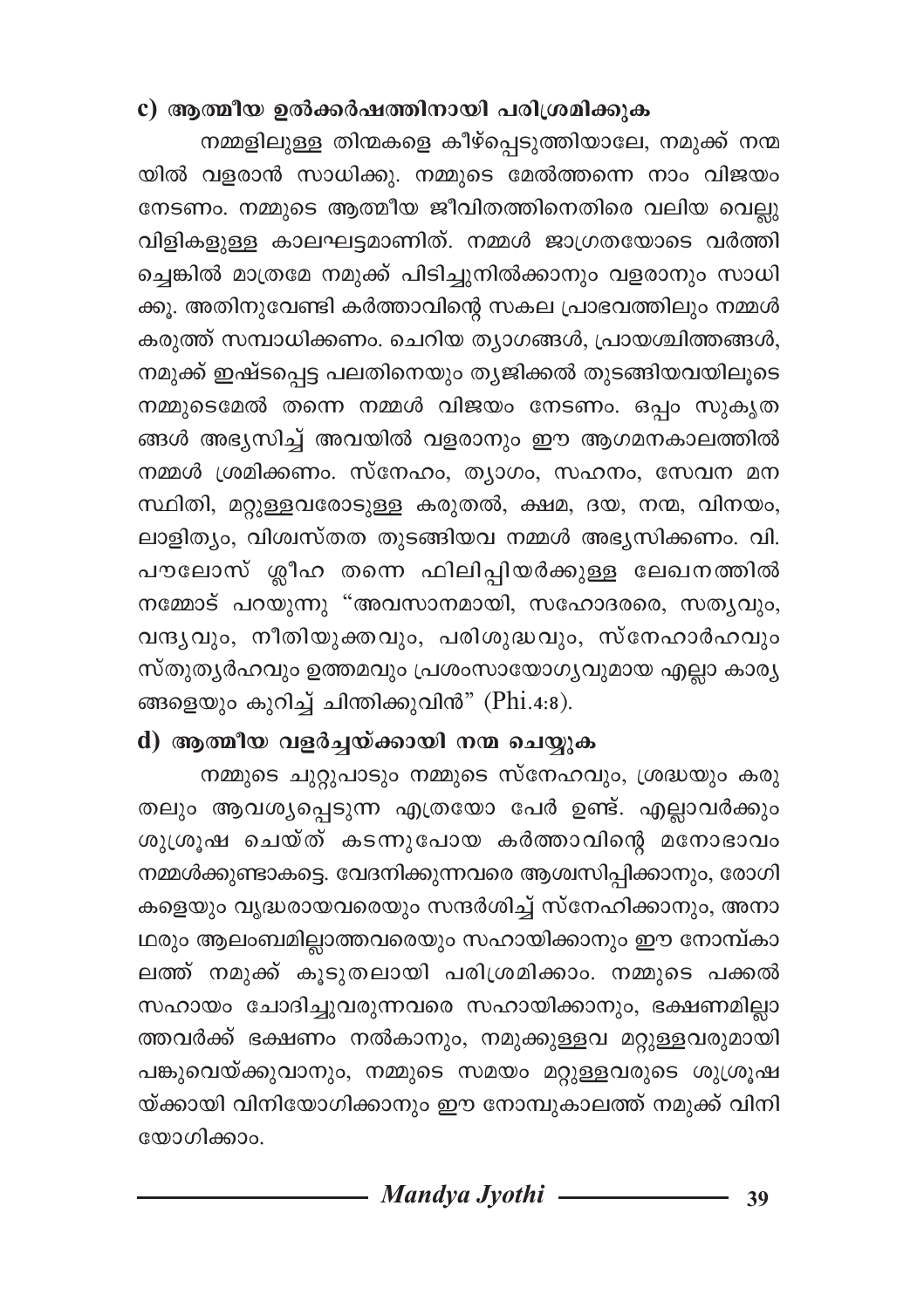### c) ആത്മീയ ഉൽക്കർഷത്തിനായി പരിശ്രമിക്കുക

നമ്മളിലുള്ള തിന്മകളെ കീഴ്പ്പെടുത്തിയാലേ, നമുക്ക് നന്മയിൽ വളരാൻ സാധിക്കൂ. നമ്മുടെ മേൽത്തന്നെ നാം വിജയം നേടണം. നമ്മുടെ ആത്മീയ ജീവിതത്തിനെതിരെ വലിയ വെല്ലുവിളികളുള്ള കാലഘട്ടമാണിത്. നമ്മൾ ജാഗ്രതയോടെ വർത്തിച്ചെങ്കിൽ മാത്രമേ നമുക്ക് പിടിച്ചുനിൽക്കാനും വളരാനും സാധിക്കൂ. അതിനുവേണ്ടി കർത്താവിന്റെ സകല പ്രാഭവത്തിലും നമ്മൾ കരുത്ത് സമ്പാധിക്കണം. ചെറിയ ത്യാഗങ്ങൾ, പ്രായശ്ചിത്തങ്ങൾ, നമുക്ക് ഇഷ്ടപ്പെട്ട പലതിനെയും ത്യജിക്കൽ തുടങ്ങിയവയിലൂടെ നമ്മുടെമേൽ തന്നെ നമ്മൾ വിജയം നേടണം. ഒപ്പം സുകൃതങ്ങൾ അഭ്യസിച്ച് അവയിൽ വളരാനും ഈ ആഗമനകാലത്തിൽ നമ്മൾ ശ്രമിക്കണം. സ്നേഹം, ത്യാഗം, സഹനം, സേവന മനസ്ഥിതി, മറ്റുള്ളവരോടുള്ള കരുതൽ, ക്ഷമ, ദയ, നന്മ, വിനയം, ലാളിത്യം, വിശ്വസ്തത തുടങ്ങിയവ നമ്മൾ അഭ്യസിക്കണം. വി. പൗലോസ് ശ്ലീഹ തന്നെ ഫിലിപ്പിയർക്കുള്ള ലേഖനത്തിൽ നമ്മോട് പറയുന്നു "അവസാനമായി, സഹോദരരെ, സത്യവും, വന്ദ്യവും, നീതിയുക്തവും, പരിശുദ്ധവും, സ്നേഹാർഹവും സ്തുത്യർഹവും ഉത്തമവും പ്രശംസായോഗ്യവുമായ എല്ലാ കാര്യങ്ങളെയും കുറിച്ച് ചിന്തിക്കുവിൻ" (Phi.4:8).

### d) ആത്മീയ വളർച്ചയ്ക്കായി നന്മ ചെയ്യുക

നമ്മുടെ ചുറ്റുപാടും നമ്മുടെ സ്നേഹവും, ശ്രദ്ധയും കരുതലും ആവശ്യപ്പെടുന്ന എത്രയോ പേർ ഉണ്ട്. എല്ലാവർക്കും ശുശ്രൂഷ ചെയ്ത് കടന്നുപോയ കർത്താവിന്റെ മനോഭാവം നമ്മൾക്കുണ്ടാകട്ടെ. വേദനിക്കുന്നവരെ ആശ്വസിപ്പിക്കാനും, രോഗികളെയും വൃദ്ധരായവരെയും സന്ദർശിച്ച് സ്നേഹിക്കാനും, അനാഥരും ആലംബമില്ലാത്തവരെയും സഹായിക്കാനും ഈ നോമ്പ്കാലത്ത് നമുക്ക് കൂടുതലായി പരിശ്രമിക്കാം. നമ്മുടെ പക്കൽ സഹായം ചോദിച്ചുവരുന്നവരെ സഹായിക്കാനും, ഭക്ഷണമില്ലാത്തവർക്ക് ഭക്ഷണം നൽകാനും, നമുക്കുള്ളവ മറ്റുള്ളവരുമായി പങ്കുവെയ്ക്കുവാനും, നമ്മുടെ സമയം മറ്റുള്ളവരുടെ ശുശ്രൂഷയ്ക്കായി വിനിയോഗിക്കാനും ഈ നോമ്പുകാലത്ത് നമുക്ക് വിനിയോഗിക്കാം.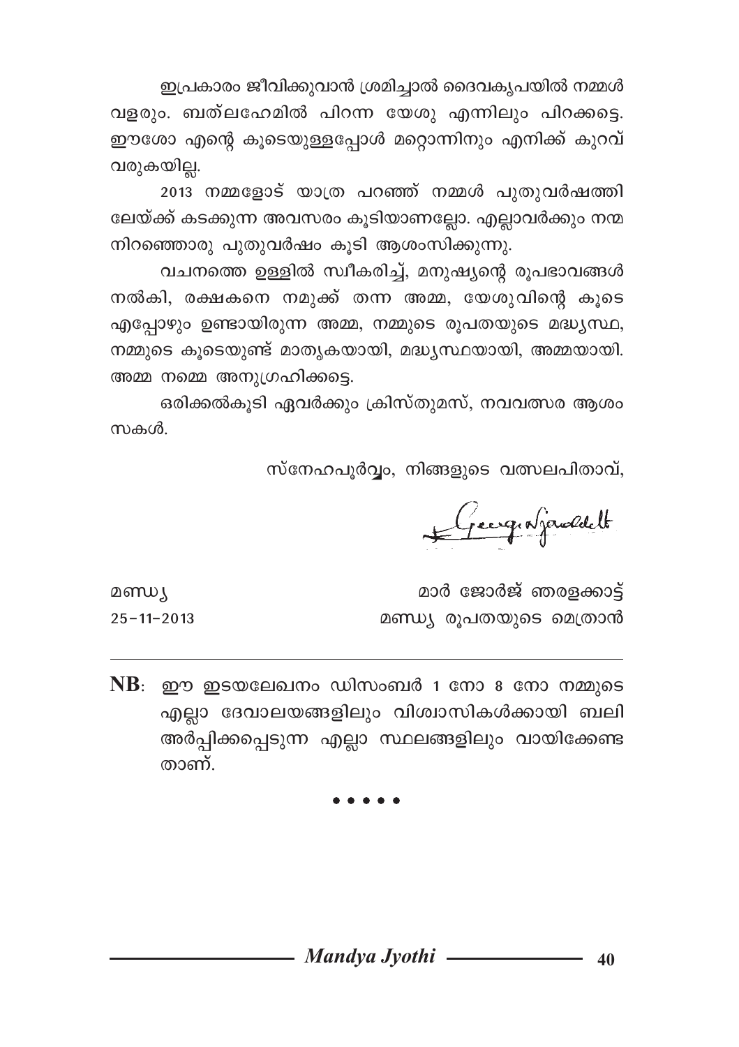ഇപ്രകാരം ജീവിക്കുവാൻ ശ്രമിച്ചാൽ ദൈവകൃപയിൽ നമ്മൾ വളരും. ബത്‌ലഹേമിൽ പിറന്ന യേശു എന്നിലും പിറക്കട്ടെ. ഈശോ എന്റെ കൂടെയുള്ളപ്പോൾ മറ്റൊന്നിനും എനിക്ക് കുറവ് വരുകയില്ല.

2013 നമ്മളോട് യാത്ര പറഞ്ഞ് നമ്മൾ പുതുവർഷത്തിലേയ്ക്ക് കടക്കുന്ന അവസരം കൂടിയാണല്ലോ. എല്ലാവർക്കും നന്മ നിറഞ്ഞൊരു പുതുവർഷം കൂടി ആശംസിക്കുന്നു.

വചനത്തെ ഉള്ളിൽ സ്വീകരിച്ച്, മനുഷ്യന്റെ രൂപഭാവങ്ങൾ നൽകി, രക്ഷകനെ നമുക്ക് തന്ന അമ്മ, യേശുവിന്റെ കൂടെ എപ്പോഴും ഉണ്ടായിരുന്ന അമ്മ, നമ്മുടെ രൂപതയുടെ മദ്ധ്യസ്ഥ, നമ്മുടെ കൂടെയുണ്ട് മാതൃകയായി, മദ്ധ്യസ്ഥയായി, അമ്മയായി. അമ്മ നമ്മെ അനുഗ്രഹിക്കട്ടെ.

ഒരിക്കൽകൂടി ഏവർക്കും ക്രിസ്തുമസ്, നവവത്സര ആശംസകൾ.

സ്നേഹപൂർവ്വം, നിങ്ങളുടെ വത്സലപിതാവ്,

+ George Njaralakatt

മണ്ഡ്യ
25-11-2013

മാർ ജോർജ് ഞരളക്കാട്ട്
മണ്ഡ്യ രൂപതയുടെ മെത്രാൻ

---

**NB**: ഈ ഇടയലേഖനം ഡിസംബർ 1 നോ 8 നോ നമ്മുടെ എല്ലാ ദേവാലയങ്ങളിലും വിശ്വാസികൾക്കായി ബലി അർപ്പിക്കപ്പെടുന്ന എല്ലാ സ്ഥലങ്ങളിലും വായിക്കേണ്ടതാണ്.

• • • • •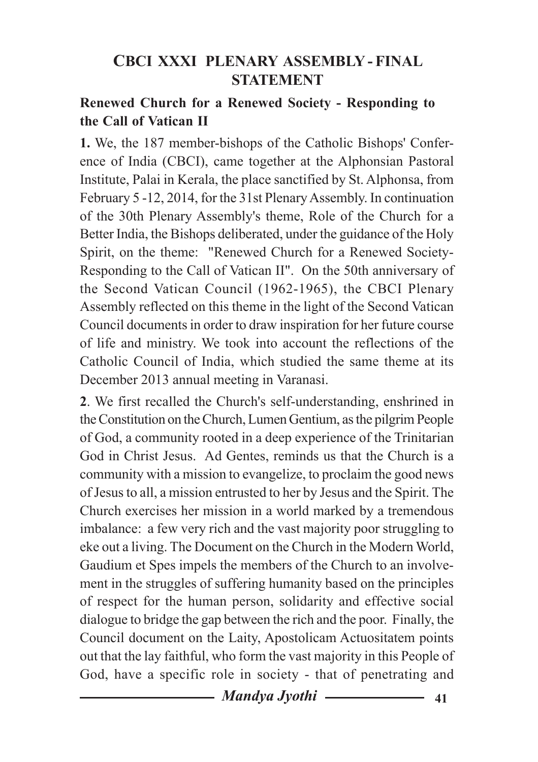## CBCI XXXI PLENARY ASSEMBLY - FINAL STATEMENT

### Renewed Church for a Renewed Society - Responding to the Call of Vatican II

**1.** We, the 187 member-bishops of the Catholic Bishops' Conference of India (CBCI), came together at the Alphonsian Pastoral Institute, Palai in Kerala, the place sanctified by St. Alphonsa, from February 5 -12, 2014, for the 31st Plenary Assembly. In continuation of the 30th Plenary Assembly's theme, Role of the Church for a Better India, the Bishops deliberated, under the guidance of the Holy Spirit, on the theme: "Renewed Church for a Renewed Society- Responding to the Call of Vatican II". On the 50th anniversary of the Second Vatican Council (1962-1965), the CBCI Plenary Assembly reflected on this theme in the light of the Second Vatican Council documents in order to draw inspiration for her future course of life and ministry. We took into account the reflections of the Catholic Council of India, which studied the same theme at its December 2013 annual meeting in Varanasi.

**2**. We first recalled the Church's self-understanding, enshrined in the Constitution on the Church, Lumen Gentium, as the pilgrim People of God, a community rooted in a deep experience of the Trinitarian God in Christ Jesus. Ad Gentes, reminds us that the Church is a community with a mission to evangelize, to proclaim the good news of Jesus to all, a mission entrusted to her by Jesus and the Spirit. The Church exercises her mission in a world marked by a tremendous imbalance: a few very rich and the vast majority poor struggling to eke out a living. The Document on the Church in the Modern World, Gaudium et Spes impels the members of the Church to an involvement in the struggles of suffering humanity based on the principles of respect for the human person, solidarity and effective social dialogue to bridge the gap between the rich and the poor. Finally, the Council document on the Laity, Apostolicam Actuositatem points out that the lay faithful, who form the vast majority in this People of God, have a specific role in society - that of penetrating and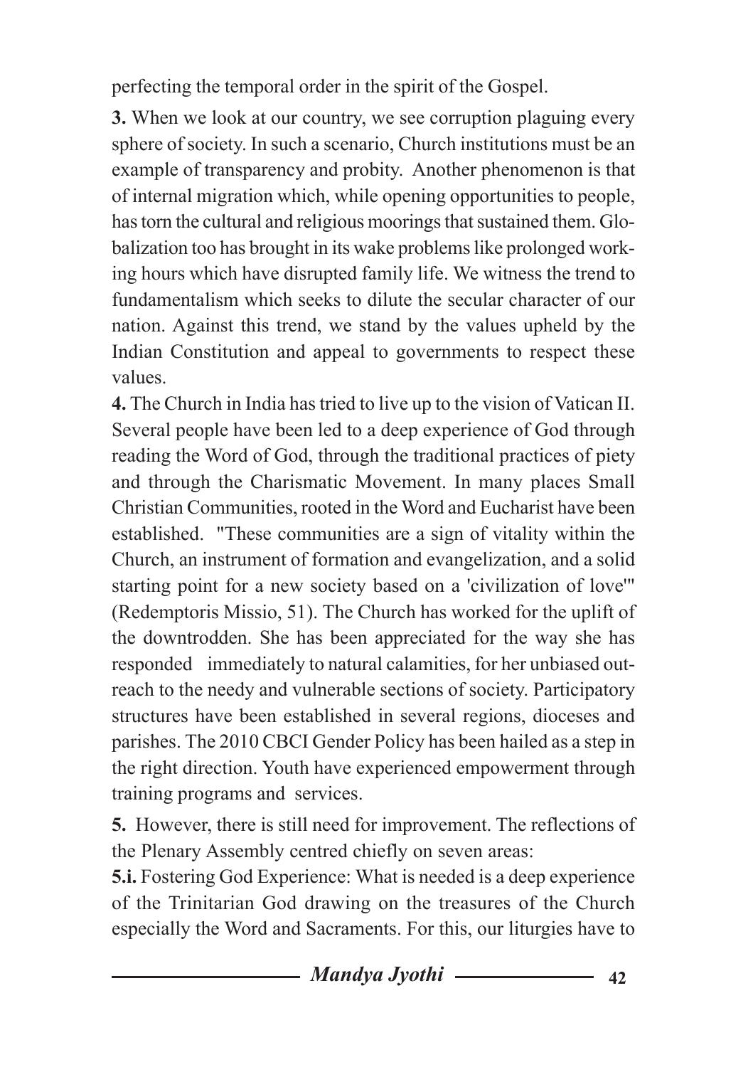perfecting the temporal order in the spirit of the Gospel.

**3.** When we look at our country, we see corruption plaguing every sphere of society. In such a scenario, Church institutions must be an example of transparency and probity. Another phenomenon is that of internal migration which, while opening opportunities to people, has torn the cultural and religious moorings that sustained them. Globalization too has brought in its wake problems like prolonged working hours which have disrupted family life. We witness the trend to fundamentalism which seeks to dilute the secular character of our nation. Against this trend, we stand by the values upheld by the Indian Constitution and appeal to governments to respect these values.

**4.** The Church in India has tried to live up to the vision of Vatican II. Several people have been led to a deep experience of God through reading the Word of God, through the traditional practices of piety and through the Charismatic Movement. In many places Small Christian Communities, rooted in the Word and Eucharist have been established. "These communities are a sign of vitality within the Church, an instrument of formation and evangelization, and a solid starting point for a new society based on a 'civilization of love'" (Redemptoris Missio, 51). The Church has worked for the uplift of the downtrodden. She has been appreciated for the way she has responded immediately to natural calamities, for her unbiased outreach to the needy and vulnerable sections of society. Participatory structures have been established in several regions, dioceses and parishes. The 2010 CBCI Gender Policy has been hailed as a step in the right direction. Youth have experienced empowerment through training programs and services.

**5.** However, there is still need for improvement. The reflections of the Plenary Assembly centred chiefly on seven areas:

**5.i.** Fostering God Experience: What is needed is a deep experience of the Trinitarian God drawing on the treasures of the Church especially the Word and Sacraments. For this, our liturgies have to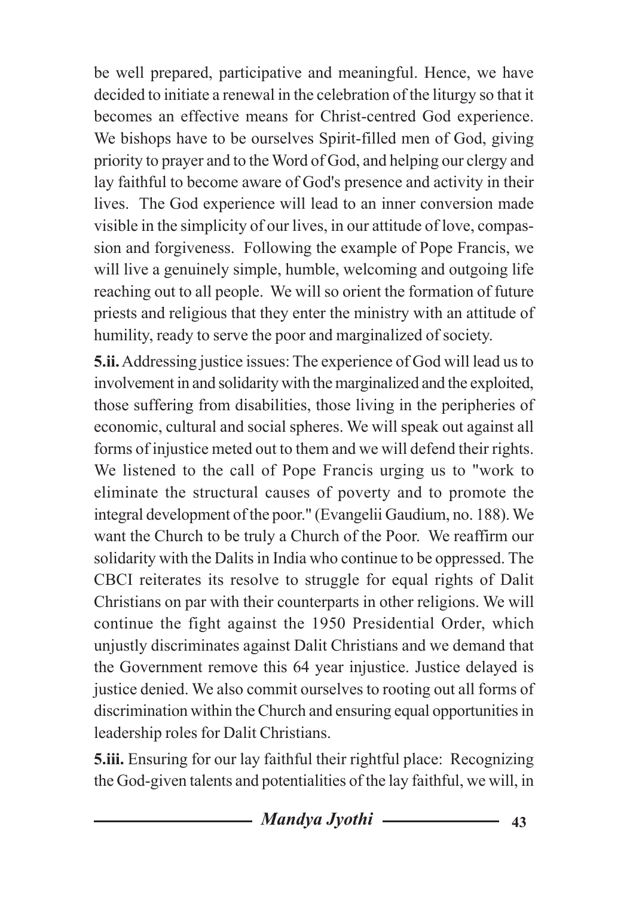be well prepared, participative and meaningful. Hence, we have decided to initiate a renewal in the celebration of the liturgy so that it becomes an effective means for Christ-centred God experience. We bishops have to be ourselves Spirit-filled men of God, giving priority to prayer and to the Word of God, and helping our clergy and lay faithful to become aware of God's presence and activity in their lives. The God experience will lead to an inner conversion made visible in the simplicity of our lives, in our attitude of love, compassion and forgiveness. Following the example of Pope Francis, we will live a genuinely simple, humble, welcoming and outgoing life reaching out to all people. We will so orient the formation of future priests and religious that they enter the ministry with an attitude of humility, ready to serve the poor and marginalized of society.

**5.ii.** Addressing justice issues: The experience of God will lead us to involvement in and solidarity with the marginalized and the exploited, those suffering from disabilities, those living in the peripheries of economic, cultural and social spheres. We will speak out against all forms of injustice meted out to them and we will defend their rights. We listened to the call of Pope Francis urging us to "work to eliminate the structural causes of poverty and to promote the integral development of the poor." (Evangelii Gaudium, no. 188). We want the Church to be truly a Church of the Poor. We reaffirm our solidarity with the Dalits in India who continue to be oppressed. The CBCI reiterates its resolve to struggle for equal rights of Dalit Christians on par with their counterparts in other religions. We will continue the fight against the 1950 Presidential Order, which unjustly discriminates against Dalit Christians and we demand that the Government remove this 64 year injustice. Justice delayed is justice denied. We also commit ourselves to rooting out all forms of discrimination within the Church and ensuring equal opportunities in leadership roles for Dalit Christians.

**5.iii.** Ensuring for our lay faithful their rightful place: Recognizing the God-given talents and potentialities of the lay faithful, we will, in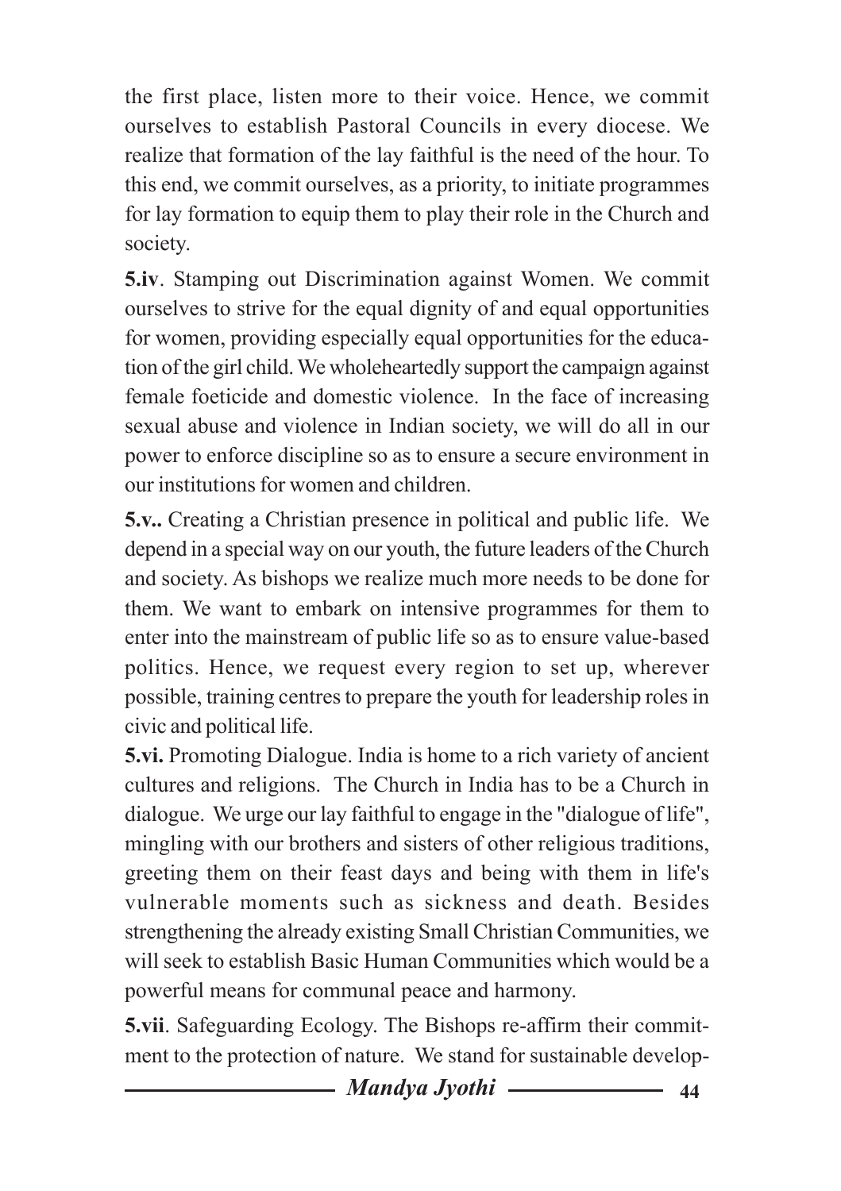the first place, listen more to their voice. Hence, we commit ourselves to establish Pastoral Councils in every diocese. We realize that formation of the lay faithful is the need of the hour. To this end, we commit ourselves, as a priority, to initiate programmes for lay formation to equip them to play their role in the Church and society.

**5.iv**. Stamping out Discrimination against Women. We commit ourselves to strive for the equal dignity of and equal opportunities for women, providing especially equal opportunities for the education of the girl child. We wholeheartedly support the campaign against female foeticide and domestic violence. In the face of increasing sexual abuse and violence in Indian society, we will do all in our power to enforce discipline so as to ensure a secure environment in our institutions for women and children.

**5.v..** Creating a Christian presence in political and public life. We depend in a special way on our youth, the future leaders of the Church and society. As bishops we realize much more needs to be done for them. We want to embark on intensive programmes for them to enter into the mainstream of public life so as to ensure value-based politics. Hence, we request every region to set up, wherever possible, training centres to prepare the youth for leadership roles in civic and political life.

**5.vi.** Promoting Dialogue. India is home to a rich variety of ancient cultures and religions. The Church in India has to be a Church in dialogue. We urge our lay faithful to engage in the "dialogue of life", mingling with our brothers and sisters of other religious traditions, greeting them on their feast days and being with them in life's vulnerable moments such as sickness and death. Besides strengthening the already existing Small Christian Communities, we will seek to establish Basic Human Communities which would be a powerful means for communal peace and harmony.

**5.vii**. Safeguarding Ecology. The Bishops re-affirm their commitment to the protection of nature. We stand for sustainable develop-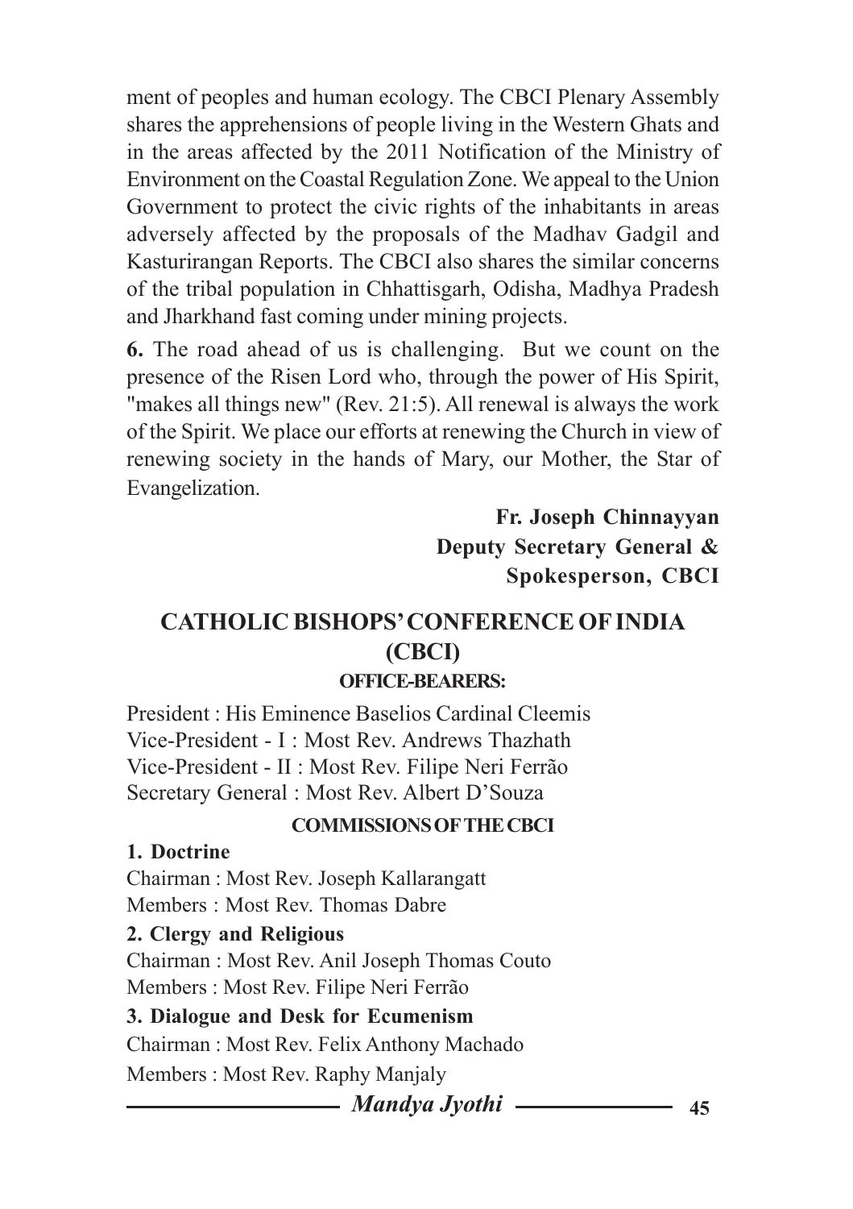ment of peoples and human ecology. The CBCI Plenary Assembly shares the apprehensions of people living in the Western Ghats and in the areas affected by the 2011 Notification of the Ministry of Environment on the Coastal Regulation Zone. We appeal to the Union Government to protect the civic rights of the inhabitants in areas adversely affected by the proposals of the Madhav Gadgil and Kasturirangan Reports. The CBCI also shares the similar concerns of the tribal population in Chhattisgarh, Odisha, Madhya Pradesh and Jharkhand fast coming under mining projects.

**6.** The road ahead of us is challenging. But we count on the presence of the Risen Lord who, through the power of His Spirit, "makes all things new" (Rev. 21:5). All renewal is always the work of the Spirit. We place our efforts at renewing the Church in view of renewing society in the hands of Mary, our Mother, the Star of Evangelization.

**Fr. Joseph Chinnayyan**
**Deputy Secretary General &**
**Spokesperson, CBCI**

## CATHOLIC BISHOPS' CONFERENCE OF INDIA (CBCI)

### OFFICE-BEARERS:

President : His Eminence Baselios Cardinal Cleemis
Vice-President - I : Most Rev. Andrews Thazhath
Vice-President - II : Most Rev. Filipe Neri Ferrão
Secretary General : Most Rev. Albert D'Souza

### COMMISSIONS OF THE CBCI

**1. Doctrine**

Chairman : Most Rev. Joseph Kallarangatt
Members : Most Rev. Thomas Dabre

**2. Clergy and Religious**

Chairman : Most Rev. Anil Joseph Thomas Couto
Members : Most Rev. Filipe Neri Ferrão

**3. Dialogue and Desk for Ecumenism**

Chairman : Most Rev. Felix Anthony Machado
Members : Most Rev. Raphy Manjaly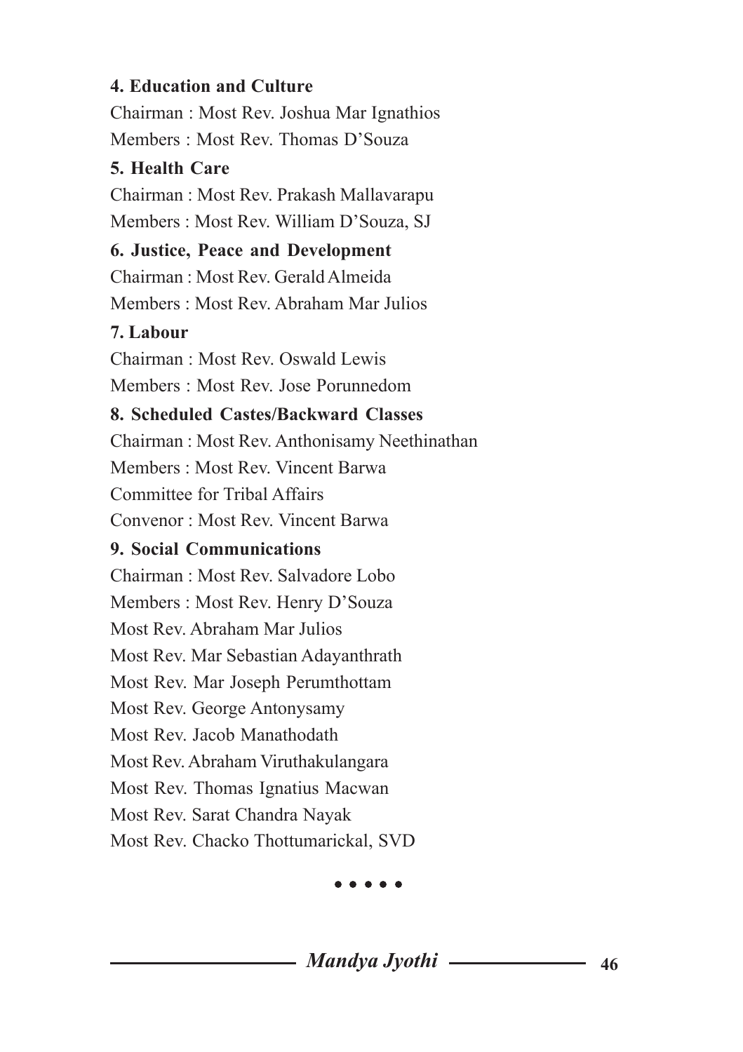**4. Education and Culture**

Chairman : Most Rev. Joshua Mar Ignathios

Members : Most Rev. Thomas D'Souza

**5. Health Care**

Chairman : Most Rev. Prakash Mallavarapu

Members : Most Rev. William D'Souza, SJ

**6. Justice, Peace and Development**

Chairman : Most Rev. Gerald Almeida

Members : Most Rev. Abraham Mar Julios

**7. Labour**

Chairman : Most Rev. Oswald Lewis

Members : Most Rev. Jose Porunnedom

**8. Scheduled Castes/Backward Classes**

Chairman : Most Rev. Anthonisamy Neethinathan

Members : Most Rev. Vincent Barwa

Committee for Tribal Affairs

Convenor : Most Rev. Vincent Barwa

**9. Social Communications**

Chairman : Most Rev. Salvadore Lobo

Members : Most Rev. Henry D'Souza

Most Rev. Abraham Mar Julios

Most Rev. Mar Sebastian Adayanthrath

Most Rev. Mar Joseph Perumthottam

Most Rev. George Antonysamy

Most Rev. Jacob Manathodath

Most Rev. Abraham Viruthakulangara

Most Rev. Thomas Ignatius Macwan

Most Rev. Sarat Chandra Nayak

Most Rev. Chacko Thottumarickal, SVD

• • • • •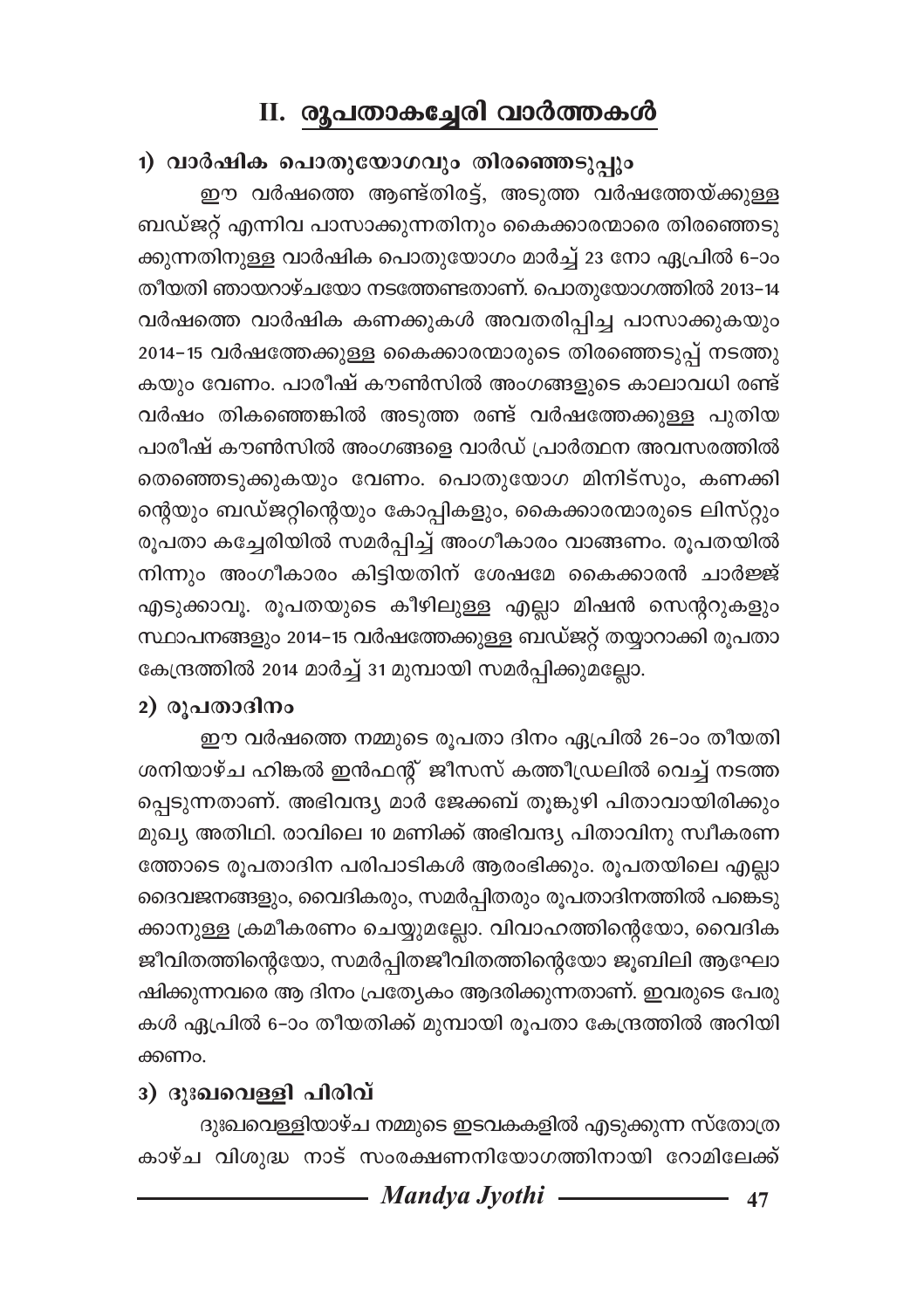## II. രൂപതാകച്ചേരി വാർത്തകൾ

### 1) വാർഷിക പൊതുയോഗവും തിരഞ്ഞെടുപ്പും

ഈ വർഷത്തെ ആണ്ടുതിരട്ട്, അടുത്ത വർഷത്തേയ്ക്കുള്ള ബഡ്ജറ്റ് എന്നിവ പാസാക്കുന്നതിനും കൈക്കാരന്മാരെ തിരഞ്ഞെടുക്കുന്നതിനുള്ള വാർഷിക പൊതുയോഗം മാർച്ച് 23 നോ ഏപ്രിൽ 6-ാം തീയതി ഞായറാഴ്ചയോ നടത്തേണ്ടതാണ്. പൊതുയോഗത്തിൽ 2013-14 വർഷത്തെ വാർഷിക കണക്കുകൾ അവതരിപ്പിച്ച പാസാക്കുകയും 2014-15 വർഷത്തേക്കുള്ള കൈക്കാരന്മാരുടെ തിരഞ്ഞെടുപ്പ് നടത്തുകയും വേണം. പാരീഷ് കൗൺസിൽ അംഗങ്ങളുടെ കാലാവധി രണ്ട് വർഷം തികഞ്ഞെങ്കിൽ അടുത്ത രണ്ട് വർഷത്തേക്കുള്ള പുതിയ പാരീഷ് കൗൺസിൽ അംഗങ്ങളെ വാർഡ് പ്രാർത്ഥന അവസരത്തിൽ തെരഞ്ഞെടുക്കുകയും വേണം. പൊതുയോഗ മിനിട്സും, കണക്കിന്റെയും ബഡ്ജറ്റിന്റെയും കോപ്പികളും, കൈക്കാരന്മാരുടെ ലിസ്റ്റും രൂപതാ കച്ചേരിയിൽ സമർപ്പിച്ച് അംഗീകാരം വാങ്ങണം. രൂപതയിൽ നിന്നും അംഗീകാരം കിട്ടിയതിന് ശേഷമേ കൈക്കാരൻ ചാർജ്ജ് എടുക്കാവൂ. രൂപതയുടെ കീഴിലുള്ള എല്ലാ മിഷൻ സെന്ററുകളും സ്ഥാപനങ്ങളും 2014-15 വർഷത്തേക്കുള്ള ബഡ്ജറ്റ് തയ്യാറാക്കി രൂപതാ കേന്ദ്രത്തിൽ 2014 മാർച്ച് 31 മുമ്പായി സമർപ്പിക്കുമല്ലോ.

### 2) രൂപതാദിനം

ഈ വർഷത്തെ നമ്മുടെ രൂപതാ ദിനം ഏപ്രിൽ 26-ാം തീയതി ശനിയാഴ്ച ഹിങ്കൽ ഇൻഫന്റ് ജീസസ് കത്തീഡ്രലിൽ വെച്ച് നടത്തപ്പെടുന്നതാണ്. അഭിവന്ദ്യ മാർ ജേക്കബ് തൂങ്കുഴി പിതാവായിരിക്കും മുഖ്യ അതിഥി. രാവിലെ 10 മണിക്ക് അഭിവന്ദ്യ പിതാവിനു സ്വീകരണത്തോടെ രൂപതാദിന പരിപാടികൾ ആരംഭിക്കും. രൂപതയിലെ എല്ലാ ദൈവജനങ്ങളും, വൈദികരും, സമർപ്പിതരും രൂപതാദിനത്തിൽ പങ്കെടുക്കാനുള്ള ക്രമീകരണം ചെയ്യുമല്ലോ. വിവാഹത്തിന്റെയോ, വൈദിക ജീവിതത്തിന്റെയോ, സമർപ്പിതജീവിതത്തിന്റെയോ ജൂബിലി ആഘോഷിക്കുന്നവരെ ആ ദിനം പ്രത്യേകം ആദരിക്കുന്നതാണ്. ഇവരുടെ പേരുകൾ ഏപ്രിൽ 6-ാം തീയതിക്ക് മുമ്പായി രൂപതാ കേന്ദ്രത്തിൽ അറിയിക്കണം.

### 3) ദുഃഖവെള്ളി പിരിവ്

ദുഃഖവെള്ളിയാഴ്ച നമ്മുടെ ഇടവകകളിൽ എടുക്കുന്ന സ്തോത്ര കാഴ്ച വിശുദ്ധ നാട് സംരക്ഷണനിയോഗത്തിനായി റോമിലേക്ക്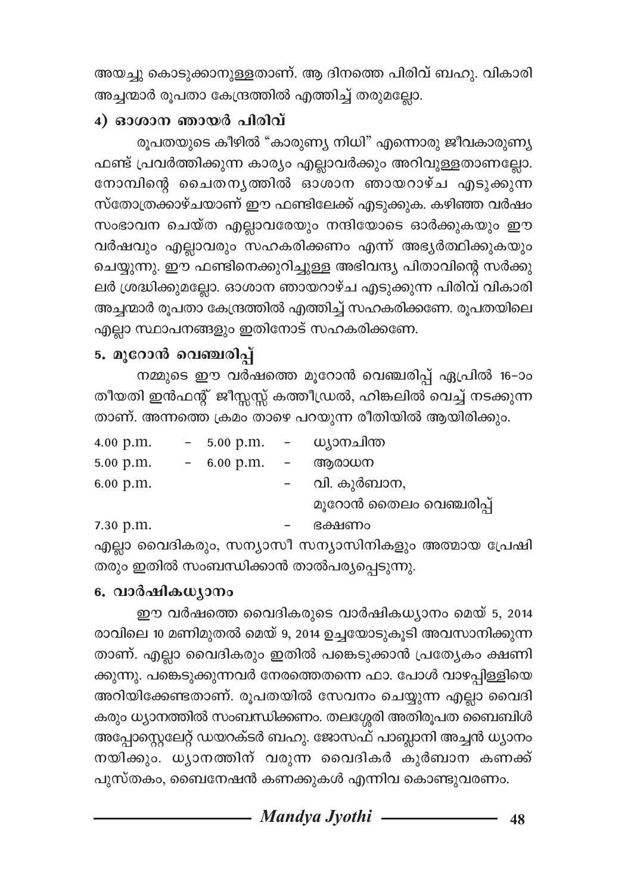അയച്ചു കൊടുക്കാനുള്ളതാണ്. ആ ദിനത്തെ പിരിവ് ബഹു. വികാരി അച്ചന്മാർ രൂപതാ കേന്ദ്രത്തിൽ എത്തിച്ച് തരുമല്ലോ.

### 4) ഓശാന ഞായർ പിരിവ്

രൂപതയുടെ കീഴിൽ "കാരുണ്യ നിധി" എന്നൊരു ജീവകാരുണ്യ ഫണ്ട് പ്രവർത്തിക്കുന്ന കാര്യം എല്ലാവർക്കും അറിവുള്ളതാണല്ലോ. നോമ്പിന്റെ ചൈതന്യത്തിൽ ഓശാന ഞായറാഴ്ച എടുക്കുന്ന സ്തോത്രക്കാഴ്ചയാണ് ഈ ഫണ്ടിലേക്ക് എടുക്കുക. കഴിഞ്ഞ വർഷം സംഭാവന ചെയ്ത എല്ലാവരേയും നന്ദിയോടെ ഓർക്കുകയും ഈ വർഷവും എല്ലാവരും സഹകരിക്കണം എന്ന് അഭ്യർത്ഥിക്കുകയും ചെയ്യുന്നു. ഈ ഫണ്ടിനെക്കുറിച്ചുള്ള അഭിവന്ദ്യ പിതാവിന്റെ സർക്കുലർ ശ്രദ്ധിക്കുമല്ലോ. ഓശാന ഞായറാഴ്ച എടുക്കുന്ന പിരിവ് വികാരി അച്ചന്മാർ രൂപതാ കേന്ദ്രത്തിൽ എത്തിച്ച് സഹകരിക്കണേ. രൂപതയിലെ എല്ലാ സ്ഥാപനങ്ങളും ഇതിനോട് സഹകരിക്കണേ.

### 5. മൂറോൻ വെഞ്ചരിപ്പ്

നമ്മുടെ ഈ വർഷത്തെ മൂറോൻ വെഞ്ചരിപ്പ് ഏപ്രിൽ 16-ാം തീയതി ഇൻഫന്റ് ജീസ്സസ്സ് കത്തീഡ്രൽ, ഹിങ്കലിൽ വെച്ച് നടക്കുന്നതാണ്. അന്നത്തെ ക്രമം താഴെ പറയുന്ന രീതിയിൽ ആയിരിക്കും.

| | | |
|---|---|---|
| 4.00 p.m. - 5.00 p.m. | - | ധ്യാനചിന്ത |
| 5.00 p.m. - 6.00 p.m. | - | ആരാധന |
| 6.00 p.m. | - | വി. കുർബാന, മൂറോൻ തൈലം വെഞ്ചരിപ്പ് |
| 7.30 p.m. | - | ഭക്ഷണം |

എല്ലാ വൈദികരും, സന്യാസീ സന്യാസിനികളും അത്മായ പ്രേഷിതരും ഇതിൽ സംബന്ധിക്കാൻ താൽപര്യപ്പെടുന്നു.

### 6. വാർഷികധ്യാനം

ഈ വർഷത്തെ വൈദികരുടെ വാർഷികധ്യാനം മെയ് 5, 2014 രാവിലെ 10 മണിമുതൽ മെയ് 9, 2014 ഉച്ചയോടുകൂടി അവസാനിക്കുന്നതാണ്. എല്ലാ വൈദികരും ഇതിൽ പങ്കെടുക്കാൻ പ്രത്യേകം ക്ഷണിക്കുന്നു. പങ്കെടുക്കുന്നവർ നേരത്തെതന്നെ ഫാ. പോൾ വാഴപ്പിള്ളിയെ അറിയിക്കേണ്ടതാണ്. രൂപതയിൽ സേവനം ചെയ്യുന്ന എല്ലാ വൈദികരും ധ്യാനത്തിൽ സംബന്ധിക്കണം. തലശ്ശേരി അതിരൂപത ബൈബിൾ അപ്പോസ്റ്റലേറ്റ് ഡയറക്ടർ ബഹു. ജോസഫ് പാബ്ലാനി അച്ചൻ ധ്യാനം നയിക്കും. ധ്യാനത്തിന് വരുന്ന വൈദികർ കുർബാന കണക്ക് പുസ്തകം, ബൈനേഷൻ കണക്കുകൾ എന്നിവ കൊണ്ടുവരണം.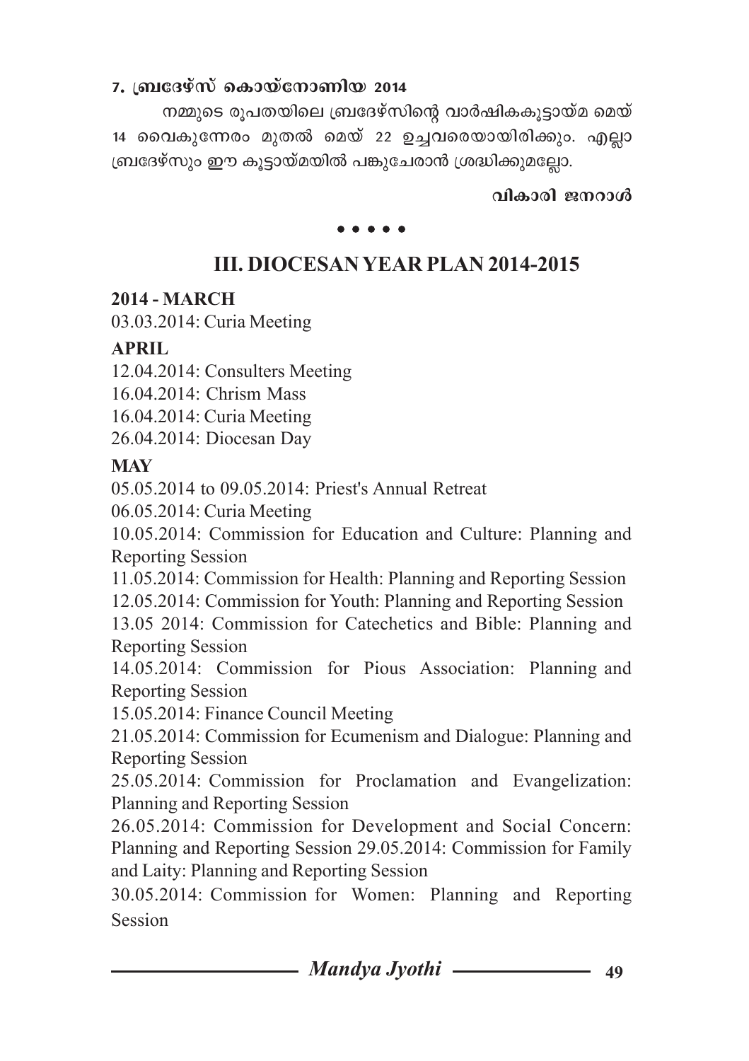**7. ബ്രദേഴ്സ് കൊയ്നോണിയ 2014**

നമ്മുടെ രൂപതയിലെ ബ്രദേഴ്സിന്റെ വാർഷികകൂട്ടായ്മ മെയ് 14 വൈകുന്നേരം മുതൽ മെയ് 22 ഉച്ചവരെയായിരിക്കും. എല്ലാ ബ്രദേഴ്സും ഈ കൂട്ടായ്മയിൽ പങ്കുചേരാൻ ശ്രദ്ധിക്കുമല്ലോ.

**വികാരി ജനറാൾ**

• • • • •

## III. DIOCESAN YEAR PLAN 2014-2015

**2014 - MARCH**

03.03.2014: Curia Meeting

**APRIL**

12.04.2014: Consulters Meeting

16.04.2014: Chrism Mass

16.04.2014: Curia Meeting

26.04.2014: Diocesan Day

**MAY**

05.05.2014 to 09.05.2014: Priest's Annual Retreat

06.05.2014: Curia Meeting

10.05.2014: Commission for Education and Culture: Planning and Reporting Session

11.05.2014: Commission for Health: Planning and Reporting Session

12.05.2014: Commission for Youth: Planning and Reporting Session

13.05 2014: Commission for Catechetics and Bible: Planning and Reporting Session

14.05.2014: Commission for Pious Association: Planning and Reporting Session

15.05.2014: Finance Council Meeting

21.05.2014: Commission for Ecumenism and Dialogue: Planning and Reporting Session

25.05.2014: Commission for Proclamation and Evangelization: Planning and Reporting Session

26.05.2014: Commission for Development and Social Concern: Planning and Reporting Session 29.05.2014: Commission for Family and Laity: Planning and Reporting Session

30.05.2014: Commission for Women: Planning and Reporting Session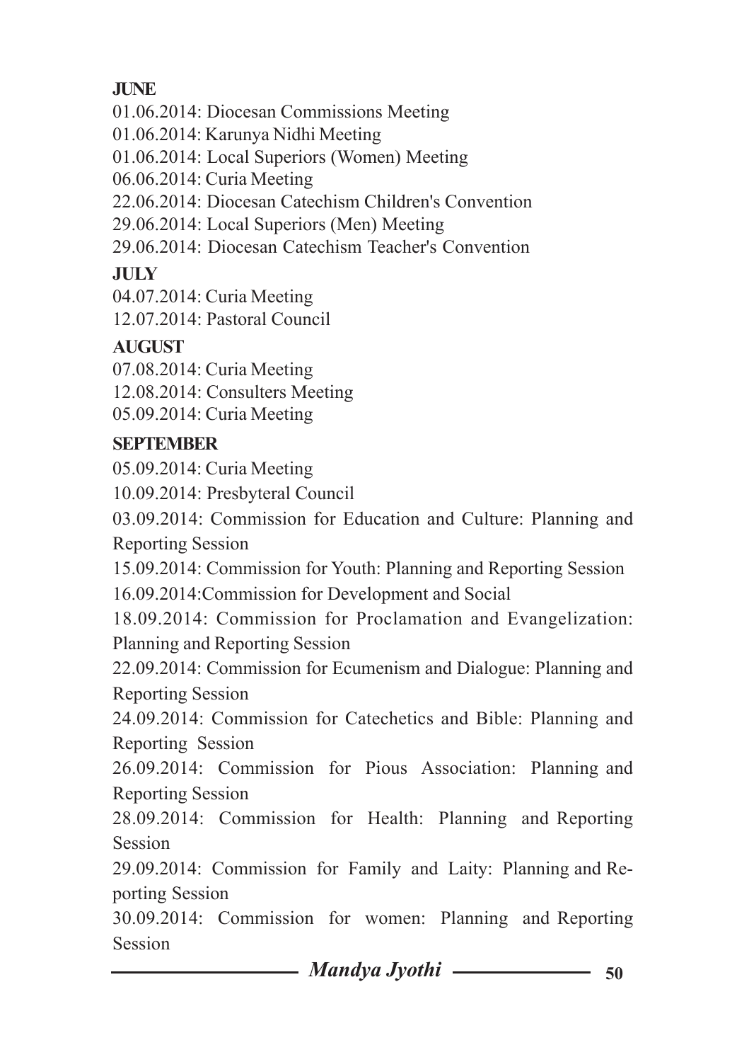**JUNE**

01.06.2014: Diocesan Commissions Meeting

01.06.2014: Karunya Nidhi Meeting

01.06.2014: Local Superiors (Women) Meeting

06.06.2014: Curia Meeting

22.06.2014: Diocesan Catechism Children's Convention

29.06.2014: Local Superiors (Men) Meeting

29.06.2014: Diocesan Catechism Teacher's Convention

**JULY**

04.07.2014: Curia Meeting

12.07.2014: Pastoral Council

**AUGUST**

07.08.2014: Curia Meeting

12.08.2014: Consulters Meeting

05.09.2014: Curia Meeting

**SEPTEMBER**

05.09.2014: Curia Meeting

10.09.2014: Presbyteral Council

03.09.2014: Commission for Education and Culture: Planning and Reporting Session

15.09.2014: Commission for Youth: Planning and Reporting Session

16.09.2014:Commission for Development and Social

18.09.2014: Commission for Proclamation and Evangelization: Planning and Reporting Session

22.09.2014: Commission for Ecumenism and Dialogue: Planning and Reporting Session

24.09.2014: Commission for Catechetics and Bible: Planning and Reporting Session

26.09.2014: Commission for Pious Association: Planning and Reporting Session

28.09.2014: Commission for Health: Planning and Reporting Session

29.09.2014: Commission for Family and Laity: Planning and Reporting Session

30.09.2014: Commission for women: Planning and Reporting Session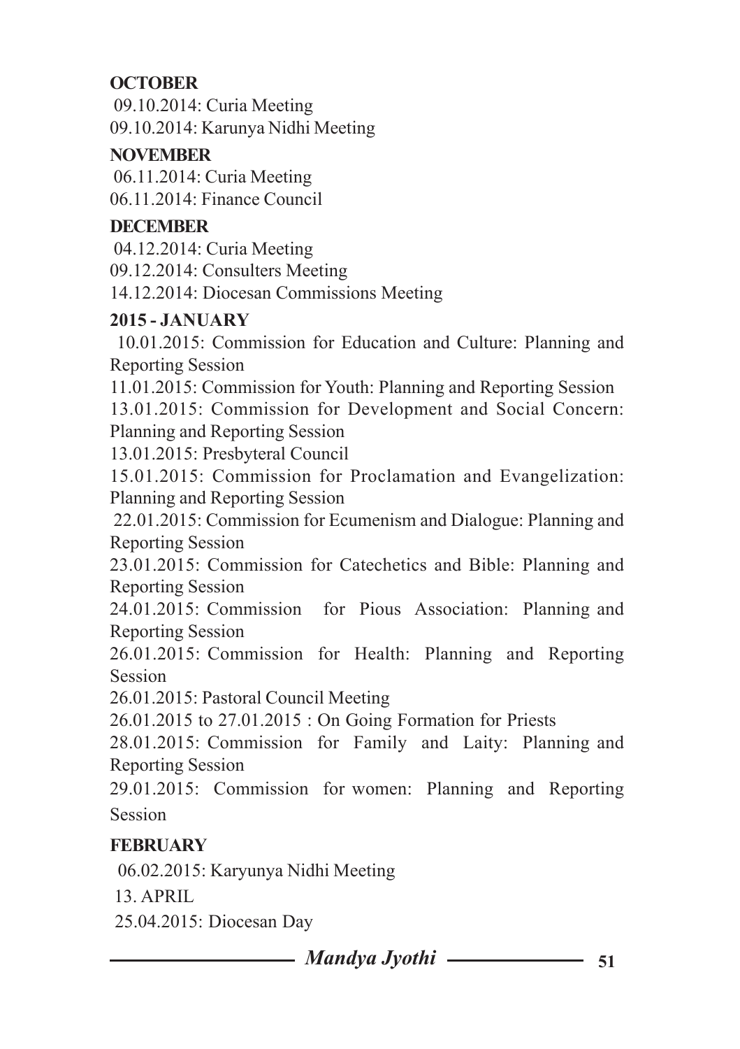**OCTOBER**

09.10.2014: Curia Meeting

09.10.2014: Karunya Nidhi Meeting

**NOVEMBER**

06.11.2014: Curia Meeting

06.11.2014: Finance Council

**DECEMBER**

04.12.2014: Curia Meeting

09.12.2014: Consulters Meeting

14.12.2014: Diocesan Commissions Meeting

**2015 - JANUARY**

10.01.2015: Commission for Education and Culture: Planning and Reporting Session

11.01.2015: Commission for Youth: Planning and Reporting Session

13.01.2015: Commission for Development and Social Concern: Planning and Reporting Session

13.01.2015: Presbyteral Council

15.01.2015: Commission for Proclamation and Evangelization: Planning and Reporting Session

22.01.2015: Commission for Ecumenism and Dialogue: Planning and Reporting Session

23.01.2015: Commission for Catechetics and Bible: Planning and Reporting Session

24.01.2015: Commission for Pious Association: Planning and Reporting Session

26.01.2015: Commission for Health: Planning and Reporting Session

26.01.2015: Pastoral Council Meeting

26.01.2015 to 27.01.2015 : On Going Formation for Priests

28.01.2015: Commission for Family and Laity: Planning and Reporting Session

29.01.2015: Commission for women: Planning and Reporting Session

**FEBRUARY**

06.02.2015: Karyunya Nidhi Meeting

13. APRIL

25.04.2015: Diocesan Day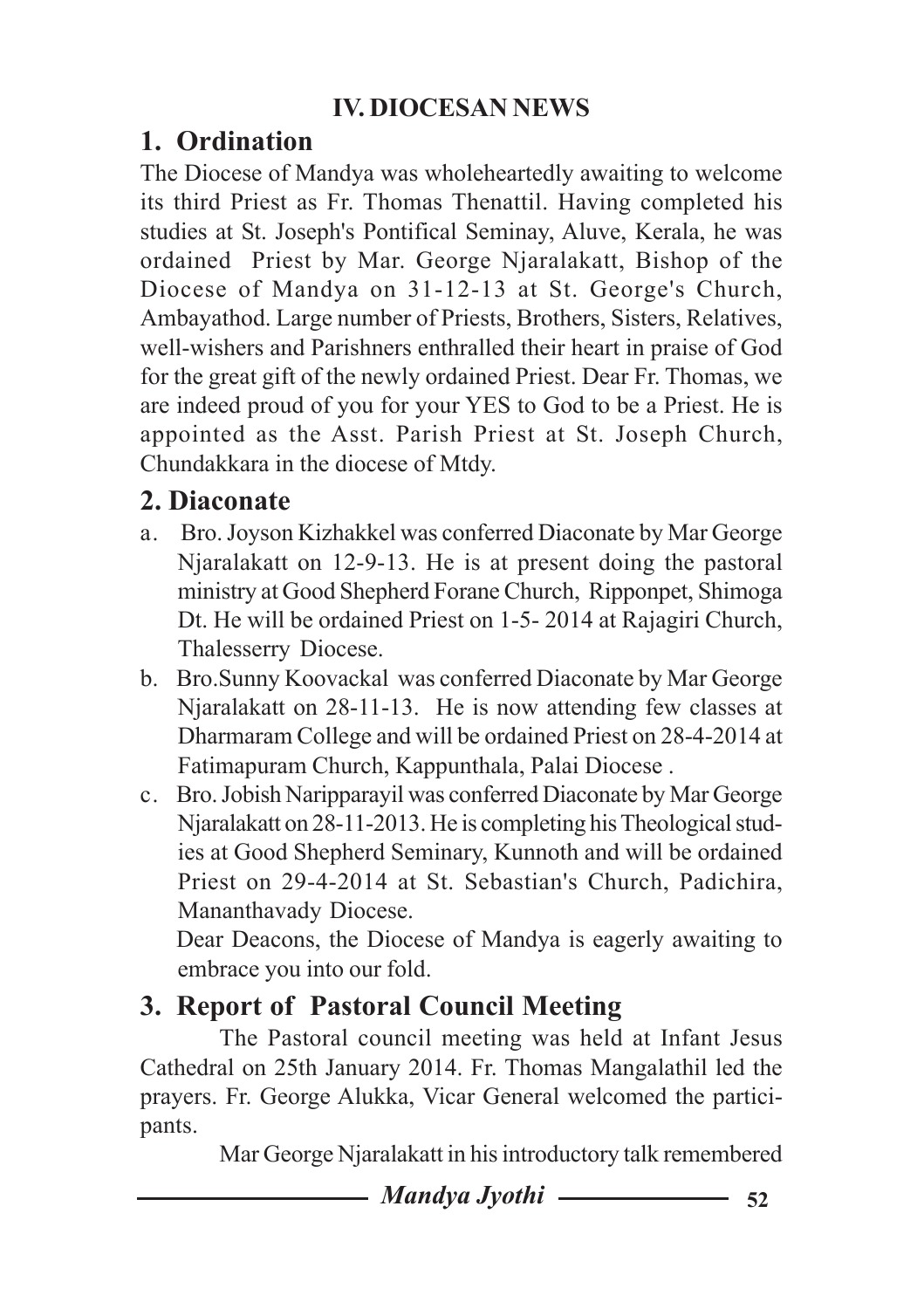## IV. DIOCESAN NEWS

### 1. Ordination

The Diocese of Mandya was wholeheartedly awaiting to welcome its third Priest as Fr. Thomas Thenattil. Having completed his studies at St. Joseph's Pontifical Seminay, Aluve, Kerala, he was ordained Priest by Mar. George Njaralakatt, Bishop of the Diocese of Mandya on 31-12-13 at St. George's Church, Ambayathod. Large number of Priests, Brothers, Sisters, Relatives, well-wishers and Parishners enthralled their heart in praise of God for the great gift of the newly ordained Priest. Dear Fr. Thomas, we are indeed proud of you for your YES to God to be a Priest. He is appointed as the Asst. Parish Priest at St. Joseph Church, Chundakkara in the diocese of Mtdy.

### 2. Diaconate

a. Bro. Joyson Kizhakkel was conferred Diaconate by Mar George Njaralakatt on 12-9-13. He is at present doing the pastoral ministry at Good Shepherd Forane Church, Ripponpet, Shimoga Dt. He will be ordained Priest on 1-5- 2014 at Rajagiri Church, Thalesserry Diocese.

b. Bro.Sunny Koovackal was conferred Diaconate by Mar George Njaralakatt on 28-11-13. He is now attending few classes at Dharmaram College and will be ordained Priest on 28-4-2014 at Fatimapuram Church, Kappunthala, Palai Diocese .

c. Bro. Jobish Naripparayil was conferred Diaconate by Mar George Njaralakatt on 28-11-2013. He is completing his Theological studies at Good Shepherd Seminary, Kunnoth and will be ordained Priest on 29-4-2014 at St. Sebastian's Church, Padichira, Mananthavady Diocese.

Dear Deacons, the Diocese of Mandya is eagerly awaiting to embrace you into our fold.

### 3. Report of Pastoral Council Meeting

The Pastoral council meeting was held at Infant Jesus Cathedral on 25th January 2014. Fr. Thomas Mangalathil led the prayers. Fr. George Alukka, Vicar General welcomed the participants.

Mar George Njaralakatt in his introductory talk remembered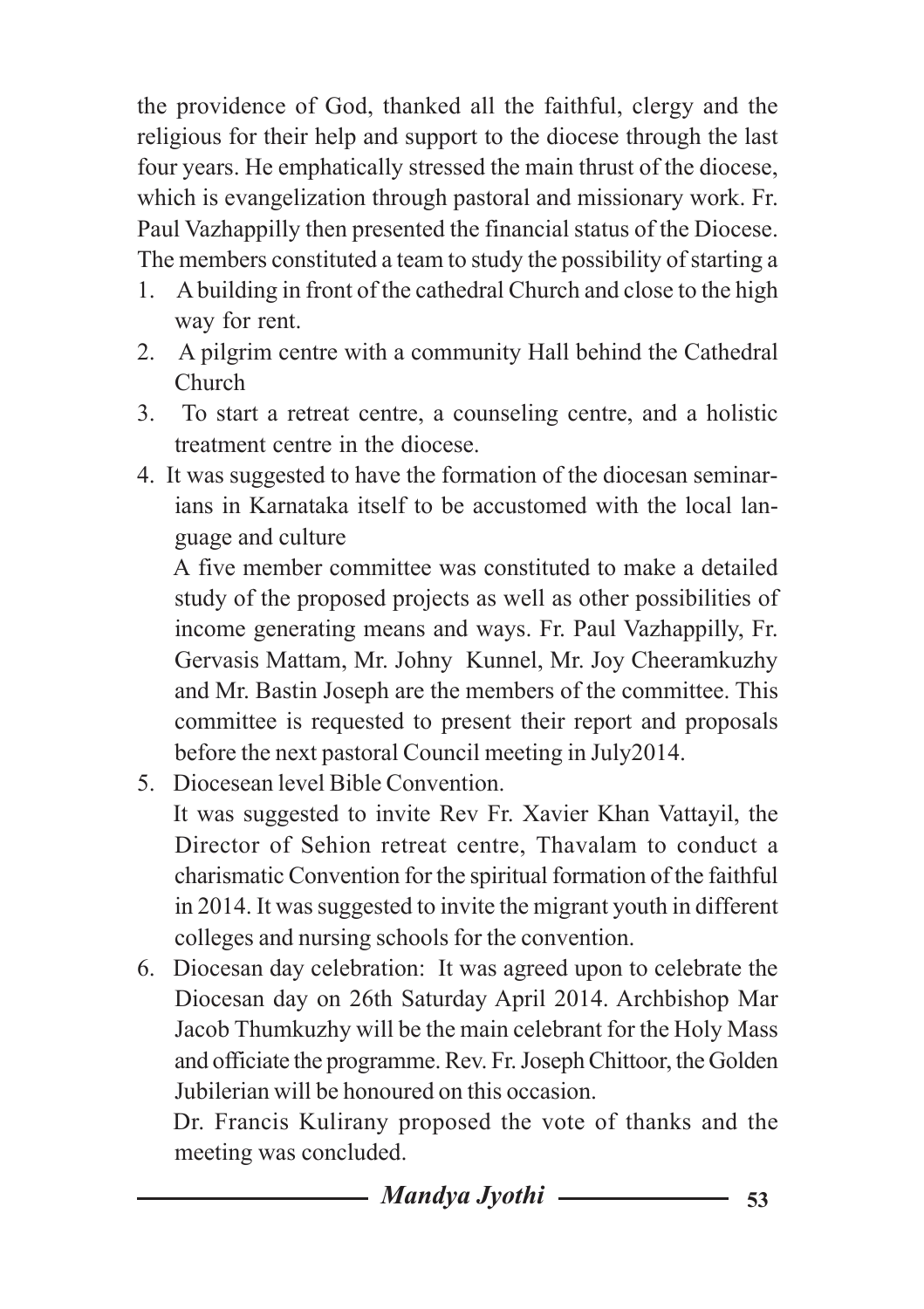the providence of God, thanked all the faithful, clergy and the religious for their help and support to the diocese through the last four years. He emphatically stressed the main thrust of the diocese, which is evangelization through pastoral and missionary work. Fr. Paul Vazhappilly then presented the financial status of the Diocese. The members constituted a team to study the possibility of starting a

1. A building in front of the cathedral Church and close to the high way for rent.
2. A pilgrim centre with a community Hall behind the Cathedral Church
3. To start a retreat centre, a counseling centre, and a holistic treatment centre in the diocese.
4. It was suggested to have the formation of the diocesan seminarians in Karnataka itself to be accustomed with the local language and culture

   A five member committee was constituted to make a detailed study of the proposed projects as well as other possibilities of income generating means and ways. Fr. Paul Vazhappilly, Fr. Gervasis Mattam, Mr. Johny Kunnel, Mr. Joy Cheeramkuzhy and Mr. Bastin Joseph are the members of the committee. This committee is requested to present their report and proposals before the next pastoral Council meeting in July2014.
5. Diocesean level Bible Convention.

   It was suggested to invite Rev Fr. Xavier Khan Vattayil, the Director of Sehion retreat centre, Thavalam to conduct a charismatic Convention for the spiritual formation of the faithful in 2014. It was suggested to invite the migrant youth in different colleges and nursing schools for the convention.
6. Diocesan day celebration: It was agreed upon to celebrate the Diocesan day on 26th Saturday April 2014. Archbishop Mar Jacob Thumkuzhy will be the main celebrant for the Holy Mass and officiate the programme. Rev. Fr. Joseph Chittoor, the Golden Jubilerian will be honoured on this occasion.

   Dr. Francis Kulirany proposed the vote of thanks and the meeting was concluded.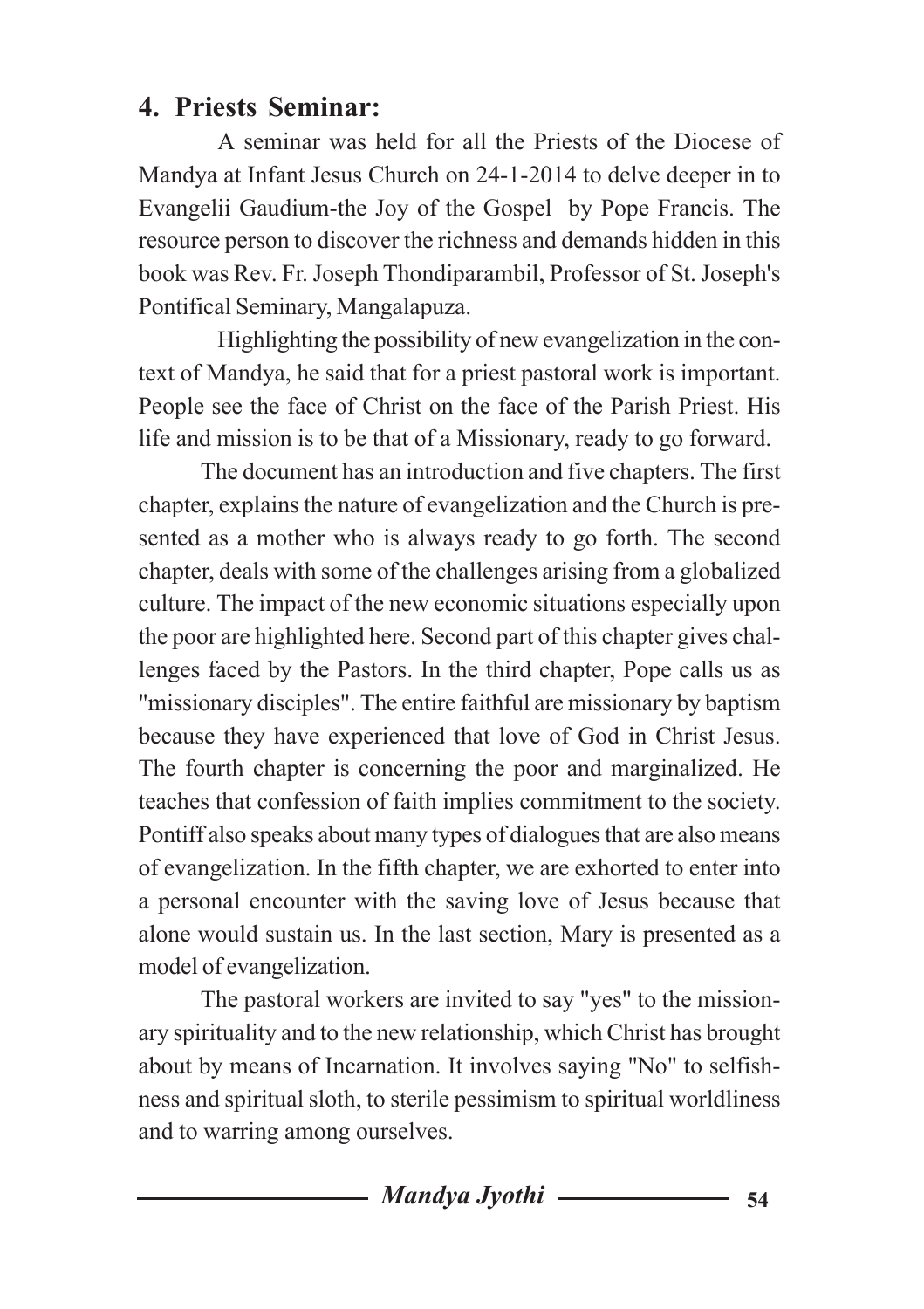## 4. Priests Seminar:

A seminar was held for all the Priests of the Diocese of Mandya at Infant Jesus Church on 24-1-2014 to delve deeper in to Evangelii Gaudium-the Joy of the Gospel by Pope Francis. The resource person to discover the richness and demands hidden in this book was Rev. Fr. Joseph Thondiparambil, Professor of St. Joseph's Pontifical Seminary, Mangalapuza.

Highlighting the possibility of new evangelization in the context of Mandya, he said that for a priest pastoral work is important. People see the face of Christ on the face of the Parish Priest. His life and mission is to be that of a Missionary, ready to go forward.

The document has an introduction and five chapters. The first chapter, explains the nature of evangelization and the Church is presented as a mother who is always ready to go forth. The second chapter, deals with some of the challenges arising from a globalized culture. The impact of the new economic situations especially upon the poor are highlighted here. Second part of this chapter gives challenges faced by the Pastors. In the third chapter, Pope calls us as "missionary disciples". The entire faithful are missionary by baptism because they have experienced that love of God in Christ Jesus. The fourth chapter is concerning the poor and marginalized. He teaches that confession of faith implies commitment to the society. Pontiff also speaks about many types of dialogues that are also means of evangelization. In the fifth chapter, we are exhorted to enter into a personal encounter with the saving love of Jesus because that alone would sustain us. In the last section, Mary is presented as a model of evangelization.

The pastoral workers are invited to say "yes" to the missionary spirituality and to the new relationship, which Christ has brought about by means of Incarnation. It involves saying "No" to selfishness and spiritual sloth, to sterile pessimism to spiritual worldliness and to warring among ourselves.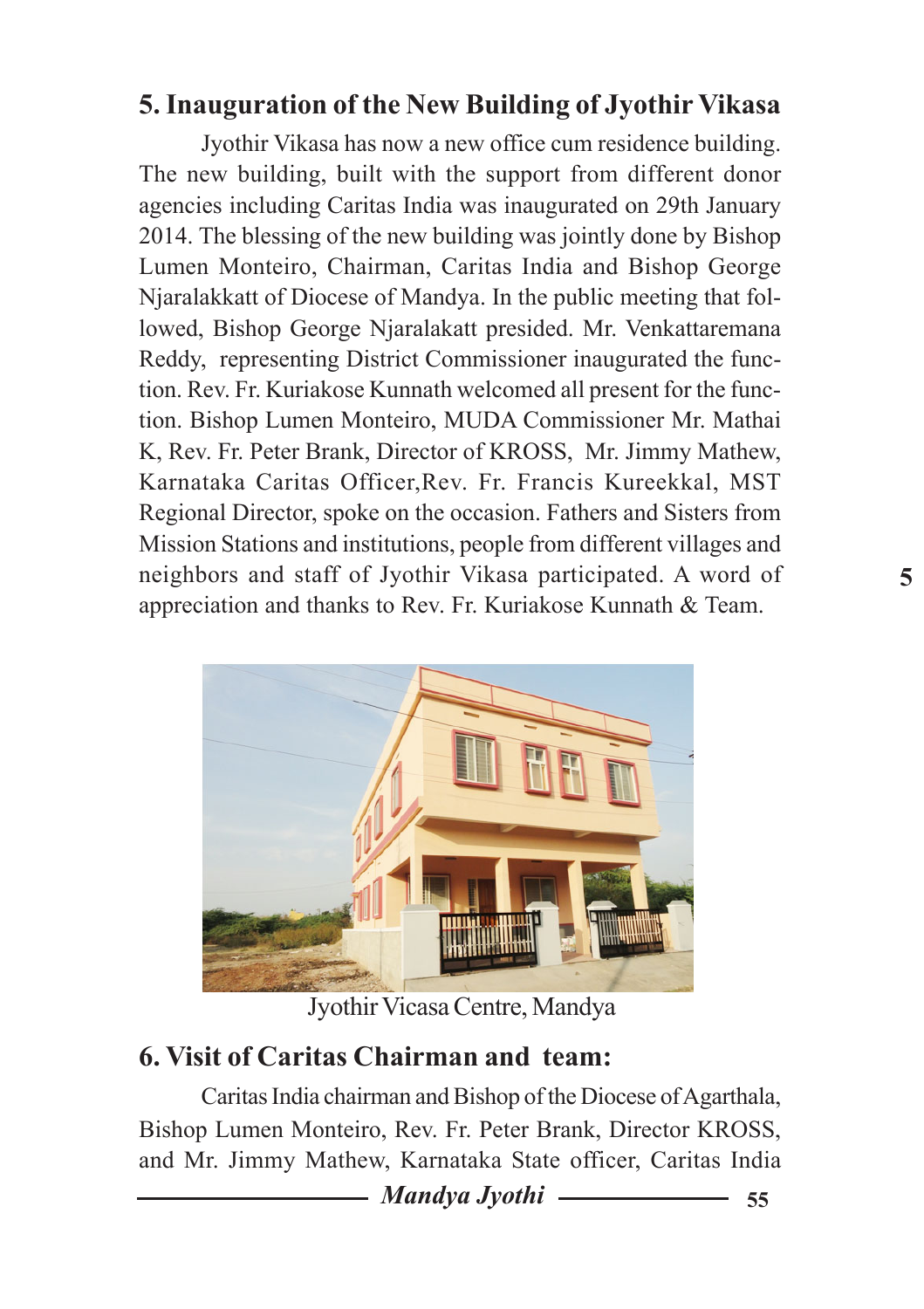## 5. Inauguration of the New Building of Jyothir Vikasa

Jyothir Vikasa has now a new office cum residence building. The new building, built with the support from different donor agencies including Caritas India was inaugurated on 29th January 2014. The blessing of the new building was jointly done by Bishop Lumen Monteiro, Chairman, Caritas India and Bishop George Njaralakkatt of Diocese of Mandya. In the public meeting that followed, Bishop George Njaralakatt presided. Mr. Venkattaremana Reddy, representing District Commissioner inaugurated the function. Rev. Fr. Kuriakose Kunnath welcomed all present for the function. Bishop Lumen Monteiro, MUDA Commissioner Mr. Mathai K, Rev. Fr. Peter Brank, Director of KROSS, Mr. Jimmy Mathew, Karnataka Caritas Officer,Rev. Fr. Francis Kureekkal, MST Regional Director, spoke on the occasion. Fathers and Sisters from Mission Stations and institutions, people from different villages and neighbors and staff of Jyothir Vikasa participated. A word of appreciation and thanks to Rev. Fr. Kuriakose Kunnath & Team.

Jyothir Vicasa Centre, Mandya

## 6. Visit of Caritas Chairman and team:

Caritas India chairman and Bishop of the Diocese of Agarthala, Bishop Lumen Monteiro, Rev. Fr. Peter Brank, Director KROSS, and Mr. Jimmy Mathew, Karnataka State officer, Caritas India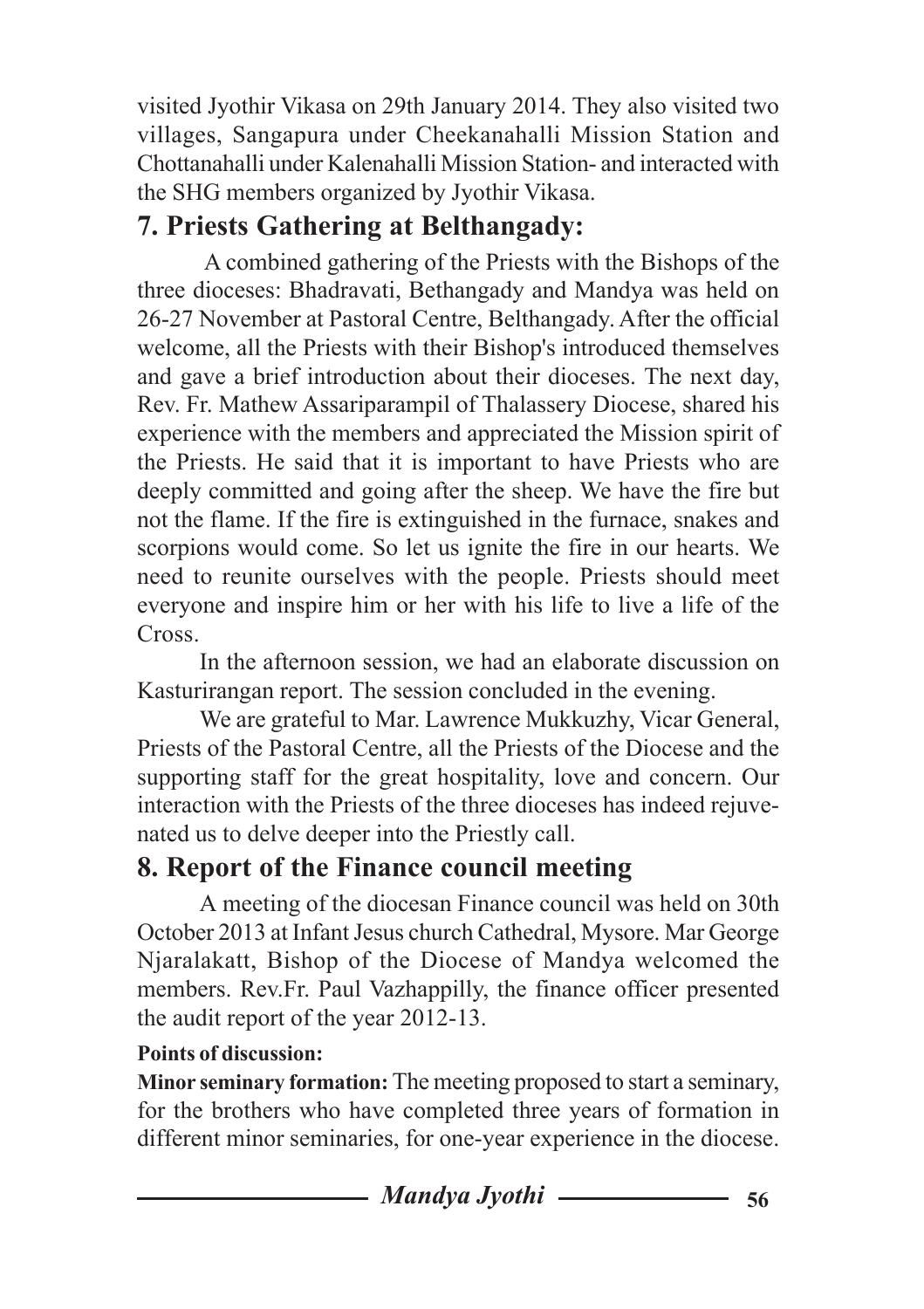visited Jyothir Vikasa on 29th January 2014. They also visited two villages, Sangapura under Cheekanahalli Mission Station and Chottanahalli under Kalenahalli Mission Station- and interacted with the SHG members organized by Jyothir Vikasa.

## 7. Priests Gathering at Belthangady:

A combined gathering of the Priests with the Bishops of the three dioceses: Bhadravati, Bethangady and Mandya was held on 26-27 November at Pastoral Centre, Belthangady. After the official welcome, all the Priests with their Bishop's introduced themselves and gave a brief introduction about their dioceses. The next day, Rev. Fr. Mathew Assariparampil of Thalassery Diocese, shared his experience with the members and appreciated the Mission spirit of the Priests. He said that it is important to have Priests who are deeply committed and going after the sheep. We have the fire but not the flame. If the fire is extinguished in the furnace, snakes and scorpions would come. So let us ignite the fire in our hearts. We need to reunite ourselves with the people. Priests should meet everyone and inspire him or her with his life to live a life of the Cross.

In the afternoon session, we had an elaborate discussion on Kasturirangan report. The session concluded in the evening.

We are grateful to Mar. Lawrence Mukkuzhy, Vicar General, Priests of the Pastoral Centre, all the Priests of the Diocese and the supporting staff for the great hospitality, love and concern. Our interaction with the Priests of the three dioceses has indeed rejuvenated us to delve deeper into the Priestly call.

## 8. Report of the Finance council meeting

A meeting of the diocesan Finance council was held on 30th October 2013 at Infant Jesus church Cathedral, Mysore. Mar George Njaralakatt, Bishop of the Diocese of Mandya welcomed the members. Rev.Fr. Paul Vazhappilly, the finance officer presented the audit report of the year 2012-13.

**Points of discussion:**

**Minor seminary formation:** The meeting proposed to start a seminary, for the brothers who have completed three years of formation in different minor seminaries, for one-year experience in the diocese.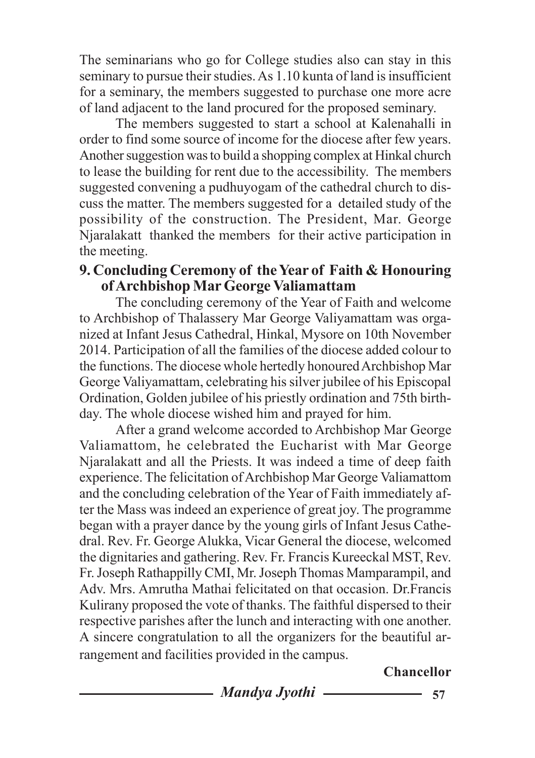The seminarians who go for College studies also can stay in this seminary to pursue their studies. As 1.10 kunta of land is insufficient for a seminary, the members suggested to purchase one more acre of land adjacent to the land procured for the proposed seminary.

The members suggested to start a school at Kalenahalli in order to find some source of income for the diocese after few years. Another suggestion was to build a shopping complex at Hinkal church to lease the building for rent due to the accessibility. The members suggested convening a pudhuyogam of the cathedral church to discuss the matter. The members suggested for a detailed study of the possibility of the construction. The President, Mar. George Njaralakatt thanked the members for their active participation in the meeting.

### 9. Concluding Ceremony of the Year of Faith & Honouring of Archbishop Mar George Valiamattam

The concluding ceremony of the Year of Faith and welcome to Archbishop of Thalassery Mar George Valiyamattam was organized at Infant Jesus Cathedral, Hinkal, Mysore on 10th November 2014. Participation of all the families of the diocese added colour to the functions. The diocese whole hertedly honoured Archbishop Mar George Valiyamattam, celebrating his silver jubilee of his Episcopal Ordination, Golden jubilee of his priestly ordination and 75th birthday. The whole diocese wished him and prayed for him.

After a grand welcome accorded to Archbishop Mar George Valiamattom, he celebrated the Eucharist with Mar George Njaralakatt and all the Priests. It was indeed a time of deep faith experience. The felicitation of Archbishop Mar George Valiamattom and the concluding celebration of the Year of Faith immediately after the Mass was indeed an experience of great joy. The programme began with a prayer dance by the young girls of Infant Jesus Cathedral. Rev. Fr. George Alukka, Vicar General the diocese, welcomed the dignitaries and gathering. Rev. Fr. Francis Kureeckal MST, Rev. Fr. Joseph Rathappilly CMI, Mr. Joseph Thomas Mamparampil, and Adv. Mrs. Amrutha Mathai felicitated on that occasion. Dr.Francis Kulirany proposed the vote of thanks. The faithful dispersed to their respective parishes after the lunch and interacting with one another. A sincere congratulation to all the organizers for the beautiful arrangement and facilities provided in the campus.

**Chancellor**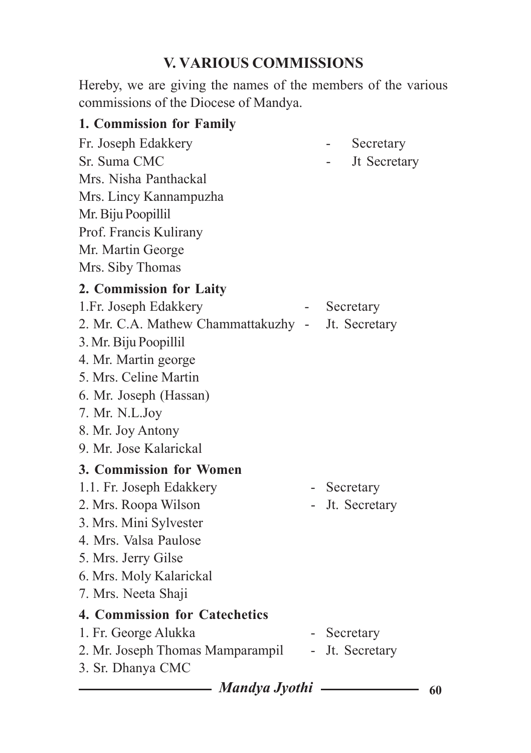## V. VARIOUS COMMISSIONS

Hereby, we are giving the names of the members of the various commissions of the Diocese of Mandya.

### 1. Commission for Family

Fr. Joseph Edakkery - Secretary
Sr. Suma CMC - Jt Secretary
Mrs. Nisha Panthackal
Mrs. Lincy Kannampuzha
Mr. Biju Poopillil
Prof. Francis Kulirany
Mr. Martin George
Mrs. Siby Thomas

### 2. Commission for Laity

1.Fr. Joseph Edakkery - Secretary
2. Mr. C.A. Mathew Chammattakuzhy - Jt. Secretary
3. Mr. Biju Poopillil
4. Mr. Martin george
5. Mrs. Celine Martin
6. Mr. Joseph (Hassan)
7. Mr. N.L.Joy
8. Mr. Joy Antony
9. Mr. Jose Kalarickal

### 3. Commission for Women

1.1. Fr. Joseph Edakkery - Secretary
2. Mrs. Roopa Wilson - Jt. Secretary
3. Mrs. Mini Sylvester
4. Mrs. Valsa Paulose
5. Mrs. Jerry Gilse
6. Mrs. Moly Kalarickal
7. Mrs. Neeta Shaji

### 4. Commission for Catechetics

1. Fr. George Alukka - Secretary
2. Mr. Joseph Thomas Mamparampil - Jt. Secretary
3. Sr. Dhanya CMC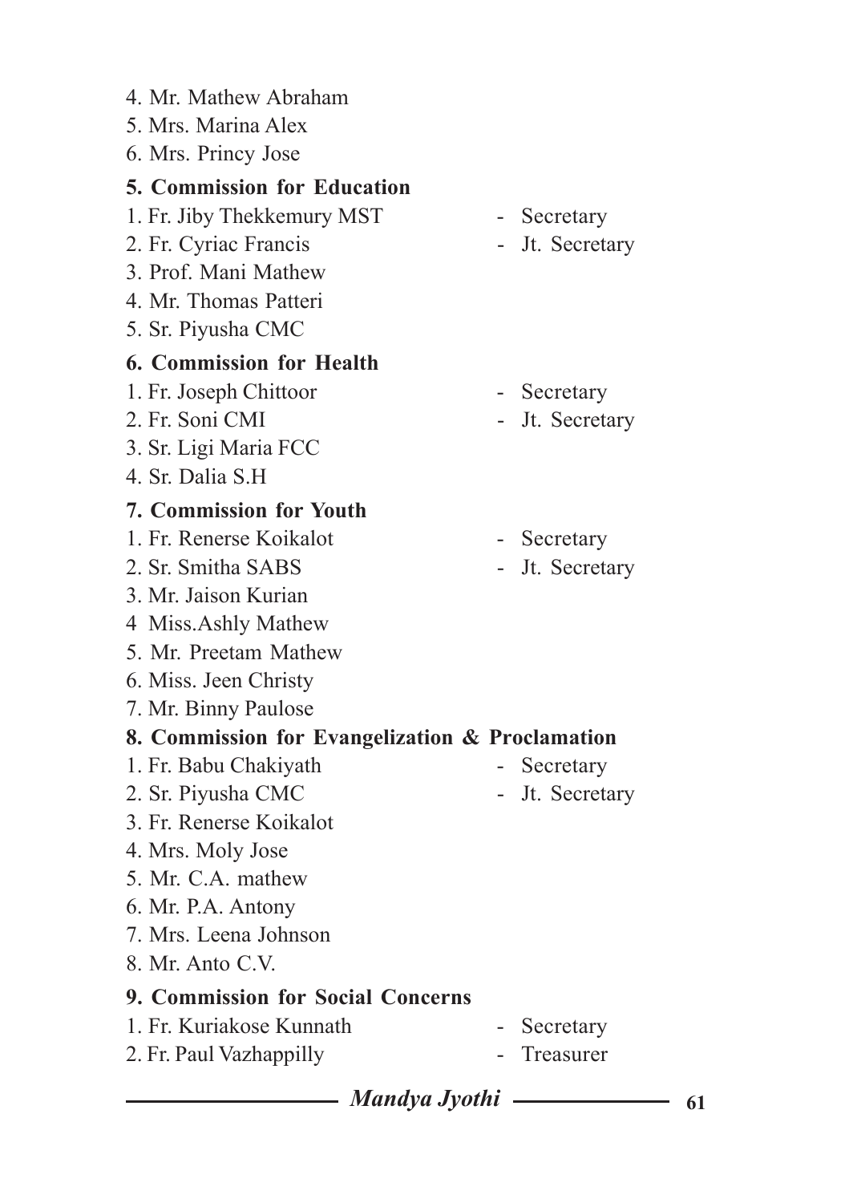4. Mr. Mathew Abraham
5. Mrs. Marina Alex
6. Mrs. Princy Jose

**5. Commission for Education**

1. Fr. Jiby Thekkemury MST - Secretary
2. Fr. Cyriac Francis - Jt. Secretary
3. Prof. Mani Mathew
4. Mr. Thomas Patteri
5. Sr. Piyusha CMC

**6. Commission for Health**

1. Fr. Joseph Chittoor - Secretary
2. Fr. Soni CMI - Jt. Secretary
3. Sr. Ligi Maria FCC
4. Sr. Dalia S.H

**7. Commission for Youth**

1. Fr. Renerse Koikalot - Secretary
2. Sr. Smitha SABS - Jt. Secretary
3. Mr. Jaison Kurian
4 Miss.Ashly Mathew
5. Mr. Preetam Mathew
6. Miss. Jeen Christy
7. Mr. Binny Paulose

**8. Commission for Evangelization & Proclamation**

1. Fr. Babu Chakiyath - Secretary
2. Sr. Piyusha CMC - Jt. Secretary
3. Fr. Renerse Koikalot
4. Mrs. Moly Jose
5. Mr. C.A. mathew
6. Mr. P.A. Antony
7. Mrs. Leena Johnson
8. Mr. Anto C.V.

**9. Commission for Social Concerns**

1. Fr. Kuriakose Kunnath - Secretary
2. Fr. Paul Vazhappilly - Treasurer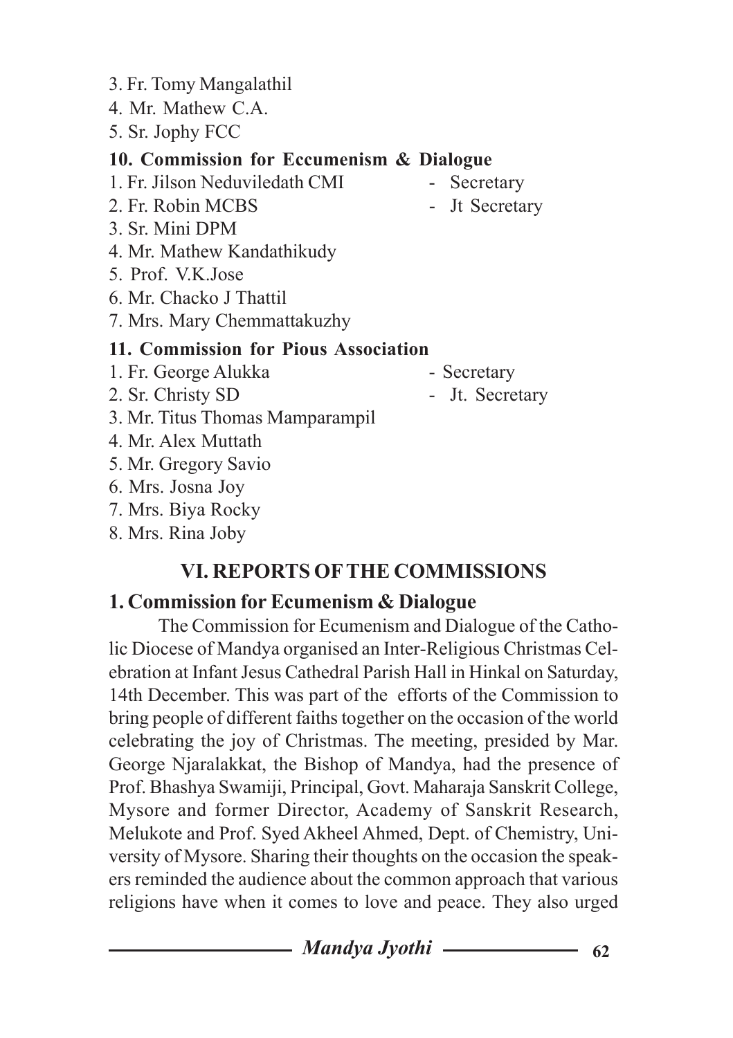3. Fr. Tomy Mangalathil
4. Mr. Mathew C.A.
5. Sr. Jophy FCC

**10. Commission for Eccumenism & Dialogue**

1. Fr. Jilson Neduviledath CMI - Secretary
2. Fr. Robin MCBS - Jt Secretary
3. Sr. Mini DPM
4. Mr. Mathew Kandathikudy
5. Prof. V.K.Jose
6. Mr. Chacko J Thattil
7. Mrs. Mary Chemmattakuzhy

**11. Commission for Pious Association**

1. Fr. George Alukka - Secretary
2. Sr. Christy SD - Jt. Secretary
3. Mr. Titus Thomas Mamparampil
4. Mr. Alex Muttath
5. Mr. Gregory Savio
6. Mrs. Josna Joy
7. Mrs. Biya Rocky
8. Mrs. Rina Joby

## VI. REPORTS OF THE COMMISSIONS

### 1. Commission for Ecumenism & Dialogue

The Commission for Ecumenism and Dialogue of the Catholic Diocese of Mandya organised an Inter-Religious Christmas Celebration at Infant Jesus Cathedral Parish Hall in Hinkal on Saturday, 14th December. This was part of the efforts of the Commission to bring people of different faiths together on the occasion of the world celebrating the joy of Christmas. The meeting, presided by Mar. George Njaralakkat, the Bishop of Mandya, had the presence of Prof. Bhashya Swamiji, Principal, Govt. Maharaja Sanskrit College, Mysore and former Director, Academy of Sanskrit Research, Melukote and Prof. Syed Akheel Ahmed, Dept. of Chemistry, University of Mysore. Sharing their thoughts on the occasion the speakers reminded the audience about the common approach that various religions have when it comes to love and peace. They also urged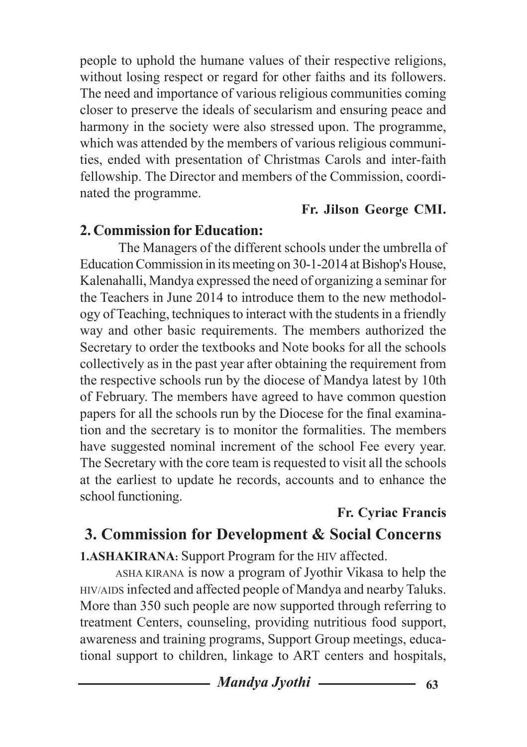people to uphold the humane values of their respective religions, without losing respect or regard for other faiths and its followers. The need and importance of various religious communities coming closer to preserve the ideals of secularism and ensuring peace and harmony in the society were also stressed upon. The programme, which was attended by the members of various religious communities, ended with presentation of Christmas Carols and inter-faith fellowship. The Director and members of the Commission, coordinated the programme.

**Fr. Jilson George CMI.**

## 2. Commission for Education:

The Managers of the different schools under the umbrella of Education Commission in its meeting on 30-1-2014 at Bishop's House, Kalenahalli, Mandya expressed the need of organizing a seminar for the Teachers in June 2014 to introduce them to the new methodology of Teaching, techniques to interact with the students in a friendly way and other basic requirements. The members authorized the Secretary to order the textbooks and Note books for all the schools collectively as in the past year after obtaining the requirement from the respective schools run by the diocese of Mandya latest by 10th of February. The members have agreed to have common question papers for all the schools run by the Diocese for the final examination and the secretary is to monitor the formalities. The members have suggested nominal increment of the school Fee every year. The Secretary with the core team is requested to visit all the schools at the earliest to update he records, accounts and to enhance the school functioning.

**Fr. Cyriac Francis**

## 3. Commission for Development & Social Concerns

**1.ASHAKIRANA**: Support Program for the HIV affected.

ASHA KIRANA is now a program of Jyothir Vikasa to help the HIV/AIDS infected and affected people of Mandya and nearby Taluks. More than 350 such people are now supported through referring to treatment Centers, counseling, providing nutritious food support, awareness and training programs, Support Group meetings, educational support to children, linkage to ART centers and hospitals,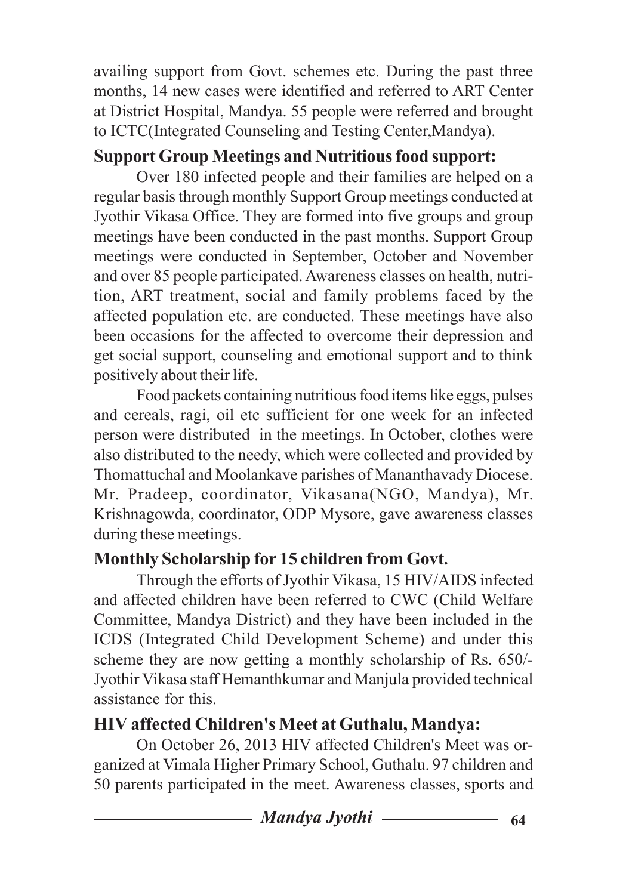availing support from Govt. schemes etc. During the past three months, 14 new cases were identified and referred to ART Center at District Hospital, Mandya. 55 people were referred and brought to ICTC(Integrated Counseling and Testing Center,Mandya).

**Support Group Meetings and Nutritious food support:**

Over 180 infected people and their families are helped on a regular basis through monthly Support Group meetings conducted at Jyothir Vikasa Office. They are formed into five groups and group meetings have been conducted in the past months. Support Group meetings were conducted in September, October and November and over 85 people participated. Awareness classes on health, nutrition, ART treatment, social and family problems faced by the affected population etc. are conducted. These meetings have also been occasions for the affected to overcome their depression and get social support, counseling and emotional support and to think positively about their life.

Food packets containing nutritious food items like eggs, pulses and cereals, ragi, oil etc sufficient for one week for an infected person were distributed in the meetings. In October, clothes were also distributed to the needy, which were collected and provided by Thomattuchal and Moolankave parishes of Mananthavady Diocese. Mr. Pradeep, coordinator, Vikasana(NGO, Mandya), Mr. Krishnagowda, coordinator, ODP Mysore, gave awareness classes during these meetings.

**Monthly Scholarship for 15 children from Govt.**

Through the efforts of Jyothir Vikasa, 15 HIV/AIDS infected and affected children have been referred to CWC (Child Welfare Committee, Mandya District) and they have been included in the ICDS (Integrated Child Development Scheme) and under this scheme they are now getting a monthly scholarship of Rs. 650/- Jyothir Vikasa staff Hemanthkumar and Manjula provided technical assistance for this.

**HIV affected Children's Meet at Guthalu, Mandya:**

On October 26, 2013 HIV affected Children's Meet was organized at Vimala Higher Primary School, Guthalu. 97 children and 50 parents participated in the meet. Awareness classes, sports and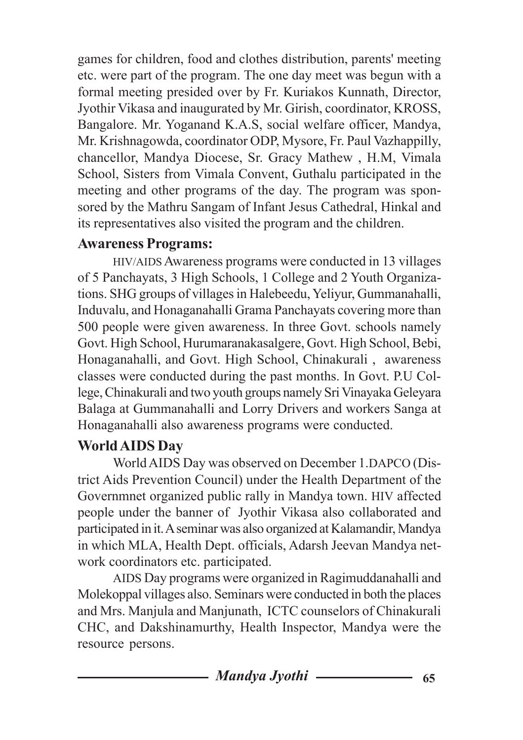games for children, food and clothes distribution, parents' meeting etc. were part of the program. The one day meet was begun with a formal meeting presided over by Fr. Kuriakos Kunnath, Director, Jyothir Vikasa and inaugurated by Mr. Girish, coordinator, KROSS, Bangalore. Mr. Yoganand K.A.S, social welfare officer, Mandya, Mr. Krishnagowda, coordinator ODP, Mysore, Fr. Paul Vazhappilly, chancellor, Mandya Diocese, Sr. Gracy Mathew , H.M, Vimala School, Sisters from Vimala Convent, Guthalu participated in the meeting and other programs of the day. The program was sponsored by the Mathru Sangam of Infant Jesus Cathedral, Hinkal and its representatives also visited the program and the children.

### Awareness Programs:

HIV/AIDS Awareness programs were conducted in 13 villages of 5 Panchayats, 3 High Schools, 1 College and 2 Youth Organizations. SHG groups of villages in Halebeedu, Yeliyur, Gummanahalli, Induvalu, and Honaganahalli Grama Panchayats covering more than 500 people were given awareness. In three Govt. schools namely Govt. High School, Hurumaranakasalgere, Govt. High School, Bebi, Honaganahalli, and Govt. High School, Chinakurali , awareness classes were conducted during the past months. In Govt. P.U College, Chinakurali and two youth groups namely Sri Vinayaka Geleyara Balaga at Gummanahalli and Lorry Drivers and workers Sanga at Honaganahalli also awareness programs were conducted.

### World AIDS Day

World AIDS Day was observed on December 1.DAPCO (District Aids Prevention Council) under the Health Department of the Governmnet organized public rally in Mandya town. HIV affected people under the banner of Jyothir Vikasa also collaborated and participated in it. A seminar was also organized at Kalamandir, Mandya in which MLA, Health Dept. officials, Adarsh Jeevan Mandya network coordinators etc. participated.

AIDS Day programs were organized in Ragimuddanahalli and Molekoppal villages also. Seminars were conducted in both the places and Mrs. Manjula and Manjunath, ICTC counselors of Chinakurali CHC, and Dakshinamurthy, Health Inspector, Mandya were the resource persons.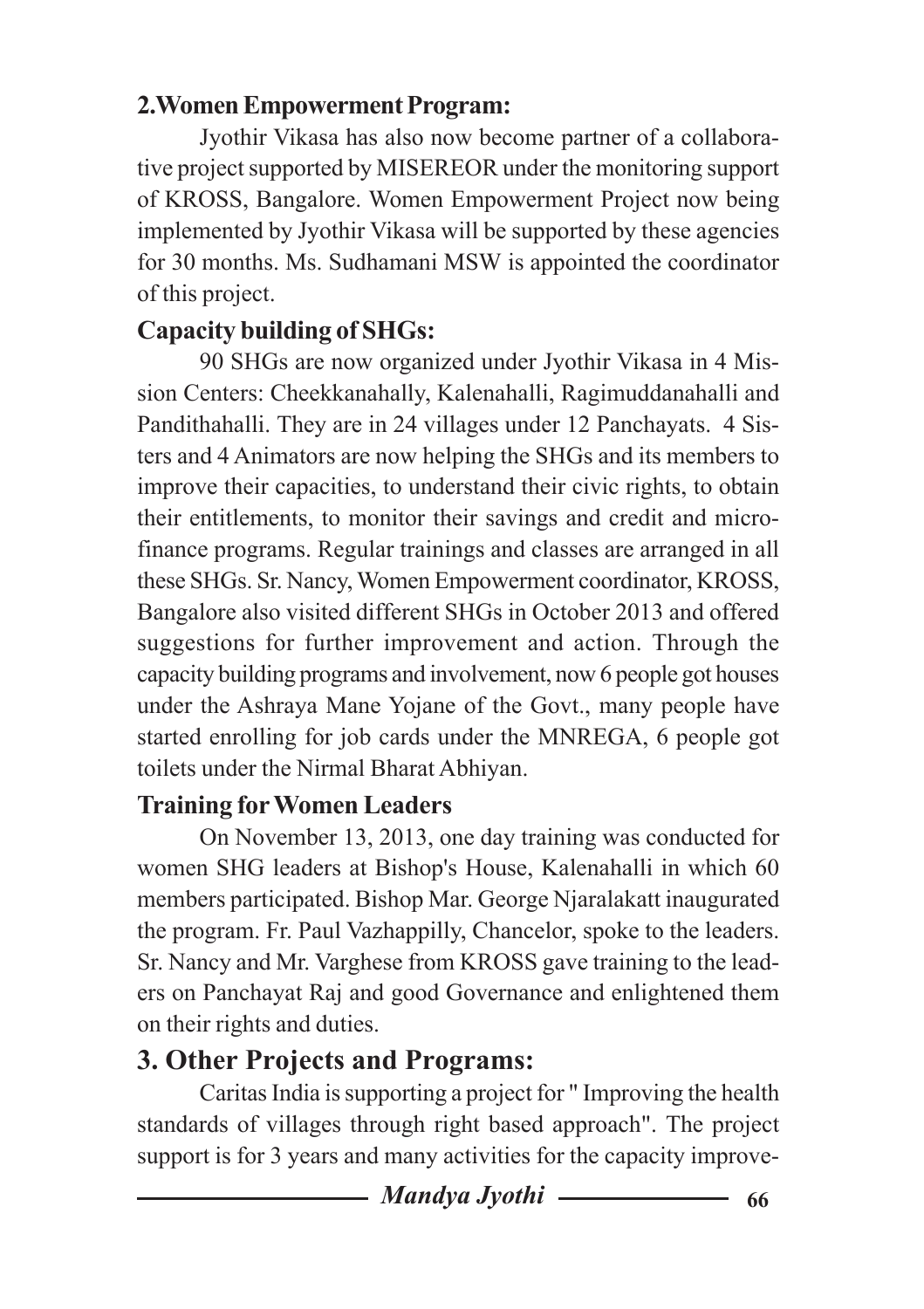## 2. Women Empowerment Program:

Jyothir Vikasa has also now become partner of a collaborative project supported by MISEREOR under the monitoring support of KROSS, Bangalore. Women Empowerment Project now being implemented by Jyothir Vikasa will be supported by these agencies for 30 months. Ms. Sudhamani MSW is appointed the coordinator of this project.

### Capacity building of SHGs:

90 SHGs are now organized under Jyothir Vikasa in 4 Mission Centers: Cheekkanahally, Kalenahalli, Ragimuddanahalli and Pandithahalli. They are in 24 villages under 12 Panchayats. 4 Sisters and 4 Animators are now helping the SHGs and its members to improve their capacities, to understand their civic rights, to obtain their entitlements, to monitor their savings and credit and microfinance programs. Regular trainings and classes are arranged in all these SHGs. Sr. Nancy, Women Empowerment coordinator, KROSS, Bangalore also visited different SHGs in October 2013 and offered suggestions for further improvement and action. Through the capacity building programs and involvement, now 6 people got houses under the Ashraya Mane Yojane of the Govt., many people have started enrolling for job cards under the MNREGA, 6 people got toilets under the Nirmal Bharat Abhiyan.

### Training for Women Leaders

On November 13, 2013, one day training was conducted for women SHG leaders at Bishop's House, Kalenahalli in which 60 members participated. Bishop Mar. George Njaralakatt inaugurated the program. Fr. Paul Vazhappilly, Chancelor, spoke to the leaders. Sr. Nancy and Mr. Varghese from KROSS gave training to the leaders on Panchayat Raj and good Governance and enlightened them on their rights and duties.

## 3. Other Projects and Programs:

Caritas India is supporting a project for " Improving the health standards of villages through right based approach". The project support is for 3 years and many activities for the capacity improve-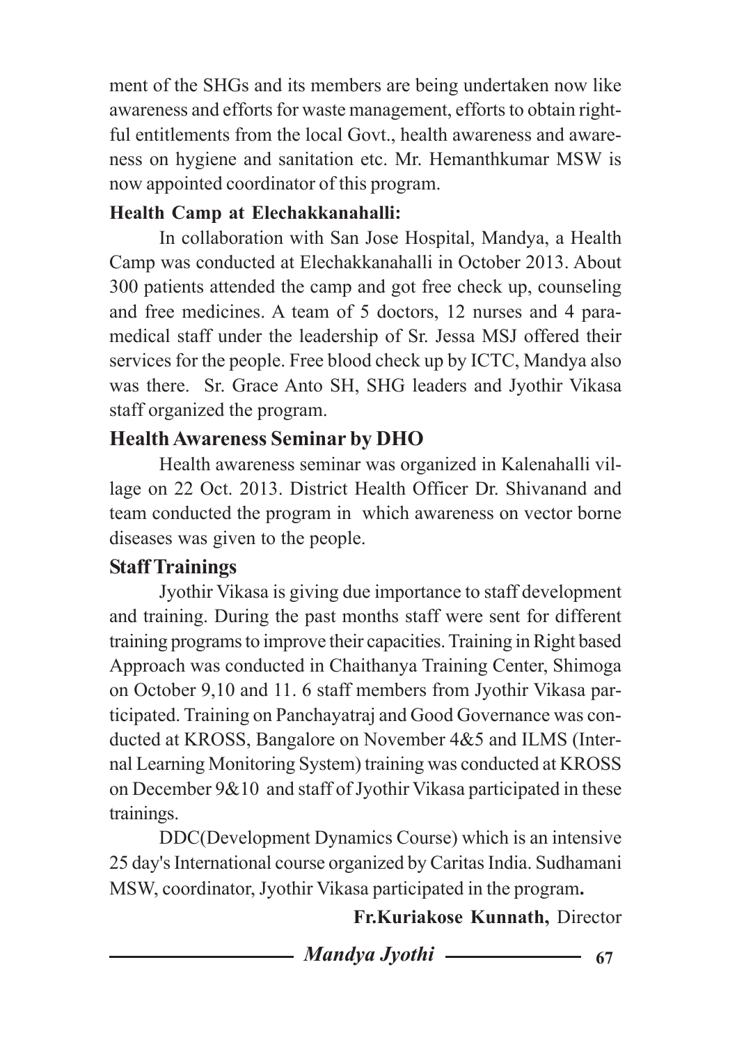ment of the SHGs and its members are being undertaken now like awareness and efforts for waste management, efforts to obtain rightful entitlements from the local Govt., health awareness and awareness on hygiene and sanitation etc. Mr. Hemanthkumar MSW is now appointed coordinator of this program.

**Health Camp at Elechakkanahalli:**

In collaboration with San Jose Hospital, Mandya, a Health Camp was conducted at Elechakkanahalli in October 2013. About 300 patients attended the camp and got free check up, counseling and free medicines. A team of 5 doctors, 12 nurses and 4 paramedical staff under the leadership of Sr. Jessa MSJ offered their services for the people. Free blood check up by ICTC, Mandya also was there. Sr. Grace Anto SH, SHG leaders and Jyothir Vikasa staff organized the program.

**Health Awareness Seminar by DHO**

Health awareness seminar was organized in Kalenahalli village on 22 Oct. 2013. District Health Officer Dr. Shivanand and team conducted the program in which awareness on vector borne diseases was given to the people.

**Staff Trainings**

Jyothir Vikasa is giving due importance to staff development and training. During the past months staff were sent for different training programs to improve their capacities. Training in Right based Approach was conducted in Chaithanya Training Center, Shimoga on October 9,10 and 11. 6 staff members from Jyothir Vikasa participated. Training on Panchayatraj and Good Governance was conducted at KROSS, Bangalore on November 4&5 and ILMS (Internal Learning Monitoring System) training was conducted at KROSS on December 9&10 and staff of Jyothir Vikasa participated in these trainings.

DDC(Development Dynamics Course) which is an intensive 25 day's International course organized by Caritas India. Sudhamani MSW, coordinator, Jyothir Vikasa participated in the program**.**

**Fr.Kuriakose Kunnath,** Director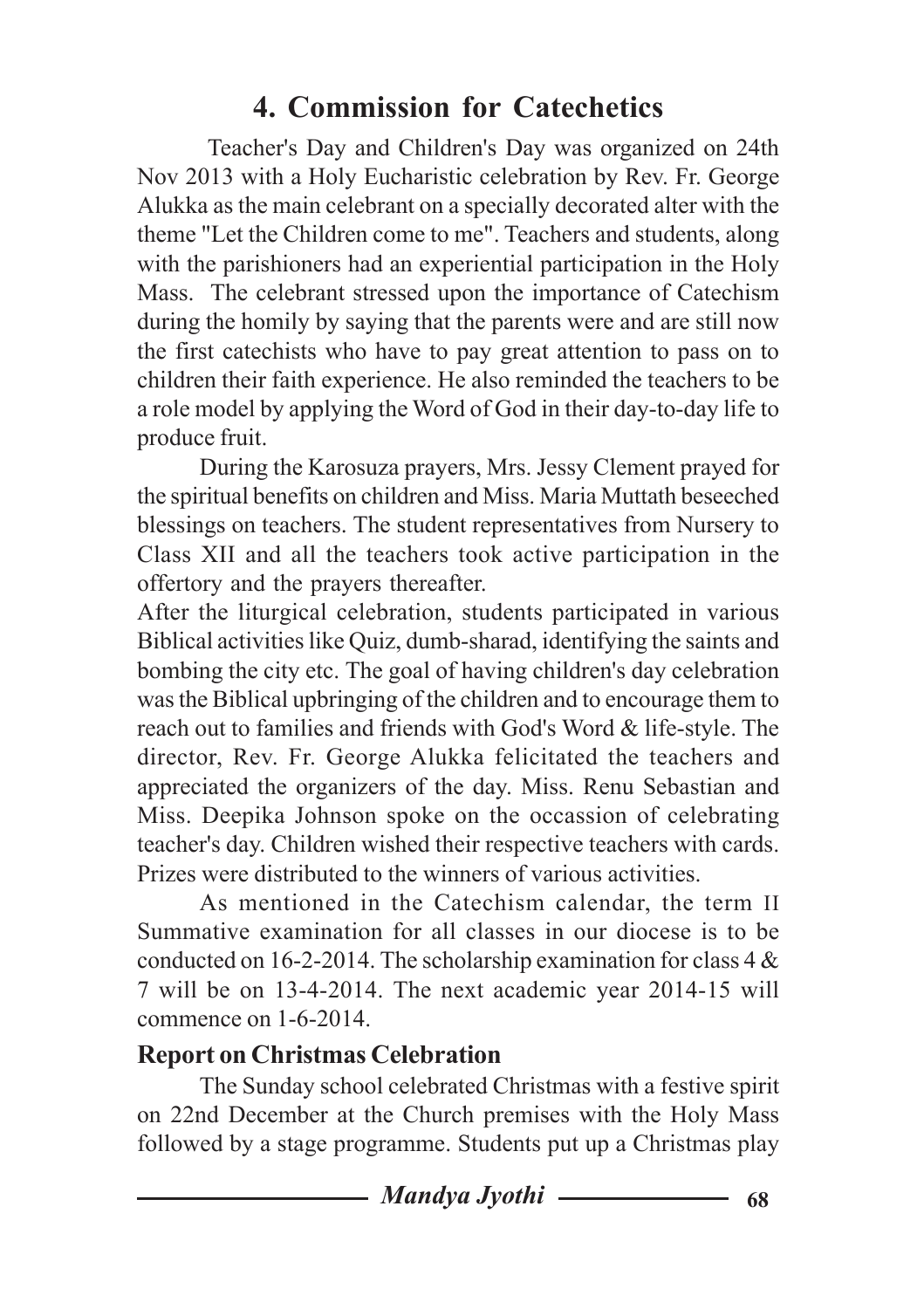## 4. Commission for Catechetics

Teacher's Day and Children's Day was organized on 24th Nov 2013 with a Holy Eucharistic celebration by Rev. Fr. George Alukka as the main celebrant on a specially decorated alter with the theme "Let the Children come to me". Teachers and students, along with the parishioners had an experiential participation in the Holy Mass. The celebrant stressed upon the importance of Catechism during the homily by saying that the parents were and are still now the first catechists who have to pay great attention to pass on to children their faith experience. He also reminded the teachers to be a role model by applying the Word of God in their day-to-day life to produce fruit.

During the Karosuza prayers, Mrs. Jessy Clement prayed for the spiritual benefits on children and Miss. Maria Muttath beseeched blessings on teachers. The student representatives from Nursery to Class XII and all the teachers took active participation in the offertory and the prayers thereafter.

After the liturgical celebration, students participated in various Biblical activities like Quiz, dumb-sharad, identifying the saints and bombing the city etc. The goal of having children's day celebration was the Biblical upbringing of the children and to encourage them to reach out to families and friends with God's Word & life-style. The director, Rev. Fr. George Alukka felicitated the teachers and appreciated the organizers of the day. Miss. Renu Sebastian and Miss. Deepika Johnson spoke on the occassion of celebrating teacher's day. Children wished their respective teachers with cards. Prizes were distributed to the winners of various activities.

As mentioned in the Catechism calendar, the term II Summative examination for all classes in our diocese is to be conducted on 16-2-2014. The scholarship examination for class 4 & 7 will be on 13-4-2014. The next academic year 2014-15 will commence on 1-6-2014.

### Report on Christmas Celebration

The Sunday school celebrated Christmas with a festive spirit on 22nd December at the Church premises with the Holy Mass followed by a stage programme. Students put up a Christmas play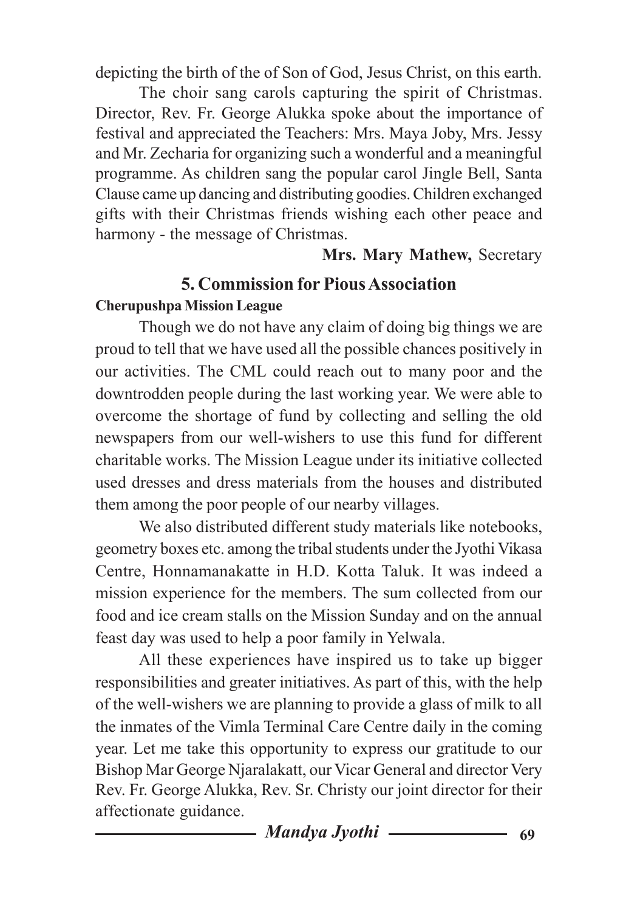depicting the birth of the of Son of God, Jesus Christ, on this earth.

The choir sang carols capturing the spirit of Christmas. Director, Rev. Fr. George Alukka spoke about the importance of festival and appreciated the Teachers: Mrs. Maya Joby, Mrs. Jessy and Mr. Zecharia for organizing such a wonderful and a meaningful programme. As children sang the popular carol Jingle Bell, Santa Clause came up dancing and distributing goodies. Children exchanged gifts with their Christmas friends wishing each other peace and harmony - the message of Christmas.

**Mrs. Mary Mathew,** Secretary

## 5. Commission for Pious Association

**Cherupushpa Mission League**

Though we do not have any claim of doing big things we are proud to tell that we have used all the possible chances positively in our activities. The CML could reach out to many poor and the downtrodden people during the last working year. We were able to overcome the shortage of fund by collecting and selling the old newspapers from our well-wishers to use this fund for different charitable works. The Mission League under its initiative collected used dresses and dress materials from the houses and distributed them among the poor people of our nearby villages.

We also distributed different study materials like notebooks, geometry boxes etc. among the tribal students under the Jyothi Vikasa Centre, Honnamanakatte in H.D. Kotta Taluk. It was indeed a mission experience for the members. The sum collected from our food and ice cream stalls on the Mission Sunday and on the annual feast day was used to help a poor family in Yelwala.

All these experiences have inspired us to take up bigger responsibilities and greater initiatives. As part of this, with the help of the well-wishers we are planning to provide a glass of milk to all the inmates of the Vimla Terminal Care Centre daily in the coming year. Let me take this opportunity to express our gratitude to our Bishop Mar George Njaralakatt, our Vicar General and director Very Rev. Fr. George Alukka, Rev. Sr. Christy our joint director for their affectionate guidance.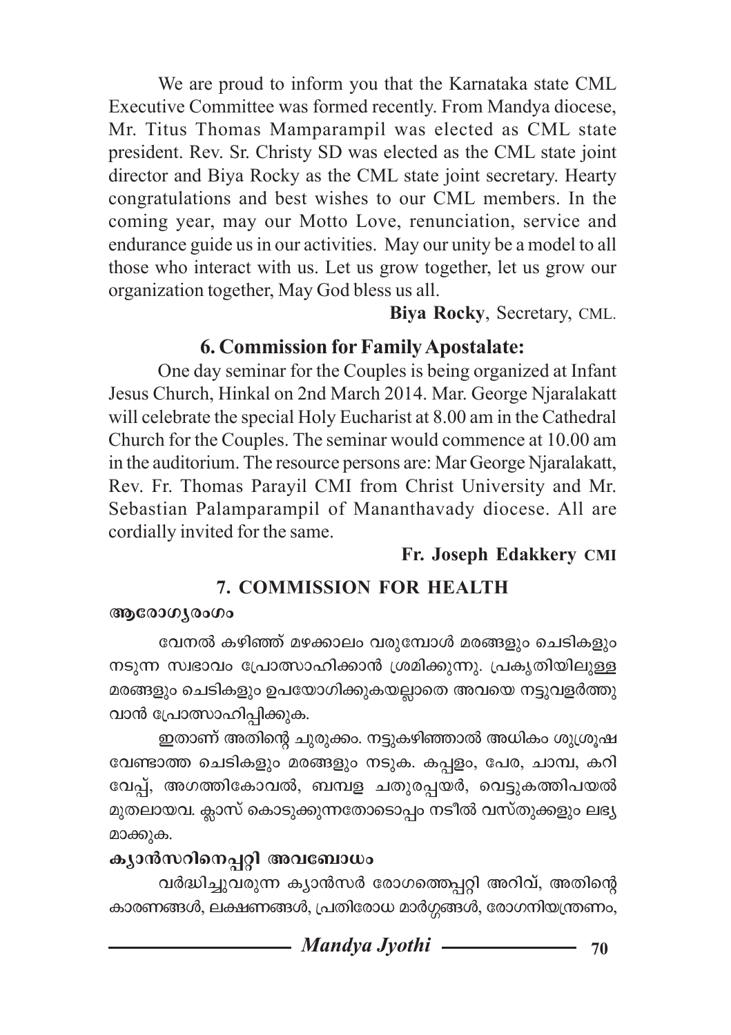We are proud to inform you that the Karnataka state CML Executive Committee was formed recently. From Mandya diocese, Mr. Titus Thomas Mamparampil was elected as CML state president. Rev. Sr. Christy SD was elected as the CML state joint director and Biya Rocky as the CML state joint secretary. Hearty congratulations and best wishes to our CML members. In the coming year, may our Motto Love, renunciation, service and endurance guide us in our activities. May our unity be a model to all those who interact with us. Let us grow together, let us grow our organization together, May God bless us all.

**Biya Rocky**, Secretary, CML.

## 6. Commission for Family Apostalate:

One day seminar for the Couples is being organized at Infant Jesus Church, Hinkal on 2nd March 2014. Mar. George Njaralakatt will celebrate the special Holy Eucharist at 8.00 am in the Cathedral Church for the Couples. The seminar would commence at 10.00 am in the auditorium. The resource persons are: Mar George Njaralakatt, Rev. Fr. Thomas Parayil CMI from Christ University and Mr. Sebastian Palamparampil of Mananthavady diocese. All are cordially invited for the same.

**Fr. Joseph Edakkery CMI**

## 7. COMMISSION FOR HEALTH

**ആരോഗ്യരംഗം**

വേനൽ കഴിഞ്ഞ് മഴക്കാലം വരുമ്പോൾ മരങ്ങളും ചെടികളും നടുന്ന സ്വഭാവം പ്രോത്സാഹിക്കാൻ ശ്രമിക്കുന്നു. പ്രകൃതിയിലുള്ള മരങ്ങളും ചെടികളും ഉപയോഗിക്കുകയല്ലാതെ അവയെ നട്ടുവളർത്തുവാൻ പ്രോത്സാഹിപ്പിക്കുക.

ഇതാണ് അതിന്റെ ചുരുക്കം. നട്ടുകഴിഞ്ഞാൽ അധികം ശുശ്രൂഷ വേണ്ടാത്ത ചെടികളും മരങ്ങളും നടുക. കപ്പളം, പേര, ചാമ്പ, കറിവേപ്പ്, അഗത്തികോവൽ, ബമ്പള ചതുരപ്പയർ, വെട്ടുകത്തിപയൽ മുതലായവ. ക്ലാസ് കൊടുക്കുന്നതോടൊപ്പം നടീൽ വസ്തുക്കളും ലഭ്യമാക്കുക.

**ക്യാൻസറിനെപ്പറ്റി അവബോധം**

വർദ്ധിച്ചുവരുന്ന ക്യാൻസർ രോഗത്തെപ്പറ്റി അറിവ്, അതിന്റെ കാരണങ്ങൾ, ലക്ഷണങ്ങൾ, പ്രതിരോധ മാർഗ്ഗങ്ങൾ, രോഗനിയന്ത്രണം,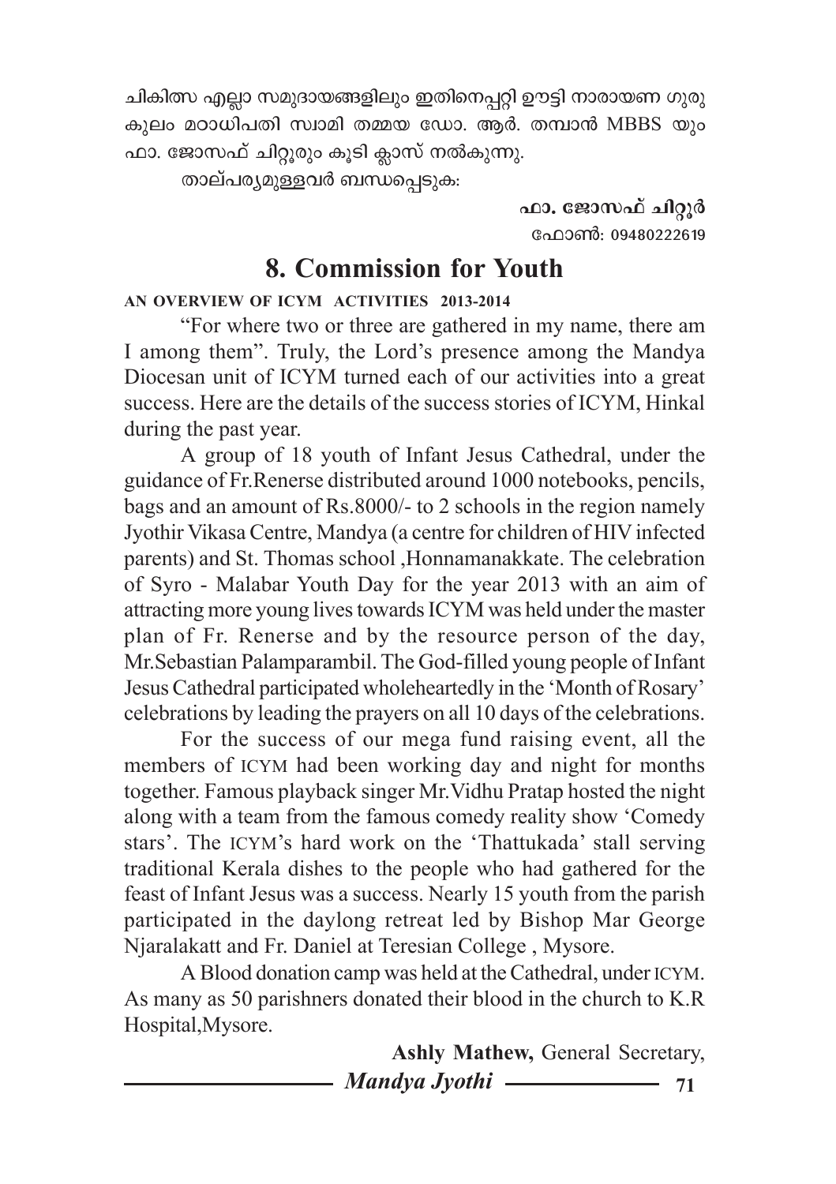ചികിത്സ എല്ലാ സമുദായങ്ങളിലും ഇതിനെപ്പറ്റി ഊട്ടി നാരായണ ഗുരുകുലം മഠാധിപതി സ്വാമി തമ്മയ ഡോ. ആർ. തമ്പാൻ MBBS യും ഫാ. ജോസഫ് ചിറ്റൂരും കൂടി ക്ലാസ് നൽകുന്നു.

താല്പര്യമുള്ളവർ ബന്ധപ്പെടുക:

**ഫാ. ജോസഫ് ചിറ്റൂർ**
ഫോൺ: 09480222619

## 8. Commission for Youth

**AN OVERVIEW OF ICYM ACTIVITIES 2013-2014**

"For where two or three are gathered in my name, there am I among them". Truly, the Lord's presence among the Mandya Diocesan unit of ICYM turned each of our activities into a great success. Here are the details of the success stories of ICYM, Hinkal during the past year.

A group of 18 youth of Infant Jesus Cathedral, under the guidance of Fr.Renerse distributed around 1000 notebooks, pencils, bags and an amount of Rs.8000/- to 2 schools in the region namely Jyothir Vikasa Centre, Mandya (a centre for children of HIV infected parents) and St. Thomas school ,Honnamanakkate. The celebration of Syro - Malabar Youth Day for the year 2013 with an aim of attracting more young lives towards ICYM was held under the master plan of Fr. Renerse and by the resource person of the day, Mr.Sebastian Palamparambil. The God-filled young people of Infant Jesus Cathedral participated wholeheartedly in the 'Month of Rosary' celebrations by leading the prayers on all 10 days of the celebrations.

For the success of our mega fund raising event, all the members of ICYM had been working day and night for months together. Famous playback singer Mr.Vidhu Pratap hosted the night along with a team from the famous comedy reality show 'Comedy stars'. The ICYM's hard work on the 'Thattukada' stall serving traditional Kerala dishes to the people who had gathered for the feast of Infant Jesus was a success. Nearly 15 youth from the parish participated in the daylong retreat led by Bishop Mar George Njaralakatt and Fr. Daniel at Teresian College , Mysore.

A Blood donation camp was held at the Cathedral, under ICYM. As many as 50 parishners donated their blood in the church to K.R Hospital,Mysore.

**Ashly Mathew,** General Secretary,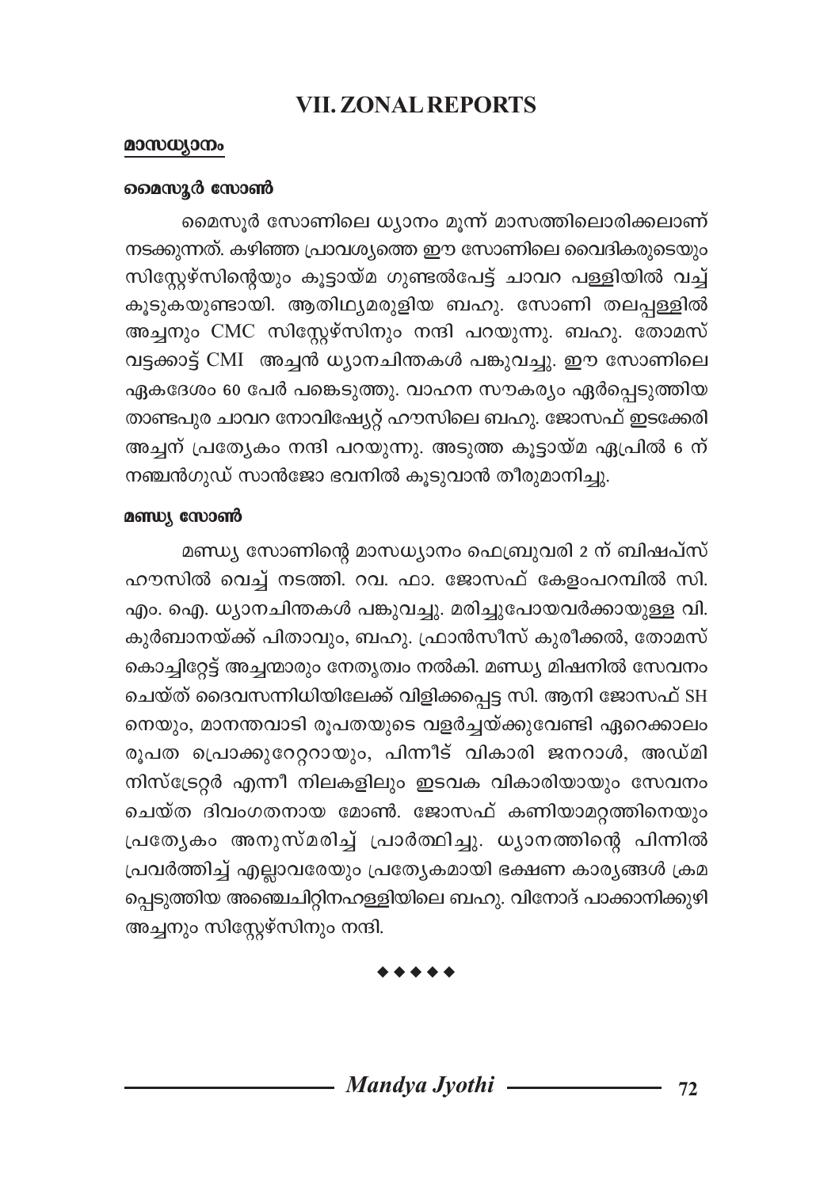## VII. ZONAL REPORTS

**മാസധ്യാനം**

**മൈസൂർ സോൺ**

മൈസൂർ സോണിലെ ധ്യാനം മൂന്ന് മാസത്തിലൊരിക്കലാണ് നടക്കുന്നത്. കഴിഞ്ഞ പ്രാവശ്യത്തെ ഈ സോണിലെ വൈദികരുടെയും സിസ്റ്റേഴ്സിന്റെയും കൂട്ടായ്മ ഗുണ്ടൽപേട്ട് ചാവറ പള്ളിയിൽ വച്ച് കൂടുകയുണ്ടായി. ആതിഥ്യമരുളിയ ബഹു. സോണി തലപ്പള്ളിൽ അച്ചനും CMC സിസ്റ്റേഴ്സിനും നന്ദി പറയുന്നു. ബഹു. തോമസ് വട്ടക്കാട്ട് CMI അച്ചൻ ധ്യാനചിന്തകൾ പങ്കുവച്ചു. ഈ സോണിലെ ഏകദേശം 60 പേർ പങ്കെടുത്തു. വാഹന സൗകര്യം ഏർപ്പെടുത്തിയ താണ്ടപുര ചാവറ നോവിഷ്യേറ്റ് ഹൗസിലെ ബഹു. ജോസഫ് ഇടക്കേരി അച്ചന് പ്രത്യേകം നന്ദി പറയുന്നു. അടുത്ത കൂട്ടായ്മ ഏപ്രിൽ 6 ന് നഞ്ചൻഗുഡ് സാൻജോ ഭവനിൽ കൂടുവാൻ തീരുമാനിച്ചു.

**മണ്ഡ്യ സോൺ**

മണ്ഡ്യ സോണിന്റെ മാസധ്യാനം ഫെബ്രുവരി 2 ന് ബിഷപ്സ് ഹൗസിൽ വെച്ച് നടത്തി. റവ. ഫാ. ജോസഫ് കേളംപറമ്പിൽ സി. എം. ഐ. ധ്യാനചിന്തകൾ പങ്കുവച്ചു. മരിച്ചുപോയവർക്കായുള്ള വി. കുർബാനയ്ക്ക് പിതാവും, ബഹു. ഫ്രാൻസീസ് കുരീക്കൽ, തോമസ് കൊച്ചിറ്റേട്ട് അച്ചന്മാരും നേതൃത്വം നൽകി. മണ്ഡ്യ മിഷനിൽ സേവനം ചെയ്ത് ദൈവസന്നിധിയിലേക്ക് വിളിക്കപ്പെട്ട സി. ആനി ജോസഫ് SH നെയും, മാനന്തവാടി രൂപതയുടെ വളർച്ചയ്ക്കുവേണ്ടി ഏറെക്കാലം രൂപത പ്രൊക്കുറേറ്ററായും, പിന്നീട് വികാരി ജനറാൾ, അഡ്മിനിസ്ട്രേറ്റർ എന്നീ നിലകളിലും ഇടവക വികാരിയായും സേവനം ചെയ്ത ദിവംഗതനായ മോൺ. ജോസഫ് കണിയാമറ്റത്തിനെയും പ്രത്യേകം അനുസ്മരിച്ച് പ്രാർത്ഥിച്ചു. ധ്യാനത്തിന്റെ പിന്നിൽ പ്രവർത്തിച്ച് എല്ലാവരേയും പ്രത്യേകമായി ഭക്ഷണ കാര്യങ്ങൾ ക്രമപ്പെടുത്തിയ അഞ്ചെചിറ്റിനഹള്ളിയിലെ ബഹു. വിനോദ് പാക്കാനിക്കുഴി അച്ചനും സിസ്റ്റേഴ്സിനും നന്ദി.

◆◆◆◆◆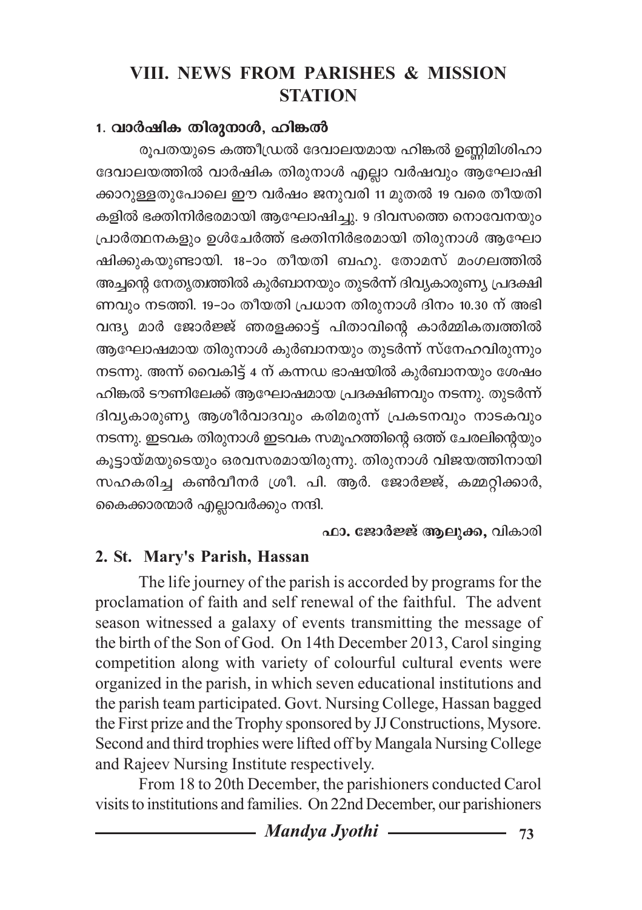## VIII. NEWS FROM PARISHES & MISSION STATION

### 1. വാർഷിക തിരുനാൾ, ഹിങ്കൽ

രൂപതയുടെ കത്തീഡ്രൽ ദേവാലയമായ ഹിങ്കൽ ഉണ്ണിമിശിഹാ ദേവാലയത്തിൽ വാർഷിക തിരുനാൾ എല്ലാ വർഷവും ആഘോഷിക്കാറുള്ളതുപോലെ ഈ വർഷം ജനുവരി 11 മുതൽ 19 വരെ തീയതികളിൽ ഭക്തിനിർഭരമായി ആഘോഷിച്ചു. 9 ദിവസത്തെ നൊവേനയും പ്രാർത്ഥനകളും ഉൾചേർത്ത് ഭക്തിനിർഭരമായി തിരുനാൾ ആഘോഷിക്കുകയുണ്ടായി. 18-ാം തീയതി ബഹു. തോമസ് മംഗലത്തിൽ അച്ചന്റെ നേതൃത്വത്തിൽ കുർബാനയും തുടർന്ന് ദിവ്യകാരുണ്യ പ്രദക്ഷിണവും നടത്തി. 19-ാം തീയതി പ്രധാന തിരുനാൾ ദിനം 10.30 ന് അഭിവന്ദ്യ മാർ ജോർജ്ജ് ഞരളക്കാട്ട് പിതാവിന്റെ കാർമ്മികത്വത്തിൽ ആഘോഷമായ തിരുനാൾ കുർബാനയും തുടർന്ന് സ്നേഹവിരുന്നും നടന്നു. അന്ന് വൈകിട്ട് 4 ന് കന്നഡ ഭാഷയിൽ കുർബാനയും ശേഷം ഹിങ്കൽ ടൗണിലേക്ക് ആഘോഷമായ പ്രദക്ഷിണവും നടന്നു. തുടർന്ന് ദിവ്യകാരുണ്യ ആശീർവാദവും കരിമരുന്ന് പ്രകടനവും നാടകവും നടന്നു. ഇടവക തിരുനാൾ ഇടവക സമൂഹത്തിന്റെ ഒത്ത് ചേരലിന്റെയും കൂട്ടായ്മയുടെയും ഒരവസരമായിരുന്നു. തിരുനാൾ വിജയത്തിനായി സഹകരിച്ച കൺവീനർ ശ്രീ. പി. ആർ. ജോർജ്ജ്, കമ്മറ്റിക്കാർ, കൈക്കാരന്മാർ എല്ലാവർക്കും നന്ദി.

**ഫാ. ജോർജ്ജ് ആലുക്ക,** വികാരി

### 2. St. Mary's Parish, Hassan

The life journey of the parish is accorded by programs for the proclamation of faith and self renewal of the faithful. The advent season witnessed a galaxy of events transmitting the message of the birth of the Son of God. On 14th December 2013, Carol singing competition along with variety of colourful cultural events were organized in the parish, in which seven educational institutions and the parish team participated. Govt. Nursing College, Hassan bagged the First prize and the Trophy sponsored by JJ Constructions, Mysore. Second and third trophies were lifted off by Mangala Nursing College and Rajeev Nursing Institute respectively.

From 18 to 20th December, the parishioners conducted Carol visits to institutions and families. On 22nd December, our parishioners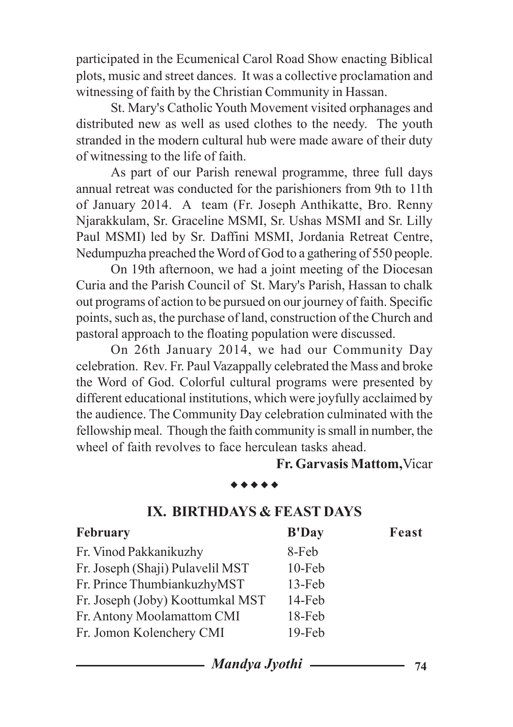participated in the Ecumenical Carol Road Show enacting Biblical plots, music and street dances. It was a collective proclamation and witnessing of faith by the Christian Community in Hassan.

St. Mary's Catholic Youth Movement visited orphanages and distributed new as well as used clothes to the needy. The youth stranded in the modern cultural hub were made aware of their duty of witnessing to the life of faith.

As part of our Parish renewal programme, three full days annual retreat was conducted for the parishioners from 9th to 11th of January 2014. A team (Fr. Joseph Anthikatte, Bro. Renny Njarakkulam, Sr. Graceline MSMI, Sr. Ushas MSMI and Sr. Lilly Paul MSMI) led by Sr. Daffini MSMI, Jordania Retreat Centre, Nedumpuzha preached the Word of God to a gathering of 550 people.

On 19th afternoon, we had a joint meeting of the Diocesan Curia and the Parish Council of St. Mary's Parish, Hassan to chalk out programs of action to be pursued on our journey of faith. Specific points, such as, the purchase of land, construction of the Church and pastoral approach to the floating population were discussed.

On 26th January 2014, we had our Community Day celebration. Rev. Fr. Paul Vazappally celebrated the Mass and broke the Word of God. Colorful cultural programs were presented by different educational institutions, which were joyfully acclaimed by the audience. The Community Day celebration culminated with the fellowship meal. Though the faith community is small in number, the wheel of faith revolves to face herculean tasks ahead.

**Fr. Garvasis Mattom,** Vicar

◆◆◆◆◆

## IX. BIRTHDAYS & FEAST DAYS

| February | B'Day | Feast |
|---|---|---|
| Fr. Vinod Pakkanikuzhy | 8-Feb | |
| Fr. Joseph (Shaji) Pulavelil MST | 10-Feb | |
| Fr. Prince ThumbiankuzhyMST | 13-Feb | |
| Fr. Joseph (Joby) Koottumkal MST | 14-Feb | |
| Fr. Antony Moolamattom CMI | 18-Feb | |
| Fr. Jomon Kolenchery CMI | 19-Feb | |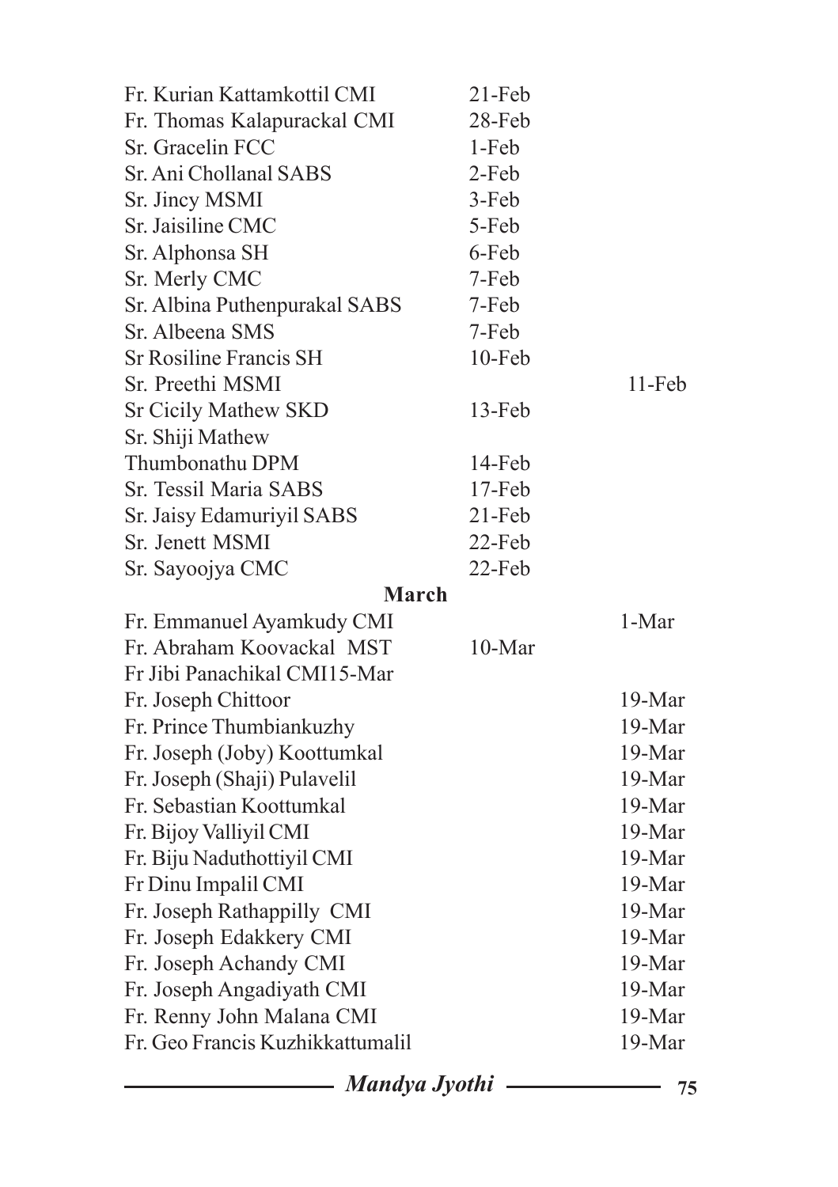| | | |
|---|---|---|
| Fr. Kurian Kattamkottil CMI | 21-Feb | |
| Fr. Thomas Kalapurackal CMI | 28-Feb | |
| Sr. Gracelin FCC | 1-Feb | |
| Sr. Ani Chollanal SABS | 2-Feb | |
| Sr. Jincy MSMI | 3-Feb | |
| Sr. Jaisiline CMC | 5-Feb | |
| Sr. Alphonsa SH | 6-Feb | |
| Sr. Merly CMC | 7-Feb | |
| Sr. Albina Puthenpurakal SABS | 7-Feb | |
| Sr. Albeena SMS | 7-Feb | |
| Sr Rosiline Francis SH | 10-Feb | |
| Sr. Preethi MSMI | | 11-Feb |
| Sr Cicily Mathew SKD | 13-Feb | |
| Sr. Shiji Mathew Thumbonathu DPM | 14-Feb | |
| Sr. Tessil Maria SABS | 17-Feb | |
| Sr. Jaisy Edamuriyil SABS | 21-Feb | |
| Sr. Jenett MSMI | 22-Feb | |
| Sr. Sayoojya CMC | 22-Feb | |

**March**

| | | |
|---|---|---|
| Fr. Emmanuel Ayamkudy CMI | | 1-Mar |
| Fr. Abraham Koovackal MST | 10-Mar | |
| Fr Jibi Panachikal CMI15-Mar | | |
| Fr. Joseph Chittoor | | 19-Mar |
| Fr. Prince Thumbiankuzhy | | 19-Mar |
| Fr. Joseph (Joby) Koottumkal | | 19-Mar |
| Fr. Joseph (Shaji) Pulavelil | | 19-Mar |
| Fr. Sebastian Koottumkal | | 19-Mar |
| Fr. Bijoy Valliyil CMI | | 19-Mar |
| Fr. Biju Naduthottiyil CMI | | 19-Mar |
| Fr Dinu Impalil CMI | | 19-Mar |
| Fr. Joseph Rathappilly CMI | | 19-Mar |
| Fr. Joseph Edakkery CMI | | 19-Mar |
| Fr. Joseph Achandy CMI | | 19-Mar |
| Fr. Joseph Angadiyath CMI | | 19-Mar |
| Fr. Renny John Malana CMI | | 19-Mar |
| Fr. Geo Francis Kuzhikkattumalil | | 19-Mar |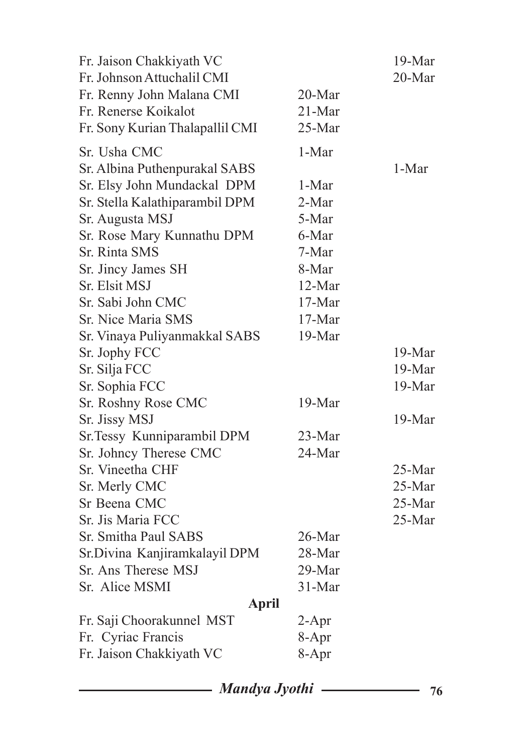| Name | | |
|---|---|---|
| Fr. Jaison Chakkiyath VC | | 19-Mar |
| Fr. Johnson Attuchalil CMI | | 20-Mar |
| Fr. Renny John Malana CMI | 20-Mar | |
| Fr. Renerse Koikalot | 21-Mar | |
| Fr. Sony Kurian Thalapallil CMI | 25-Mar | |
| Sr. Usha CMC | 1-Mar | |
| Sr. Albina Puthenpurakal SABS | | 1-Mar |
| Sr. Elsy John Mundackal DPM | 1-Mar | |
| Sr. Stella Kalathiparambil DPM | 2-Mar | |
| Sr. Augusta MSJ | 5-Mar | |
| Sr. Rose Mary Kunnathu DPM | 6-Mar | |
| Sr. Rinta SMS | 7-Mar | |
| Sr. Jincy James SH | 8-Mar | |
| Sr. Elsit MSJ | 12-Mar | |
| Sr. Sabi John CMC | 17-Mar | |
| Sr. Nice Maria SMS | 17-Mar | |
| Sr. Vinaya Puliyanmakkal SABS | 19-Mar | |
| Sr. Jophy FCC | | 19-Mar |
| Sr. Silja FCC | | 19-Mar |
| Sr. Sophia FCC | | 19-Mar |
| Sr. Roshny Rose CMC | 19-Mar | |
| Sr. Jissy MSJ | | 19-Mar |
| Sr.Tessy Kunniparambil DPM | 23-Mar | |
| Sr. Johncy Therese CMC | 24-Mar | |
| Sr. Vineetha CHF | | 25-Mar |
| Sr. Merly CMC | | 25-Mar |
| Sr Beena CMC | | 25-Mar |
| Sr. Jis Maria FCC | | 25-Mar |
| Sr. Smitha Paul SABS | 26-Mar | |
| Sr.Divina Kanjiramkalayil DPM | 28-Mar | |
| Sr. Ans Therese MSJ | 29-Mar | |
| Sr. Alice MSMI | 31-Mar | |
| **April** | | |
| Fr. Saji Choorakunnel MST | 2-Apr | |
| Fr. Cyriac Francis | 8-Apr | |
| Fr. Jaison Chakkiyath VC | 8-Apr | |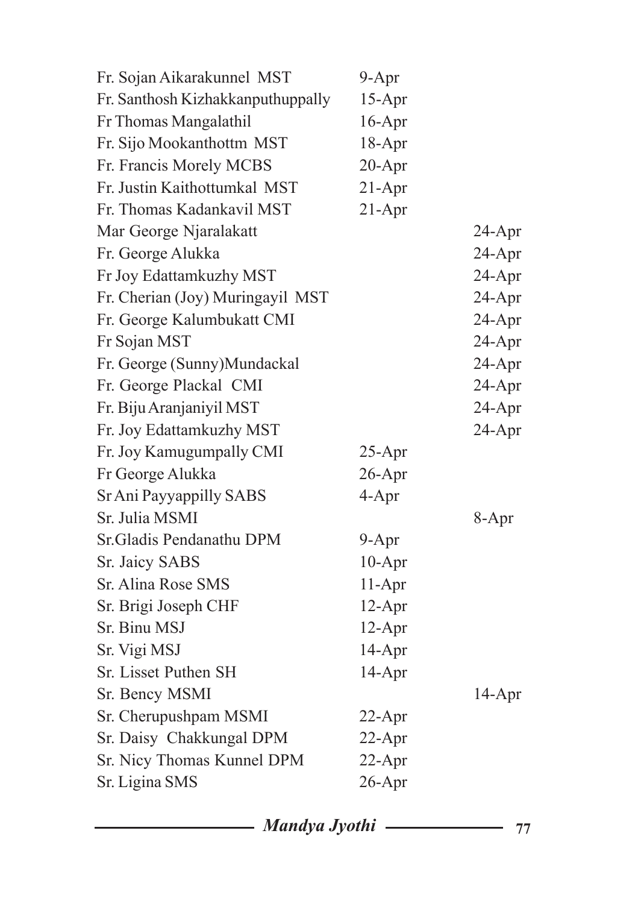| | | |
|---|---|---|
| Fr. Sojan Aikarakunnel MST | 9-Apr | |
| Fr. Santhosh Kizhakkanputhuppally | 15-Apr | |
| Fr Thomas Mangalathil | 16-Apr | |
| Fr. Sijo Mookanthottm MST | 18-Apr | |
| Fr. Francis Morely MCBS | 20-Apr | |
| Fr. Justin Kaithottumkal MST | 21-Apr | |
| Fr. Thomas Kadankavil MST | 21-Apr | |
| Mar George Njaralakatt | | 24-Apr |
| Fr. George Alukka | | 24-Apr |
| Fr Joy Edattamkuzhy MST | | 24-Apr |
| Fr. Cherian (Joy) Muringayil MST | | 24-Apr |
| Fr. George Kalumbukatt CMI | | 24-Apr |
| Fr Sojan MST | | 24-Apr |
| Fr. George (Sunny)Mundackal | | 24-Apr |
| Fr. George Plackal CMI | | 24-Apr |
| Fr. Biju Aranjaniyil MST | | 24-Apr |
| Fr. Joy Edattamkuzhy MST | | 24-Apr |
| Fr. Joy Kamugumpally CMI | 25-Apr | |
| Fr George Alukka | 26-Apr | |
| Sr Ani Payyappilly SABS | 4-Apr | |
| Sr. Julia MSMI | | 8-Apr |
| Sr.Gladis Pendanathu DPM | 9-Apr | |
| Sr. Jaicy SABS | 10-Apr | |
| Sr. Alina Rose SMS | 11-Apr | |
| Sr. Brigi Joseph CHF | 12-Apr | |
| Sr. Binu MSJ | 12-Apr | |
| Sr. Vigi MSJ | 14-Apr | |
| Sr. Lisset Puthen SH | 14-Apr | |
| Sr. Bency MSMI | | 14-Apr |
| Sr. Cherupushpam MSMI | 22-Apr | |
| Sr. Daisy Chakkungal DPM | 22-Apr | |
| Sr. Nicy Thomas Kunnel DPM | 22-Apr | |
| Sr. Ligina SMS | 26-Apr | |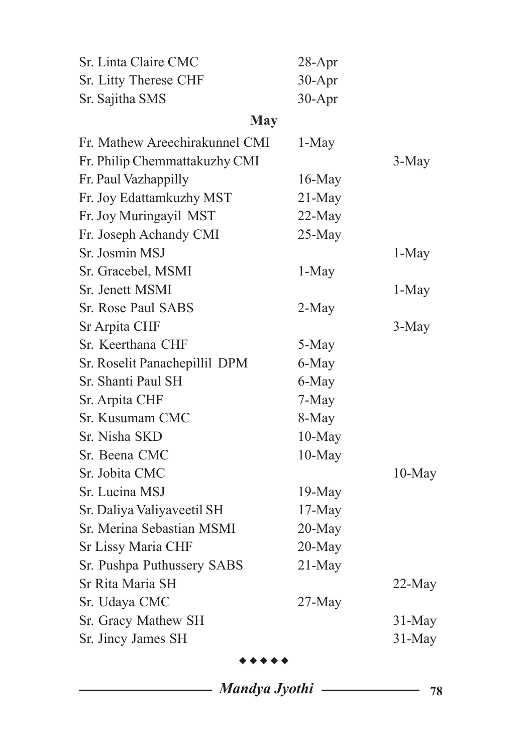| | | |
|---|---|---|
| Sr. Linta Claire CMC | 28-Apr | |
| Sr. Litty Therese CHF | 30-Apr | |
| Sr. Sajitha SMS | 30-Apr | |

**May**

| | | |
|---|---|---|
| Fr. Mathew Areechirakunnel CMI | 1-May | |
| Fr. Philip Chemmattakuzhy CMI | | 3-May |
| Fr. Paul Vazhappilly | 16-May | |
| Fr. Joy Edattamkuzhy MST | 21-May | |
| Fr. Joy Muringayil MST | 22-May | |
| Fr. Joseph Achandy CMI | 25-May | |
| Sr. Josmin MSJ | | 1-May |
| Sr. Gracebel, MSMI | 1-May | |
| Sr. Jenett MSMI | | 1-May |
| Sr. Rose Paul SABS | 2-May | |
| Sr Arpita CHF | | 3-May |
| Sr. Keerthana CHF | 5-May | |
| Sr. Roselit Panachepillil DPM | 6-May | |
| Sr. Shanti Paul SH | 6-May | |
| Sr. Arpita CHF | 7-May | |
| Sr. Kusumam CMC | 8-May | |
| Sr. Nisha SKD | 10-May | |
| Sr. Beena CMC | 10-May | |
| Sr. Jobita CMC | | 10-May |
| Sr. Lucina MSJ | 19-May | |
| Sr. Daliya Valiyaveetil SH | 17-May | |
| Sr. Merina Sebastian MSMI | 20-May | |
| Sr Lissy Maria CHF | 20-May | |
| Sr. Pushpa Puthussery SABS | 21-May | |
| Sr Rita Maria SH | | 22-May |
| Sr. Udaya CMC | 27-May | |
| Sr. Gracy Mathew SH | | 31-May |
| Sr. Jincy James SH | | 31-May |

◆◆◆◆◆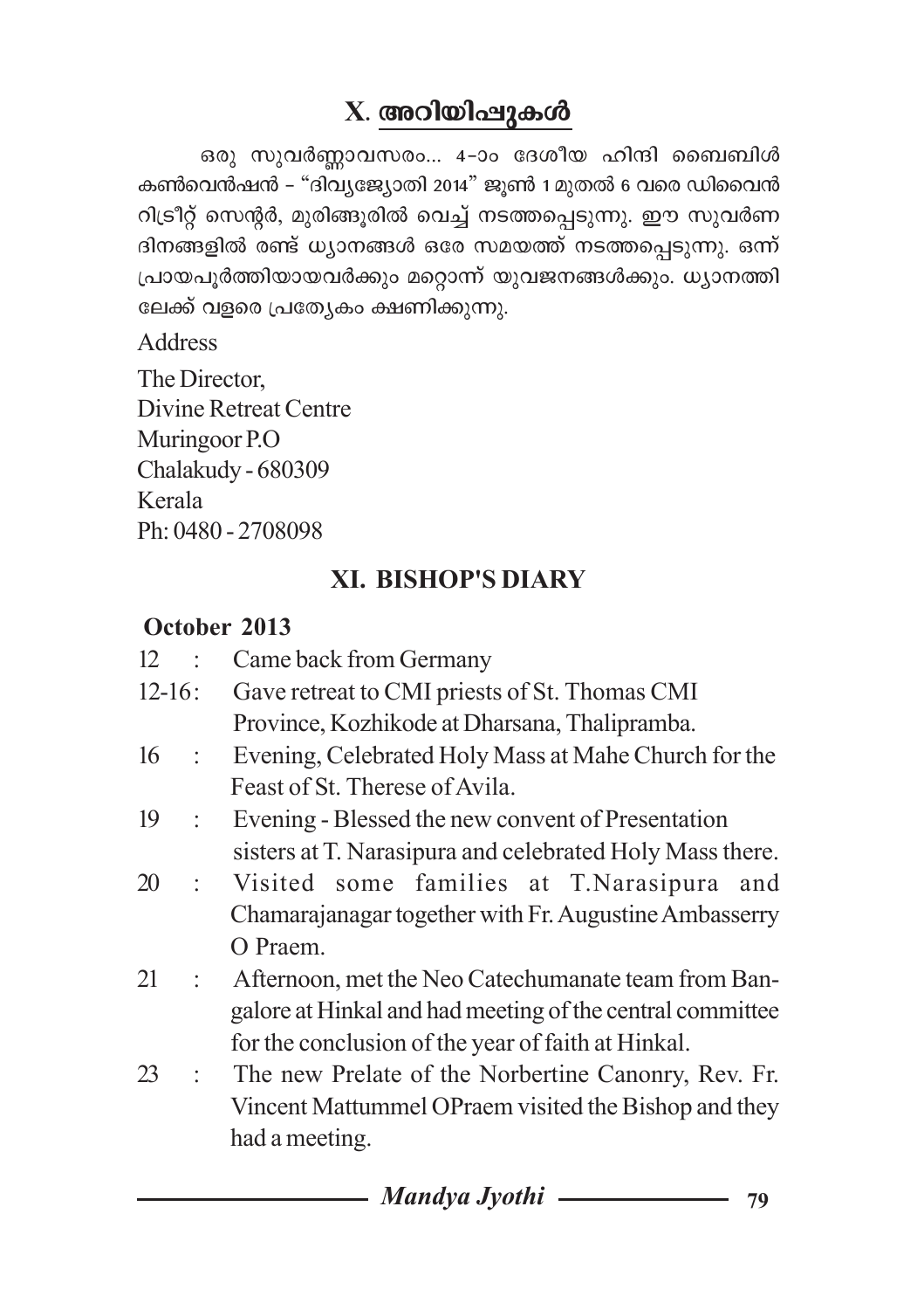## X. അറിയിപ്പുകൾ

ഒരു സുവർണ്ണാവസരം... 4-ാം ദേശീയ ഹിന്ദി ബൈബിൾ കൺവെൻഷൻ – "ദിവ്യജ്യോതി 2014" ജൂൺ 1 മുതൽ 6 വരെ ഡിവൈൻ റിട്രീറ്റ് സെന്റർ, മുരിങ്ങൂരിൽ വെച്ച് നടത്തപ്പെടുന്നു. ഈ സുവർണ ദിനങ്ങളിൽ രണ്ട് ധ്യാനങ്ങൾ ഒരേ സമയത്ത് നടത്തപ്പെടുന്നു. ഒന്ന് പ്രായപൂർത്തിയായവർക്കും മറ്റൊന്ന് യുവജനങ്ങൾക്കും. ധ്യാനത്തിലേക്ക് വളരെ പ്രത്യേകം ക്ഷണിക്കുന്നു.

Address

The Director,
Divine Retreat Centre
Muringoor P.O
Chalakudy - 680309
Kerala
Ph: 0480 - 2708098

## XI. BISHOP'S DIARY

**October 2013**

12 : Came back from Germany

12-16: Gave retreat to CMI priests of St. Thomas CMI Province, Kozhikode at Dharsana, Thalipramba.

16 : Evening, Celebrated Holy Mass at Mahe Church for the Feast of St. Therese of Avila.

19 : Evening - Blessed the new convent of Presentation sisters at T. Narasipura and celebrated Holy Mass there.

20 : Visited some families at T.Narasipura and Chamarajanagar together with Fr. Augustine Ambasserry O Praem.

21 : Afternoon, met the Neo Catechumanate team from Bangalore at Hinkal and had meeting of the central committee for the conclusion of the year of faith at Hinkal.

23 : The new Prelate of the Norbertine Canonry, Rev. Fr. Vincent Mattummel OPraem visited the Bishop and they had a meeting.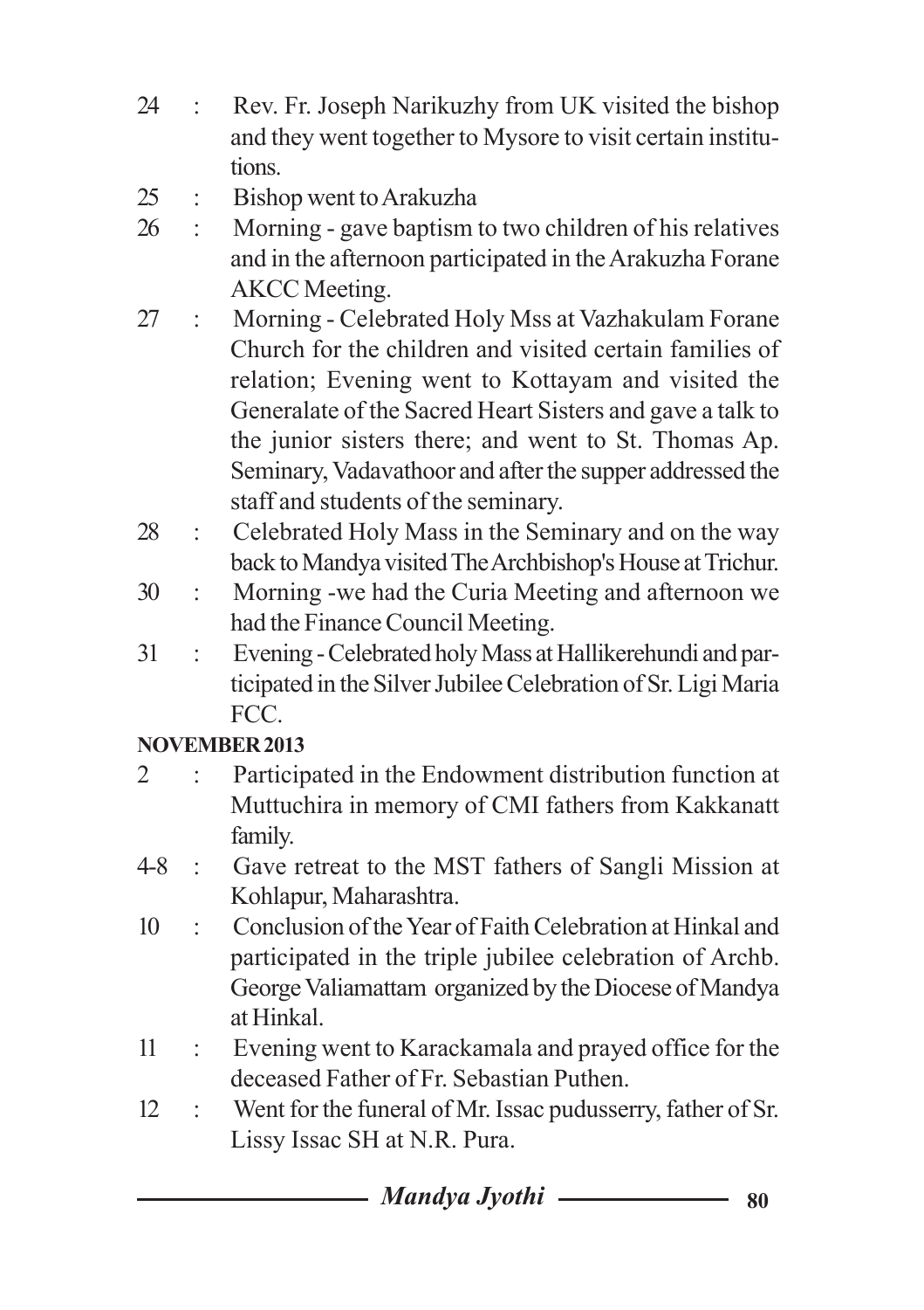24 : Rev. Fr. Joseph Narikuzhy from UK visited the bishop and they went together to Mysore to visit certain institutions.

25 : Bishop went to Arakuzha

26 : Morning - gave baptism to two children of his relatives and in the afternoon participated in the Arakuzha Forane AKCC Meeting.

27 : Morning - Celebrated Holy Mss at Vazhakulam Forane Church for the children and visited certain families of relation; Evening went to Kottayam and visited the Generalate of the Sacred Heart Sisters and gave a talk to the junior sisters there; and went to St. Thomas Ap. Seminary, Vadavathoor and after the supper addressed the staff and students of the seminary.

28 : Celebrated Holy Mass in the Seminary and on the way back to Mandya visited The Archbishop's House at Trichur.

30 : Morning -we had the Curia Meeting and afternoon we had the Finance Council Meeting.

31 : Evening - Celebrated holy Mass at Hallikerehundi and participated in the Silver Jubilee Celebration of Sr. Ligi Maria FCC.

**NOVEMBER 2013**

2 : Participated in the Endowment distribution function at Muttuchira in memory of CMI fathers from Kakkanatt family.

4-8 : Gave retreat to the MST fathers of Sangli Mission at Kohlapur, Maharashtra.

10 : Conclusion of the Year of Faith Celebration at Hinkal and participated in the triple jubilee celebration of Archb. George Valiamattam organized by the Diocese of Mandya at Hinkal.

11 : Evening went to Karackamala and prayed office for the deceased Father of Fr. Sebastian Puthen.

12 : Went for the funeral of Mr. Issac pudusserry, father of Sr. Lissy Issac SH at N.R. Pura.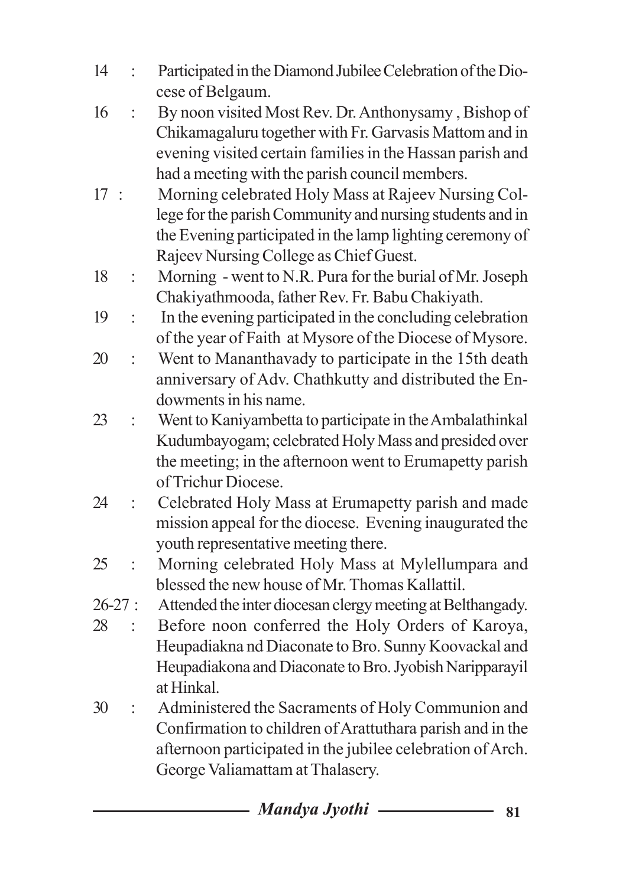14 : Participated in the Diamond Jubilee Celebration of the Diocese of Belgaum.

16 : By noon visited Most Rev. Dr. Anthonysamy , Bishop of Chikamagaluru together with Fr. Garvasis Mattom and in evening visited certain families in the Hassan parish and had a meeting with the parish council members.

17 : Morning celebrated Holy Mass at Rajeev Nursing College for the parish Community and nursing students and in the Evening participated in the lamp lighting ceremony of Rajeev Nursing College as Chief Guest.

18 : Morning - went to N.R. Pura for the burial of Mr. Joseph Chakiyathmooda, father Rev. Fr. Babu Chakiyath.

19 : In the evening participated in the concluding celebration of the year of Faith at Mysore of the Diocese of Mysore.

20 : Went to Mananthavady to participate in the 15th death anniversary of Adv. Chathkutty and distributed the Endowments in his name.

23 : Went to Kaniyambetta to participate in the Ambalathinkal Kudumbayogam; celebrated Holy Mass and presided over the meeting; in the afternoon went to Erumapetty parish of Trichur Diocese.

24 : Celebrated Holy Mass at Erumapetty parish and made mission appeal for the diocese. Evening inaugurated the youth representative meeting there.

25 : Morning celebrated Holy Mass at Mylellumpara and blessed the new house of Mr. Thomas Kallattil.

26-27 : Attended the inter diocesan clergy meeting at Belthangady.

28 : Before noon conferred the Holy Orders of Karoya, Heupadiakna nd Diaconate to Bro. Sunny Koovackal and Heupadiakona and Diaconate to Bro. Jyobish Naripparayil at Hinkal.

30 : Administered the Sacraments of Holy Communion and Confirmation to children of Arattuthara parish and in the afternoon participated in the jubilee celebration of Arch. George Valiamattam at Thalasery.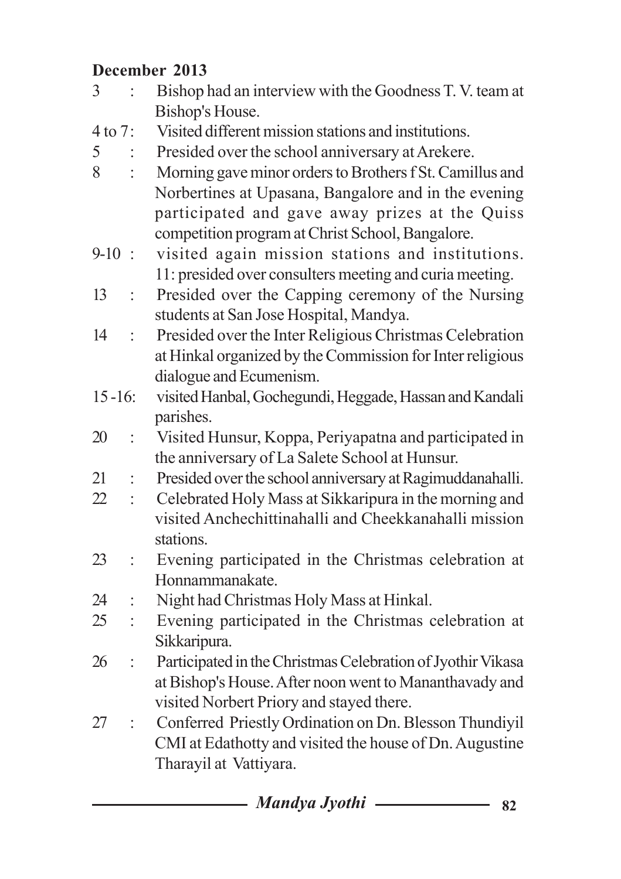**December 2013**

3 : Bishop had an interview with the Goodness T. V. team at Bishop's House.

4 to 7 : Visited different mission stations and institutions.

5 : Presided over the school anniversary at Arekere.

8 : Morning gave minor orders to Brothers f St. Camillus and Norbertines at Upasana, Bangalore and in the evening participated and gave away prizes at the Quiss competition program at Christ School, Bangalore.

9-10 : visited again mission stations and institutions. 11: presided over consulters meeting and curia meeting.

13 : Presided over the Capping ceremony of the Nursing students at San Jose Hospital, Mandya.

14 : Presided over the Inter Religious Christmas Celebration at Hinkal organized by the Commission for Inter religious dialogue and Ecumenism.

15 -16: visited Hanbal, Gochegundi, Heggade, Hassan and Kandali parishes.

20 : Visited Hunsur, Koppa, Periyapatna and participated in the anniversary of La Salete School at Hunsur.

21 : Presided over the school anniversary at Ragimuddanahalli.

22 : Celebrated Holy Mass at Sikkaripura in the morning and visited Anchechittinahalli and Cheekkanahalli mission stations.

23 : Evening participated in the Christmas celebration at Honnammanakate.

24 : Night had Christmas Holy Mass at Hinkal.

25 : Evening participated in the Christmas celebration at Sikkaripura.

26 : Participated in the Christmas Celebration of Jyothir Vikasa at Bishop's House. After noon went to Mananthavady and visited Norbert Priory and stayed there.

27 : Conferred Priestly Ordination on Dn. Blesson Thundiyil CMI at Edathotty and visited the house of Dn. Augustine Tharayil at Vattiyara.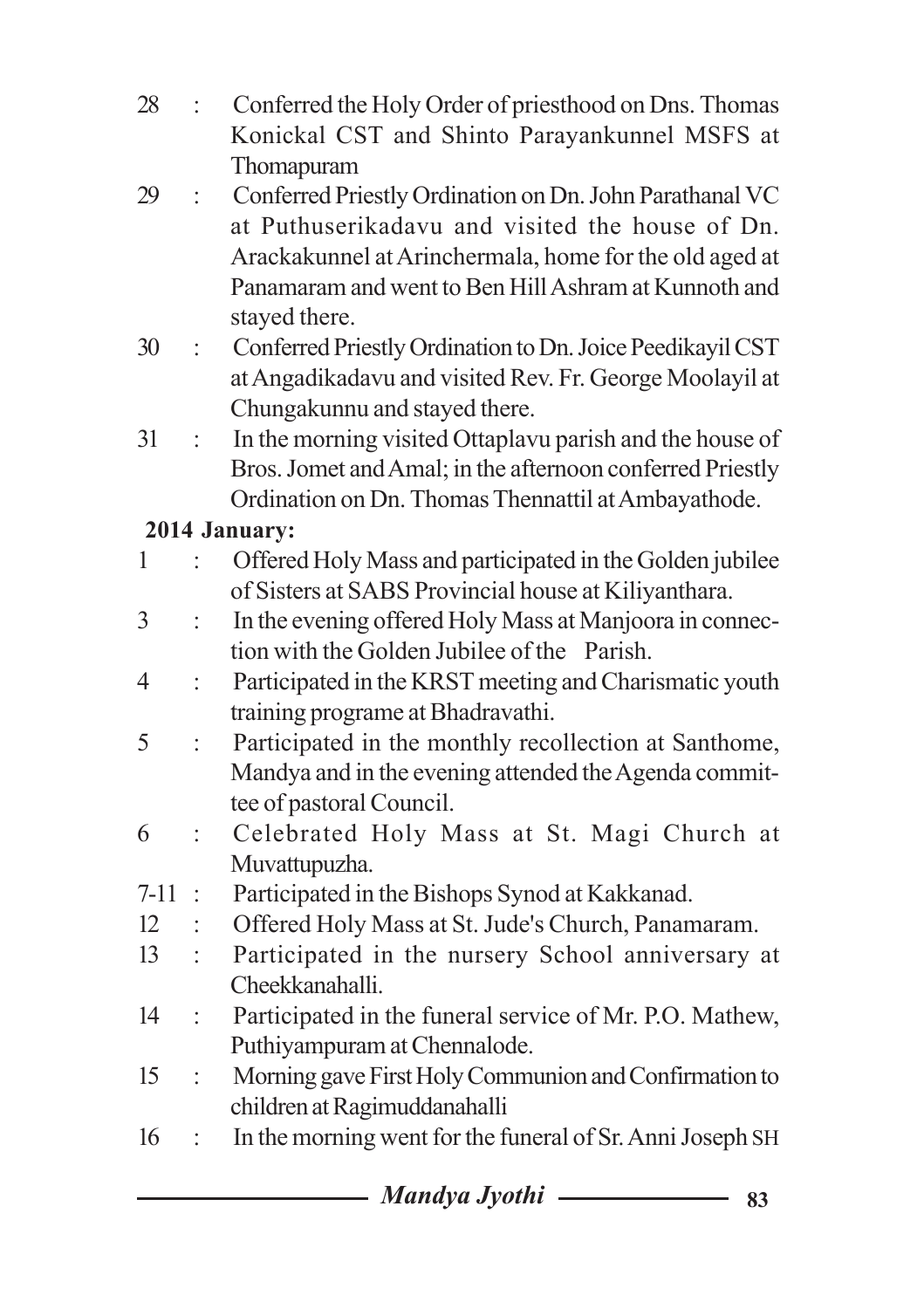28 : Conferred the Holy Order of priesthood on Dns. Thomas Konickal CST and Shinto Parayankunnel MSFS at Thomapuram

29 : Conferred Priestly Ordination on Dn. John Parathanal VC at Puthuserikadavu and visited the house of Dn. Arackakunnel at Arinchermala, home for the old aged at Panamaram and went to Ben Hill Ashram at Kunnoth and stayed there.

30 : Conferred Priestly Ordination to Dn. Joice Peedikayil CST at Angadikadavu and visited Rev. Fr. George Moolayil at Chungakunnu and stayed there.

31 : In the morning visited Ottaplavu parish and the house of Bros. Jomet and Amal; in the afternoon conferred Priestly Ordination on Dn. Thomas Thennattil at Ambayathode.

**2014 January:**

1 : Offered Holy Mass and participated in the Golden jubilee of Sisters at SABS Provincial house at Kiliyanthara.

3 : In the evening offered Holy Mass at Manjoora in connection with the Golden Jubilee of the Parish.

4 : Participated in the KRST meeting and Charismatic youth training programe at Bhadravathi.

5 : Participated in the monthly recollection at Santhome, Mandya and in the evening attended the Agenda committee of pastoral Council.

6 : Celebrated Holy Mass at St. Magi Church at Muvattupuzha.

7-11 : Participated in the Bishops Synod at Kakkanad.

12 : Offered Holy Mass at St. Jude's Church, Panamaram.

13 : Participated in the nursery School anniversary at Cheekkanahalli.

14 : Participated in the funeral service of Mr. P.O. Mathew, Puthiyampuram at Chennalode.

15 : Morning gave First Holy Communion and Confirmation to children at Ragimuddanahalli

16 : In the morning went for the funeral of Sr. Anni Joseph SH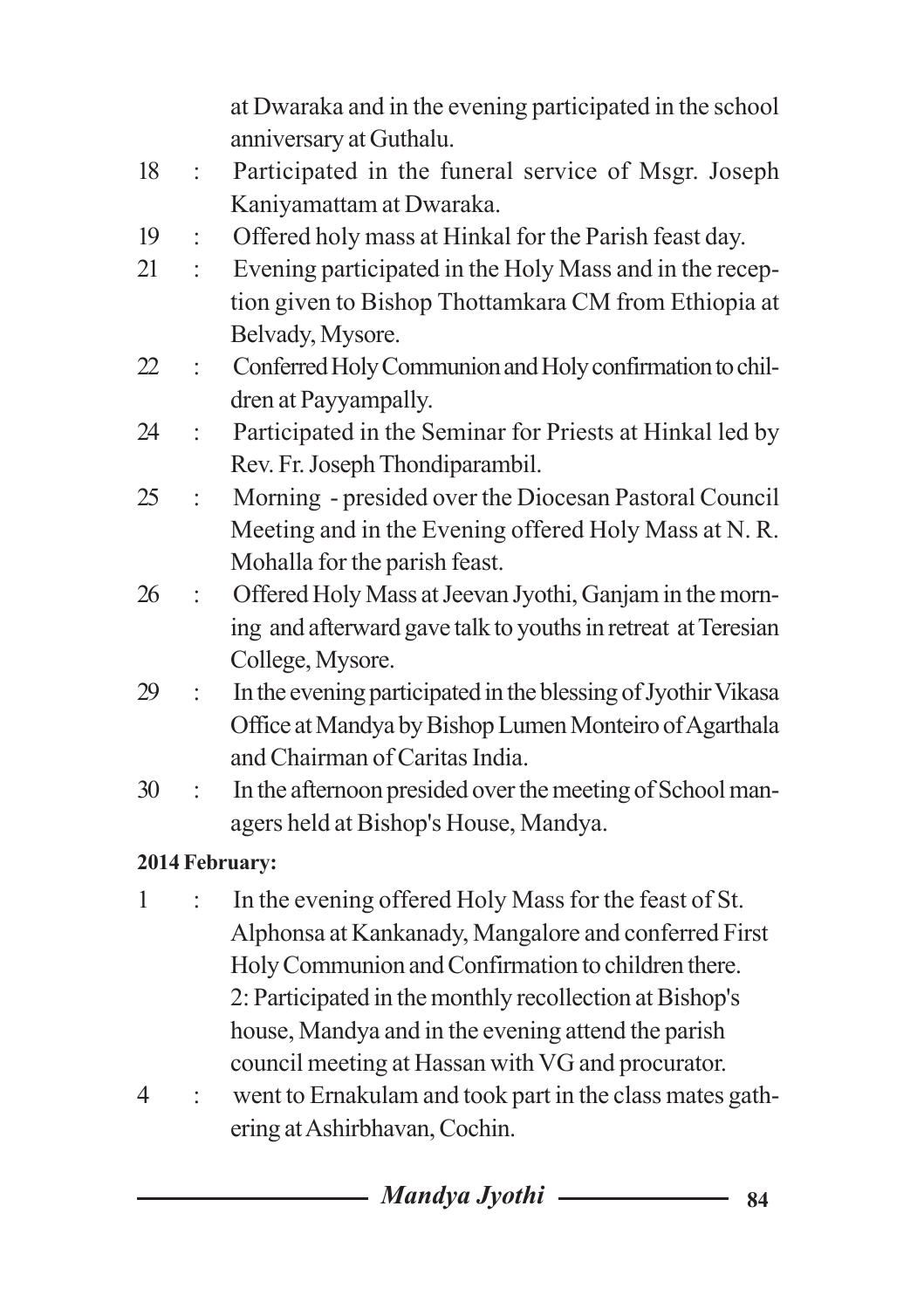at Dwaraka and in the evening participated in the school anniversary at Guthalu.

18 : Participated in the funeral service of Msgr. Joseph Kaniyamattam at Dwaraka.

19 : Offered holy mass at Hinkal for the Parish feast day.

21 : Evening participated in the Holy Mass and in the reception given to Bishop Thottamkara CM from Ethiopia at Belvady, Mysore.

22 : Conferred Holy Communion and Holy confirmation to children at Payyampally.

24 : Participated in the Seminar for Priests at Hinkal led by Rev. Fr. Joseph Thondiparambil.

25 : Morning - presided over the Diocesan Pastoral Council Meeting and in the Evening offered Holy Mass at N. R. Mohalla for the parish feast.

26 : Offered Holy Mass at Jeevan Jyothi, Ganjam in the morning and afterward gave talk to youths in retreat at Teresian College, Mysore.

29 : In the evening participated in the blessing of Jyothir Vikasa Office at Mandya by Bishop Lumen Monteiro of Agarthala and Chairman of Caritas India.

30 : In the afternoon presided over the meeting of School managers held at Bishop's House, Mandya.

**2014 February:**

1 : In the evening offered Holy Mass for the feast of St. Alphonsa at Kankanady, Mangalore and conferred First Holy Communion and Confirmation to children there. 2: Participated in the monthly recollection at Bishop's house, Mandya and in the evening attend the parish council meeting at Hassan with VG and procurator.

4 : went to Ernakulam and took part in the class mates gathering at Ashirbhavan, Cochin.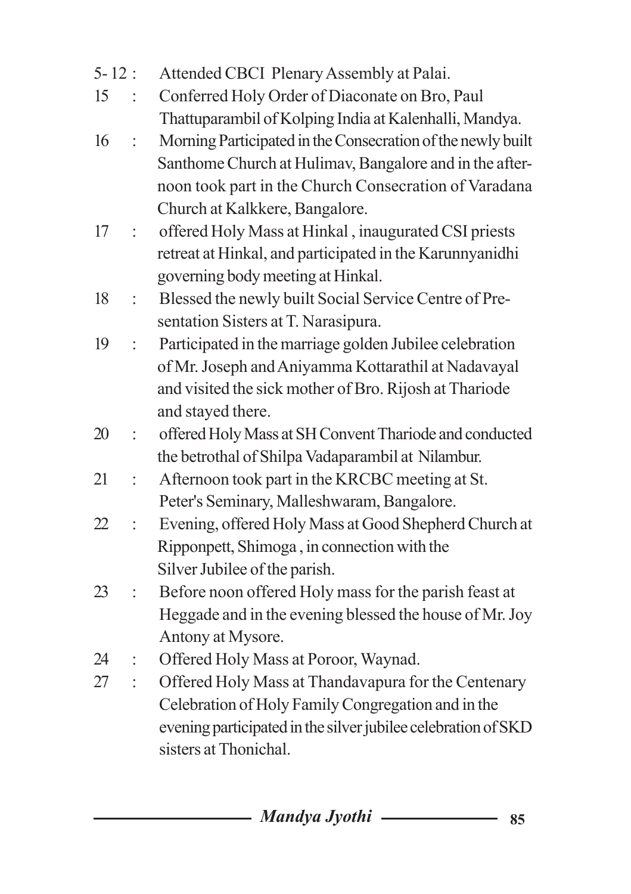5- 12 : Attended CBCI Plenary Assembly at Palai.

15 : Conferred Holy Order of Diaconate on Bro, Paul Thattuparambil of Kolping India at Kalenhalli, Mandya.

16 : Morning Participated in the Consecration of the newly built Santhome Church at Hulimav, Bangalore and in the afternoon took part in the Church Consecration of Varadana Church at Kalkkere, Bangalore.

17 : offered Holy Mass at Hinkal , inaugurated CSI priests retreat at Hinkal, and participated in the Karunnyanidhi governing body meeting at Hinkal.

18 : Blessed the newly built Social Service Centre of Presentation Sisters at T. Narasipura.

19 : Participated in the marriage golden Jubilee celebration of Mr. Joseph and Aniyamma Kottarathil at Nadavayal and visited the sick mother of Bro. Rijosh at Thariode and stayed there.

20 : offered Holy Mass at SH Convent Thariode and conducted the betrothal of Shilpa Vadaparambil at Nilambur.

21 : Afternoon took part in the KRCBC meeting at St. Peter's Seminary, Malleshwaram, Bangalore.

22 : Evening, offered Holy Mass at Good Shepherd Church at Ripponpett, Shimoga , in connection with the Silver Jubilee of the parish.

23 : Before noon offered Holy mass for the parish feast at Heggade and in the evening blessed the house of Mr. Joy Antony at Mysore.

24 : Offered Holy Mass at Poroor, Waynad.

27 : Offered Holy Mass at Thandavapura for the Centenary Celebration of Holy Family Congregation and in the evening participated in the silver jubilee celebration of SKD sisters at Thonichal.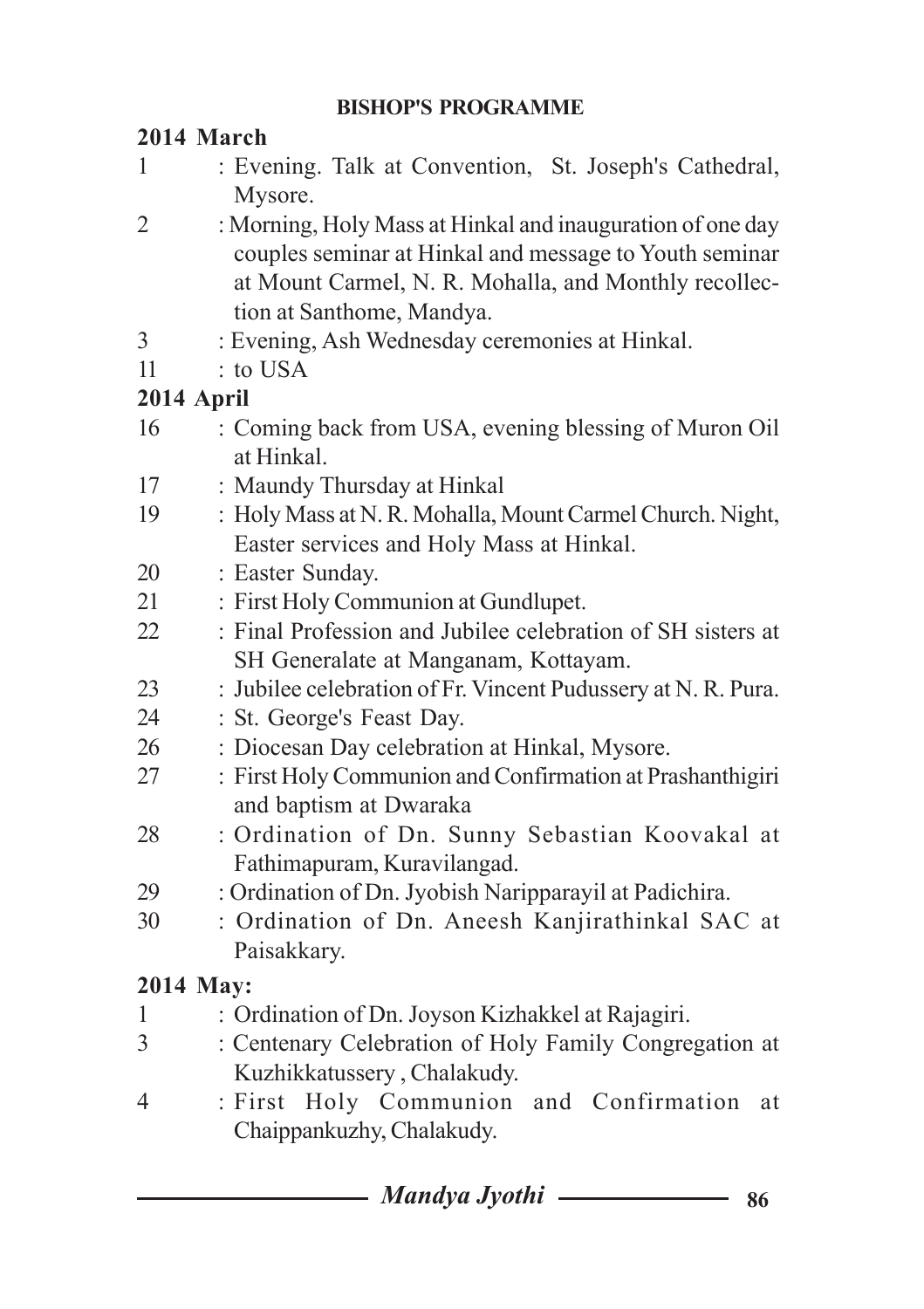**BISHOP'S PROGRAMME**

**2014 March**

1 : Evening. Talk at Convention, St. Joseph's Cathedral, Mysore.

2 : Morning, Holy Mass at Hinkal and inauguration of one day couples seminar at Hinkal and message to Youth seminar at Mount Carmel, N. R. Mohalla, and Monthly recollection at Santhome, Mandya.

3 : Evening, Ash Wednesday ceremonies at Hinkal.

11 : to USA

**2014 April**

16 : Coming back from USA, evening blessing of Muron Oil at Hinkal.

17 : Maundy Thursday at Hinkal

19 : Holy Mass at N. R. Mohalla, Mount Carmel Church. Night, Easter services and Holy Mass at Hinkal.

20 : Easter Sunday.

21 : First Holy Communion at Gundlupet.

22 : Final Profession and Jubilee celebration of SH sisters at SH Generalate at Manganam, Kottayam.

23 : Jubilee celebration of Fr. Vincent Pudussery at N. R. Pura.

24 : St. George's Feast Day.

26 : Diocesan Day celebration at Hinkal, Mysore.

27 : First Holy Communion and Confirmation at Prashanthigiri and baptism at Dwaraka

28 : Ordination of Dn. Sunny Sebastian Koovakal at Fathimapuram, Kuravilangad.

29 : Ordination of Dn. Jyobish Naripparayil at Padichira.

30 : Ordination of Dn. Aneesh Kanjirathinkal SAC at Paisakkary.

**2014 May:**

1 : Ordination of Dn. Joyson Kizhakkel at Rajagiri.

3 : Centenary Celebration of Holy Family Congregation at Kuzhikkatussery , Chalakudy.

4 : First Holy Communion and Confirmation at Chaippankuzhy, Chalakudy.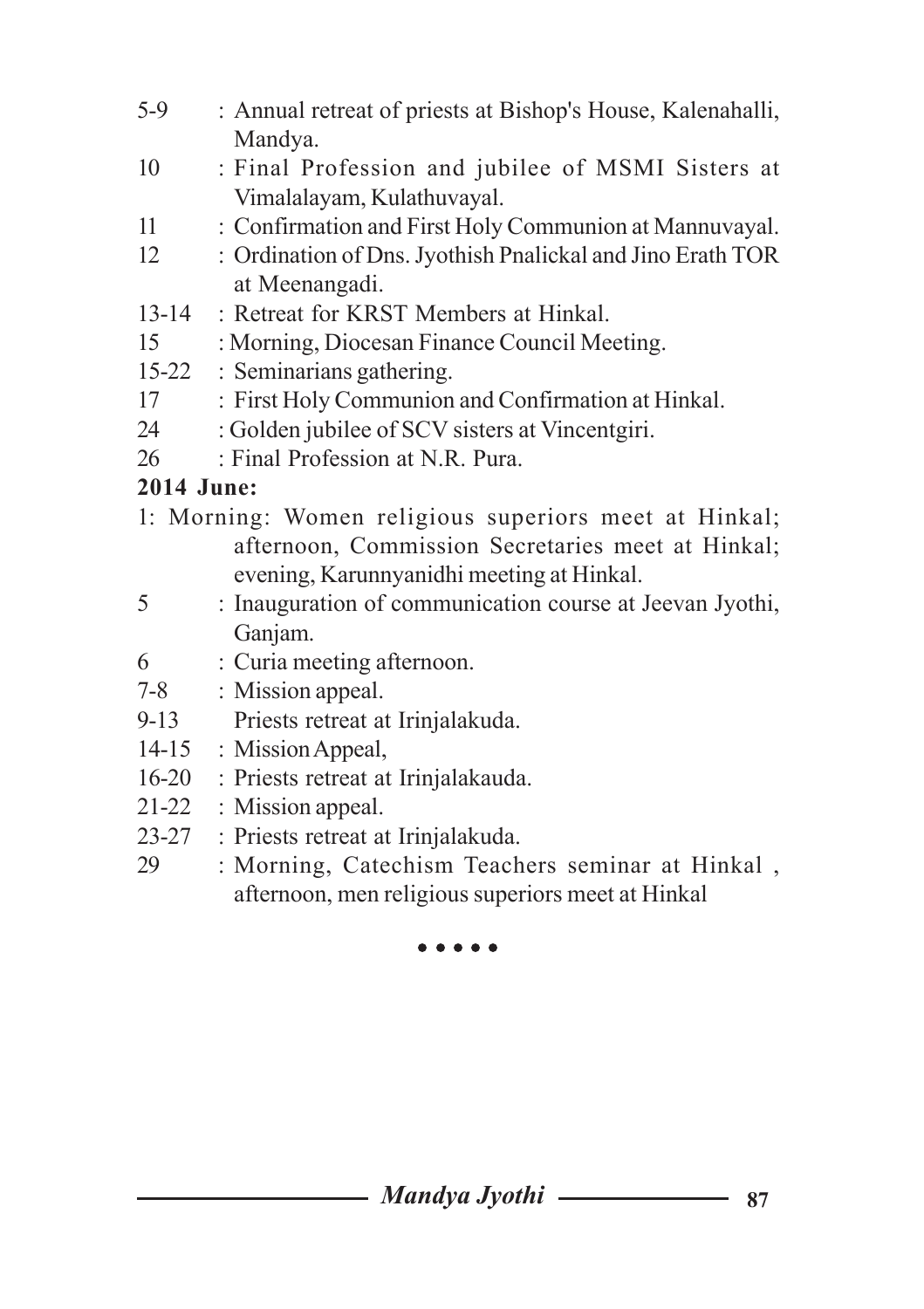5-9 : Annual retreat of priests at Bishop's House, Kalenahalli, Mandya.

10 : Final Profession and jubilee of MSMI Sisters at Vimalalayam, Kulathuvayal.

11 : Confirmation and First Holy Communion at Mannuvayal.

12 : Ordination of Dns. Jyothish Pnalickal and Jino Erath TOR at Meenangadi.

13-14 : Retreat for KRST Members at Hinkal.

15 : Morning, Diocesan Finance Council Meeting.

15-22 : Seminarians gathering.

17 : First Holy Communion and Confirmation at Hinkal.

24 : Golden jubilee of SCV sisters at Vincentgiri.

26 : Final Profession at N.R. Pura.

**2014 June:**

1: Morning: Women religious superiors meet at Hinkal; afternoon, Commission Secretaries meet at Hinkal; evening, Karunnyanidhi meeting at Hinkal.

5 : Inauguration of communication course at Jeevan Jyothi, Ganjam.

6 : Curia meeting afternoon.

7-8 : Mission appeal.

9-13 Priests retreat at Irinjalakuda.

14-15 : Mission Appeal,

16-20 : Priests retreat at Irinjalakauda.

21-22 : Mission appeal.

23-27 : Priests retreat at Irinjalakuda.

29 : Morning, Catechism Teachers seminar at Hinkal , afternoon, men religious superiors meet at Hinkal

• • • • •